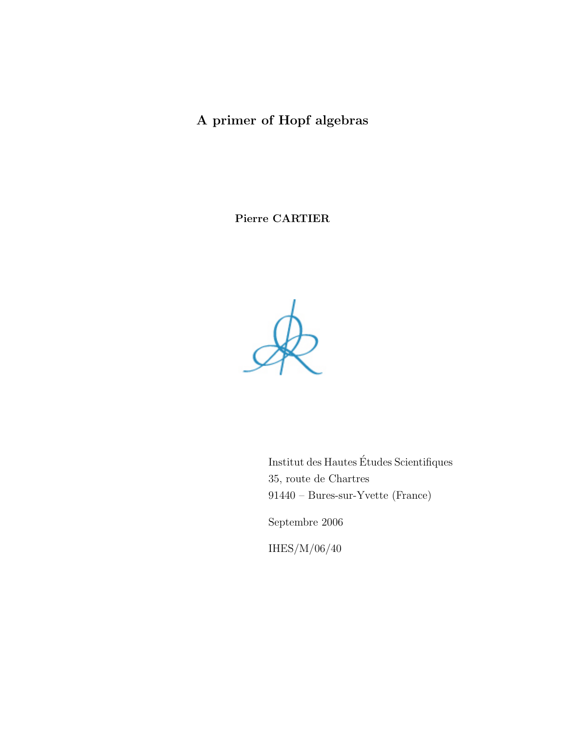# A primer of Hopf algebras

**Pierre CARTIER**

Institut des Hautes Études Scientifiques
35, route de Chartres
91440 – Bures-sur-Yvette (France)

Septembre 2006

IHES/M/06/40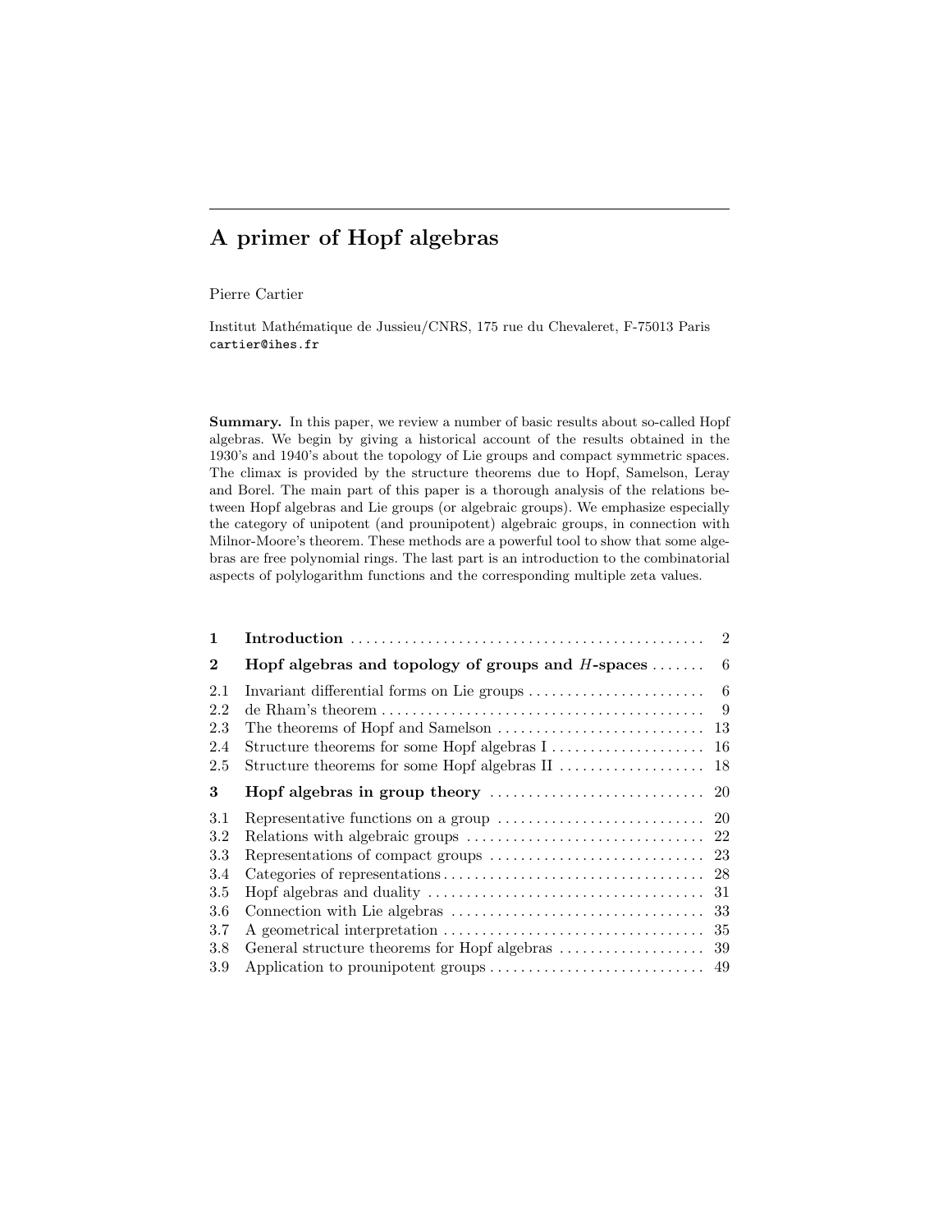# A primer of Hopf algebras

Pierre Cartier

Institut Mathématique de Jussieu/CNRS, 175 rue du Chevaleret, F-75013 Paris
cartier@ihes.fr

**Summary.** In this paper, we review a number of basic results about so-called Hopf algebras. We begin by giving a historical account of the results obtained in the 1930's and 1940's about the topology of Lie groups and compact symmetric spaces. The climax is provided by the structure theorems due to Hopf, Samelson, Leray and Borel. The main part of this paper is a thorough analysis of the relations between Hopf algebras and Lie groups (or algebraic groups). We emphasize especially the category of unipotent (and prounipotent) algebraic groups, in connection with Milnor-Moore's theorem. These methods are a powerful tool to show that some algebras are free polynomial rings. The last part is an introduction to the combinatorial aspects of polylogarithm functions and the corresponding multiple zeta values.

| | | |
|---|---|---|
| **1** | **Introduction** | 2 |
| **2** | **Hopf algebras and topology of groups and $H$-spaces** | 6 |
| 2.1 | Invariant differential forms on Lie groups | 6 |
| 2.2 | de Rham's theorem | 9 |
| 2.3 | The theorems of Hopf and Samelson | 13 |
| 2.4 | Structure theorems for some Hopf algebras I | 16 |
| 2.5 | Structure theorems for some Hopf algebras II | 18 |
| **3** | **Hopf algebras in group theory** | 20 |
| 3.1 | Representative functions on a group | 20 |
| 3.2 | Relations with algebraic groups | 22 |
| 3.3 | Representations of compact groups | 23 |
| 3.4 | Categories of representations | 28 |
| 3.5 | Hopf algebras and duality | 31 |
| 3.6 | Connection with Lie algebras | 33 |
| 3.7 | A geometrical interpretation | 35 |
| 3.8 | General structure theorems for Hopf algebras | 39 |
| 3.9 | Application to prounipotent groups | 49 |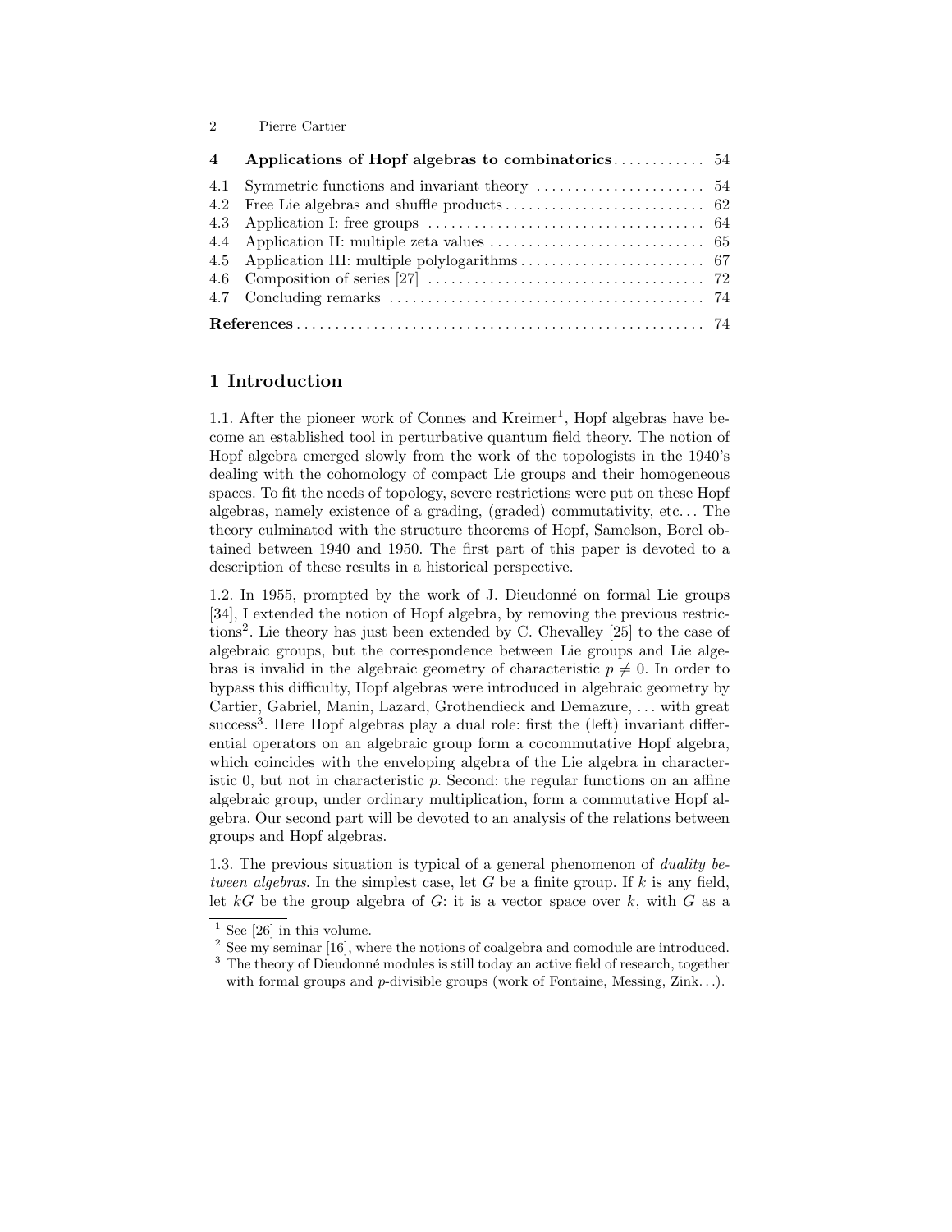| 4 | **Applications of Hopf algebras to combinatorics** | 54 |
|---|---|---|
| 4.1 | Symmetric functions and invariant theory | 54 |
| 4.2 | Free Lie algebras and shuffle products | 62 |
| 4.3 | Application I: free groups | 64 |
| 4.4 | Application II: multiple zeta values | 65 |
| 4.5 | Application III: multiple polylogarithms | 67 |
| 4.6 | Composition of series [27] | 72 |
| 4.7 | Concluding remarks | 74 |
| | **References** | 74 |

# 1 Introduction

1.1. After the pioneer work of Connes and Kreimer[1], Hopf algebras have become an established tool in perturbative quantum field theory. The notion of Hopf algebra emerged slowly from the work of the topologists in the 1940's dealing with the cohomology of compact Lie groups and their homogeneous spaces. To fit the needs of topology, severe restrictions were put on these Hopf algebras, namely existence of a grading, (graded) commutativity, etc... The theory culminated with the structure theorems of Hopf, Samelson, Borel obtained between 1940 and 1950. The first part of this paper is devoted to a description of these results in a historical perspective.

1.2. In 1955, prompted by the work of J. Dieudonné on formal Lie groups [34], I extended the notion of Hopf algebra, by removing the previous restrictions[2]. Lie theory has just been extended by C. Chevalley [25] to the case of algebraic groups, but the correspondence between Lie groups and Lie algebras is invalid in the algebraic geometry of characteristic $p \neq 0$. In order to bypass this difficulty, Hopf algebras were introduced in algebraic geometry by Cartier, Gabriel, Manin, Lazard, Grothendieck and Demazure, ... with great success[3]. Here Hopf algebras play a dual role: first the (left) invariant differential operators on an algebraic group form a cocommutative Hopf algebra, which coincides with the enveloping algebra of the Lie algebra in characteristic 0, but not in characteristic $p$. Second: the regular functions on an affine algebraic group, under ordinary multiplication, form a commutative Hopf algebra. Our second part will be devoted to an analysis of the relations between groups and Hopf algebras.

1.3. The previous situation is typical of a general phenomenon of *duality between algebras*. In the simplest case, let $G$ be a finite group. If $k$ is any field, let $kG$ be the group algebra of $G$: it is a vector space over $k$, with $G$ as a

---

[1] See [26] in this volume.

[2] See my seminar [16], where the notions of coalgebra and comodule are introduced.

[3] The theory of Dieudonné modules is still today an active field of research, together with formal groups and $p$-divisible groups (work of Fontaine, Messing, Zink...).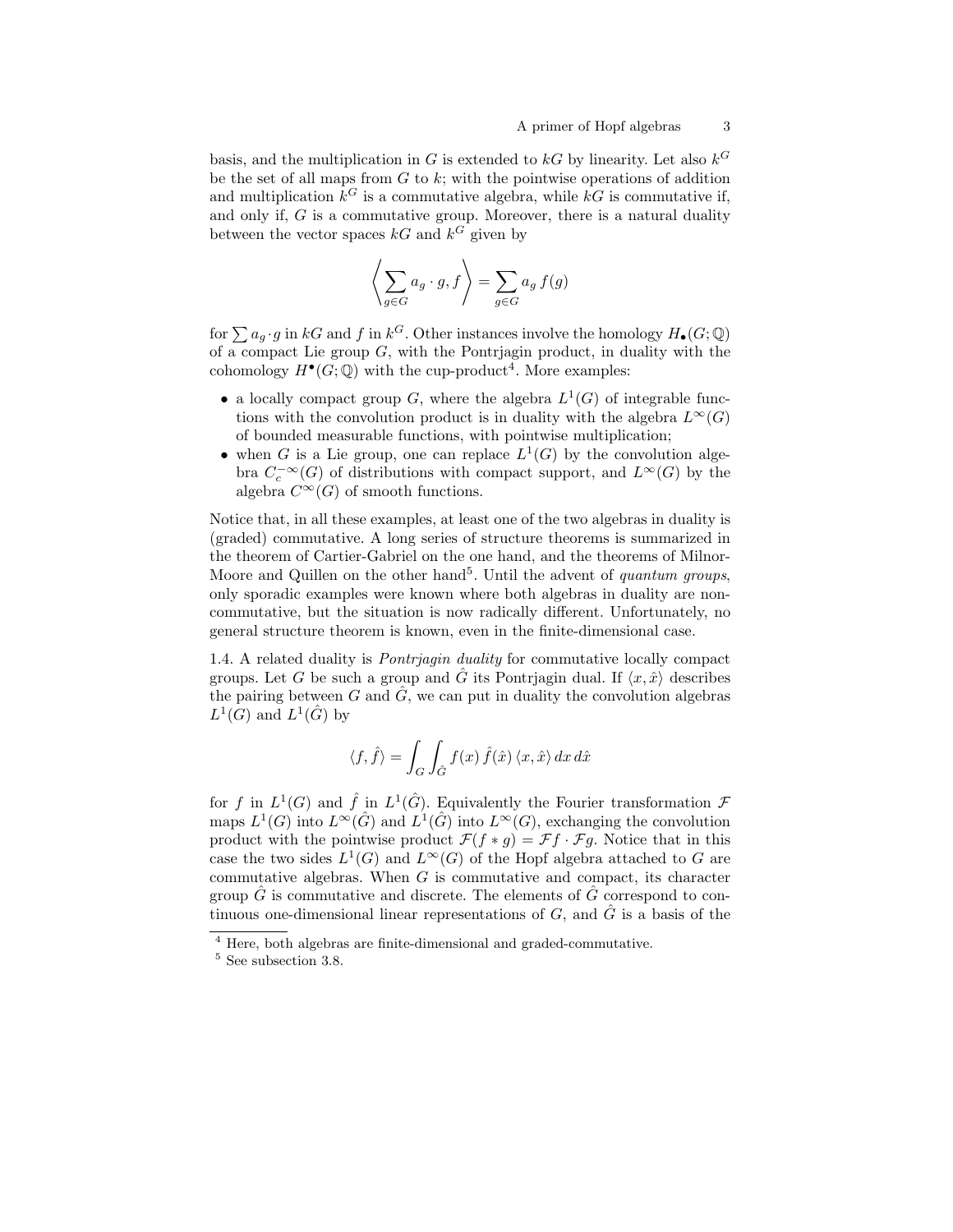basis, and the multiplication in $G$ is extended to $kG$ by linearity. Let also $k^G$ be the set of all maps from $G$ to $k$; with the pointwise operations of addition and multiplication $k^G$ is a commutative algebra, while $kG$ is commutative if, and only if, $G$ is a commutative group. Moreover, there is a natural duality between the vector spaces $kG$ and $k^G$ given by

$$\left\langle \sum_{g \in G} a_g \cdot g, f \right\rangle = \sum_{g \in G} a_g \, f(g)$$

for $\sum a_g \cdot g$ in $kG$ and $f$ in $k^G$. Other instances involve the homology $H_\bullet(G; \mathbb{Q})$ of a compact Lie group $G$, with the Pontrjagin product, in duality with the cohomology $H^\bullet(G; \mathbb{Q})$ with the cup-product[4]. More examples:

- a locally compact group $G$, where the algebra $L^1(G)$ of integrable functions with the convolution product is in duality with the algebra $L^\infty(G)$ of bounded measurable functions, with pointwise multiplication;
- when $G$ is a Lie group, one can replace $L^1(G)$ by the convolution algebra $C_c^{-\infty}(G)$ of distributions with compact support, and $L^\infty(G)$ by the algebra $C^\infty(G)$ of smooth functions.

Notice that, in all these examples, at least one of the two algebras in duality is (graded) commutative. A long series of structure theorems is summarized in the theorem of Cartier-Gabriel on the one hand, and the theorems of Milnor-Moore and Quillen on the other hand[5]. Until the advent of *quantum groups*, only sporadic examples were known where both algebras in duality are non-commutative, but the situation is now radically different. Unfortunately, no general structure theorem is known, even in the finite-dimensional case.

1.4. A related duality is *Pontrjagin duality* for commutative locally compact groups. Let $G$ be such a group and $\hat{G}$ its Pontrjagin dual. If $\langle x, \hat{x} \rangle$ describes the pairing between $G$ and $\hat{G}$, we can put in duality the convolution algebras $L^1(G)$ and $L^1(\hat{G})$ by

$$\langle f, \hat{f} \rangle = \int_G \int_{\hat{G}} f(x) \, \hat{f}(\hat{x}) \, \langle x, \hat{x} \rangle \, dx \, d\hat{x}$$

for $f$ in $L^1(G)$ and $\hat{f}$ in $L^1(\hat{G})$. Equivalently the Fourier transformation $\mathcal{F}$ maps $L^1(G)$ into $L^\infty(\hat{G})$ and $L^1(\hat{G})$ into $L^\infty(G)$, exchanging the convolution product with the pointwise product $\mathcal{F}(f * g) = \mathcal{F}f \cdot \mathcal{F}g$. Notice that in this case the two sides $L^1(G)$ and $L^\infty(G)$ of the Hopf algebra attached to $G$ are commutative algebras. When $G$ is commutative and compact, its character group $\hat{G}$ is commutative and discrete. The elements of $\hat{G}$ correspond to continuous one-dimensional linear representations of $G$, and $\hat{G}$ is a basis of the

[4] Here, both algebras are finite-dimensional and graded-commutative.

[5] See subsection 3.8.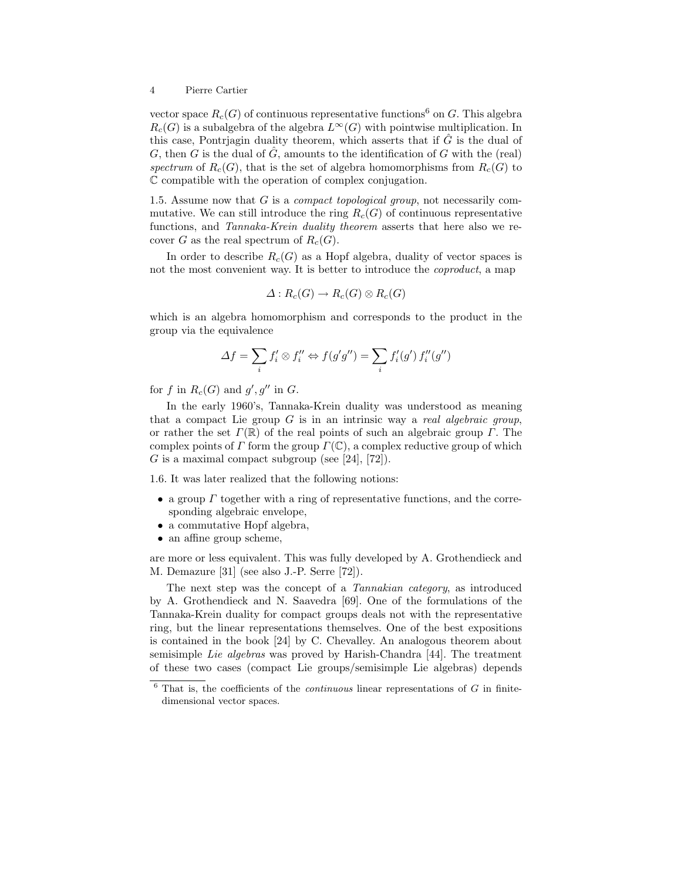vector space $R_c(G)$ of continuous representative functions[6] on $G$. This algebra $R_c(G)$ is a subalgebra of the algebra $L^\infty(G)$ with pointwise multiplication. In this case, Pontrjagin duality theorem, which asserts that if $\hat{G}$ is the dual of $G$, then $G$ is the dual of $\hat{G}$, amounts to the identification of $G$ with the (real) *spectrum* of $R_c(G)$, that is the set of algebra homomorphisms from $R_c(G)$ to $\mathbb{C}$ compatible with the operation of complex conjugation.

1.5. Assume now that $G$ is a *compact topological group*, not necessarily commutative. We can still introduce the ring $R_c(G)$ of continuous representative functions, and *Tannaka-Krein duality theorem* asserts that here also we recover $G$ as the real spectrum of $R_c(G)$.

In order to describe $R_c(G)$ as a Hopf algebra, duality of vector spaces is not the most convenient way. It is better to introduce the *coproduct*, a map

$$\Delta : R_c(G) \to R_c(G) \otimes R_c(G)$$

which is an algebra homomorphism and corresponds to the product in the group via the equivalence

$$\Delta f = \sum_i f_i' \otimes f_i'' \Leftrightarrow f(g'g'') = \sum_i f_i'(g')\, f_i''(g'')$$

for $f$ in $R_c(G)$ and $g', g''$ in $G$.

In the early 1960's, Tannaka-Krein duality was understood as meaning that a compact Lie group $G$ is in an intrinsic way a *real algebraic group*, or rather the set $\Gamma(\mathbb{R})$ of the real points of such an algebraic group $\Gamma$. The complex points of $\Gamma$ form the group $\Gamma(\mathbb{C})$, a complex reductive group of which $G$ is a maximal compact subgroup (see [24], [72]).

1.6. It was later realized that the following notions:

- a group $\Gamma$ together with a ring of representative functions, and the corresponding algebraic envelope,
- a commutative Hopf algebra,
- an affine group scheme,

are more or less equivalent. This was fully developed by A. Grothendieck and M. Demazure [31] (see also J.-P. Serre [72]).

The next step was the concept of a *Tannakian category*, as introduced by A. Grothendieck and N. Saavedra [69]. One of the formulations of the Tannaka-Krein duality for compact groups deals not with the representative ring, but the linear representations themselves. One of the best expositions is contained in the book [24] by C. Chevalley. An analogous theorem about semisimple *Lie algebras* was proved by Harish-Chandra [44]. The treatment of these two cases (compact Lie groups/semisimple Lie algebras) depends

[6] That is, the coefficients of the *continuous* linear representations of $G$ in finite-dimensional vector spaces.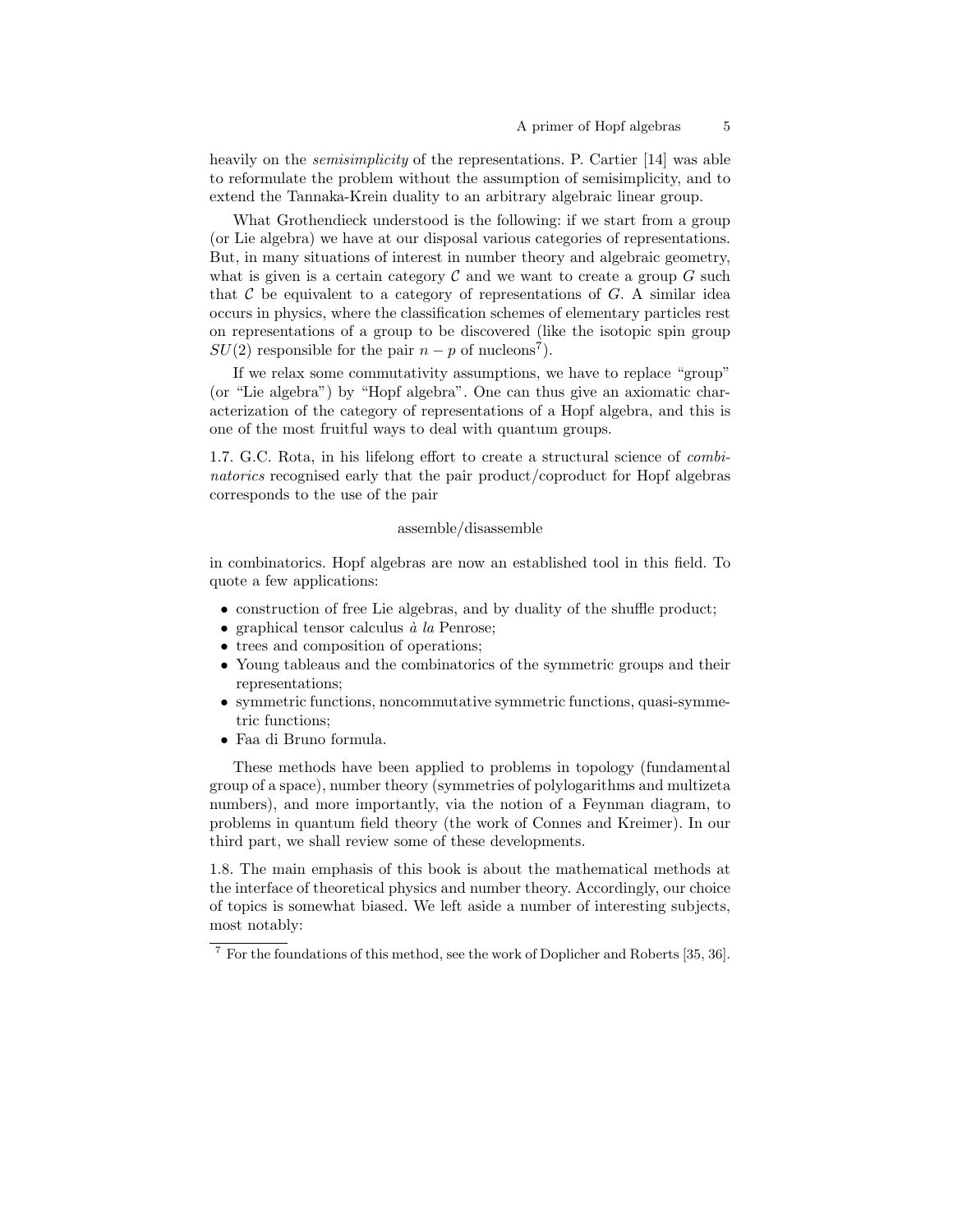heavily on the *semisimplicity* of the representations. P. Cartier [14] was able to reformulate the problem without the assumption of semisimplicity, and to extend the Tannaka-Krein duality to an arbitrary algebraic linear group.

What Grothendieck understood is the following: if we start from a group (or Lie algebra) we have at our disposal various categories of representations. But, in many situations of interest in number theory and algebraic geometry, what is given is a certain category $\mathcal{C}$ and we want to create a group $G$ such that $\mathcal{C}$ be equivalent to a category of representations of $G$. A similar idea occurs in physics, where the classification schemes of elementary particles rest on representations of a group to be discovered (like the isotopic spin group $SU(2)$ responsible for the pair $n-p$ of nucleons[7]).

If we relax some commutativity assumptions, we have to replace "group" (or "Lie algebra") by "Hopf algebra". One can thus give an axiomatic characterization of the category of representations of a Hopf algebra, and this is one of the most fruitful ways to deal with quantum groups.

1.7. G.C. Rota, in his lifelong effort to create a structural science of *combinatorics* recognised early that the pair product/coproduct for Hopf algebras corresponds to the use of the pair

assemble/disassemble

in combinatorics. Hopf algebras are now an established tool in this field. To quote a few applications:

- construction of free Lie algebras, and by duality of the shuffle product;
- graphical tensor calculus *à la* Penrose;
- trees and composition of operations;
- Young tableaus and the combinatorics of the symmetric groups and their representations;
- symmetric functions, noncommutative symmetric functions, quasi-symmetric functions;
- Faa di Bruno formula.

These methods have been applied to problems in topology (fundamental group of a space), number theory (symmetries of polylogarithms and multizeta numbers), and more importantly, via the notion of a Feynman diagram, to problems in quantum field theory (the work of Connes and Kreimer). In our third part, we shall review some of these developments.

1.8. The main emphasis of this book is about the mathematical methods at the interface of theoretical physics and number theory. Accordingly, our choice of topics is somewhat biased. We left aside a number of interesting subjects, most notably:

[7] For the foundations of this method, see the work of Doplicher and Roberts [35, 36].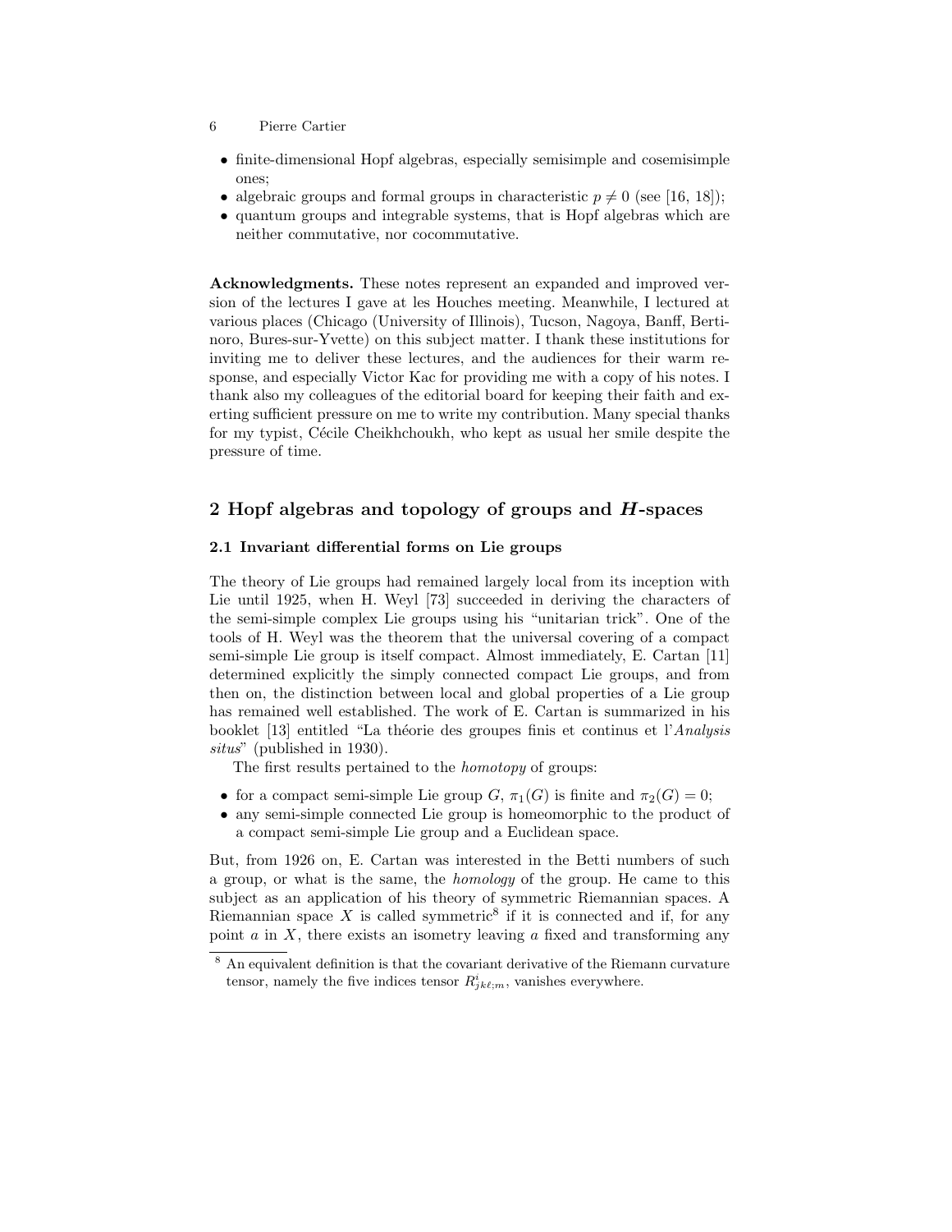- finite-dimensional Hopf algebras, especially semisimple and cosemisimple ones;
- algebraic groups and formal groups in characteristic $p \neq 0$ (see [16, 18]);
- quantum groups and integrable systems, that is Hopf algebras which are neither commutative, nor cocommutative.

**Acknowledgments.** These notes represent an expanded and improved version of the lectures I gave at les Houches meeting. Meanwhile, I lectured at various places (Chicago (University of Illinois), Tucson, Nagoya, Banff, Bertinoro, Bures-sur-Yvette) on this subject matter. I thank these institutions for inviting me to deliver these lectures, and the audiences for their warm response, and especially Victor Kac for providing me with a copy of his notes. I thank also my colleagues of the editorial board for keeping their faith and exerting sufficient pressure on me to write my contribution. Many special thanks for my typist, Cécile Cheikhchoukh, who kept as usual her smile despite the pressure of time.

## 2 Hopf algebras and topology of groups and $H$-spaces

### 2.1 Invariant differential forms on Lie groups

The theory of Lie groups had remained largely local from its inception with Lie until 1925, when H. Weyl [73] succeeded in deriving the characters of the semi-simple complex Lie groups using his "unitarian trick". One of the tools of H. Weyl was the theorem that the universal covering of a compact semi-simple Lie group is itself compact. Almost immediately, E. Cartan [11] determined explicitly the simply connected compact Lie groups, and from then on, the distinction between local and global properties of a Lie group has remained well established. The work of E. Cartan is summarized in his booklet [13] entitled "La théorie des groupes finis et continus et l'*Analysis situs*" (published in 1930).

The first results pertained to the *homotopy* of groups:

- for a compact semi-simple Lie group $G$, $\pi_1(G)$ is finite and $\pi_2(G) = 0$;
- any semi-simple connected Lie group is homeomorphic to the product of a compact semi-simple Lie group and a Euclidean space.

But, from 1926 on, E. Cartan was interested in the Betti numbers of such a group, or what is the same, the *homology* of the group. He came to this subject as an application of his theory of symmetric Riemannian spaces. A Riemannian space $X$ is called symmetric[8] if it is connected and if, for any point $a$ in $X$, there exists an isometry leaving $a$ fixed and transforming any

[8] An equivalent definition is that the covariant derivative of the Riemann curvature tensor, namely the five indices tensor $R^i_{jk\ell;m}$, vanishes everywhere.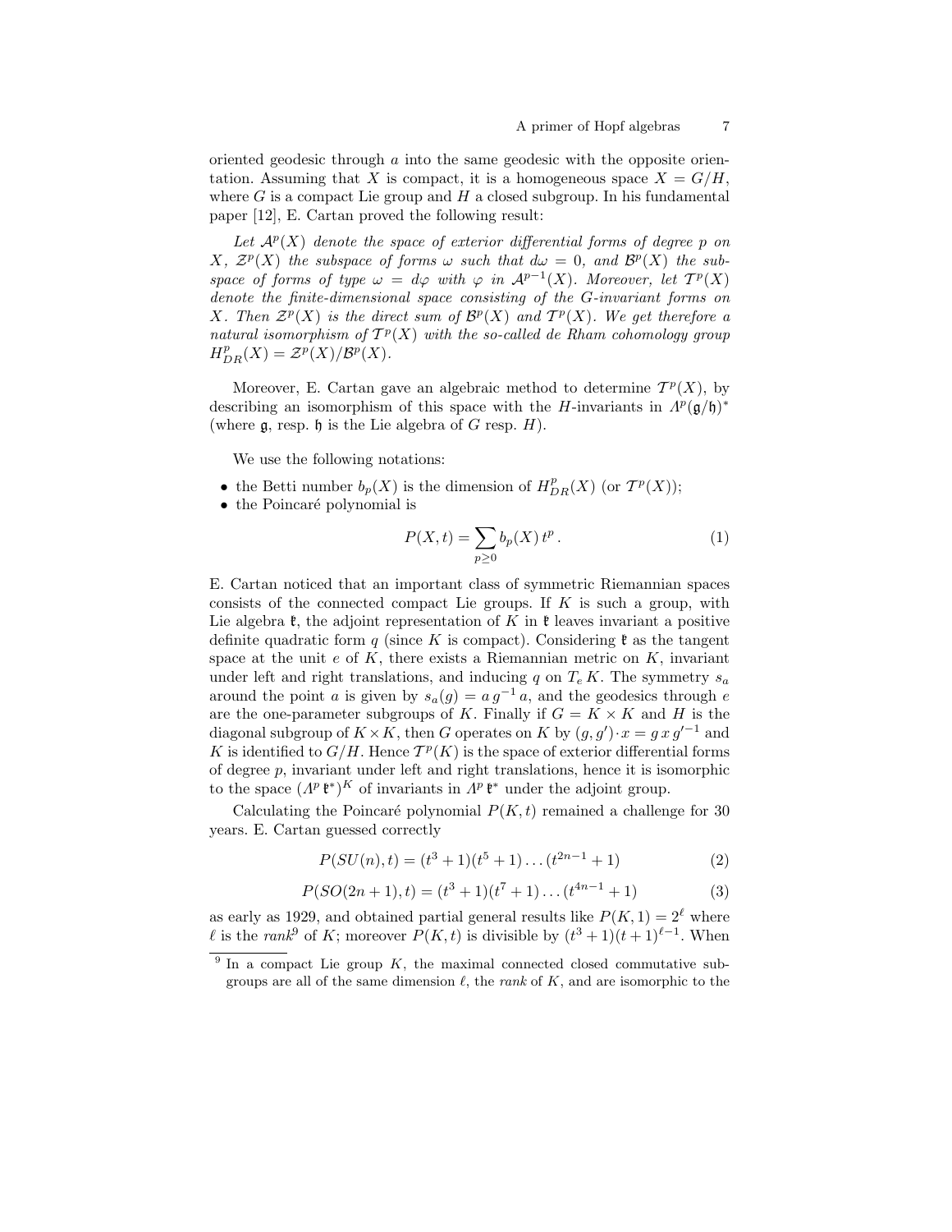oriented geodesic through $a$ into the same geodesic with the opposite orientation. Assuming that $X$ is compact, it is a homogeneous space $X = G/H$, where $G$ is a compact Lie group and $H$ a closed subgroup. In his fundamental paper [12], E. Cartan proved the following result:

*Let $\mathcal{A}^p(X)$ denote the space of exterior differential forms of degree $p$ on $X$, $\mathcal{Z}^p(X)$ the subspace of forms $\omega$ such that $d\omega = 0$, and $\mathcal{B}^p(X)$ the subspace of forms of type $\omega = d\varphi$ with $\varphi$ in $\mathcal{A}^{p-1}(X)$. Moreover, let $\mathcal{T}^p(X)$ denote the finite-dimensional space consisting of the $G$-invariant forms on $X$. Then $\mathcal{Z}^p(X)$ is the direct sum of $\mathcal{B}^p(X)$ and $\mathcal{T}^p(X)$. We get therefore a natural isomorphism of $\mathcal{T}^p(X)$ with the so-called de Rham cohomology group $H^p_{DR}(X) = \mathcal{Z}^p(X)/\mathcal{B}^p(X)$.*

Moreover, E. Cartan gave an algebraic method to determine $\mathcal{T}^p(X)$, by describing an isomorphism of this space with the $H$-invariants in $\Lambda^p(\mathfrak{g}/\mathfrak{h})^*$ (where $\mathfrak{g}$, resp. $\mathfrak{h}$ is the Lie algebra of $G$ resp. $H$).

We use the following notations:

- the Betti number $b_p(X)$ is the dimension of $H^p_{DR}(X)$ (or $\mathcal{T}^p(X)$);
- the Poincaré polynomial is

$$P(X,t) = \sum_{p\geq 0} b_p(X)\, t^p\,. \tag{1}$$

E. Cartan noticed that an important class of symmetric Riemannian spaces consists of the connected compact Lie groups. If $K$ is such a group, with Lie algebra $\mathfrak{k}$, the adjoint representation of $K$ in $\mathfrak{k}$ leaves invariant a positive definite quadratic form $q$ (since $K$ is compact). Considering $\mathfrak{k}$ as the tangent space at the unit $e$ of $K$, there exists a Riemannian metric on $K$, invariant under left and right translations, and inducing $q$ on $T_e\,K$. The symmetry $s_a$ around the point $a$ is given by $s_a(g) = a\,g^{-1}\,a$, and the geodesics through $e$ are the one-parameter subgroups of $K$. Finally if $G = K \times K$ and $H$ is the diagonal subgroup of $K \times K$, then $G$ operates on $K$ by $(g,g')\cdot x = g\,x\,g'^{-1}$ and $K$ is identified to $G/H$. Hence $\mathcal{T}^p(K)$ is the space of exterior differential forms of degree $p$, invariant under left and right translations, hence it is isomorphic to the space $(\Lambda^p\,\mathfrak{k}^*)^K$ of invariants in $\Lambda^p\,\mathfrak{k}^*$ under the adjoint group.

Calculating the Poincaré polynomial $P(K,t)$ remained a challenge for 30 years. E. Cartan guessed correctly

$$P(SU(n),t) = (t^3+1)(t^5+1)\dots(t^{2n-1}+1) \tag{2}$$

$$P(SO(2n+1),t) = (t^3+1)(t^7+1)\dots(t^{4n-1}+1) \tag{3}$$

as early as 1929, and obtained partial general results like $P(K,1) = 2^\ell$ where $\ell$ is the *rank*[9] of $K$; moreover $P(K,t)$ is divisible by $(t^3+1)(t+1)^{\ell-1}$. When

[9] In a compact Lie group $K$, the maximal connected closed commutative subgroups are all of the same dimension $\ell$, the *rank* of $K$, and are isomorphic to the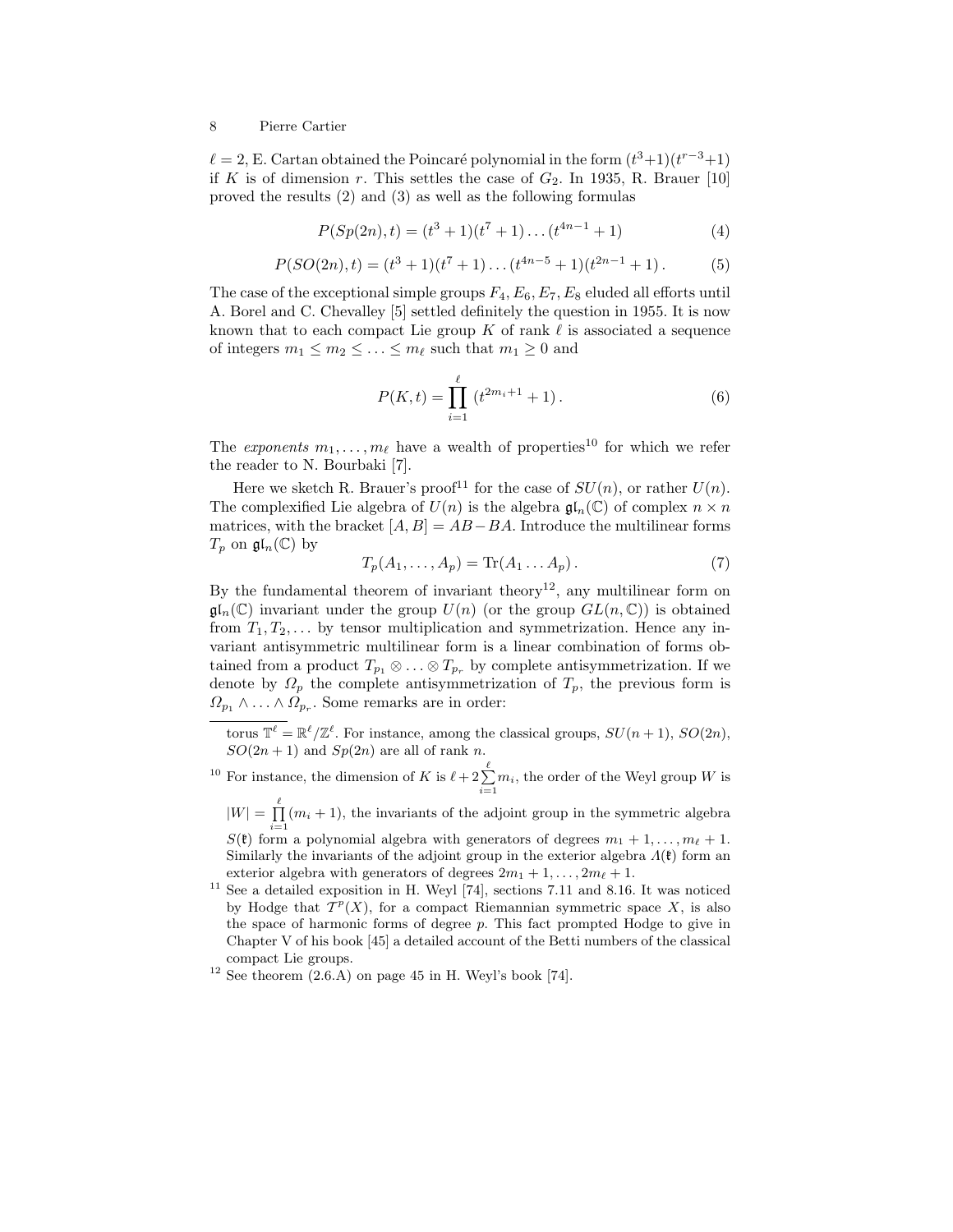$\ell = 2$, E. Cartan obtained the Poincaré polynomial in the form $(t^3+1)(t^{r-3}+1)$ if $K$ is of dimension $r$. This settles the case of $G_2$. In 1935, R. Brauer [10] proved the results (2) and (3) as well as the following formulas

$$P(Sp(2n), t) = (t^3+1)(t^7+1)\dots(t^{4n-1}+1) \tag{4}$$

$$P(SO(2n), t) = (t^3+1)(t^7+1)\dots(t^{4n-5}+1)(t^{2n-1}+1)\,. \tag{5}$$

The case of the exceptional simple groups $F_4, E_6, E_7, E_8$ eluded all efforts until A. Borel and C. Chevalley [5] settled definitely the question in 1955. It is now known that to each compact Lie group $K$ of rank $\ell$ is associated a sequence of integers $m_1 \leq m_2 \leq \ldots \leq m_\ell$ such that $m_1 \geq 0$ and

$$P(K, t) = \prod_{i=1}^{\ell} (t^{2m_i+1}+1)\,. \tag{6}$$

The *exponents* $m_1, \ldots, m_\ell$ have a wealth of properties[10] for which we refer the reader to N. Bourbaki [7].

Here we sketch R. Brauer's proof[11] for the case of $SU(n)$, or rather $U(n)$. The complexified Lie algebra of $U(n)$ is the algebra $\mathfrak{gl}_n(\mathbb{C})$ of complex $n \times n$ matrices, with the bracket $[A, B] = AB - BA$. Introduce the multilinear forms $T_p$ on $\mathfrak{gl}_n(\mathbb{C})$ by

$$T_p(A_1, \ldots, A_p) = \mathrm{Tr}(A_1 \ldots A_p)\,. \tag{7}$$

By the fundamental theorem of invariant theory[12], any multilinear form on $\mathfrak{gl}_n(\mathbb{C})$ invariant under the group $U(n)$ (or the group $GL(n, \mathbb{C})$) is obtained from $T_1, T_2, \ldots$ by tensor multiplication and symmetrization. Hence any invariant antisymmetric multilinear form is a linear combination of forms obtained from a product $T_{p_1} \otimes \ldots \otimes T_{p_r}$ by complete antisymmetrization. If we denote by $\Omega_p$ the complete antisymmetrization of $T_p$, the previous form is $\Omega_{p_1} \wedge \ldots \wedge \Omega_{p_r}$. Some remarks are in order:

---

torus $\mathbb{T}^\ell = \mathbb{R}^\ell / \mathbb{Z}^\ell$. For instance, among the classical groups, $SU(n+1)$, $SO(2n)$, $SO(2n+1)$ and $Sp(2n)$ are all of rank $n$.

[10] For instance, the dimension of $K$ is $\ell + 2\sum_{i=1}^{\ell} m_i$, the order of the Weyl group $W$ is $|W| = \prod_{i=1}^{\ell}(m_i+1)$, the invariants of the adjoint group in the symmetric algebra $S(\mathfrak{k})$ form a polynomial algebra with generators of degrees $m_1+1, \ldots, m_\ell+1$. Similarly the invariants of the adjoint group in the exterior algebra $\Lambda(\mathfrak{k})$ form an exterior algebra with generators of degrees $2m_1+1, \ldots, 2m_\ell+1$.

[11] See a detailed exposition in H. Weyl [74], sections 7.11 and 8.16. It was noticed by Hodge that $\mathcal{T}^p(X)$, for a compact Riemannian symmetric space $X$, is also the space of harmonic forms of degree $p$. This fact prompted Hodge to give in Chapter V of his book [45] a detailed account of the Betti numbers of the classical compact Lie groups.

[12] See theorem (2.6.A) on page 45 in H. Weyl's book [74].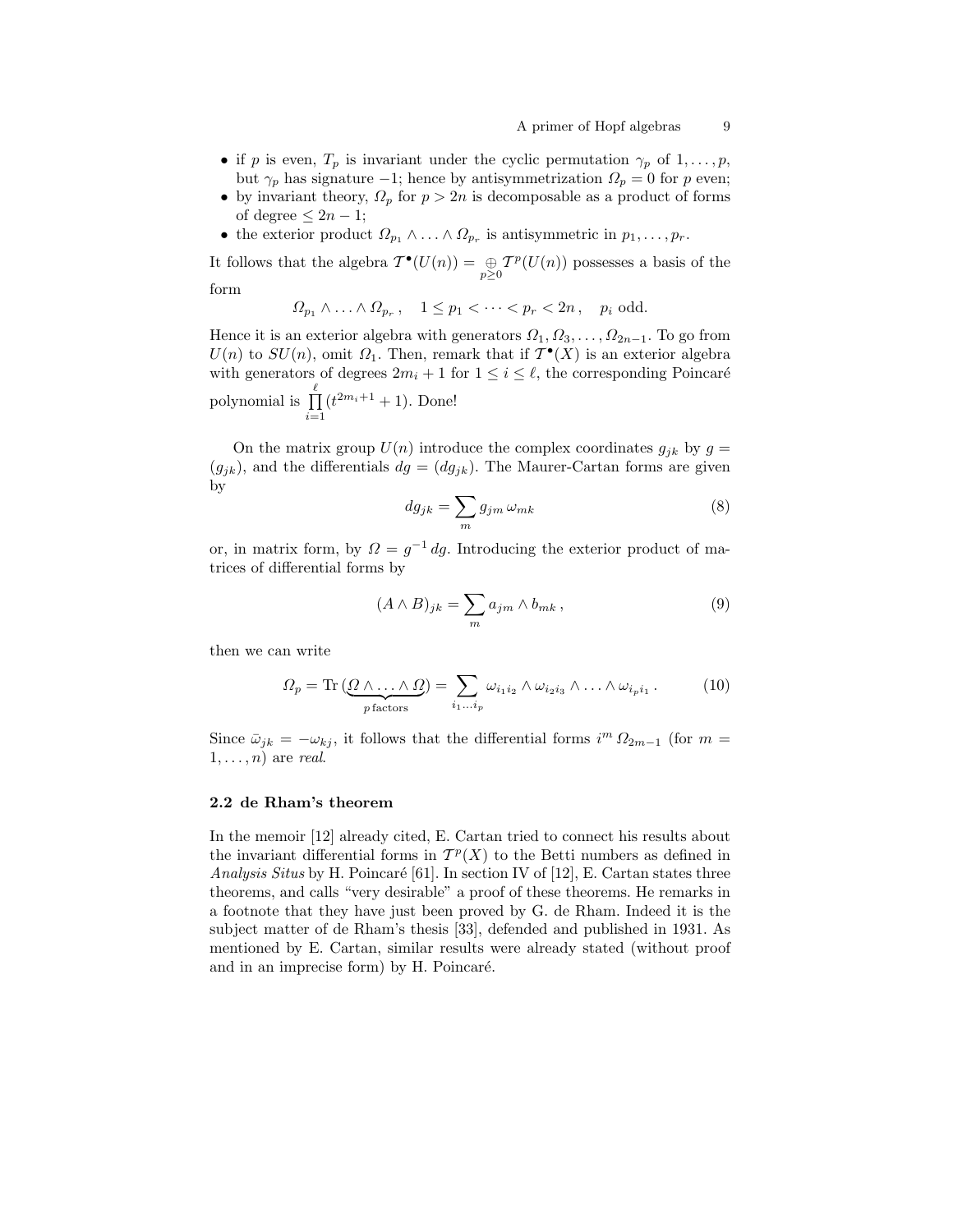- if $p$ is even, $T_p$ is invariant under the cyclic permutation $\gamma_p$ of $1, \ldots, p$, but $\gamma_p$ has signature $-1$; hence by antisymmetrization $\Omega_p = 0$ for $p$ even;
- by invariant theory, $\Omega_p$ for $p > 2n$ is decomposable as a product of forms of degree $\leq 2n-1$;
- the exterior product $\Omega_{p_1} \wedge \ldots \wedge \Omega_{p_r}$ is antisymmetric in $p_1, \ldots, p_r$.

It follows that the algebra $\mathcal{T}^\bullet(U(n)) = \underset{p \geq 0}{\oplus} \mathcal{T}^p(U(n))$ possesses a basis of the form

$$\Omega_{p_1} \wedge \ldots \wedge \Omega_{p_r}\,, \quad 1 \leq p_1 < \cdots < p_r < 2n\,, \quad p_i \text{ odd.}$$

Hence it is an exterior algebra with generators $\Omega_1, \Omega_3, \ldots, \Omega_{2n-1}$. To go from $U(n)$ to $SU(n)$, omit $\Omega_1$. Then, remark that if $\mathcal{T}^\bullet(X)$ is an exterior algebra with generators of degrees $2m_i + 1$ for $1 \leq i \leq \ell$, the corresponding Poincaré polynomial is $\prod_{i=1}^{\ell}(t^{2m_i+1} + 1)$. Done!

On the matrix group $U(n)$ introduce the complex coordinates $g_{jk}$ by $g = (g_{jk})$, and the differentials $dg = (dg_{jk})$. The Maurer-Cartan forms are given by

$$dg_{jk} = \sum_m g_{jm}\, \omega_{mk} \tag{8}$$

or, in matrix form, by $\Omega = g^{-1}\, dg$. Introducing the exterior product of matrices of differential forms by

$$(A \wedge B)_{jk} = \sum_m a_{jm} \wedge b_{mk}\,, \tag{9}$$

then we can write

$$\Omega_p = \operatorname{Tr}\,(\underbrace{\Omega \wedge \ldots \wedge \Omega}_{p\,\text{factors}}) = \sum_{i_1 \ldots i_p} \omega_{i_1 i_2} \wedge \omega_{i_2 i_3} \wedge \ldots \wedge \omega_{i_p i_1}\,. \tag{10}$$

Since $\bar{\omega}_{jk} = -\omega_{kj}$, it follows that the differential forms $i^m\, \Omega_{2m-1}$ (for $m = 1, \ldots, n$) are *real*.

### 2.2 de Rham's theorem

In the memoir [12] already cited, E. Cartan tried to connect his results about the invariant differential forms in $\mathcal{T}^p(X)$ to the Betti numbers as defined in *Analysis Situs* by H. Poincaré [61]. In section IV of [12], E. Cartan states three theorems, and calls "very desirable" a proof of these theorems. He remarks in a footnote that they have just been proved by G. de Rham. Indeed it is the subject matter of de Rham's thesis [33], defended and published in 1931. As mentioned by E. Cartan, similar results were already stated (without proof and in an imprecise form) by H. Poincaré.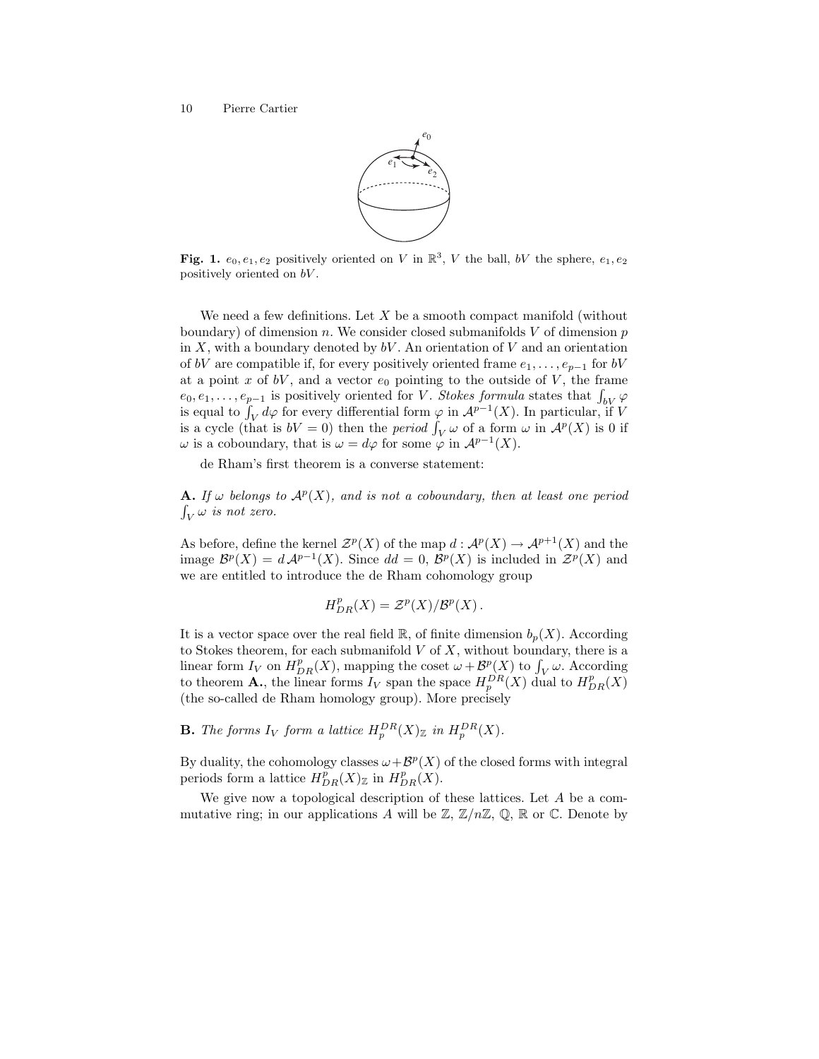**Fig. 1.** $e_0, e_1, e_2$ positively oriented on $V$ in $\mathbb{R}^3$, $V$ the ball, $bV$ the sphere, $e_1, e_2$ positively oriented on $bV$.

We need a few definitions. Let $X$ be a smooth compact manifold (without boundary) of dimension $n$. We consider closed submanifolds $V$ of dimension $p$ in $X$, with a boundary denoted by $bV$. An orientation of $V$ and an orientation of $bV$ are compatible if, for every positively oriented frame $e_1, \ldots, e_{p-1}$ for $bV$ at a point $x$ of $bV$, and a vector $e_0$ pointing to the outside of $V$, the frame $e_0, e_1, \ldots, e_{p-1}$ is positively oriented for $V$. *Stokes formula* states that $\int_{bV} \varphi$ is equal to $\int_V d\varphi$ for every differential form $\varphi$ in $\mathcal{A}^{p-1}(X)$. In particular, if $V$ is a cycle (that is $bV = 0$) then the *period* $\int_V \omega$ of a form $\omega$ in $\mathcal{A}^p(X)$ is 0 if $\omega$ is a coboundary, that is $\omega = d\varphi$ for some $\varphi$ in $\mathcal{A}^{p-1}(X)$.

de Rham's first theorem is a converse statement:

**A.** *If $\omega$ belongs to $\mathcal{A}^p(X)$, and is not a coboundary, then at least one period $\int_V \omega$ is not zero.*

As before, define the kernel $\mathcal{Z}^p(X)$ of the map $d : \mathcal{A}^p(X) \to \mathcal{A}^{p+1}(X)$ and the image $\mathcal{B}^p(X) = d\,\mathcal{A}^{p-1}(X)$. Since $dd = 0$, $\mathcal{B}^p(X)$ is included in $\mathcal{Z}^p(X)$ and we are entitled to introduce the de Rham cohomology group

$$H^p_{DR}(X) = \mathcal{Z}^p(X)/\mathcal{B}^p(X)\,.$$

It is a vector space over the real field $\mathbb{R}$, of finite dimension $b_p(X)$. According to Stokes theorem, for each submanifold $V$ of $X$, without boundary, there is a linear form $I_V$ on $H^p_{DR}(X)$, mapping the coset $\omega + \mathcal{B}^p(X)$ to $\int_V \omega$. According to theorem **A.**, the linear forms $I_V$ span the space $H_p^{DR}(X)$ dual to $H^p_{DR}(X)$ (the so-called de Rham homology group). More precisely

**B.** *The forms $I_V$ form a lattice $H_p^{DR}(X)_{\mathbb{Z}}$ in $H_p^{DR}(X)$.*

By duality, the cohomology classes $\omega + \mathcal{B}^p(X)$ of the closed forms with integral periods form a lattice $H^p_{DR}(X)_{\mathbb{Z}}$ in $H^p_{DR}(X)$.

We give now a topological description of these lattices. Let $A$ be a commutative ring; in our applications $A$ will be $\mathbb{Z}$, $\mathbb{Z}/n\mathbb{Z}$, $\mathbb{Q}$, $\mathbb{R}$ or $\mathbb{C}$. Denote by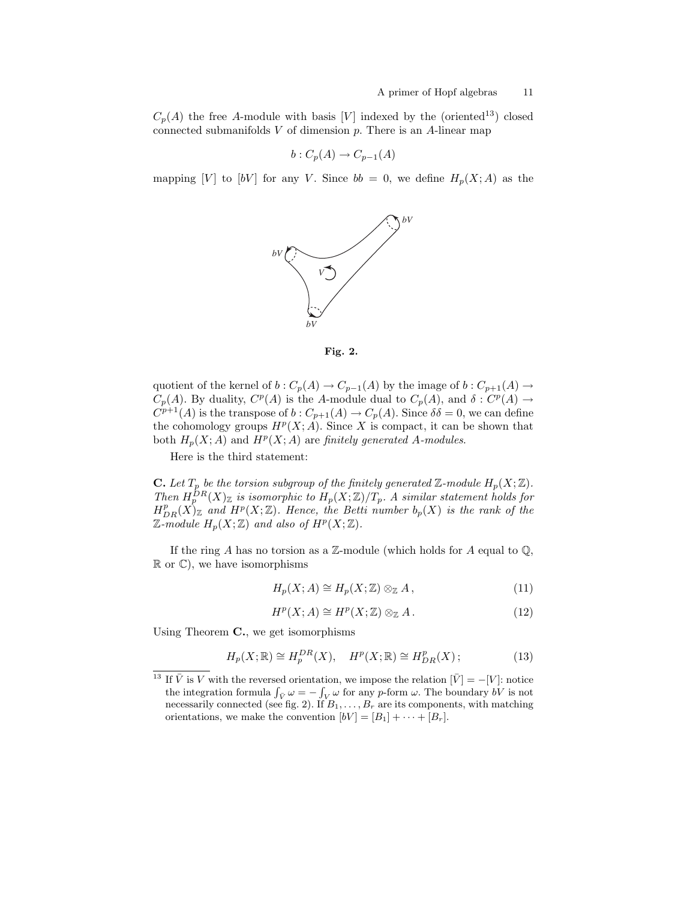$C_p(A)$ the free $A$-module with basis $[V]$ indexed by the (oriented[13]) closed connected submanifolds $V$ of dimension $p$. There is an $A$-linear map

$$b : C_p(A) \to C_{p-1}(A)$$

mapping $[V]$ to $[bV]$ for any $V$. Since $bb = 0$, we define $H_p(X; A)$ as the

Fig. 2.

quotient of the kernel of $b : C_p(A) \to C_{p-1}(A)$ by the image of $b : C_{p+1}(A) \to C_p(A)$. By duality, $C^p(A)$ is the $A$-module dual to $C_p(A)$, and $\delta : C^p(A) \to C^{p+1}(A)$ is the transpose of $b : C_{p+1}(A) \to C_p(A)$. Since $\delta\delta = 0$, we can define the cohomology groups $H^p(X; A)$. Since $X$ is compact, it can be shown that both $H_p(X; A)$ and $H^p(X; A)$ are *finitely generated $A$-modules*.

Here is the third statement:

**C.** *Let $T_p$ be the torsion subgroup of the finitely generated $\mathbb{Z}$-module $H_p(X; \mathbb{Z})$. Then $H_p^{DR}(X)_\mathbb{Z}$ is isomorphic to $H_p(X; \mathbb{Z})/T_p$. A similar statement holds for $H^p_{DR}(X)_\mathbb{Z}$ and $H^p(X; \mathbb{Z})$. Hence, the Betti number $b_p(X)$ is the rank of the $\mathbb{Z}$-module $H_p(X; \mathbb{Z})$ and also of $H^p(X; \mathbb{Z})$.*

If the ring $A$ has no torsion as a $\mathbb{Z}$-module (which holds for $A$ equal to $\mathbb{Q}$, $\mathbb{R}$ or $\mathbb{C}$), we have isomorphisms

$$H_p(X; A) \cong H_p(X; \mathbb{Z}) \otimes_\mathbb{Z} A\,, \tag{11}$$

$$H^p(X; A) \cong H^p(X; \mathbb{Z}) \otimes_\mathbb{Z} A\,. \tag{12}$$

Using Theorem **C.**, we get isomorphisms

$$H_p(X; \mathbb{R}) \cong H_p^{DR}(X), \quad H^p(X; \mathbb{R}) \cong H^p_{DR}(X)\,; \tag{13}$$

[13] If $\bar{V}$ is $V$ with the reversed orientation, we impose the relation $[\bar{V}] = -[V]$: notice the integration formula $\int_{\bar{V}} \omega = -\int_V \omega$ for any $p$-form $\omega$. The boundary $bV$ is not necessarily connected (see fig. 2). If $B_1, \ldots, B_r$ are its components, with matching orientations, we make the convention $[bV] = [B_1] + \cdots + [B_r]$.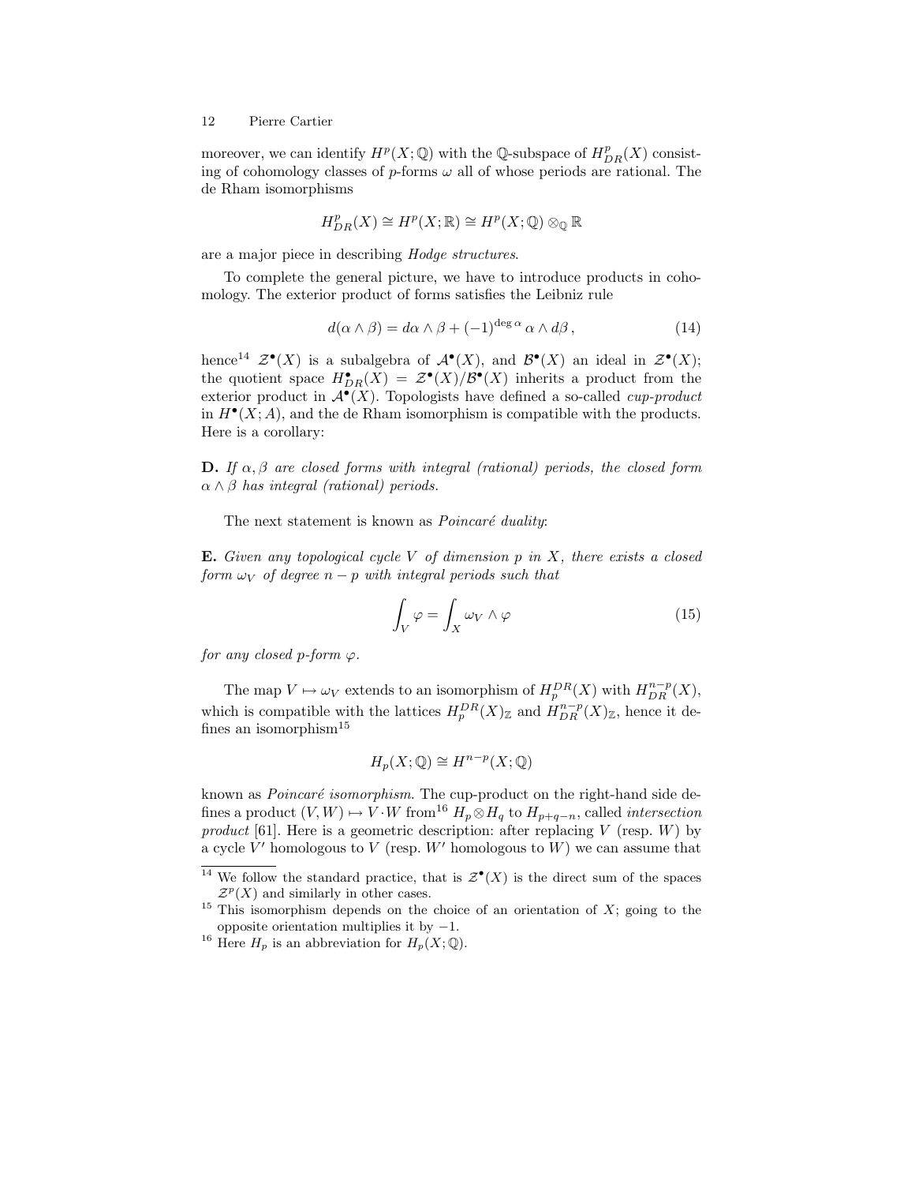moreover, we can identify $H^p(X;\mathbb{Q})$ with the $\mathbb{Q}$-subspace of $H^p_{DR}(X)$ consisting of cohomology classes of $p$-forms $\omega$ all of whose periods are rational. The de Rham isomorphisms

$$H^p_{DR}(X) \cong H^p(X;\mathbb{R}) \cong H^p(X;\mathbb{Q}) \otimes_{\mathbb{Q}} \mathbb{R}$$

are a major piece in describing *Hodge structures*.

To complete the general picture, we have to introduce products in cohomology. The exterior product of forms satisfies the Leibniz rule

$$d(\alpha \wedge \beta) = d\alpha \wedge \beta + (-1)^{\deg \alpha}\, \alpha \wedge d\beta\,, \tag{14}$$

hence[14] $\mathcal{Z}^\bullet(X)$ is a subalgebra of $\mathcal{A}^\bullet(X)$, and $\mathcal{B}^\bullet(X)$ an ideal in $\mathcal{Z}^\bullet(X)$; the quotient space $H^\bullet_{DR}(X) = \mathcal{Z}^\bullet(X)/\mathcal{B}^\bullet(X)$ inherits a product from the exterior product in $\mathcal{A}^\bullet(X)$. Topologists have defined a so-called *cup-product* in $H^\bullet(X;A)$, and the de Rham isomorphism is compatible with the products. Here is a corollary:

**D.** *If $\alpha, \beta$ are closed forms with integral (rational) periods, the closed form $\alpha \wedge \beta$ has integral (rational) periods.*

The next statement is known as *Poincaré duality*:

**E.** *Given any topological cycle $V$ of dimension $p$ in $X$, there exists a closed form $\omega_V$ of degree $n-p$ with integral periods such that*

$$\int_V \varphi = \int_X \omega_V \wedge \varphi \tag{15}$$

*for any closed $p$-form $\varphi$.*

The map $V \mapsto \omega_V$ extends to an isomorphism of $H_p^{DR}(X)$ with $H^{n-p}_{DR}(X)$, which is compatible with the lattices $H_p^{DR}(X)_{\mathbb{Z}}$ and $H^{n-p}_{DR}(X)_{\mathbb{Z}}$, hence it defines an isomorphism[15]

$$H_p(X;\mathbb{Q}) \cong H^{n-p}(X;\mathbb{Q})$$

known as *Poincaré isomorphism*. The cup-product on the right-hand side defines a product $(V,W) \mapsto V \cdot W$ from[16] $H_p \otimes H_q$ to $H_{p+q-n}$, called *intersection product* [61]. Here is a geometric description: after replacing $V$ (resp. $W$) by a cycle $V'$ homologous to $V$ (resp. $W'$ homologous to $W$) we can assume that

---

[14] We follow the standard practice, that is $\mathcal{Z}^\bullet(X)$ is the direct sum of the spaces $\mathcal{Z}^p(X)$ and similarly in other cases.

[15] This isomorphism depends on the choice of an orientation of $X$; going to the opposite orientation multiplies it by $-1$.

[16] Here $H_p$ is an abbreviation for $H_p(X;\mathbb{Q})$.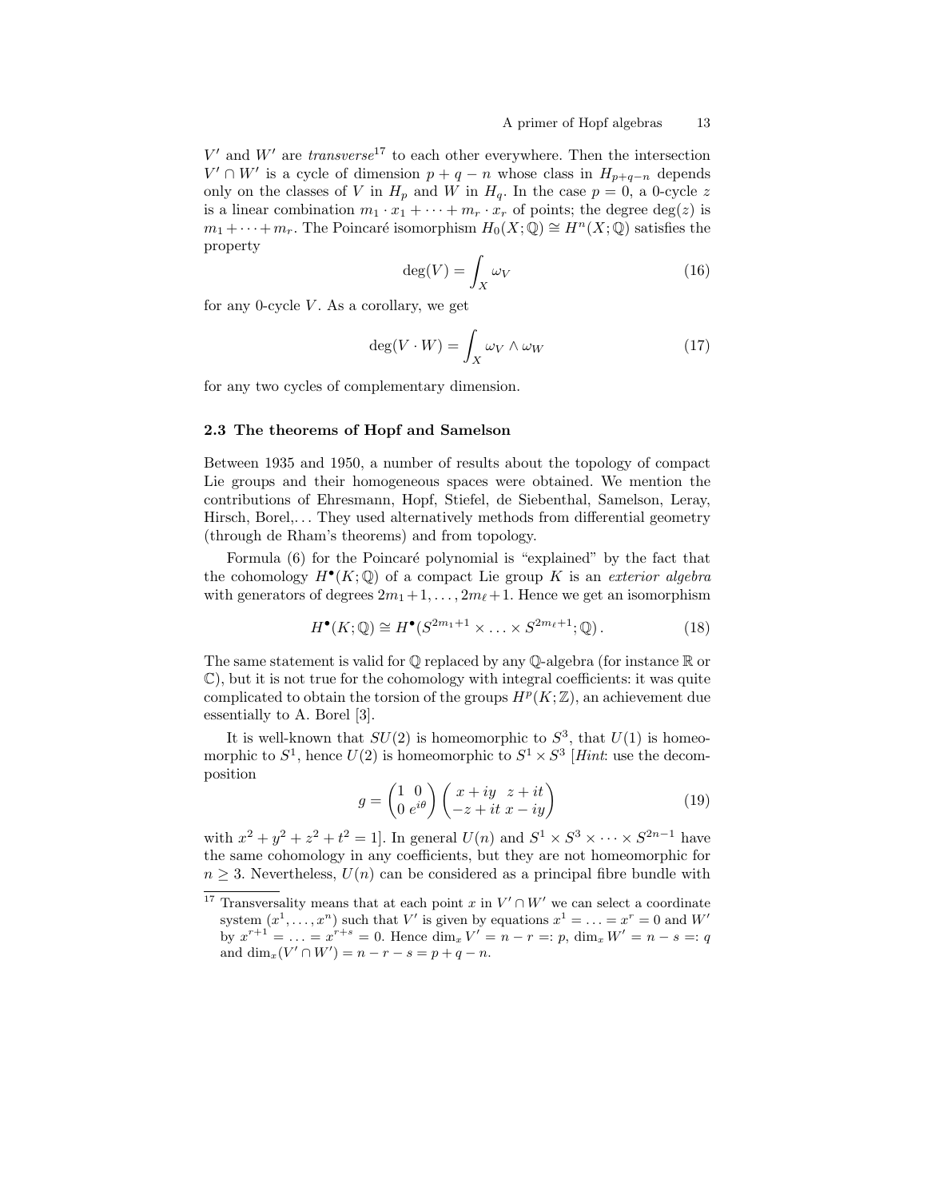$V'$ and $W'$ are *transverse*[17] to each other everywhere. Then the intersection $V' \cap W'$ is a cycle of dimension $p+q-n$ whose class in $H_{p+q-n}$ depends only on the classes of $V$ in $H_p$ and $W$ in $H_q$. In the case $p = 0$, a 0-cycle $z$ is a linear combination $m_1 \cdot x_1 + \cdots + m_r \cdot x_r$ of points; the degree $\deg(z)$ is $m_1 + \cdots + m_r$. The Poincaré isomorphism $H_0(X;\mathbb{Q}) \cong H^n(X;\mathbb{Q})$ satisfies the property

$$\deg(V) = \int_X \omega_V \tag{16}$$

for any 0-cycle $V$. As a corollary, we get

$$\deg(V \cdot W) = \int_X \omega_V \wedge \omega_W \tag{17}$$

for any two cycles of complementary dimension.

### 2.3 The theorems of Hopf and Samelson

Between 1935 and 1950, a number of results about the topology of compact Lie groups and their homogeneous spaces were obtained. We mention the contributions of Ehresmann, Hopf, Stiefel, de Siebenthal, Samelson, Leray, Hirsch, Borel,... They used alternatively methods from differential geometry (through de Rham's theorems) and from topology.

Formula (6) for the Poincaré polynomial is "explained" by the fact that the cohomology $H^\bullet(K;\mathbb{Q})$ of a compact Lie group $K$ is an *exterior algebra* with generators of degrees $2m_1+1, \ldots, 2m_\ell+1$. Hence we get an isomorphism

$$H^\bullet(K;\mathbb{Q}) \cong H^\bullet(S^{2m_1+1} \times \ldots \times S^{2m_\ell+1};\mathbb{Q}) \,. \tag{18}$$

The same statement is valid for $\mathbb{Q}$ replaced by any $\mathbb{Q}$-algebra (for instance $\mathbb{R}$ or $\mathbb{C}$), but it is not true for the cohomology with integral coefficients: it was quite complicated to obtain the torsion of the groups $H^p(K;\mathbb{Z})$, an achievement due essentially to A. Borel [3].

It is well-known that $SU(2)$ is homeomorphic to $S^3$, that $U(1)$ is homeomorphic to $S^1$, hence $U(2)$ is homeomorphic to $S^1 \times S^3$ [*Hint*: use the decomposition

$$g = \begin{pmatrix} 1 & 0 \\ 0 & e^{i\theta} \end{pmatrix} \begin{pmatrix} x+iy & z+it \\ -z+it & x-iy \end{pmatrix} \tag{19}$$

with $x^2+y^2+z^2+t^2 = 1$]. In general $U(n)$ and $S^1 \times S^3 \times \cdots \times S^{2n-1}$ have the same cohomology in any coefficients, but they are not homeomorphic for $n \geq 3$. Nevertheless, $U(n)$ can be considered as a principal fibre bundle with

---

[17] Transversality means that at each point $x$ in $V' \cap W'$ we can select a coordinate system $(x^1, \ldots, x^n)$ such that $V'$ is given by equations $x^1 = \ldots = x^r = 0$ and $W'$ by $x^{r+1} = \ldots = x^{r+s} = 0$. Hence $\dim_x V' = n - r =: p$, $\dim_x W' = n - s =: q$ and $\dim_x(V' \cap W') = n - r - s = p + q - n$.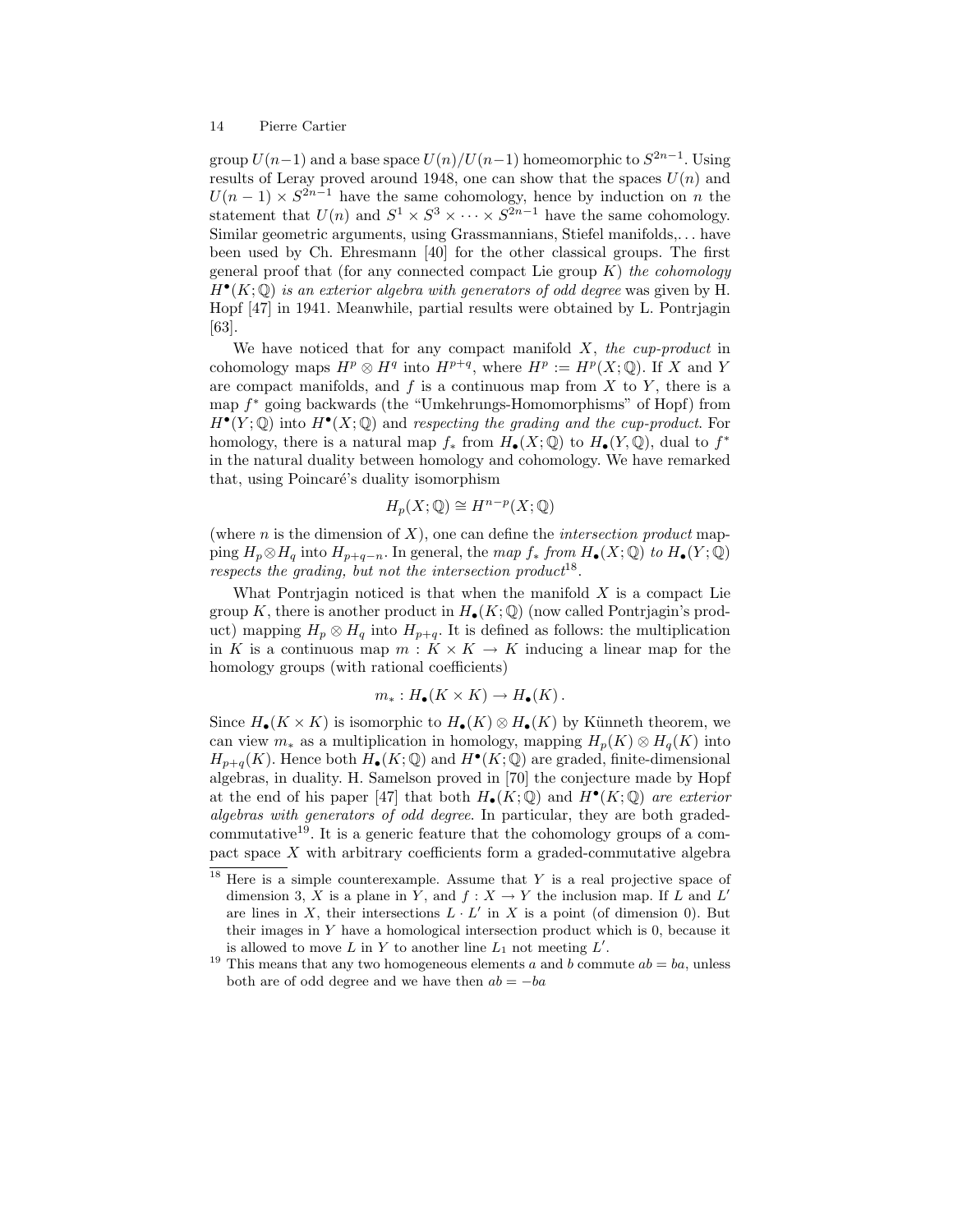group $U(n-1)$ and a base space $U(n)/U(n-1)$ homeomorphic to $S^{2n-1}$. Using results of Leray proved around 1948, one can show that the spaces $U(n)$ and $U(n-1) \times S^{2n-1}$ have the same cohomology, hence by induction on $n$ the statement that $U(n)$ and $S^1 \times S^3 \times \cdots \times S^{2n-1}$ have the same cohomology. Similar geometric arguments, using Grassmannians, Stiefel manifolds,... have been used by Ch. Ehresmann [40] for the other classical groups. The first general proof that (for any connected compact Lie group $K$) *the cohomology* $H^\bullet(K;\mathbb{Q})$ *is an exterior algebra with generators of odd degree* was given by H. Hopf [47] in 1941. Meanwhile, partial results were obtained by L. Pontrjagin [63].

We have noticed that for any compact manifold $X$, *the cup-product* in cohomology maps $H^p \otimes H^q$ into $H^{p+q}$, where $H^p := H^p(X;\mathbb{Q})$. If $X$ and $Y$ are compact manifolds, and $f$ is a continuous map from $X$ to $Y$, there is a map $f^*$ going backwards (the "Umkehrungs-Homomorphisms" of Hopf) from $H^\bullet(Y;\mathbb{Q})$ into $H^\bullet(X;\mathbb{Q})$ and *respecting the grading and the cup-product*. For homology, there is a natural map $f_*$ from $H_\bullet(X;\mathbb{Q})$ to $H_\bullet(Y,\mathbb{Q})$, dual to $f^*$ in the natural duality between homology and cohomology. We have remarked that, using Poincaré's duality isomorphism

$$H_p(X;\mathbb{Q}) \cong H^{n-p}(X;\mathbb{Q})$$

(where $n$ is the dimension of $X$), one can define the *intersection product* mapping $H_p \otimes H_q$ into $H_{p+q-n}$. In general, the *map* $f_*$ *from* $H_\bullet(X;\mathbb{Q})$ *to* $H_\bullet(Y;\mathbb{Q})$ *respects the grading, but not the intersection product*[18].

What Pontrjagin noticed is that when the manifold $X$ is a compact Lie group $K$, there is another product in $H_\bullet(K;\mathbb{Q})$ (now called Pontrjagin's product) mapping $H_p \otimes H_q$ into $H_{p+q}$. It is defined as follows: the multiplication in $K$ is a continuous map $m : K \times K \to K$ inducing a linear map for the homology groups (with rational coefficients)

$$m_* : H_\bullet(K \times K) \to H_\bullet(K)\,.$$

Since $H_\bullet(K \times K)$ is isomorphic to $H_\bullet(K) \otimes H_\bullet(K)$ by Künneth theorem, we can view $m_*$ as a multiplication in homology, mapping $H_p(K) \otimes H_q(K)$ into $H_{p+q}(K)$. Hence both $H_\bullet(K;\mathbb{Q})$ and $H^\bullet(K;\mathbb{Q})$ are graded, finite-dimensional algebras, in duality. H. Samelson proved in [70] the conjecture made by Hopf at the end of his paper [47] that both $H_\bullet(K;\mathbb{Q})$ and $H^\bullet(K;\mathbb{Q})$ *are exterior algebras with generators of odd degree*. In particular, they are both graded-commutative[19]. It is a generic feature that the cohomology groups of a compact space $X$ with arbitrary coefficients form a graded-commutative algebra

---

[18] Here is a simple counterexample. Assume that $Y$ is a real projective space of dimension 3, $X$ is a plane in $Y$, and $f : X \to Y$ the inclusion map. If $L$ and $L'$ are lines in $X$, their intersections $L \cdot L'$ in $X$ is a point (of dimension 0). But their images in $Y$ have a homological intersection product which is 0, because it is allowed to move $L$ in $Y$ to another line $L_1$ not meeting $L'$.

[19] This means that any two homogeneous elements $a$ and $b$ commute $ab = ba$, unless both are of odd degree and we have then $ab = -ba$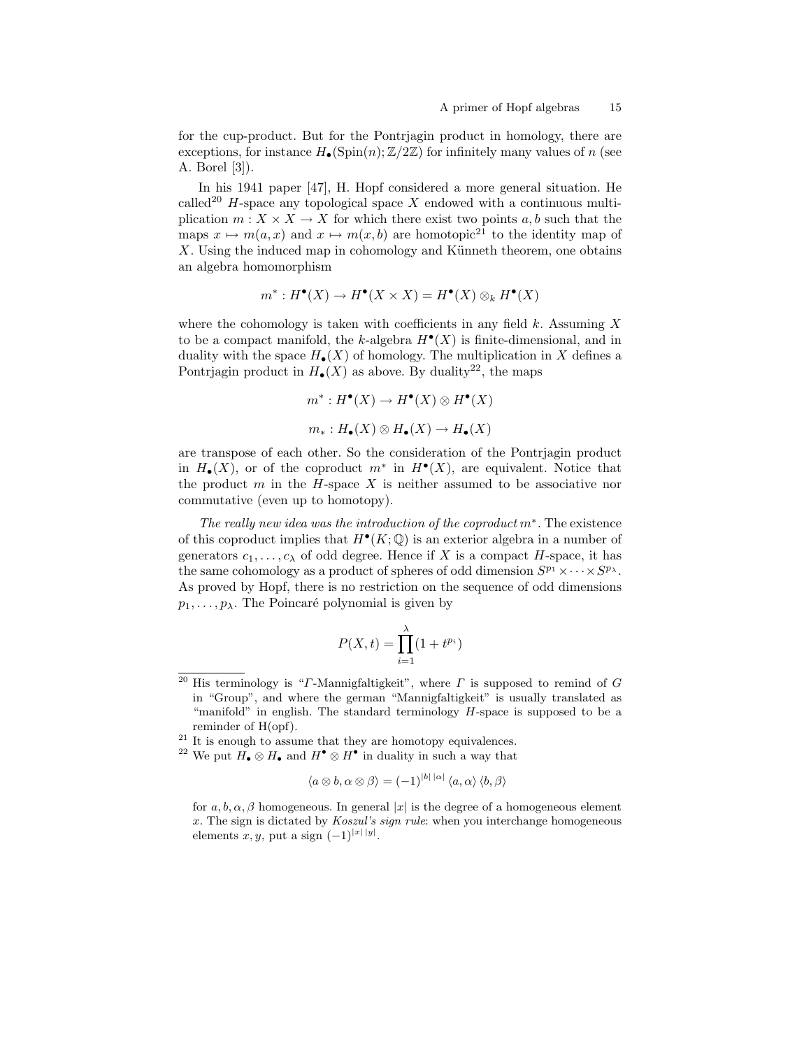for the cup-product. But for the Pontrjagin product in homology, there are exceptions, for instance $H_\bullet(\mathrm{Spin}(n);\mathbb{Z}/2\mathbb{Z})$ for infinitely many values of $n$ (see A. Borel [3]).

In his 1941 paper [47], H. Hopf considered a more general situation. He called[20] $H$-space any topological space $X$ endowed with a continuous multiplication $m : X \times X \to X$ for which there exist two points $a, b$ such that the maps $x \mapsto m(a, x)$ and $x \mapsto m(x, b)$ are homotopic[21] to the identity map of $X$. Using the induced map in cohomology and Künneth theorem, one obtains an algebra homomorphism

$$m^* : H^\bullet(X) \to H^\bullet(X \times X) = H^\bullet(X) \otimes_k H^\bullet(X)$$

where the cohomology is taken with coefficients in any field $k$. Assuming $X$ to be a compact manifold, the $k$-algebra $H^\bullet(X)$ is finite-dimensional, and in duality with the space $H_\bullet(X)$ of homology. The multiplication in $X$ defines a Pontrjagin product in $H_\bullet(X)$ as above. By duality[22], the maps

$$m^* : H^\bullet(X) \to H^\bullet(X) \otimes H^\bullet(X)$$

$$m_* : H_\bullet(X) \otimes H_\bullet(X) \to H_\bullet(X)$$

are transpose of each other. So the consideration of the Pontrjagin product in $H_\bullet(X)$, or of the coproduct $m^*$ in $H^\bullet(X)$, are equivalent. Notice that the product $m$ in the $H$-space $X$ is neither assumed to be associative nor commutative (even up to homotopy).

*The really new idea was the introduction of the coproduct* $m^*$. The existence of this coproduct implies that $H^\bullet(K;\mathbb{Q})$ is an exterior algebra in a number of generators $c_1, \ldots, c_\lambda$ of odd degree. Hence if $X$ is a compact $H$-space, it has the same cohomology as a product of spheres of odd dimension $S^{p_1} \times \cdots \times S^{p_\lambda}$. As proved by Hopf, there is no restriction on the sequence of odd dimensions $p_1, \ldots, p_\lambda$. The Poincaré polynomial is given by

$$P(X, t) = \prod_{i=1}^{\lambda} (1 + t^{p_i})$$

---

[20] His terminology is "$\Gamma$-Mannigfaltigkeit", where $\Gamma$ is supposed to remind of $G$ in "Group", and where the german "Mannigfaltigkeit" is usually translated as "manifold" in english. The standard terminology $H$-space is supposed to be a reminder of H(opf).

[21] It is enough to assume that they are homotopy equivalences.

[22] We put $H_\bullet \otimes H_\bullet$ and $H^\bullet \otimes H^\bullet$ in duality in such a way that

$$\langle a \otimes b, \alpha \otimes \beta \rangle = (-1)^{|b|\,|\alpha|} \langle a, \alpha \rangle \langle b, \beta \rangle$$

for $a, b, \alpha, \beta$ homogeneous. In general $|x|$ is the degree of a homogeneous element $x$. The sign is dictated by *Koszul's sign rule*: when you interchange homogeneous elements $x, y$, put a sign $(-1)^{|x|\,|y|}$.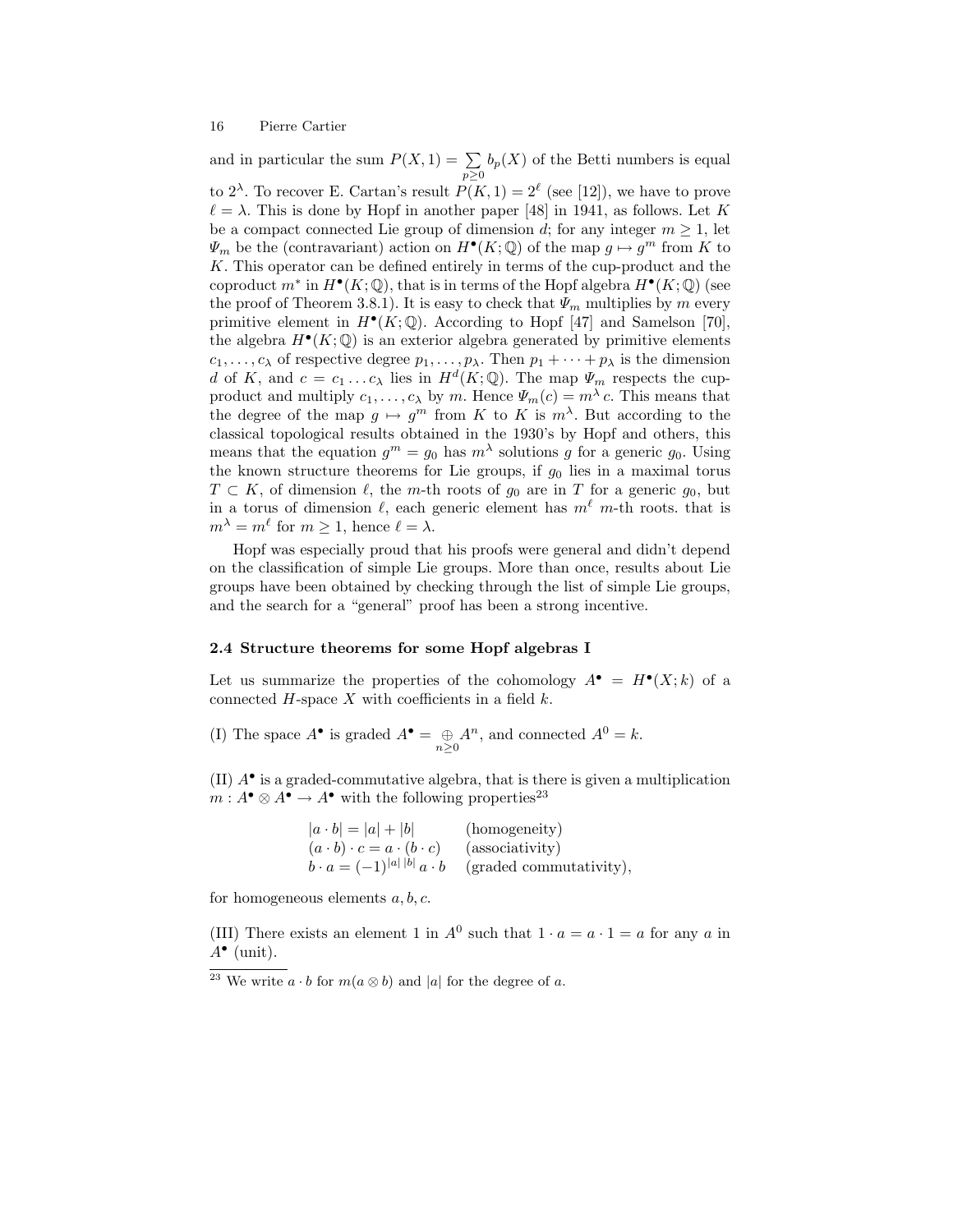and in particular the sum $P(X,1) = \sum_{p \geq 0} b_p(X)$ of the Betti numbers is equal to $2^\lambda$. To recover E. Cartan's result $P(K,1) = 2^\ell$ (see [12]), we have to prove $\ell = \lambda$. This is done by Hopf in another paper [48] in 1941, as follows. Let $K$ be a compact connected Lie group of dimension $d$; for any integer $m \geq 1$, let $\Psi_m$ be the (contravariant) action on $H^\bullet(K;\mathbb{Q})$ of the map $g \mapsto g^m$ from $K$ to $K$. This operator can be defined entirely in terms of the cup-product and the coproduct $m^*$ in $H^\bullet(K;\mathbb{Q})$, that is in terms of the Hopf algebra $H^\bullet(K;\mathbb{Q})$ (see the proof of Theorem 3.8.1). It is easy to check that $\Psi_m$ multiplies by $m$ every primitive element in $H^\bullet(K;\mathbb{Q})$. According to Hopf [47] and Samelson [70], the algebra $H^\bullet(K;\mathbb{Q})$ is an exterior algebra generated by primitive elements $c_1, \ldots, c_\lambda$ of respective degree $p_1, \ldots, p_\lambda$. Then $p_1 + \cdots + p_\lambda$ is the dimension $d$ of $K$, and $c = c_1 \ldots c_\lambda$ lies in $H^d(K;\mathbb{Q})$. The map $\Psi_m$ respects the cup-product and multiply $c_1, \ldots, c_\lambda$ by $m$. Hence $\Psi_m(c) = m^\lambda c$. This means that the degree of the map $g \mapsto g^m$ from $K$ to $K$ is $m^\lambda$. But according to the classical topological results obtained in the 1930's by Hopf and others, this means that the equation $g^m = g_0$ has $m^\lambda$ solutions $g$ for a generic $g_0$. Using the known structure theorems for Lie groups, if $g_0$ lies in a maximal torus $T \subset K$, of dimension $\ell$, the $m$-th roots of $g_0$ are in $T$ for a generic $g_0$, but in a torus of dimension $\ell$, each generic element has $m^\ell$ $m$-th roots. that is $m^\lambda = m^\ell$ for $m \geq 1$, hence $\ell = \lambda$.

Hopf was especially proud that his proofs were general and didn't depend on the classification of simple Lie groups. More than once, results about Lie groups have been obtained by checking through the list of simple Lie groups, and the search for a "general" proof has been a strong incentive.

### 2.4 Structure theorems for some Hopf algebras I

Let us summarize the properties of the cohomology $A^\bullet = H^\bullet(X;k)$ of a connected $H$-space $X$ with coefficients in a field $k$.

(I) The space $A^\bullet$ is graded $A^\bullet = \bigoplus_{n \geq 0} A^n$, and connected $A^0 = k$.

(II) $A^\bullet$ is a graded-commutative algebra, that is there is given a multiplication $m : A^\bullet \otimes A^\bullet \to A^\bullet$ with the following properties[23]

$$
\begin{array}{ll}
|a \cdot b| = |a| + |b| & \text{(homogeneity)} \\
(a \cdot b) \cdot c = a \cdot (b \cdot c) & \text{(associativity)} \\
b \cdot a = (-1)^{|a|\,|b|}\, a \cdot b & \text{(graded commutativity),}
\end{array}
$$

for homogeneous elements $a, b, c$.

(III) There exists an element 1 in $A^0$ such that $1 \cdot a = a \cdot 1 = a$ for any $a$ in $A^\bullet$ (unit).

[23] We write $a \cdot b$ for $m(a \otimes b)$ and $|a|$ for the degree of $a$.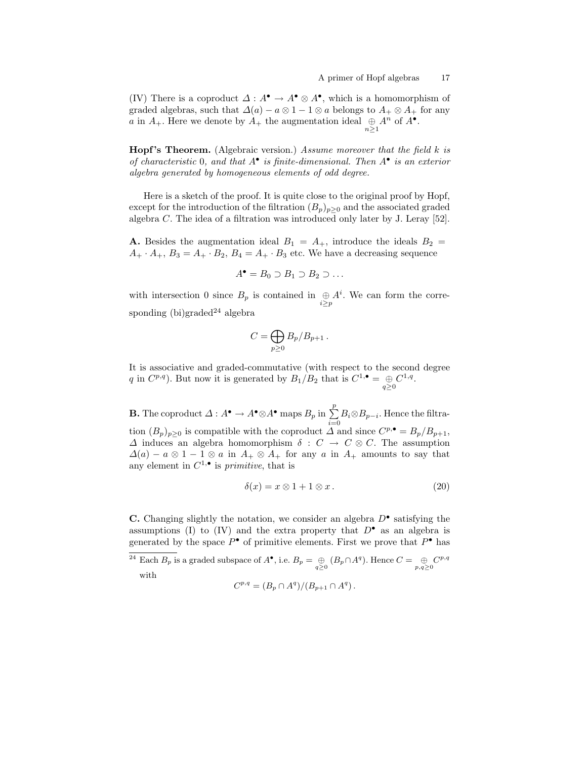(IV) There is a coproduct $\Delta : A^\bullet \to A^\bullet \otimes A^\bullet$, which is a homomorphism of graded algebras, such that $\Delta(a) - a \otimes 1 - 1 \otimes a$ belongs to $A_+ \otimes A_+$ for any $a$ in $A_+$. Here we denote by $A_+$ the augmentation ideal $\underset{n\geq 1}{\oplus} A^n$ of $A^\bullet$.

**Hopf's Theorem.** (Algebraic version.) *Assume moreover that the field $k$ is of characteristic 0, and that $A^\bullet$ is finite-dimensional. Then $A^\bullet$ is an exterior algebra generated by homogeneous elements of odd degree.*

Here is a sketch of the proof. It is quite close to the original proof by Hopf, except for the introduction of the filtration $(B_p)_{p\geq 0}$ and the associated graded algebra $C$. The idea of a filtration was introduced only later by J. Leray [52].

**A.** Besides the augmentation ideal $B_1 = A_+$, introduce the ideals $B_2 = A_+ \cdot A_+$, $B_3 = A_+ \cdot B_2$, $B_4 = A_+ \cdot B_3$ etc. We have a decreasing sequence

$$A^\bullet = B_0 \supset B_1 \supset B_2 \supset \ldots$$

with intersection 0 since $B_p$ is contained in $\underset{i\geq p}{\oplus} A^i$. We can form the corresponding (bi)graded[24] algebra

$$C = \bigoplus_{p\geq 0} B_p / B_{p+1} \, .$$

It is associative and graded-commutative (with respect to the second degree $q$ in $C^{p,q}$). But now it is generated by $B_1/B_2$ that is $C^{1,\bullet} = \underset{q\geq 0}{\oplus} C^{1,q}$.

**B.** The coproduct $\Delta : A^\bullet \to A^\bullet \otimes A^\bullet$ maps $B_p$ in $\sum_{i=0}^{p} B_i \otimes B_{p-i}$. Hence the filtration $(B_p)_{p\geq 0}$ is compatible with the coproduct $\Delta$ and since $C^{p,\bullet} = B_p/B_{p+1}$, $\Delta$ induces an algebra homomorphism $\delta : C \to C \otimes C$. The assumption $\Delta(a) - a \otimes 1 - 1 \otimes a$ in $A_+ \otimes A_+$ for any $a$ in $A_+$ amounts to say that any element in $C^{1,\bullet}$ is *primitive*, that is

$$\delta(x) = x \otimes 1 + 1 \otimes x \, . \tag{20}$$

**C.** Changing slightly the notation, we consider an algebra $D^\bullet$ satisfying the assumptions (I) to (IV) and the extra property that $D^\bullet$ as an algebra is generated by the space $P^\bullet$ of primitive elements. First we prove that $P^\bullet$ has

[24] Each $B_p$ is a graded subspace of $A^\bullet$, i.e. $B_p = \underset{q\geq 0}{\oplus} (B_p \cap A^q)$. Hence $C = \underset{p,q\geq 0}{\oplus} C^{p,q}$ with

$$C^{p,q} = (B_p \cap A^q)/(B_{p+1} \cap A^q) \, .$$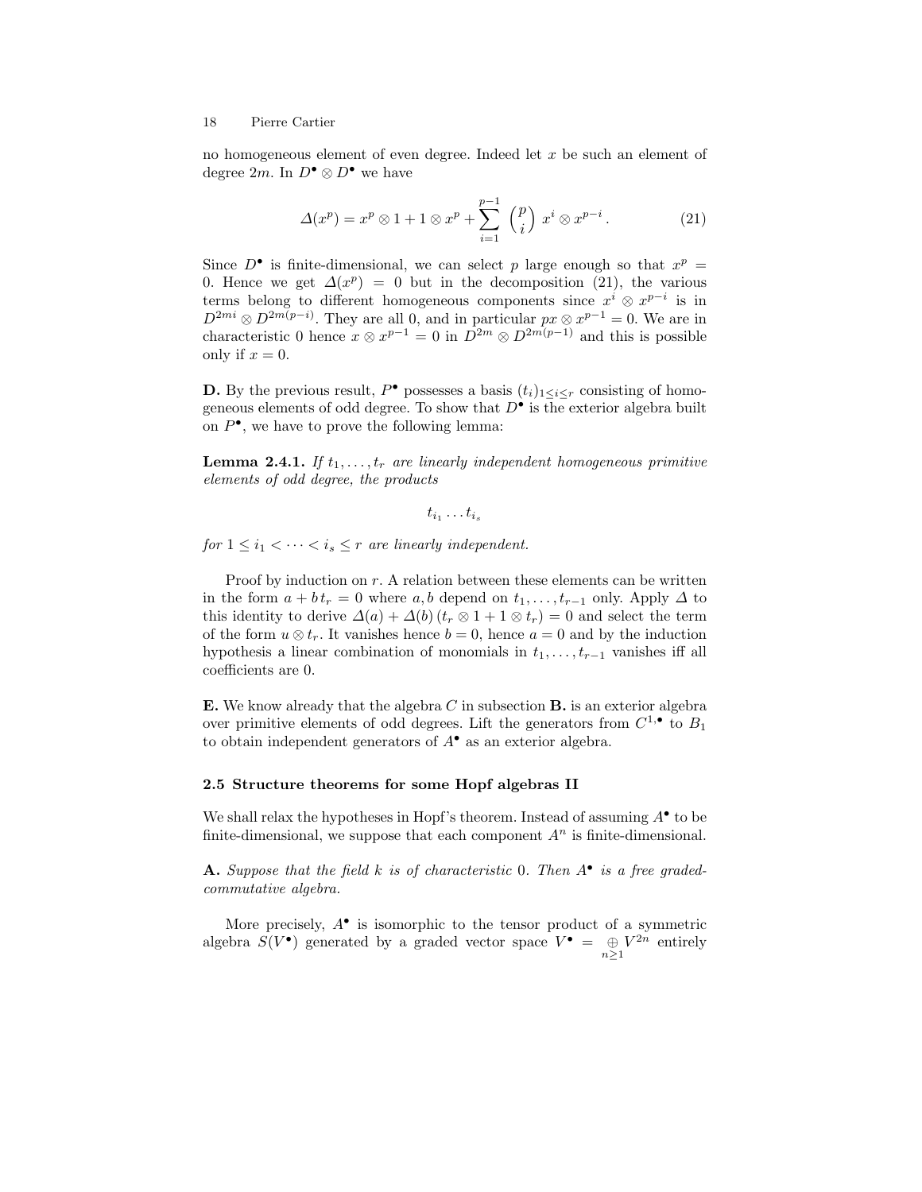no homogeneous element of even degree. Indeed let $x$ be such an element of degree $2m$. In $D^\bullet \otimes D^\bullet$ we have

$$\Delta(x^p) = x^p \otimes 1 + 1 \otimes x^p + \sum_{i=1}^{p-1} \binom{p}{i} \, x^i \otimes x^{p-i} \,. \tag{21}$$

Since $D^\bullet$ is finite-dimensional, we can select $p$ large enough so that $x^p = 0$. Hence we get $\Delta(x^p) = 0$ but in the decomposition (21), the various terms belong to different homogeneous components since $x^i \otimes x^{p-i}$ is in $D^{2mi} \otimes D^{2m(p-i)}$. They are all 0, and in particular $px \otimes x^{p-1} = 0$. We are in characteristic 0 hence $x \otimes x^{p-1} = 0$ in $D^{2m} \otimes D^{2m(p-1)}$ and this is possible only if $x = 0$.

**D.** By the previous result, $P^\bullet$ possesses a basis $(t_i)_{1 \leq i \leq r}$ consisting of homogeneous elements of odd degree. To show that $D^\bullet$ is the exterior algebra built on $P^\bullet$, we have to prove the following lemma:

**Lemma 2.4.1.** *If $t_1, \ldots, t_r$ are linearly independent homogeneous primitive elements of odd degree, the products*

$$t_{i_1} \ldots t_{i_s}$$

*for $1 \leq i_1 < \cdots < i_s \leq r$ are linearly independent.*

Proof by induction on $r$. A relation between these elements can be written in the form $a + b\,t_r = 0$ where $a, b$ depend on $t_1, \ldots, t_{r-1}$ only. Apply $\Delta$ to this identity to derive $\Delta(a) + \Delta(b)\,(t_r \otimes 1 + 1 \otimes t_r) = 0$ and select the term of the form $u \otimes t_r$. It vanishes hence $b = 0$, hence $a = 0$ and by the induction hypothesis a linear combination of monomials in $t_1, \ldots, t_{r-1}$ vanishes iff all coefficients are 0.

**E.** We know already that the algebra $C$ in subsection **B.** is an exterior algebra over primitive elements of odd degrees. Lift the generators from $C^{1,\bullet}$ to $B_1$ to obtain independent generators of $A^\bullet$ as an exterior algebra.

### 2.5 Structure theorems for some Hopf algebras II

We shall relax the hypotheses in Hopf's theorem. Instead of assuming $A^\bullet$ to be finite-dimensional, we suppose that each component $A^n$ is finite-dimensional.

**A.** *Suppose that the field $k$ is of characteristic 0. Then $A^\bullet$ is a free graded-commutative algebra.*

More precisely, $A^\bullet$ is isomorphic to the tensor product of a symmetric algebra $S(V^\bullet)$ generated by a graded vector space $V^\bullet = \underset{n \geq 1}{\oplus} V^{2n}$ entirely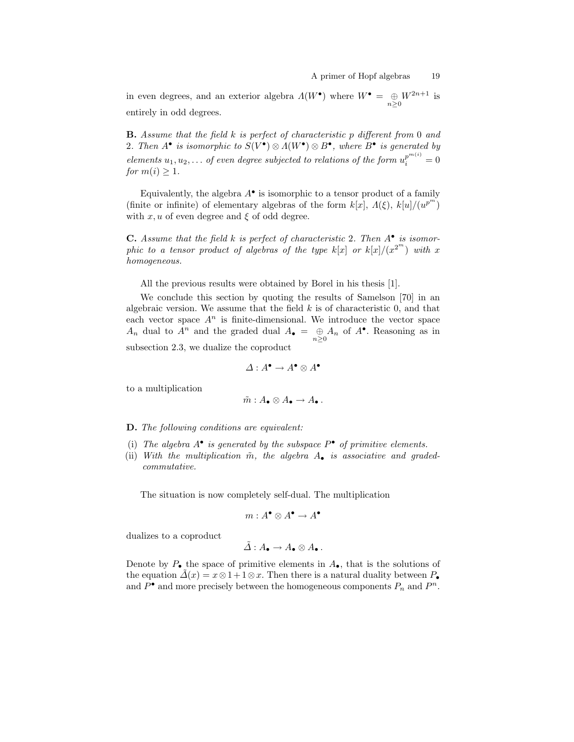in even degrees, and an exterior algebra $\Lambda(W^\bullet)$ where $W^\bullet = \underset{n\geq 0}{\oplus} W^{2n+1}$ is entirely in odd degrees.

**B.** *Assume that the field $k$ is perfect of characteristic $p$ different from 0 and 2. Then $A^\bullet$ is isomorphic to $S(V^\bullet) \otimes \Lambda(W^\bullet) \otimes B^\bullet$, where $B^\bullet$ is generated by elements $u_1, u_2, \ldots$ of even degree subjected to relations of the form $u_i^{p^{m(i)}} = 0$ for $m(i) \geq 1$.*

Equivalently, the algebra $A^\bullet$ is isomorphic to a tensor product of a family (finite or infinite) of elementary algebras of the form $k[x]$, $\Lambda(\xi)$, $k[u]/(u^{p^m})$ with $x, u$ of even degree and $\xi$ of odd degree.

**C.** *Assume that the field $k$ is perfect of characteristic 2. Then $A^\bullet$ is isomorphic to a tensor product of algebras of the type $k[x]$ or $k[x]/(x^{2^m})$ with $x$ homogeneous.*

All the previous results were obtained by Borel in his thesis [1].

We conclude this section by quoting the results of Samelson [70] in an algebraic version. We assume that the field $k$ is of characteristic 0, and that each vector space $A^n$ is finite-dimensional. We introduce the vector space $A_n$ dual to $A^n$ and the graded dual $A_\bullet = \underset{n\geq 0}{\oplus} A_n$ of $A^\bullet$. Reasoning as in subsection 2.3, we dualize the coproduct

$$\Delta : A^\bullet \to A^\bullet \otimes A^\bullet$$

to a multiplication

$$\tilde{m} : A_\bullet \otimes A_\bullet \to A_\bullet \,.$$

**D.** *The following conditions are equivalent:*

(i) *The algebra $A^\bullet$ is generated by the subspace $P^\bullet$ of primitive elements.*
(ii) *With the multiplication $\tilde{m}$, the algebra $A_\bullet$ is associative and graded-commutative.*

The situation is now completely self-dual. The multiplication

$$m : A^\bullet \otimes A^\bullet \to A^\bullet$$

dualizes to a coproduct

$$\tilde{\Delta} : A_\bullet \to A_\bullet \otimes A_\bullet \,.$$

Denote by $P_\bullet$ the space of primitive elements in $A_\bullet$, that is the solutions of the equation $\tilde{\Delta}(x) = x \otimes 1 + 1 \otimes x$. Then there is a natural duality between $P_\bullet$ and $P^\bullet$ and more precisely between the homogeneous components $P_n$ and $P^n$.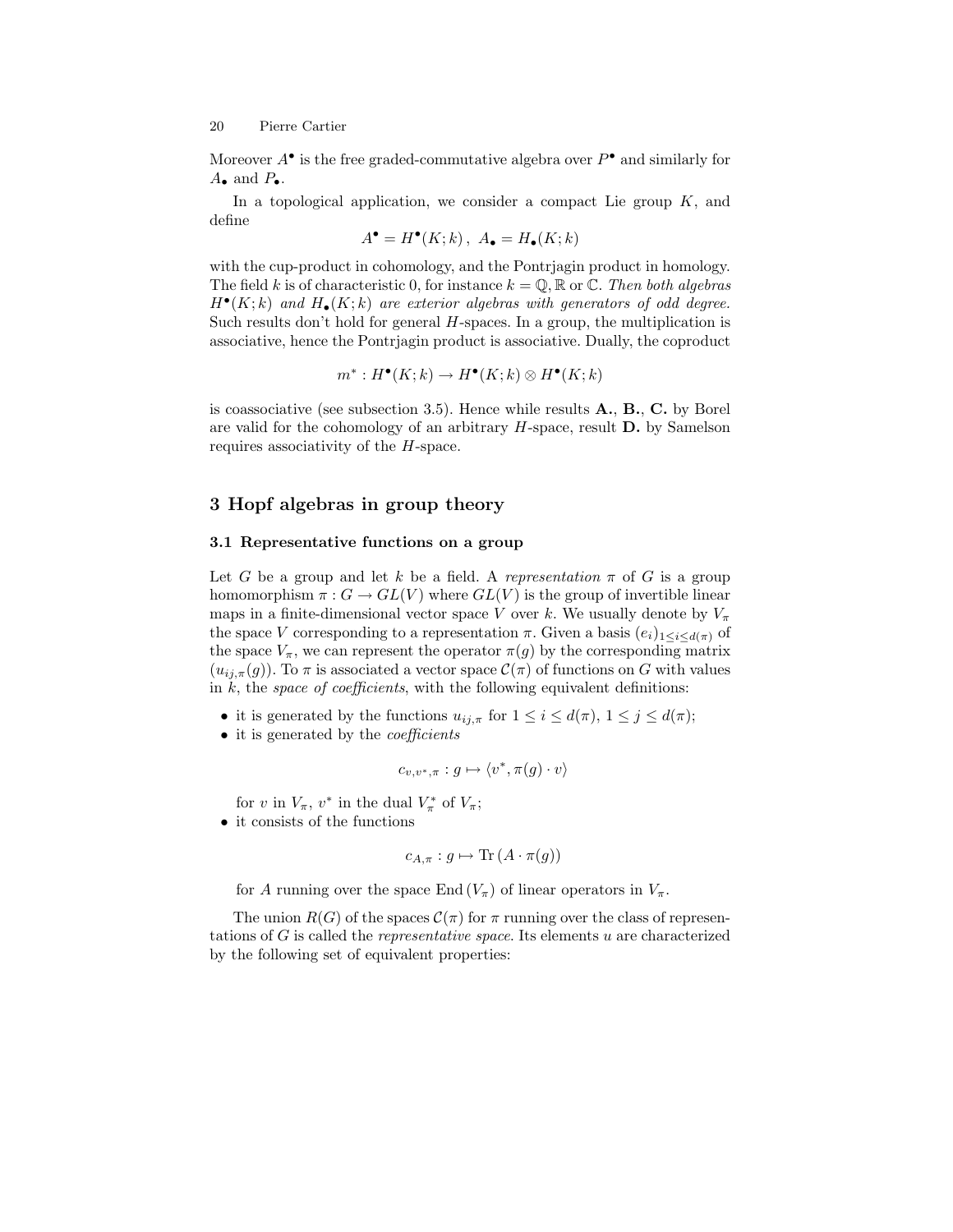Moreover $A^\bullet$ is the free graded-commutative algebra over $P^\bullet$ and similarly for $A_\bullet$ and $P_\bullet$.

In a topological application, we consider a compact Lie group $K$, and define

$$A^\bullet = H^\bullet(K;k)\,,\ A_\bullet = H_\bullet(K;k)$$

with the cup-product in cohomology, and the Pontrjagin product in homology. The field $k$ is of characteristic 0, for instance $k = \mathbb{Q}, \mathbb{R}$ or $\mathbb{C}$. *Then both algebras $H^\bullet(K;k)$ and $H_\bullet(K;k)$ are exterior algebras with generators of odd degree.* Such results don't hold for general $H$-spaces. In a group, the multiplication is associative, hence the Pontrjagin product is associative. Dually, the coproduct

$$m^* : H^\bullet(K;k) \to H^\bullet(K;k) \otimes H^\bullet(K;k)$$

is coassociative (see subsection 3.5). Hence while results **A.**, **B.**, **C.** by Borel are valid for the cohomology of an arbitrary $H$-space, result **D.** by Samelson requires associativity of the $H$-space.

# 3 Hopf algebras in group theory

## 3.1 Representative functions on a group

Let $G$ be a group and let $k$ be a field. A *representation* $\pi$ of $G$ is a group homomorphism $\pi : G \to GL(V)$ where $GL(V)$ is the group of invertible linear maps in a finite-dimensional vector space $V$ over $k$. We usually denote by $V_\pi$ the space $V$ corresponding to a representation $\pi$. Given a basis $(e_i)_{1 \leq i \leq d(\pi)}$ of the space $V_\pi$, we can represent the operator $\pi(g)$ by the corresponding matrix $(u_{ij,\pi}(g))$. To $\pi$ is associated a vector space $\mathcal{C}(\pi)$ of functions on $G$ with values in $k$, the *space of coefficients*, with the following equivalent definitions:

- it is generated by the functions $u_{ij,\pi}$ for $1 \leq i \leq d(\pi)$, $1 \leq j \leq d(\pi)$;
- it is generated by the *coefficients*

$$c_{v,v^*,\pi} : g \mapsto \langle v^*, \pi(g) \cdot v \rangle$$

  for $v$ in $V_\pi$, $v^*$ in the dual $V_\pi^*$ of $V_\pi$;
- it consists of the functions

$$c_{A,\pi} : g \mapsto \mathrm{Tr}\,(A \cdot \pi(g))$$

  for $A$ running over the space $\mathrm{End}\,(V_\pi)$ of linear operators in $V_\pi$.

The union $R(G)$ of the spaces $\mathcal{C}(\pi)$ for $\pi$ running over the class of representations of $G$ is called the *representative space*. Its elements $u$ are characterized by the following set of equivalent properties: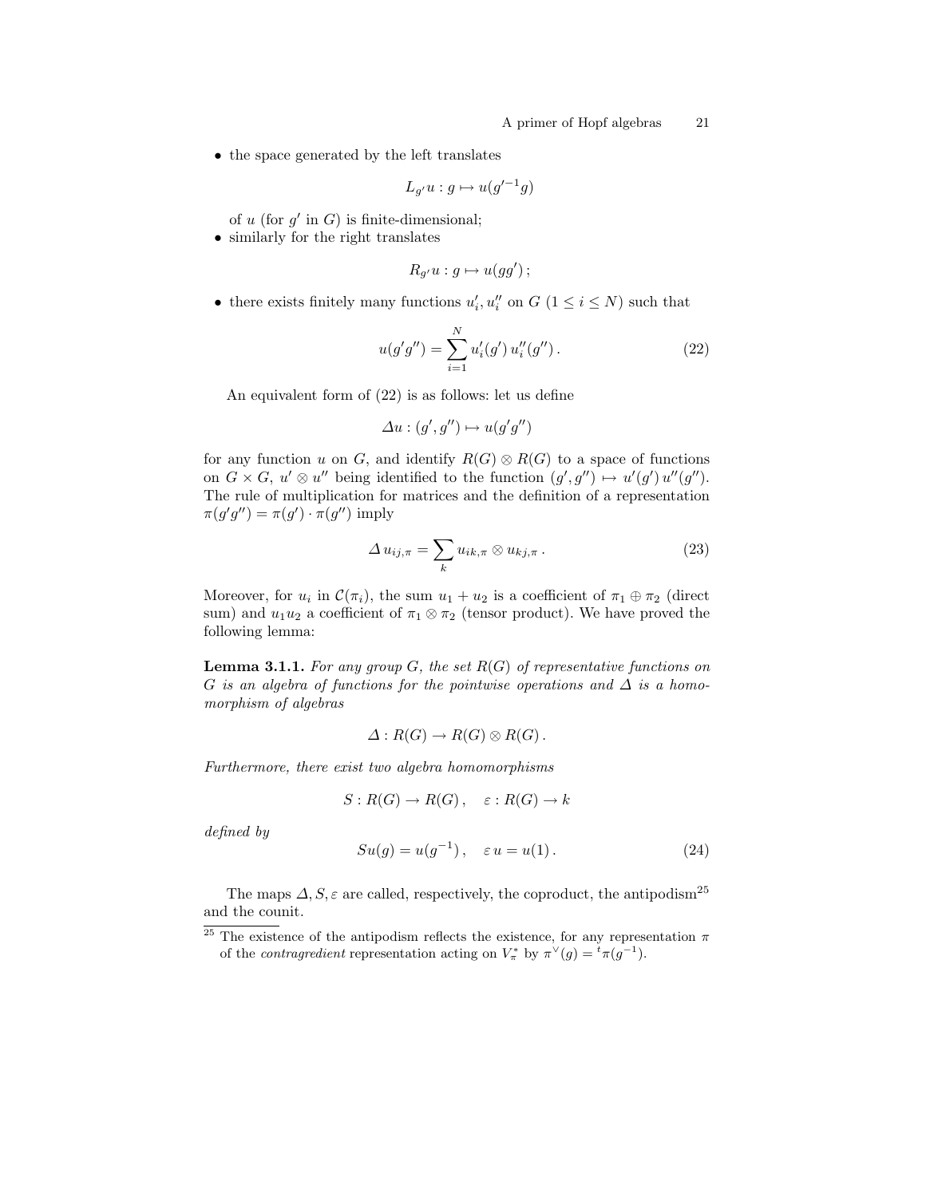- the space generated by the left translates

$$L_{g'} u : g \mapsto u(g'^{-1} g)$$

  of $u$ (for $g'$ in $G$) is finite-dimensional;
- similarly for the right translates

$$R_{g'} u : g \mapsto u(g g')\,;$$

- there exists finitely many functions $u'_i, u''_i$ on $G$ ($1 \leq i \leq N$) such that

$$u(g'g'') = \sum_{i=1}^{N} u'_i(g')\, u''_i(g'')\,. \tag{22}$$

An equivalent form of (22) is as follows: let us define

$$\varDelta u : (g', g'') \mapsto u(g'g'')$$

for any function $u$ on $G$, and identify $R(G) \otimes R(G)$ to a space of functions on $G \times G$, $u' \otimes u''$ being identified to the function $(g', g'') \mapsto u'(g')\, u''(g'')$. The rule of multiplication for matrices and the definition of a representation $\pi(g'g'') = \pi(g') \cdot \pi(g'')$ imply

$$\varDelta\, u_{ij,\pi} = \sum_k u_{ik,\pi} \otimes u_{kj,\pi}\,. \tag{23}$$

Moreover, for $u_i$ in $\mathcal{C}(\pi_i)$, the sum $u_1 + u_2$ is a coefficient of $\pi_1 \oplus \pi_2$ (direct sum) and $u_1 u_2$ a coefficient of $\pi_1 \otimes \pi_2$ (tensor product). We have proved the following lemma:

**Lemma 3.1.1.** *For any group $G$, the set $R(G)$ of representative functions on $G$ is an algebra of functions for the pointwise operations and $\varDelta$ is a homomorphism of algebras*

$$\varDelta : R(G) \to R(G) \otimes R(G)\,.$$

*Furthermore, there exist two algebra homomorphisms*

$$S : R(G) \to R(G)\,, \quad \varepsilon : R(G) \to k$$

*defined by*

$$Su(g) = u(g^{-1})\,, \quad \varepsilon\, u = u(1)\,. \tag{24}$$

The maps $\varDelta, S, \varepsilon$ are called, respectively, the coproduct, the antipodism[25] and the counit.

[25] The existence of the antipodism reflects the existence, for any representation $\pi$ of the *contragredient* representation acting on $V_\pi^*$ by $\pi^\vee(g) = {}^t\pi(g^{-1})$.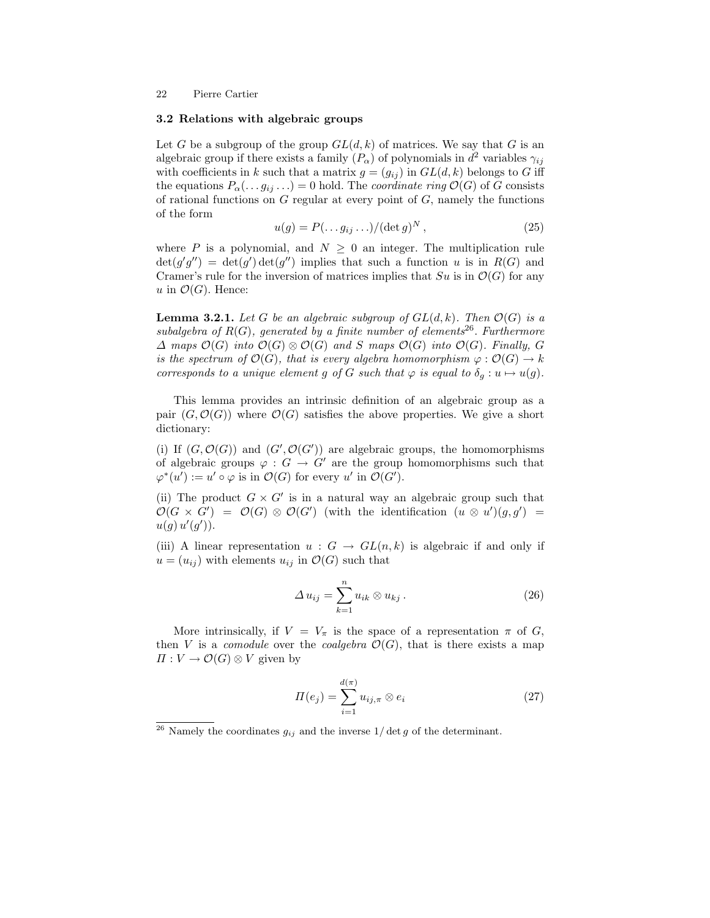### 3.2 Relations with algebraic groups

Let $G$ be a subgroup of the group $GL(d,k)$ of matrices. We say that $G$ is an algebraic group if there exists a family $(P_\alpha)$ of polynomials in $d^2$ variables $\gamma_{ij}$ with coefficients in $k$ such that a matrix $g = (g_{ij})$ in $GL(d,k)$ belongs to $G$ iff the equations $P_\alpha(\ldots g_{ij} \ldots) = 0$ hold. The *coordinate ring* $\mathcal{O}(G)$ of $G$ consists of rational functions on $G$ regular at every point of $G$, namely the functions of the form

$$u(g) = P(\ldots g_{ij} \ldots)/(\det g)^N \,, \tag{25}$$

where $P$ is a polynomial, and $N \geq 0$ an integer. The multiplication rule $\det(g'g'') = \det(g')\det(g'')$ implies that such a function $u$ is in $R(G)$ and Cramer's rule for the inversion of matrices implies that $Su$ is in $\mathcal{O}(G)$ for any $u$ in $\mathcal{O}(G)$. Hence:

**Lemma 3.2.1.** *Let $G$ be an algebraic subgroup of $GL(d,k)$. Then $\mathcal{O}(G)$ is a subalgebra of $R(G)$, generated by a finite number of elements*[26]*. Furthermore $\Delta$ maps $\mathcal{O}(G)$ into $\mathcal{O}(G) \otimes \mathcal{O}(G)$ and $S$ maps $\mathcal{O}(G)$ into $\mathcal{O}(G)$. Finally, $G$ is the spectrum of $\mathcal{O}(G)$, that is every algebra homomorphism $\varphi : \mathcal{O}(G) \to k$ corresponds to a unique element $g$ of $G$ such that $\varphi$ is equal to $\delta_g : u \mapsto u(g)$.*

This lemma provides an intrinsic definition of an algebraic group as a pair $(G, \mathcal{O}(G))$ where $\mathcal{O}(G)$ satisfies the above properties. We give a short dictionary:

(i) If $(G, \mathcal{O}(G))$ and $(G', \mathcal{O}(G'))$ are algebraic groups, the homomorphisms of algebraic groups $\varphi : G \to G'$ are the group homomorphisms such that $\varphi^*(u') := u' \circ \varphi$ is in $\mathcal{O}(G)$ for every $u'$ in $\mathcal{O}(G')$.

(ii) The product $G \times G'$ is in a natural way an algebraic group such that $\mathcal{O}(G \times G') = \mathcal{O}(G) \otimes \mathcal{O}(G')$ (with the identification $(u \otimes u')(g, g') = u(g)\, u'(g')$).

(iii) A linear representation $u : G \to GL(n,k)$ is algebraic if and only if $u = (u_{ij})$ with elements $u_{ij}$ in $\mathcal{O}(G)$ such that

$$\Delta\, u_{ij} = \sum_{k=1}^{n} u_{ik} \otimes u_{kj} \,. \tag{26}$$

More intrinsically, if $V = V_\pi$ is the space of a representation $\pi$ of $G$, then $V$ is a *comodule* over the *coalgebra* $\mathcal{O}(G)$, that is there exists a map $\Pi : V \to \mathcal{O}(G) \otimes V$ given by

$$\Pi(e_j) = \sum_{i=1}^{d(\pi)} u_{ij,\pi} \otimes e_i \tag{27}$$

[26] Namely the coordinates $g_{ij}$ and the inverse $1/\det g$ of the determinant.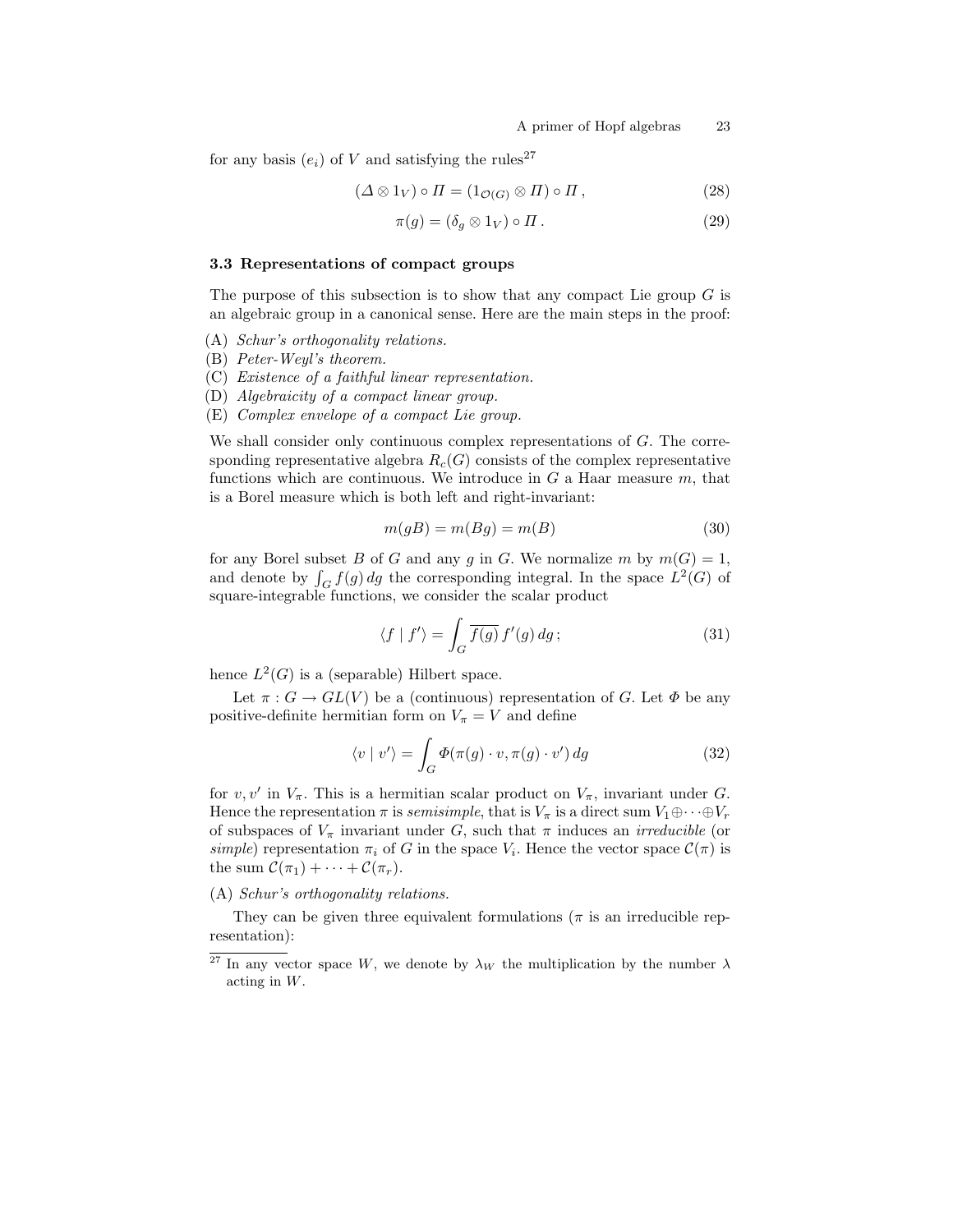for any basis $(e_i)$ of $V$ and satisfying the rules[27]

$$(\Delta \otimes 1_V) \circ \Pi = (1_{\mathcal{O}(G)} \otimes \Pi) \circ \Pi \,, \tag{28}$$

$$\pi(g) = (\delta_g \otimes 1_V) \circ \Pi \,. \tag{29}$$

### 3.3 Representations of compact groups

The purpose of this subsection is to show that any compact Lie group $G$ is an algebraic group in a canonical sense. Here are the main steps in the proof:

(A) *Schur's orthogonality relations.*
(B) *Peter-Weyl's theorem.*
(C) *Existence of a faithful linear representation.*
(D) *Algebraicity of a compact linear group.*
(E) *Complex envelope of a compact Lie group.*

We shall consider only continuous complex representations of $G$. The corresponding representative algebra $R_c(G)$ consists of the complex representative functions which are continuous. We introduce in $G$ a Haar measure $m$, that is a Borel measure which is both left and right-invariant:

$$m(gB) = m(Bg) = m(B) \tag{30}$$

for any Borel subset $B$ of $G$ and any $g$ in $G$. We normalize $m$ by $m(G) = 1$, and denote by $\int_G f(g)\, dg$ the corresponding integral. In the space $L^2(G)$ of square-integrable functions, we consider the scalar product

$$\langle f \mid f' \rangle = \int_G \overline{f(g)}\, f'(g)\, dg \,; \tag{31}$$

hence $L^2(G)$ is a (separable) Hilbert space.

Let $\pi : G \to GL(V)$ be a (continuous) representation of $G$. Let $\Phi$ be any positive-definite hermitian form on $V_\pi = V$ and define

$$\langle v \mid v' \rangle = \int_G \Phi(\pi(g) \cdot v, \pi(g) \cdot v')\, dg \tag{32}$$

for $v, v'$ in $V_\pi$. This is a hermitian scalar product on $V_\pi$, invariant under $G$. Hence the representation $\pi$ is *semisimple*, that is $V_\pi$ is a direct sum $V_1 \oplus \cdots \oplus V_r$ of subspaces of $V_\pi$ invariant under $G$, such that $\pi$ induces an *irreducible* (or *simple*) representation $\pi_i$ of $G$ in the space $V_i$. Hence the vector space $\mathcal{C}(\pi)$ is the sum $\mathcal{C}(\pi_1) + \cdots + \mathcal{C}(\pi_r)$.

(A) *Schur's orthogonality relations.*

They can be given three equivalent formulations ($\pi$ is an irreducible representation):

---

[27] In any vector space $W$, we denote by $\lambda_W$ the multiplication by the number $\lambda$ acting in $W$.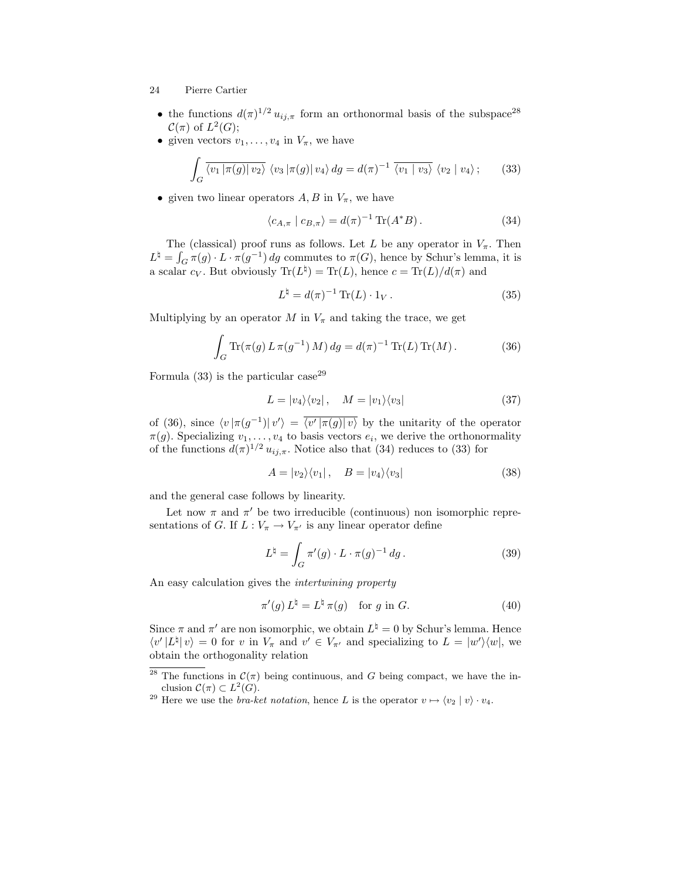- the functions $d(\pi)^{1/2}\, u_{ij,\pi}$ form an orthonormal basis of the subspace[28] $\mathcal{C}(\pi)$ of $L^2(G)$;
- given vectors $v_1, \ldots, v_4$ in $V_\pi$, we have

$$\int_G \overline{\langle v_1\,|\pi(g)|\, v_2\rangle}\ \langle v_3\,|\pi(g)|\, v_4\rangle\, dg = d(\pi)^{-1}\ \overline{\langle v_1 \mid v_3\rangle}\ \langle v_2 \mid v_4\rangle\,; \qquad (33)$$

- given two linear operators $A, B$ in $V_\pi$, we have

$$\langle c_{A,\pi} \mid c_{B,\pi}\rangle = d(\pi)^{-1}\,\mathrm{Tr}(A^* B)\,. \qquad (34)$$

The (classical) proof runs as follows. Let $L$ be any operator in $V_\pi$. Then $L^\natural = \int_G \pi(g)\cdot L\cdot \pi(g^{-1})\,dg$ commutes to $\pi(G)$, hence by Schur's lemma, it is a scalar $c_V$. But obviously $\mathrm{Tr}(L^\natural) = \mathrm{Tr}(L)$, hence $c = \mathrm{Tr}(L)/d(\pi)$ and

$$L^\natural = d(\pi)^{-1}\,\mathrm{Tr}(L)\cdot 1_V\,. \qquad (35)$$

Multiplying by an operator $M$ in $V_\pi$ and taking the trace, we get

$$\int_G \mathrm{Tr}(\pi(g)\,L\,\pi(g^{-1})\,M)\,dg = d(\pi)^{-1}\,\mathrm{Tr}(L)\,\mathrm{Tr}(M)\,. \qquad (36)$$

Formula (33) is the particular case[29]

$$L = |v_4\rangle\langle v_2|\,, \quad M = |v_1\rangle\langle v_3| \qquad (37)$$

of (36), since $\langle v\,|\pi(g^{-1})|\,v'\rangle = \overline{\langle v'\,|\pi(g)|\,v\rangle}$ by the unitarity of the operator $\pi(g)$. Specializing $v_1, \ldots, v_4$ to basis vectors $e_i$, we derive the orthonormality of the functions $d(\pi)^{1/2}\,u_{ij,\pi}$. Notice also that (34) reduces to (33) for

$$A = |v_2\rangle\langle v_1|\,, \quad B = |v_4\rangle\langle v_3| \qquad (38)$$

and the general case follows by linearity.

Let now $\pi$ and $\pi'$ be two irreducible (continuous) non isomorphic representations of $G$. If $L : V_\pi \to V_{\pi'}$ is any linear operator define

$$L^\natural = \int_G \pi'(g)\cdot L\cdot \pi(g)^{-1}\,dg\,. \qquad (39)$$

An easy calculation gives the *intertwining property*

$$\pi'(g)\,L^\natural = L^\natural\,\pi(g) \quad \text{for } g \text{ in } G. \qquad (40)$$

Since $\pi$ and $\pi'$ are non isomorphic, we obtain $L^\natural = 0$ by Schur's lemma. Hence $\langle v'\,|L^\natural|\,v\rangle = 0$ for $v$ in $V_\pi$ and $v' \in V_{\pi'}$ and specializing to $L = |w'\rangle\langle w|$, we obtain the orthogonality relation

---

[28] The functions in $\mathcal{C}(\pi)$ being continuous, and $G$ being compact, we have the inclusion $\mathcal{C}(\pi) \subset L^2(G)$.

[29] Here we use the *bra-ket notation*, hence $L$ is the operator $v \mapsto \langle v_2 \mid v\rangle \cdot v_4$.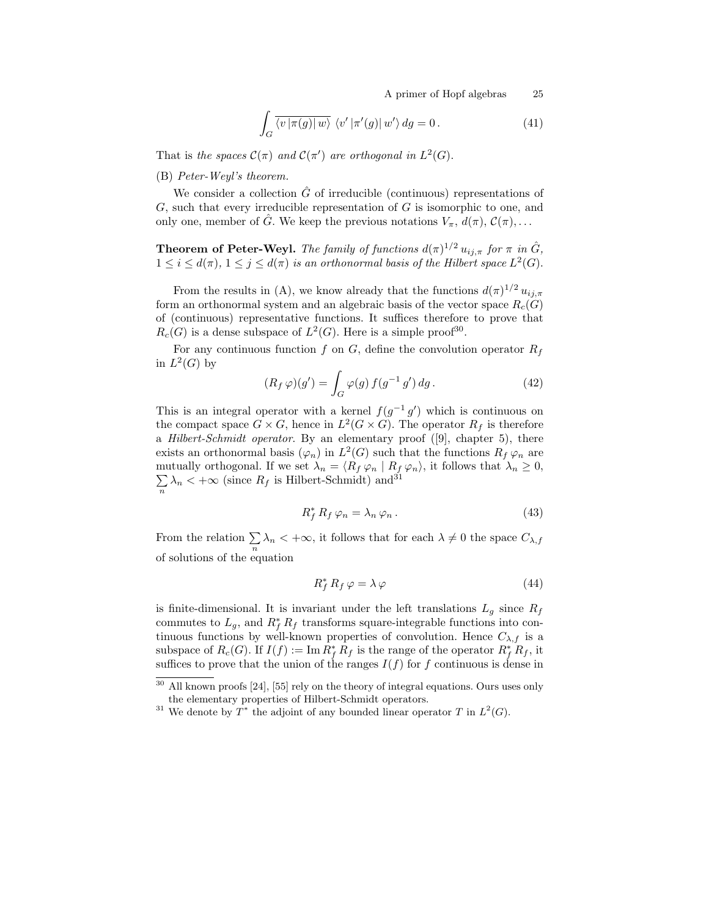$$\int_G \overline{\langle v\,|\pi(g)|\,w\rangle}\;\langle v'\,|\pi'(g)|\,w'\rangle\,dg = 0\,. \tag{41}$$

That is *the spaces $\mathcal{C}(\pi)$ and $\mathcal{C}(\pi')$ are orthogonal in $L^2(G)$.*

(B) *Peter-Weyl's theorem.*

We consider a collection $\hat{G}$ of irreducible (continuous) representations of $G$, such that every irreducible representation of $G$ is isomorphic to one, and only one, member of $\hat{G}$. We keep the previous notations $V_\pi$, $d(\pi)$, $\mathcal{C}(\pi), \ldots$

**Theorem of Peter-Weyl.** *The family of functions $d(\pi)^{1/2}\,u_{ij,\pi}$ for $\pi$ in $\hat{G}$, $1 \leq i \leq d(\pi)$, $1 \leq j \leq d(\pi)$ is an orthonormal basis of the Hilbert space $L^2(G)$.*

From the results in (A), we know already that the functions $d(\pi)^{1/2}\,u_{ij,\pi}$ form an orthonormal system and an algebraic basis of the vector space $R_c(G)$ of (continuous) representative functions. It suffices therefore to prove that $R_c(G)$ is a dense subspace of $L^2(G)$. Here is a simple proof[30].

For any continuous function $f$ on $G$, define the convolution operator $R_f$ in $L^2(G)$ by

$$(R_f\,\varphi)(g') = \int_G \varphi(g)\,f(g^{-1}\,g')\,dg\,. \tag{42}$$

This is an integral operator with a kernel $f(g^{-1}\,g')$ which is continuous on the compact space $G \times G$, hence in $L^2(G \times G)$. The operator $R_f$ is therefore a *Hilbert-Schmidt operator*. By an elementary proof ([9], chapter 5), there exists an orthonormal basis $(\varphi_n)$ in $L^2(G)$ such that the functions $R_f\,\varphi_n$ are mutually orthogonal. If we set $\lambda_n = \langle R_f\,\varphi_n \mid R_f\,\varphi_n\rangle$, it follows that $\lambda_n \geq 0$, $\sum_n \lambda_n < +\infty$ (since $R_f$ is Hilbert-Schmidt) and[31]

$$R_f^*\,R_f\,\varphi_n = \lambda_n\,\varphi_n\,. \tag{43}$$

From the relation $\sum_n \lambda_n < +\infty$, it follows that for each $\lambda \neq 0$ the space $C_{\lambda,f}$ of solutions of the equation

$$R_f^*\,R_f\,\varphi = \lambda\,\varphi \tag{44}$$

is finite-dimensional. It is invariant under the left translations $L_g$ since $R_f$ commutes to $L_g$, and $R_f^*\,R_f$ transforms square-integrable functions into continuous functions by well-known properties of convolution. Hence $C_{\lambda,f}$ is a subspace of $R_c(G)$. If $I(f) := \operatorname{Im} R_f^*\,R_f$ is the range of the operator $R_f^*\,R_f$, it suffices to prove that the union of the ranges $I(f)$ for $f$ continuous is dense in

---

[30] All known proofs [24], [55] rely on the theory of integral equations. Ours uses only the elementary properties of Hilbert-Schmidt operators.

[31] We denote by $T^*$ the adjoint of any bounded linear operator $T$ in $L^2(G)$.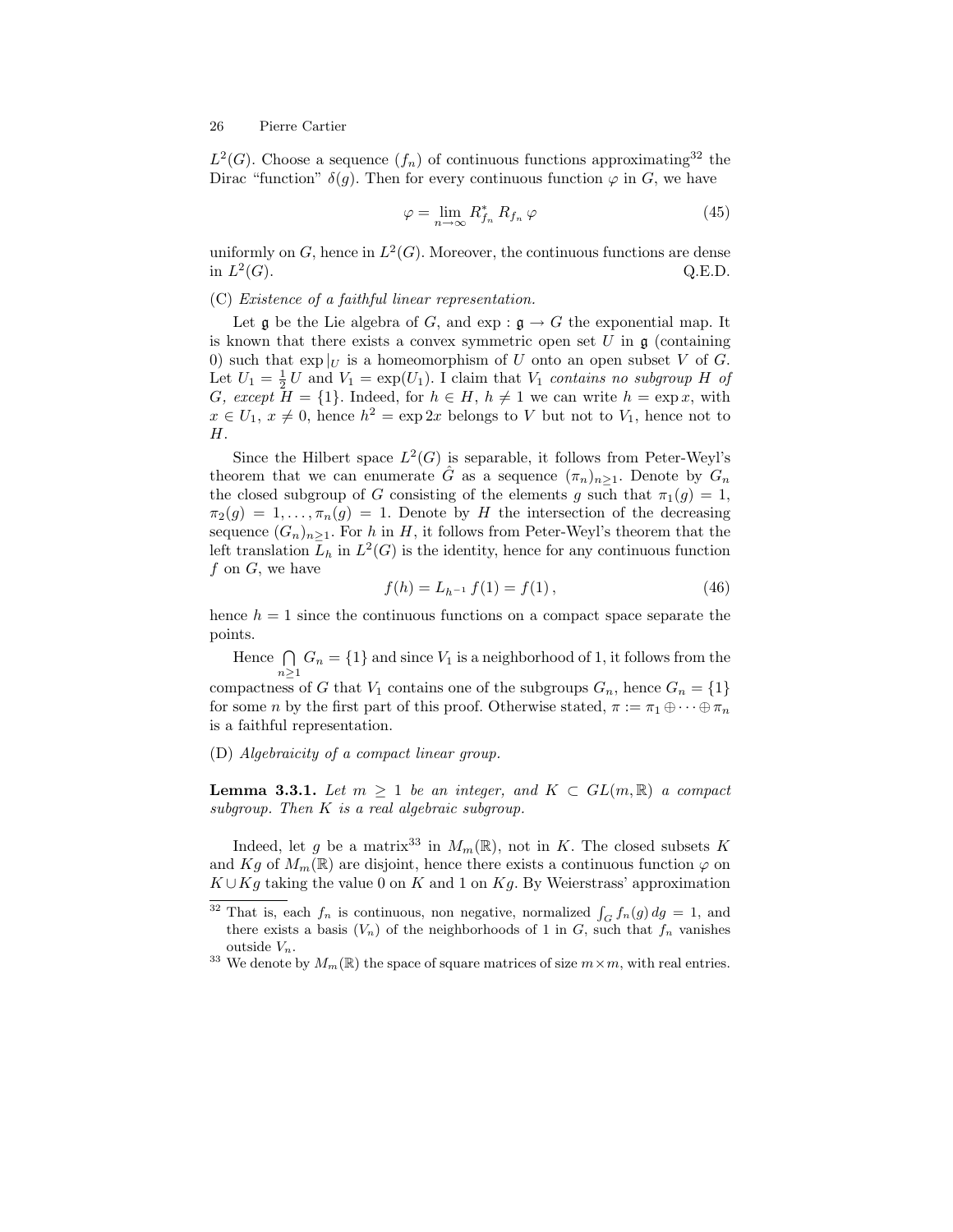$L^2(G)$. Choose a sequence $(f_n)$ of continuous functions approximating[32] the Dirac "function" $\delta(g)$. Then for every continuous function $\varphi$ in $G$, we have

$$\varphi = \lim_{n\to\infty} R^*_{f_n} R_{f_n} \varphi \tag{45}$$

uniformly on $G$, hence in $L^2(G)$. Moreover, the continuous functions are dense in $L^2(G)$. Q.E.D.

(C) *Existence of a faithful linear representation.*

Let $\mathfrak{g}$ be the Lie algebra of $G$, and $\exp : \mathfrak{g} \to G$ the exponential map. It is known that there exists a convex symmetric open set $U$ in $\mathfrak{g}$ (containing 0) such that $\exp|_U$ is a homeomorphism of $U$ onto an open subset $V$ of $G$. Let $U_1 = \frac{1}{2}U$ and $V_1 = \exp(U_1)$. I claim that $V_1$ *contains no subgroup $H$ of $G$, except $H = \{1\}$.* Indeed, for $h \in H$, $h \neq 1$ we can write $h = \exp x$, with $x \in U_1$, $x \neq 0$, hence $h^2 = \exp 2x$ belongs to $V$ but not to $V_1$, hence not to $H$.

Since the Hilbert space $L^2(G)$ is separable, it follows from Peter-Weyl's theorem that we can enumerate $\hat{G}$ as a sequence $(\pi_n)_{n\geq 1}$. Denote by $G_n$ the closed subgroup of $G$ consisting of the elements $g$ such that $\pi_1(g) = 1$, $\pi_2(g) = 1, \ldots, \pi_n(g) = 1$. Denote by $H$ the intersection of the decreasing sequence $(G_n)_{n\geq 1}$. For $h$ in $H$, it follows from Peter-Weyl's theorem that the left translation $L_h$ in $L^2(G)$ is the identity, hence for any continuous function $f$ on $G$, we have

$$f(h) = L_{h^{-1}} f(1) = f(1)\,, \tag{46}$$

hence $h = 1$ since the continuous functions on a compact space separate the points.

Hence $\bigcap_{n\geq 1} G_n = \{1\}$ and since $V_1$ is a neighborhood of 1, it follows from the compactness of $G$ that $V_1$ contains one of the subgroups $G_n$, hence $G_n = \{1\}$ for some $n$ by the first part of this proof. Otherwise stated, $\pi := \pi_1 \oplus \cdots \oplus \pi_n$ is a faithful representation.

(D) *Algebraicity of a compact linear group.*

**Lemma 3.3.1.** *Let $m \geq 1$ be an integer, and $K \subset GL(m, \mathbb{R})$ a compact subgroup. Then $K$ is a real algebraic subgroup.*

Indeed, let $g$ be a matrix[33] in $M_m(\mathbb{R})$, not in $K$. The closed subsets $K$ and $Kg$ of $M_m(\mathbb{R})$ are disjoint, hence there exists a continuous function $\varphi$ on $K \cup Kg$ taking the value 0 on $K$ and 1 on $Kg$. By Weierstrass' approximation

---

[32] That is, each $f_n$ is continuous, non negative, normalized $\int_G f_n(g)\,dg = 1$, and there exists a basis $(V_n)$ of the neighborhoods of 1 in $G$, such that $f_n$ vanishes outside $V_n$.

[33] We denote by $M_m(\mathbb{R})$ the space of square matrices of size $m \times m$, with real entries.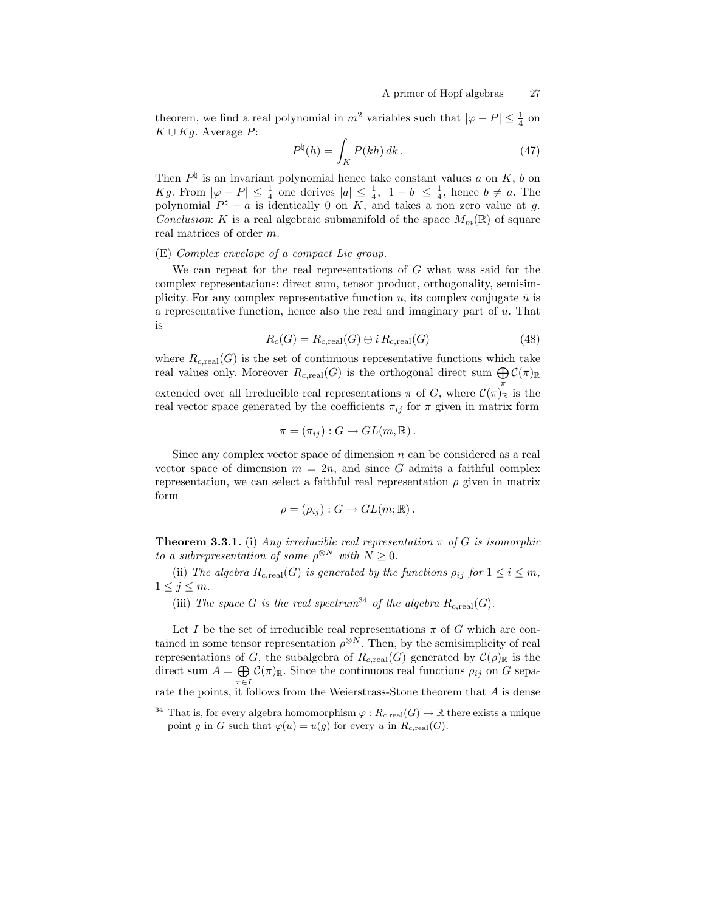theorem, we find a real polynomial in $m^2$ variables such that $|\varphi - P| \leq \frac{1}{4}$ on $K \cup Kg$. Average $P$:

$$P^\natural(h) = \int_K P(kh)\, dk\,. \tag{47}$$

Then $P^\natural$ is an invariant polynomial hence take constant values $a$ on $K$, $b$ on $Kg$. From $|\varphi - P| \leq \frac{1}{4}$ one derives $|a| \leq \frac{1}{4}$, $|1-b| \leq \frac{1}{4}$, hence $b \neq a$. The polynomial $P^\natural - a$ is identically 0 on $K$, and takes a non zero value at $g$. *Conclusion*: $K$ is a real algebraic submanifold of the space $M_m(\mathbb{R})$ of square real matrices of order $m$.

(E) *Complex envelope of a compact Lie group.*

We can repeat for the real representations of $G$ what was said for the complex representations: direct sum, tensor product, orthogonality, semisimplicity. For any complex representative function $u$, its complex conjugate $\bar{u}$ is a representative function, hence also the real and imaginary part of $u$. That is

$$R_c(G) = R_{c,\mathrm{real}}(G) \oplus i\, R_{c,\mathrm{real}}(G) \tag{48}$$

where $R_{c,\mathrm{real}}(G)$ is the set of continuous representative functions which take real values only. Moreover $R_{c,\mathrm{real}}(G)$ is the orthogonal direct sum $\bigoplus_\pi \mathcal{C}(\pi)_\mathbb{R}$ extended over all irreducible real representations $\pi$ of $G$, where $\mathcal{C}(\pi)_\mathbb{R}$ is the real vector space generated by the coefficients $\pi_{ij}$ for $\pi$ given in matrix form

$$\pi = (\pi_{ij}) : G \to GL(m, \mathbb{R})\,.$$

Since any complex vector space of dimension $n$ can be considered as a real vector space of dimension $m = 2n$, and since $G$ admits a faithful complex representation, we can select a faithful real representation $\rho$ given in matrix form

$$\rho = (\rho_{ij}) : G \to GL(m; \mathbb{R})\,.$$

**Theorem 3.3.1.** (i) *Any irreducible real representation $\pi$ of $G$ is isomorphic to a subrepresentation of some $\rho^{\otimes N}$ with $N \geq 0$.*

(ii) *The algebra $R_{c,\mathrm{real}}(G)$ is generated by the functions $\rho_{ij}$ for $1 \leq i \leq m$, $1 \leq j \leq m$.*

(iii) *The space $G$ is the real spectrum*[34] *of the algebra $R_{c,\mathrm{real}}(G)$.*

Let $I$ be the set of irreducible real representations $\pi$ of $G$ which are contained in some tensor representation $\rho^{\otimes N}$. Then, by the semisimplicity of real representations of $G$, the subalgebra of $R_{c,\mathrm{real}}(G)$ generated by $\mathcal{C}(\rho)_\mathbb{R}$ is the direct sum $A = \bigoplus_{\pi \in I} \mathcal{C}(\pi)_\mathbb{R}$. Since the continuous real functions $\rho_{ij}$ on $G$ separate the points, it follows from the Weierstrass-Stone theorem that $A$ is dense

[34] That is, for every algebra homomorphism $\varphi : R_{c,\mathrm{real}}(G) \to \mathbb{R}$ there exists a unique point $g$ in $G$ such that $\varphi(u) = u(g)$ for every $u$ in $R_{c,\mathrm{real}}(G)$.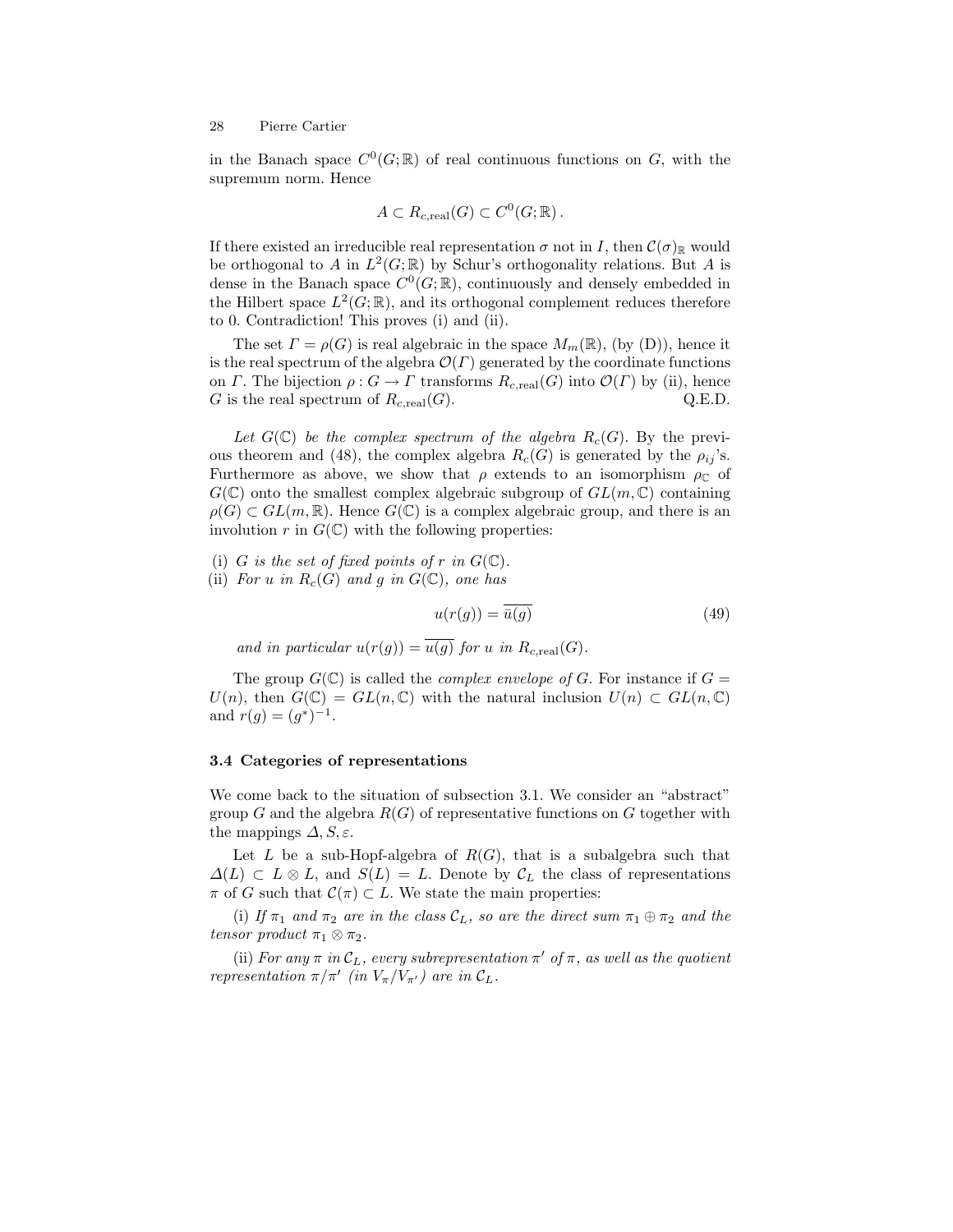in the Banach space $C^0(G;\mathbb{R})$ of real continuous functions on $G$, with the supremum norm. Hence

$$A \subset R_{c,\text{real}}(G) \subset C^0(G;\mathbb{R})\,.$$

If there existed an irreducible real representation $\sigma$ not in $I$, then $\mathcal{C}(\sigma)_{\mathbb{R}}$ would be orthogonal to $A$ in $L^2(G;\mathbb{R})$ by Schur's orthogonality relations. But $A$ is dense in the Banach space $C^0(G;\mathbb{R})$, continuously and densely embedded in the Hilbert space $L^2(G;\mathbb{R})$, and its orthogonal complement reduces therefore to 0. Contradiction! This proves (i) and (ii).

The set $\Gamma = \rho(G)$ is real algebraic in the space $M_m(\mathbb{R})$, (by (D)), hence it is the real spectrum of the algebra $\mathcal{O}(\Gamma)$ generated by the coordinate functions on $\Gamma$. The bijection $\rho : G \to \Gamma$ transforms $R_{c,\text{real}}(G)$ into $\mathcal{O}(\Gamma)$ by (ii), hence $G$ is the real spectrum of $R_{c,\text{real}}(G)$. Q.E.D.

*Let $G(\mathbb{C})$ be the complex spectrum of the algebra $R_c(G)$.* By the previous theorem and (48), the complex algebra $R_c(G)$ is generated by the $\rho_{ij}$'s. Furthermore as above, we show that $\rho$ extends to an isomorphism $\rho_{\mathbb{C}}$ of $G(\mathbb{C})$ onto the smallest complex algebraic subgroup of $GL(m,\mathbb{C})$ containing $\rho(G) \subset GL(m,\mathbb{R})$. Hence $G(\mathbb{C})$ is a complex algebraic group, and there is an involution $r$ in $G(\mathbb{C})$ with the following properties:

(i) *$G$ is the set of fixed points of $r$ in $G(\mathbb{C})$.*

(ii) *For $u$ in $R_c(G)$ and $g$ in $G(\mathbb{C})$, one has*

$$u(r(g)) = \overline{\overline{u}(g)} \tag{49}$$

*and in particular $u(r(g)) = \overline{u(g)}$ for $u$ in $R_{c,\text{real}}(G)$.*

The group $G(\mathbb{C})$ is called the *complex envelope of* $G$. For instance if $G = U(n)$, then $G(\mathbb{C}) = GL(n,\mathbb{C})$ with the natural inclusion $U(n) \subset GL(n,\mathbb{C})$ and $r(g) = (g^*)^{-1}$.

### 3.4 Categories of representations

We come back to the situation of subsection 3.1. We consider an "abstract" group $G$ and the algebra $R(G)$ of representative functions on $G$ together with the mappings $\Delta, S, \varepsilon$.

Let $L$ be a sub-Hopf-algebra of $R(G)$, that is a subalgebra such that $\Delta(L) \subset L \otimes L$, and $S(L) = L$. Denote by $\mathcal{C}_L$ the class of representations $\pi$ of $G$ such that $\mathcal{C}(\pi) \subset L$. We state the main properties:

(i) *If $\pi_1$ and $\pi_2$ are in the class $\mathcal{C}_L$, so are the direct sum $\pi_1 \oplus \pi_2$ and the tensor product $\pi_1 \otimes \pi_2$.*

(ii) *For any $\pi$ in $\mathcal{C}_L$, every subrepresentation $\pi'$ of $\pi$, as well as the quotient representation $\pi/\pi'$ (in $V_\pi/V_{\pi'}$) are in $\mathcal{C}_L$.*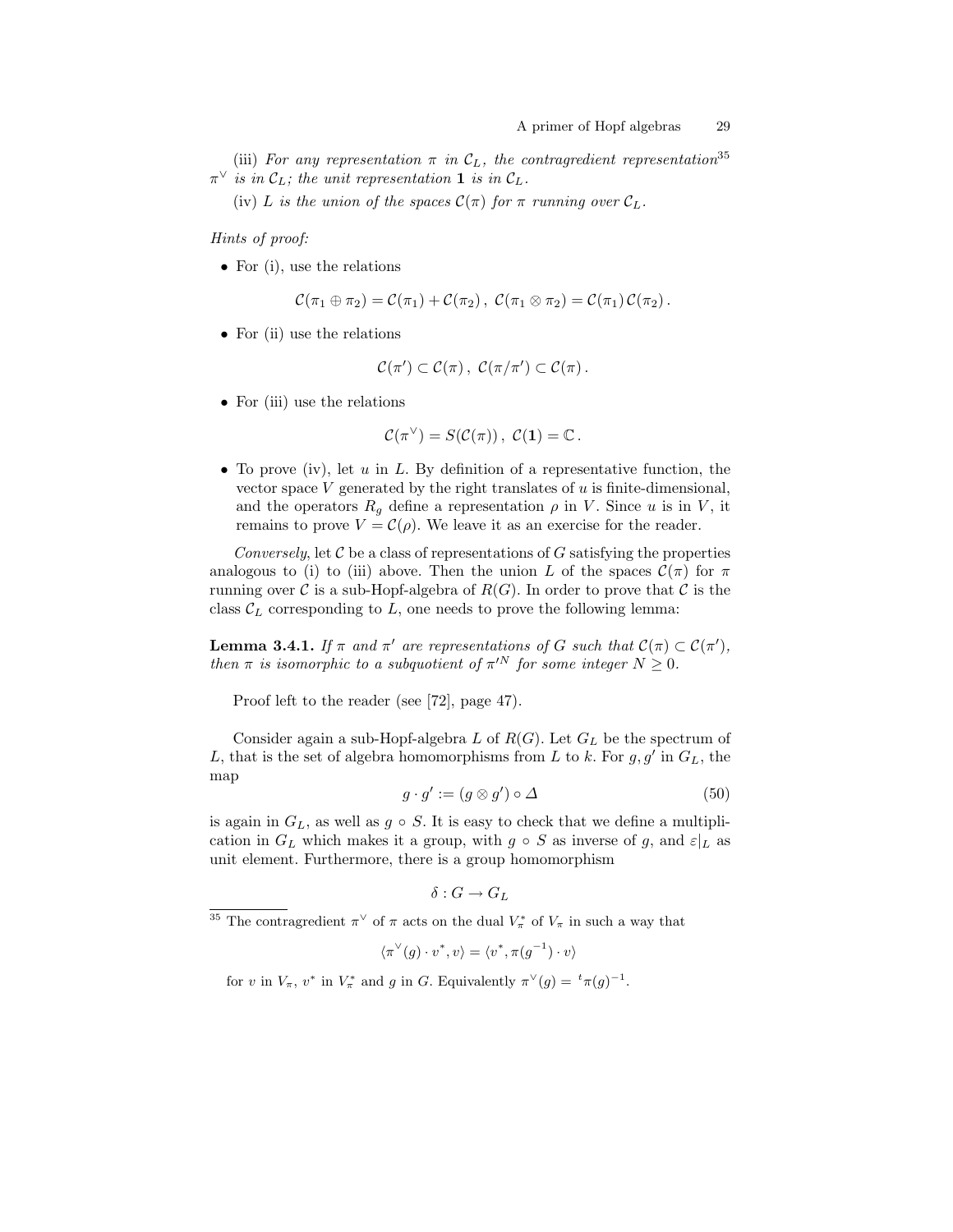(iii) *For any representation $\pi$ in $\mathcal{C}_L$, the contragredient representation*[35] *$\pi^\vee$ is in $\mathcal{C}_L$; the unit representation $\mathbf{1}$ is in $\mathcal{C}_L$.*

(iv) *$L$ is the union of the spaces $\mathcal{C}(\pi)$ for $\pi$ running over $\mathcal{C}_L$.*

*Hints of proof:*

- For (i), use the relations

$$\mathcal{C}(\pi_1 \oplus \pi_2) = \mathcal{C}(\pi_1) + \mathcal{C}(\pi_2)\,,\ \mathcal{C}(\pi_1 \otimes \pi_2) = \mathcal{C}(\pi_1)\,\mathcal{C}(\pi_2)\,.$$

- For (ii) use the relations

$$\mathcal{C}(\pi') \subset \mathcal{C}(\pi)\,,\ \mathcal{C}(\pi/\pi') \subset \mathcal{C}(\pi)\,.$$

- For (iii) use the relations

$$\mathcal{C}(\pi^\vee) = S(\mathcal{C}(\pi))\,,\ \mathcal{C}(\mathbf{1}) = \mathbb{C}\,.$$

- To prove (iv), let $u$ in $L$. By definition of a representative function, the vector space $V$ generated by the right translates of $u$ is finite-dimensional, and the operators $R_g$ define a representation $\rho$ in $V$. Since $u$ is in $V$, it remains to prove $V = \mathcal{C}(\rho)$. We leave it as an exercise for the reader.

*Conversely*, let $\mathcal{C}$ be a class of representations of $G$ satisfying the properties analogous to (i) to (iii) above. Then the union $L$ of the spaces $\mathcal{C}(\pi)$ for $\pi$ running over $\mathcal{C}$ is a sub-Hopf-algebra of $R(G)$. In order to prove that $\mathcal{C}$ is the class $\mathcal{C}_L$ corresponding to $L$, one needs to prove the following lemma:

**Lemma 3.4.1.** *If $\pi$ and $\pi'$ are representations of $G$ such that $\mathcal{C}(\pi) \subset \mathcal{C}(\pi')$, then $\pi$ is isomorphic to a subquotient of ${\pi'}^N$ for some integer $N \geq 0$.*

Proof left to the reader (see [72], page 47).

Consider again a sub-Hopf-algebra $L$ of $R(G)$. Let $G_L$ be the spectrum of $L$, that is the set of algebra homomorphisms from $L$ to $k$. For $g, g'$ in $G_L$, the map

$$g \cdot g' := (g \otimes g') \circ \Delta \tag{50}$$

is again in $G_L$, as well as $g \circ S$. It is easy to check that we define a multiplication in $G_L$ which makes it a group, with $g \circ S$ as inverse of $g$, and $\varepsilon|_L$ as unit element. Furthermore, there is a group homomorphism

$$\delta : G \to G_L$$

[35] The contragredient $\pi^\vee$ of $\pi$ acts on the dual $V_\pi^*$ of $V_\pi$ in such a way that

$$\langle \pi^\vee(g) \cdot v^*, v\rangle = \langle v^*, \pi(g^{-1}) \cdot v\rangle$$

for $v$ in $V_\pi$, $v^*$ in $V_\pi^*$ and $g$ in $G$. Equivalently $\pi^\vee(g) = {}^t\pi(g)^{-1}$.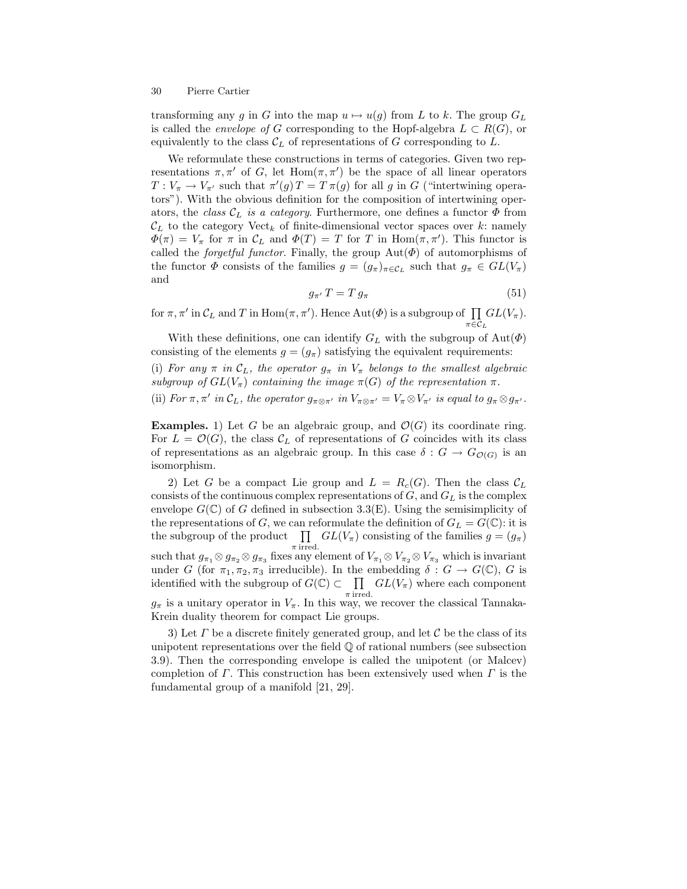transforming any $g$ in $G$ into the map $u \mapsto u(g)$ from $L$ to $k$. The group $G_L$ is called the *envelope of* $G$ corresponding to the Hopf-algebra $L \subset R(G)$, or equivalently to the class $\mathcal{C}_L$ of representations of $G$ corresponding to $L$.

We reformulate these constructions in terms of categories. Given two representations $\pi, \pi'$ of $G$, let $\mathrm{Hom}(\pi, \pi')$ be the space of all linear operators $T : V_\pi \to V_{\pi'}$ such that $\pi'(g)\, T = T\, \pi(g)$ for all $g$ in $G$ ("intertwining operators"). With the obvious definition for the composition of intertwining operators, the *class* $\mathcal{C}_L$ *is a category*. Furthermore, one defines a functor $\Phi$ from $\mathcal{C}_L$ to the category $\mathrm{Vect}_k$ of finite-dimensional vector spaces over $k$: namely $\Phi(\pi) = V_\pi$ for $\pi$ in $\mathcal{C}_L$ and $\Phi(T) = T$ for $T$ in $\mathrm{Hom}(\pi, \pi')$. This functor is called the *forgetful functor*. Finally, the group $\mathrm{Aut}(\Phi)$ of automorphisms of the functor $\Phi$ consists of the families $g = (g_\pi)_{\pi \in \mathcal{C}_L}$ such that $g_\pi \in GL(V_\pi)$ and

$$g_{\pi'}\, T = T\, g_\pi \tag{51}$$

for $\pi, \pi'$ in $\mathcal{C}_L$ and $T$ in $\mathrm{Hom}(\pi, \pi')$. Hence $\mathrm{Aut}(\Phi)$ is a subgroup of $\prod\limits_{\pi \in \mathcal{C}_L} GL(V_\pi)$.

With these definitions, one can identify $G_L$ with the subgroup of $\mathrm{Aut}(\Phi)$ consisting of the elements $g = (g_\pi)$ satisfying the equivalent requirements:

(i) *For any* $\pi$ *in* $\mathcal{C}_L$*, the operator* $g_\pi$ *in* $V_\pi$ *belongs to the smallest algebraic subgroup of* $GL(V_\pi)$ *containing the image* $\pi(G)$ *of the representation* $\pi$.

(ii) *For* $\pi, \pi'$ *in* $\mathcal{C}_L$*, the operator* $g_{\pi \otimes \pi'}$ *in* $V_{\pi \otimes \pi'} = V_\pi \otimes V_{\pi'}$ *is equal to* $g_\pi \otimes g_{\pi'}$.

**Examples.** 1) Let $G$ be an algebraic group, and $\mathcal{O}(G)$ its coordinate ring. For $L = \mathcal{O}(G)$, the class $\mathcal{C}_L$ of representations of $G$ coincides with its class of representations as an algebraic group. In this case $\delta : G \to G_{\mathcal{O}(G)}$ is an isomorphism.

2) Let $G$ be a compact Lie group and $L = R_c(G)$. Then the class $\mathcal{C}_L$ consists of the continuous complex representations of $G$, and $G_L$ is the complex envelope $G(\mathbb{C})$ of $G$ defined in subsection 3.3(E). Using the semisimplicity of the representations of $G$, we can reformulate the definition of $G_L = G(\mathbb{C})$: it is the subgroup of the product $\prod\limits_{\pi\ \mathrm{irred.}} GL(V_\pi)$ consisting of the families $g = (g_\pi)$ such that $g_{\pi_1} \otimes g_{\pi_2} \otimes g_{\pi_3}$ fixes any element of $V_{\pi_1} \otimes V_{\pi_2} \otimes V_{\pi_3}$ which is invariant under $G$ (for $\pi_1, \pi_2, \pi_3$ irreducible). In the embedding $\delta : G \to G(\mathbb{C})$, $G$ is identified with the subgroup of $G(\mathbb{C}) \subset \prod\limits_{\pi\ \mathrm{irred.}} GL(V_\pi)$ where each component $g_\pi$ is a unitary operator in $V_\pi$. In this way, we recover the classical Tannaka-Krein duality theorem for compact Lie groups.

3) Let $\Gamma$ be a discrete finitely generated group, and let $\mathcal{C}$ be the class of its unipotent representations over the field $\mathbb{Q}$ of rational numbers (see subsection 3.9). Then the corresponding envelope is called the unipotent (or Malcev) completion of $\Gamma$. This construction has been extensively used when $\Gamma$ is the fundamental group of a manifold [21, 29].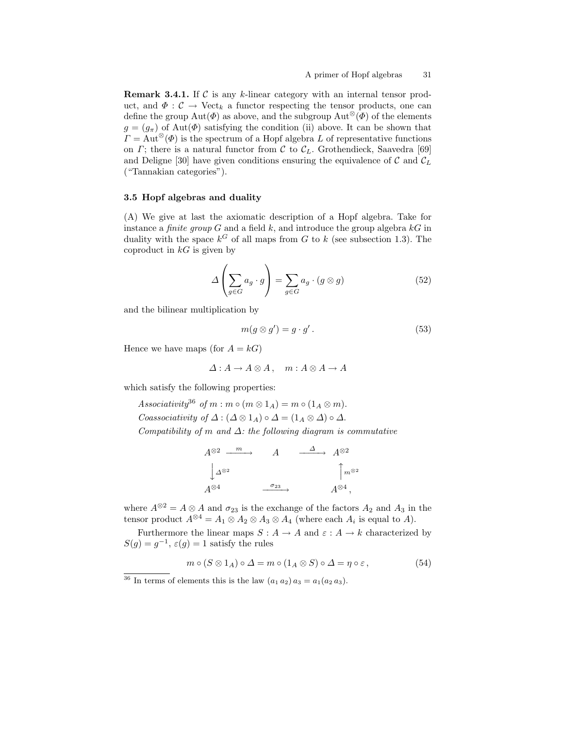**Remark 3.4.1.** If $\mathcal{C}$ is any $k$-linear category with an internal tensor product, and $\Phi : \mathcal{C} \to \mathrm{Vect}_k$ a functor respecting the tensor products, one can define the group $\mathrm{Aut}(\Phi)$ as above, and the subgroup $\mathrm{Aut}^{\otimes}(\Phi)$ of the elements $g = (g_\pi)$ of $\mathrm{Aut}(\Phi)$ satisfying the condition (ii) above. It can be shown that $\Gamma = \mathrm{Aut}^{\otimes}(\Phi)$ is the spectrum of a Hopf algebra $L$ of representative functions on $\Gamma$; there is a natural functor from $\mathcal{C}$ to $\mathcal{C}_L$. Grothendieck, Saavedra [69] and Deligne [30] have given conditions ensuring the equivalence of $\mathcal{C}$ and $\mathcal{C}_L$ ("Tannakian categories").

### 3.5 Hopf algebras and duality

(A) We give at last the axiomatic description of a Hopf algebra. Take for instance a *finite group* $G$ and a field $k$, and introduce the group algebra $kG$ in duality with the space $k^G$ of all maps from $G$ to $k$ (see subsection 1.3). The coproduct in $kG$ is given by

$$\Delta\left(\sum_{g\in G} a_g \cdot g\right) = \sum_{g\in G} a_g \cdot (g \otimes g) \tag{52}$$

and the bilinear multiplication by

$$m(g \otimes g') = g \cdot g' \,. \tag{53}$$

Hence we have maps (for $A = kG$)

$$\Delta : A \to A \otimes A \,, \quad m : A \otimes A \to A$$

which satisfy the following properties:

*Associativity*[36] *of* $m : m \circ (m \otimes 1_A) = m \circ (1_A \otimes m)$.

*Coassociativity of* $\Delta : (\Delta \otimes 1_A) \circ \Delta = (1_A \otimes \Delta) \circ \Delta$.

*Compatibility of* $m$ *and* $\Delta$*: the following diagram is commutative*

$$\begin{array}{ccccc}
A^{\otimes 2} & \xrightarrow{m} & A & \xrightarrow{\Delta} & A^{\otimes 2} \\
\big\downarrow{\scriptstyle \Delta^{\otimes 2}} & & & & \big\uparrow{\scriptstyle m^{\otimes 2}} \\
A^{\otimes 4} & & \xrightarrow{\sigma_{23}} & & A^{\otimes 4} \,,
\end{array}$$

where $A^{\otimes 2} = A \otimes A$ and $\sigma_{23}$ is the exchange of the factors $A_2$ and $A_3$ in the tensor product $A^{\otimes 4} = A_1 \otimes A_2 \otimes A_3 \otimes A_4$ (where each $A_i$ is equal to $A$).

Furthermore the linear maps $S : A \to A$ and $\varepsilon : A \to k$ characterized by $S(g) = g^{-1}$, $\varepsilon(g) = 1$ satisfy the rules

$$m \circ (S \otimes 1_A) \circ \Delta = m \circ (1_A \otimes S) \circ \Delta = \eta \circ \varepsilon \,, \tag{54}$$

[36] In terms of elements this is the law $(a_1\, a_2)\, a_3 = a_1 (a_2\, a_3)$.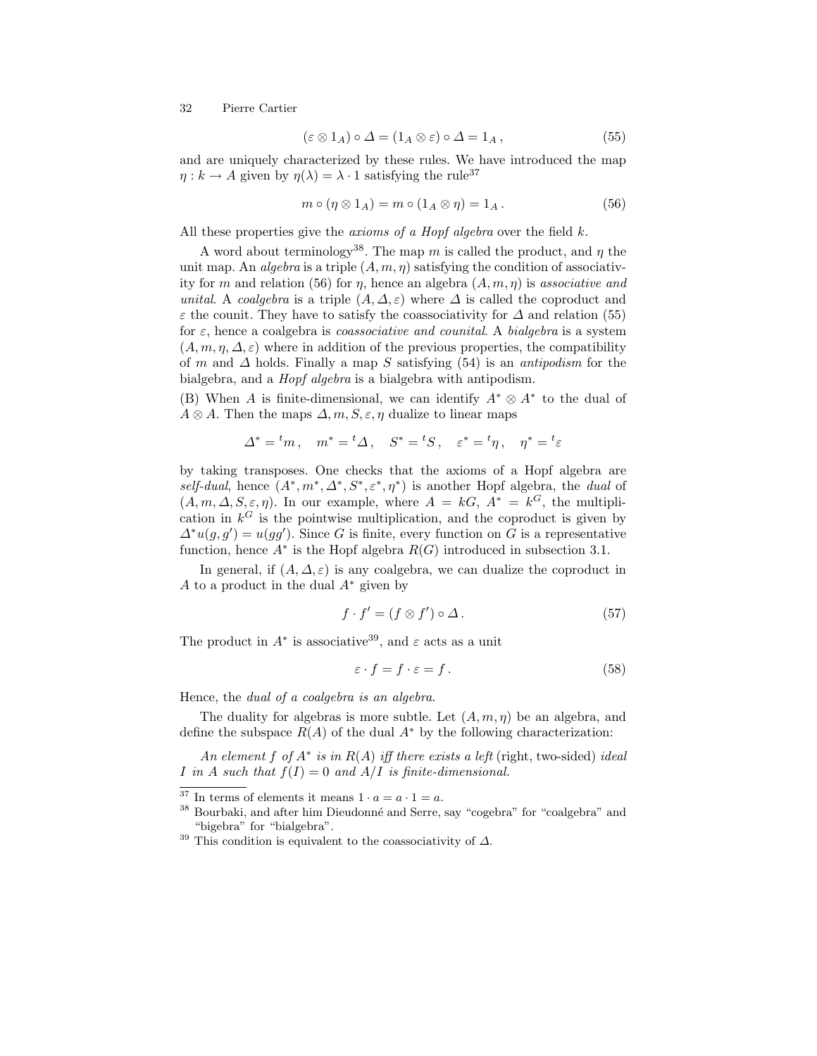$$(\varepsilon \otimes 1_A) \circ \Delta = (1_A \otimes \varepsilon) \circ \Delta = 1_A \,, \tag{55}$$

and are uniquely characterized by these rules. We have introduced the map $\eta : k \to A$ given by $\eta(\lambda) = \lambda \cdot 1$ satisfying the rule[37]

$$m \circ (\eta \otimes 1_A) = m \circ (1_A \otimes \eta) = 1_A \,. \tag{56}$$

All these properties give the *axioms of a Hopf algebra* over the field $k$.

A word about terminology[38]. The map $m$ is called the product, and $\eta$ the unit map. An *algebra* is a triple $(A, m, \eta)$ satisfying the condition of associativity for $m$ and relation (56) for $\eta$, hence an algebra $(A, m, \eta)$ is *associative and unital*. A *coalgebra* is a triple $(A, \Delta, \varepsilon)$ where $\Delta$ is called the coproduct and $\varepsilon$ the counit. They have to satisfy the coassociativity for $\Delta$ and relation (55) for $\varepsilon$, hence a coalgebra is *coassociative and counital*. A *bialgebra* is a system $(A, m, \eta, \Delta, \varepsilon)$ where in addition of the previous properties, the compatibility of $m$ and $\Delta$ holds. Finally a map $S$ satisfying (54) is an *antipodism* for the bialgebra, and a *Hopf algebra* is a bialgebra with antipodism.

(B) When $A$ is finite-dimensional, we can identify $A^* \otimes A^*$ to the dual of $A \otimes A$. Then the maps $\Delta, m, S, \varepsilon, \eta$ dualize to linear maps

$$\Delta^* = {}^t m \,, \quad m^* = {}^t \Delta \,, \quad S^* = {}^t S \,, \quad \varepsilon^* = {}^t \eta \,, \quad \eta^* = {}^t \varepsilon$$

by taking transposes. One checks that the axioms of a Hopf algebra are *self-dual*, hence $(A^*, m^*, \Delta^*, S^*, \varepsilon^*, \eta^*)$ is another Hopf algebra, the *dual* of $(A, m, \Delta, S, \varepsilon, \eta)$. In our example, where $A = kG$, $A^* = k^G$, the multiplication in $k^G$ is the pointwise multiplication, and the coproduct is given by $\Delta^* u(g, g') = u(gg')$. Since $G$ is finite, every function on $G$ is a representative function, hence $A^*$ is the Hopf algebra $R(G)$ introduced in subsection 3.1.

In general, if $(A, \Delta, \varepsilon)$ is any coalgebra, we can dualize the coproduct in $A$ to a product in the dual $A^*$ given by

$$f \cdot f' = (f \otimes f') \circ \Delta \,. \tag{57}$$

The product in $A^*$ is associative[39], and $\varepsilon$ acts as a unit

$$\varepsilon \cdot f = f \cdot \varepsilon = f \,. \tag{58}$$

Hence, the *dual of a coalgebra is an algebra*.

The duality for algebras is more subtle. Let $(A, m, \eta)$ be an algebra, and define the subspace $R(A)$ of the dual $A^*$ by the following characterization:

*An element $f$ of $A^*$ is in $R(A)$ iff there exists a left* (right, two-sided) *ideal $I$ in $A$ such that $f(I) = 0$ and $A/I$ is finite-dimensional.*

---

[37] In terms of elements it means $1 \cdot a = a \cdot 1 = a$.

[38] Bourbaki, and after him Dieudonné and Serre, say "cogebra" for "coalgebra" and "bigebra" for "bialgebra".

[39] This condition is equivalent to the coassociativity of $\Delta$.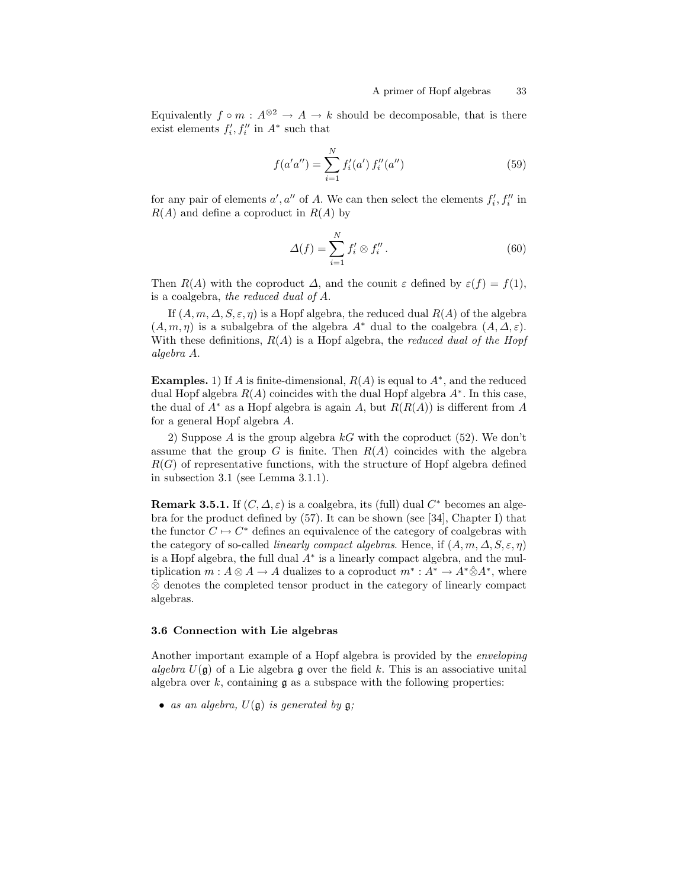Equivalently $f \circ m : A^{\otimes 2} \to A \to k$ should be decomposable, that is there exist elements $f_i', f_i''$ in $A^*$ such that

$$f(a'a'') = \sum_{i=1}^{N} f_i'(a')\, f_i''(a'') \tag{59}$$

for any pair of elements $a', a''$ of $A$. We can then select the elements $f_i', f_i''$ in $R(A)$ and define a coproduct in $R(A)$ by

$$\Delta(f) = \sum_{i=1}^{N} f_i' \otimes f_i'' \,. \tag{60}$$

Then $R(A)$ with the coproduct $\Delta$, and the counit $\varepsilon$ defined by $\varepsilon(f) = f(1)$, is a coalgebra, *the reduced dual of* $A$.

If $(A, m, \Delta, S, \varepsilon, \eta)$ is a Hopf algebra, the reduced dual $R(A)$ of the algebra $(A, m, \eta)$ is a subalgebra of the algebra $A^*$ dual to the coalgebra $(A, \Delta, \varepsilon)$. With these definitions, $R(A)$ is a Hopf algebra, the *reduced dual of the Hopf algebra* $A$.

**Examples.** 1) If $A$ is finite-dimensional, $R(A)$ is equal to $A^*$, and the reduced dual Hopf algebra $R(A)$ coincides with the dual Hopf algebra $A^*$. In this case, the dual of $A^*$ as a Hopf algebra is again $A$, but $R(R(A))$ is different from $A$ for a general Hopf algebra $A$.

2) Suppose $A$ is the group algebra $kG$ with the coproduct (52). We don't assume that the group $G$ is finite. Then $R(A)$ coincides with the algebra $R(G)$ of representative functions, with the structure of Hopf algebra defined in subsection 3.1 (see Lemma 3.1.1).

**Remark 3.5.1.** If $(C, \Delta, \varepsilon)$ is a coalgebra, its (full) dual $C^*$ becomes an algebra for the product defined by (57). It can be shown (see [34], Chapter I) that the functor $C \mapsto C^*$ defines an equivalence of the category of coalgebras with the category of so-called *linearly compact algebras*. Hence, if $(A, m, \Delta, S, \varepsilon, \eta)$ is a Hopf algebra, the full dual $A^*$ is a linearly compact algebra, and the multiplication $m : A \otimes A \to A$ dualizes to a coproduct $m^* : A^* \to A^* \hat{\otimes} A^*$, where $\hat{\otimes}$ denotes the completed tensor product in the category of linearly compact algebras.

### 3.6 Connection with Lie algebras

Another important example of a Hopf algebra is provided by the *enveloping algebra* $U(\mathfrak{g})$ of a Lie algebra $\mathfrak{g}$ over the field $k$. This is an associative unital algebra over $k$, containing $\mathfrak{g}$ as a subspace with the following properties:

- *as an algebra,* $U(\mathfrak{g})$ *is generated by* $\mathfrak{g}$*;*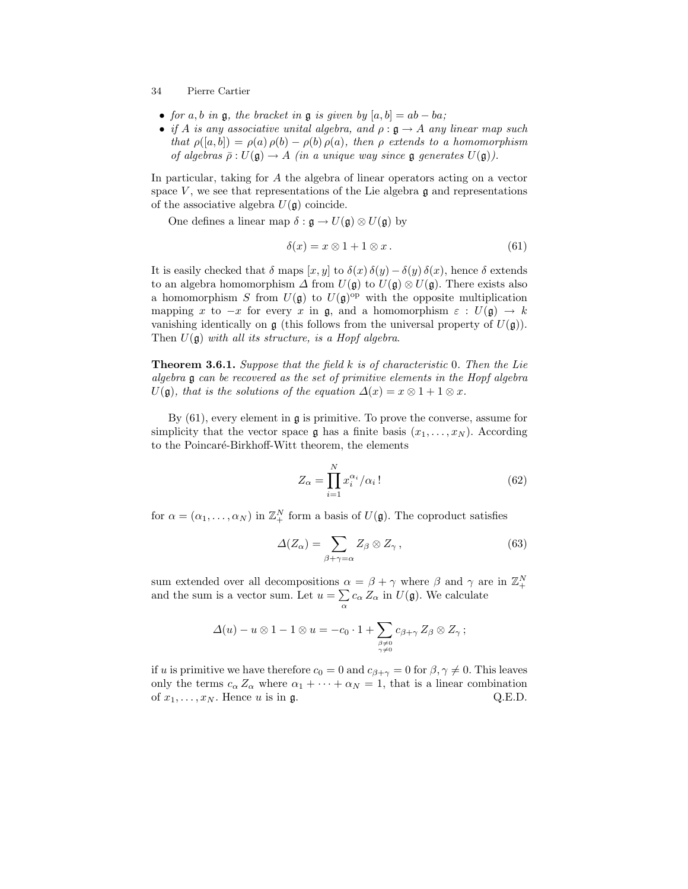- *for $a, b$ in $\mathfrak{g}$, the bracket in $\mathfrak{g}$ is given by $[a,b] = ab - ba$;*
- *if $A$ is any associative unital algebra, and $\rho : \mathfrak{g} \to A$ any linear map such that $\rho([a,b]) = \rho(a)\,\rho(b) - \rho(b)\,\rho(a)$, then $\rho$ extends to a homomorphism of algebras $\bar{\rho} : U(\mathfrak{g}) \to A$ (in a unique way since $\mathfrak{g}$ generates $U(\mathfrak{g})$).*

In particular, taking for $A$ the algebra of linear operators acting on a vector space $V$, we see that representations of the Lie algebra $\mathfrak{g}$ and representations of the associative algebra $U(\mathfrak{g})$ coincide.

One defines a linear map $\delta : \mathfrak{g} \to U(\mathfrak{g}) \otimes U(\mathfrak{g})$ by

$$\delta(x) = x \otimes 1 + 1 \otimes x\,. \tag{61}$$

It is easily checked that $\delta$ maps $[x,y]$ to $\delta(x)\,\delta(y) - \delta(y)\,\delta(x)$, hence $\delta$ extends to an algebra homomorphism $\Delta$ from $U(\mathfrak{g})$ to $U(\mathfrak{g}) \otimes U(\mathfrak{g})$. There exists also a homomorphism $S$ from $U(\mathfrak{g})$ to $U(\mathfrak{g})^{\mathrm{op}}$ with the opposite multiplication mapping $x$ to $-x$ for every $x$ in $\mathfrak{g}$, and a homomorphism $\varepsilon : U(\mathfrak{g}) \to k$ vanishing identically on $\mathfrak{g}$ (this follows from the universal property of $U(\mathfrak{g})$). Then $U(\mathfrak{g})$ *with all its structure, is a Hopf algebra*.

**Theorem 3.6.1.** *Suppose that the field $k$ is of characteristic $0$. Then the Lie algebra $\mathfrak{g}$ can be recovered as the set of primitive elements in the Hopf algebra $U(\mathfrak{g})$, that is the solutions of the equation $\Delta(x) = x \otimes 1 + 1 \otimes x$.*

By (61), every element in $\mathfrak{g}$ is primitive. To prove the converse, assume for simplicity that the vector space $\mathfrak{g}$ has a finite basis $(x_1, \ldots, x_N)$. According to the Poincaré-Birkhoff-Witt theorem, the elements

$$Z_\alpha = \prod_{i=1}^{N} x_i^{\alpha_i} / \alpha_i\,! \tag{62}$$

for $\alpha = (\alpha_1, \ldots, \alpha_N)$ in $\mathbb{Z}_+^N$ form a basis of $U(\mathfrak{g})$. The coproduct satisfies

$$\Delta(Z_\alpha) = \sum_{\beta+\gamma=\alpha} Z_\beta \otimes Z_\gamma\,, \tag{63}$$

sum extended over all decompositions $\alpha = \beta + \gamma$ where $\beta$ and $\gamma$ are in $\mathbb{Z}_+^N$ and the sum is a vector sum. Let $u = \sum_\alpha c_\alpha\, Z_\alpha$ in $U(\mathfrak{g})$. We calculate

$$\Delta(u) - u \otimes 1 - 1 \otimes u = -c_0 \cdot 1 + \sum_{\substack{\beta \neq 0 \\ \gamma \neq 0}} c_{\beta+\gamma}\, Z_\beta \otimes Z_\gamma\,;$$

if $u$ is primitive we have therefore $c_0 = 0$ and $c_{\beta+\gamma} = 0$ for $\beta, \gamma \neq 0$. This leaves only the terms $c_\alpha\, Z_\alpha$ where $\alpha_1 + \cdots + \alpha_N = 1$, that is a linear combination of $x_1, \ldots, x_N$. Hence $u$ is in $\mathfrak{g}$. Q.E.D.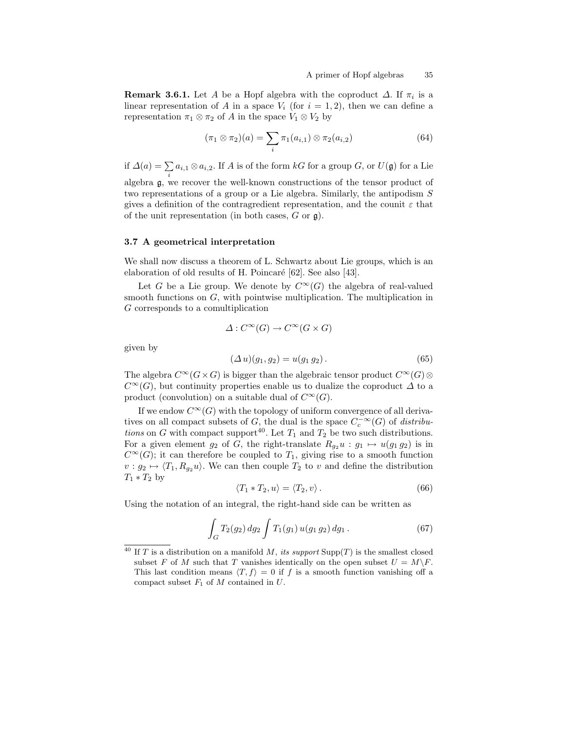**Remark 3.6.1.** Let $A$ be a Hopf algebra with the coproduct $\Delta$. If $\pi_i$ is a linear representation of $A$ in a space $V_i$ (for $i = 1, 2$), then we can define a representation $\pi_1 \otimes \pi_2$ of $A$ in the space $V_1 \otimes V_2$ by

$$(\pi_1 \otimes \pi_2)(a) = \sum_i \pi_1(a_{i,1}) \otimes \pi_2(a_{i,2}) \tag{64}$$

if $\Delta(a) = \sum_i a_{i,1} \otimes a_{i,2}$. If $A$ is of the form $kG$ for a group $G$, or $U(\mathfrak{g})$ for a Lie algebra $\mathfrak{g}$, we recover the well-known constructions of the tensor product of two representations of a group or a Lie algebra. Similarly, the antipodism $S$ gives a definition of the contragredient representation, and the counit $\varepsilon$ that of the unit representation (in both cases, $G$ or $\mathfrak{g}$).

### 3.7 A geometrical interpretation

We shall now discuss a theorem of L. Schwartz about Lie groups, which is an elaboration of old results of H. Poincaré [62]. See also [43].

Let $G$ be a Lie group. We denote by $C^\infty(G)$ the algebra of real-valued smooth functions on $G$, with pointwise multiplication. The multiplication in $G$ corresponds to a comultiplication

$$\Delta : C^\infty(G) \to C^\infty(G \times G)$$

given by

$$(\Delta\, u)(g_1, g_2) = u(g_1\, g_2)\,. \tag{65}$$

The algebra $C^\infty(G \times G)$ is bigger than the algebraic tensor product $C^\infty(G) \otimes C^\infty(G)$, but continuity properties enable us to dualize the coproduct $\Delta$ to a product (convolution) on a suitable dual of $C^\infty(G)$.

If we endow $C^\infty(G)$ with the topology of uniform convergence of all derivatives on all compact subsets of $G$, the dual is the space $C_c^{-\infty}(G)$ of *distributions* on $G$ with compact support[40]. Let $T_1$ and $T_2$ be two such distributions. For a given element $g_2$ of $G$, the right-translate $R_{g_2} u : g_1 \mapsto u(g_1\, g_2)$ is in $C^\infty(G)$; it can therefore be coupled to $T_1$, giving rise to a smooth function $v : g_2 \mapsto \langle T_1, R_{g_2} u\rangle$. We can then couple $T_2$ to $v$ and define the distribution $T_1 * T_2$ by

$$\langle T_1 * T_2, u\rangle = \langle T_2, v\rangle\,. \tag{66}$$

Using the notation of an integral, the right-hand side can be written as

$$\int_G T_2(g_2)\, dg_2 \int T_1(g_1)\, u(g_1\, g_2)\, dg_1\,. \tag{67}$$

[40] If $T$ is a distribution on a manifold $M$, *its support* $\mathrm{Supp}(T)$ is the smallest closed subset $F$ of $M$ such that $T$ vanishes identically on the open subset $U = M \backslash F$. This last condition means $\langle T, f\rangle = 0$ if $f$ is a smooth function vanishing off a compact subset $F_1$ of $M$ contained in $U$.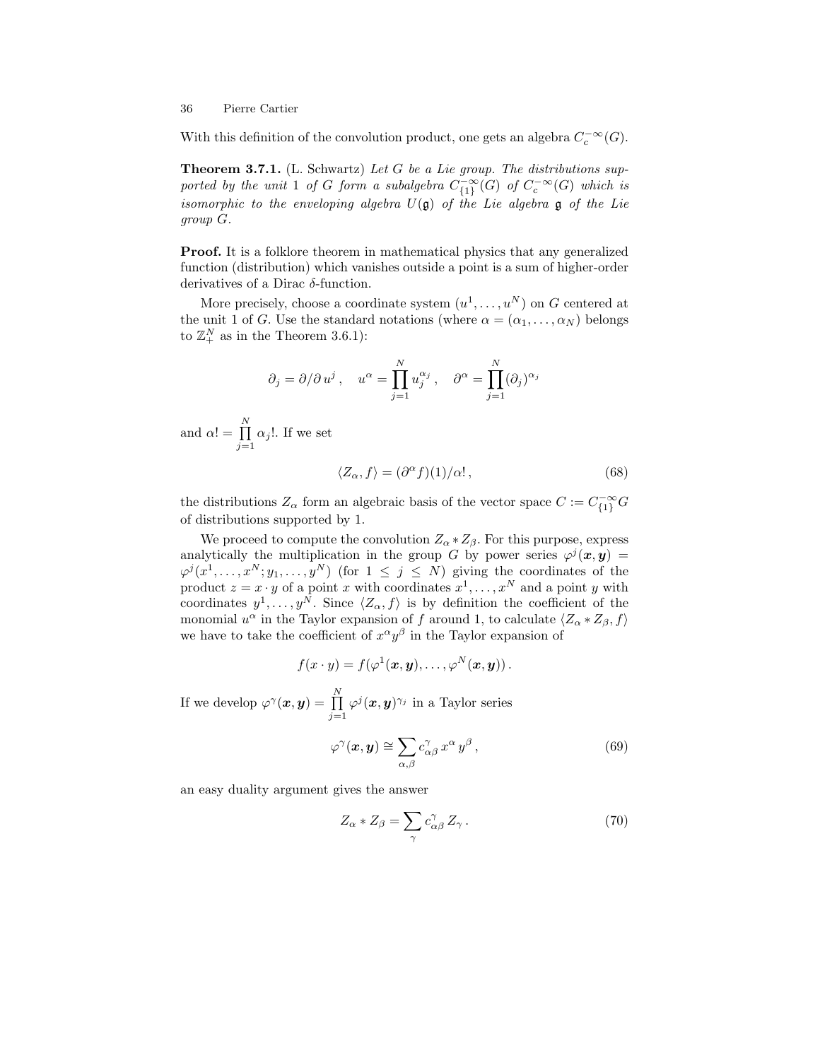With this definition of the convolution product, one gets an algebra $C_c^{-\infty}(G)$.

**Theorem 3.7.1.** (L. Schwartz) *Let $G$ be a Lie group. The distributions supported by the unit 1 of $G$ form a subalgebra $C_{\{1\}}^{-\infty}(G)$ of $C_c^{-\infty}(G)$ which is isomorphic to the enveloping algebra $U(\mathfrak{g})$ of the Lie algebra $\mathfrak{g}$ of the Lie group $G$.*

**Proof.** It is a folklore theorem in mathematical physics that any generalized function (distribution) which vanishes outside a point is a sum of higher-order derivatives of a Dirac $\delta$-function.

More precisely, choose a coordinate system $(u^1, \ldots, u^N)$ on $G$ centered at the unit 1 of $G$. Use the standard notations (where $\alpha = (\alpha_1, \ldots, \alpha_N)$ belongs to $\mathbb{Z}_+^N$ as in the Theorem 3.6.1):

$$\partial_j = \partial / \partial\, u^j\,, \quad u^\alpha = \prod_{j=1}^{N} u_j^{\alpha_j}\,, \quad \partial^\alpha = \prod_{j=1}^{N} (\partial_j)^{\alpha_j}$$

and $\alpha! = \prod_{j=1}^{N} \alpha_j!$. If we set

$$\langle Z_\alpha, f \rangle = (\partial^\alpha f)(1)/\alpha!\,, \tag{68}$$

the distributions $Z_\alpha$ form an algebraic basis of the vector space $C := C_{\{1\}}^{-\infty} G$ of distributions supported by 1.

We proceed to compute the convolution $Z_\alpha * Z_\beta$. For this purpose, express analytically the multiplication in the group $G$ by power series $\varphi^j(\boldsymbol{x}, \boldsymbol{y}) = \varphi^j(x^1, \ldots, x^N; y_1, \ldots, y^N)$ (for $1 \leq j \leq N$) giving the coordinates of the product $z = x \cdot y$ of a point $x$ with coordinates $x^1, \ldots, x^N$ and a point $y$ with coordinates $y^1, \ldots, y^N$. Since $\langle Z_\alpha, f \rangle$ is by definition the coefficient of the monomial $u^\alpha$ in the Taylor expansion of $f$ around 1, to calculate $\langle Z_\alpha * Z_\beta, f \rangle$ we have to take the coefficient of $x^\alpha y^\beta$ in the Taylor expansion of

$$f(x \cdot y) = f(\varphi^1(\boldsymbol{x}, \boldsymbol{y}), \ldots, \varphi^N(\boldsymbol{x}, \boldsymbol{y}))\,.$$

If we develop $\varphi^\gamma(\boldsymbol{x}, \boldsymbol{y}) = \prod_{j=1}^{N} \varphi^j(\boldsymbol{x}, \boldsymbol{y})^{\gamma_j}$ in a Taylor series

$$\varphi^\gamma(\boldsymbol{x}, \boldsymbol{y}) \cong \sum_{\alpha, \beta} c_{\alpha\beta}^\gamma\, x^\alpha\, y^\beta\,, \tag{69}$$

an easy duality argument gives the answer

$$Z_\alpha * Z_\beta = \sum_\gamma c_{\alpha\beta}^\gamma\, Z_\gamma\,. \tag{70}$$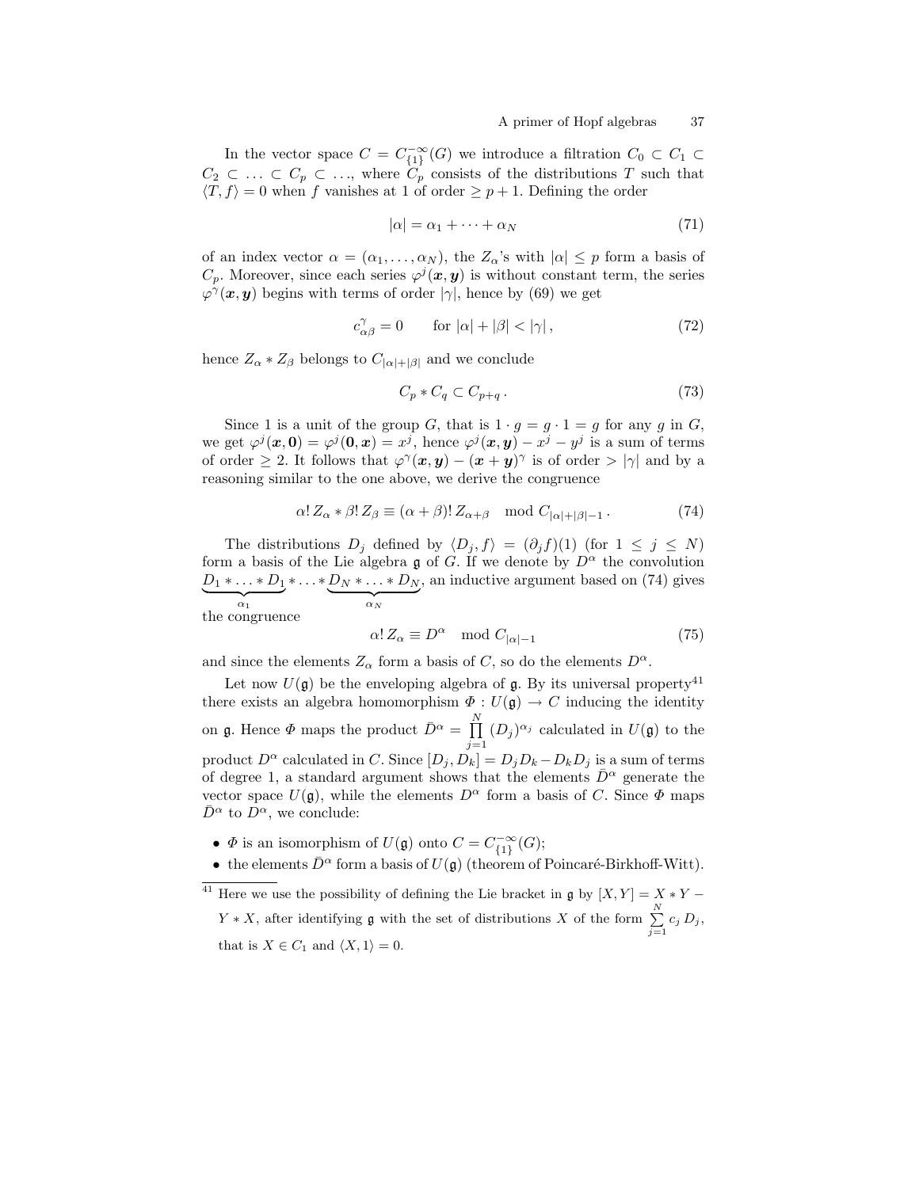In the vector space $C = C^{-\infty}_{\{1\}}(G)$ we introduce a filtration $C_0 \subset C_1 \subset C_2 \subset \ldots \subset C_p \subset \ldots$, where $C_p$ consists of the distributions $T$ such that $\langle T, f \rangle = 0$ when $f$ vanishes at 1 of order $\geq p+1$. Defining the order

$$|\alpha| = \alpha_1 + \cdots + \alpha_N \tag{71}$$

of an index vector $\alpha = (\alpha_1, \ldots, \alpha_N)$, the $Z_\alpha$'s with $|\alpha| \leq p$ form a basis of $C_p$. Moreover, since each series $\varphi^j(\boldsymbol{x}, \boldsymbol{y})$ is without constant term, the series $\varphi^\gamma(\boldsymbol{x}, \boldsymbol{y})$ begins with terms of order $|\gamma|$, hence by (69) we get

$$c^\gamma_{\alpha\beta} = 0 \qquad \text{for } |\alpha| + |\beta| < |\gamma|\,, \tag{72}$$

hence $Z_\alpha * Z_\beta$ belongs to $C_{|\alpha|+|\beta|}$ and we conclude

$$C_p * C_q \subset C_{p+q}\,. \tag{73}$$

Since 1 is a unit of the group $G$, that is $1 \cdot g = g \cdot 1 = g$ for any $g$ in $G$, we get $\varphi^j(\boldsymbol{x}, \boldsymbol{0}) = \varphi^j(\boldsymbol{0}, \boldsymbol{x}) = x^j$, hence $\varphi^j(\boldsymbol{x}, \boldsymbol{y}) - x^j - y^j$ is a sum of terms of order $\geq 2$. It follows that $\varphi^\gamma(\boldsymbol{x}, \boldsymbol{y}) - (\boldsymbol{x} + \boldsymbol{y})^\gamma$ is of order $> |\gamma|$ and by a reasoning similar to the one above, we derive the congruence

$$\alpha!\, Z_\alpha * \beta!\, Z_\beta \equiv (\alpha + \beta)!\, Z_{\alpha+\beta} \mod C_{|\alpha|+|\beta|-1}\,. \tag{74}$$

The distributions $D_j$ defined by $\langle D_j, f \rangle = (\partial_j f)(1)$ (for $1 \leq j \leq N$) form a basis of the Lie algebra $\mathfrak{g}$ of $G$. If we denote by $D^\alpha$ the convolution $\underbrace{D_1 * \ldots * D_1}_{\alpha_1} * \ldots * \underbrace{D_N * \ldots * D_N}_{\alpha_N}$, an inductive argument based on (74) gives the congruence

$$\alpha!\, Z_\alpha \equiv D^\alpha \mod C_{|\alpha|-1} \tag{75}$$

and since the elements $Z_\alpha$ form a basis of $C$, so do the elements $D^\alpha$.

Let now $U(\mathfrak{g})$ be the enveloping algebra of $\mathfrak{g}$. By its universal property[41] there exists an algebra homomorphism $\Phi : U(\mathfrak{g}) \to C$ inducing the identity on $\mathfrak{g}$. Hence $\Phi$ maps the product $\bar{D}^\alpha = \prod_{j=1}^{N} (D_j)^{\alpha_j}$ calculated in $U(\mathfrak{g})$ to the product $D^\alpha$ calculated in $C$. Since $[D_j, D_k] = D_j D_k - D_k D_j$ is a sum of terms of degree 1, a standard argument shows that the elements $\bar{D}^\alpha$ generate the vector space $U(\mathfrak{g})$, while the elements $D^\alpha$ form a basis of $C$. Since $\Phi$ maps $\bar{D}^\alpha$ to $D^\alpha$, we conclude:

- $\Phi$ is an isomorphism of $U(\mathfrak{g})$ onto $C = C^{-\infty}_{\{1\}}(G)$;
- the elements $\bar{D}^\alpha$ form a basis of $U(\mathfrak{g})$ (theorem of Poincaré-Birkhoff-Witt).

---

[41] Here we use the possibility of defining the Lie bracket in $\mathfrak{g}$ by $[X, Y] = X * Y - Y * X$, after identifying $\mathfrak{g}$ with the set of distributions $X$ of the form $\sum_{j=1}^{N} c_j\, D_j$, that is $X \in C_1$ and $\langle X, 1 \rangle = 0$.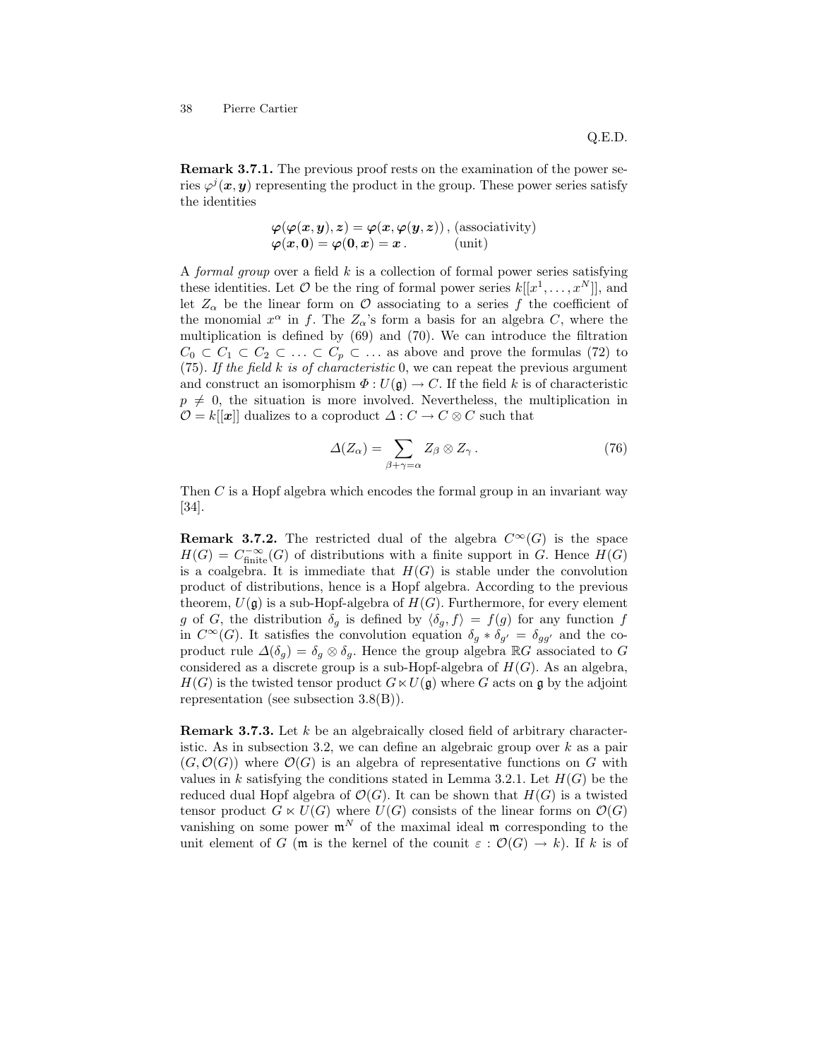Q.E.D.

**Remark 3.7.1.** The previous proof rests on the examination of the power series $\varphi^j(\boldsymbol{x},\boldsymbol{y})$ representing the product in the group. These power series satisfy the identities

$$
\begin{aligned}
&\boldsymbol{\varphi}(\boldsymbol{\varphi}(\boldsymbol{x},\boldsymbol{y}),\boldsymbol{z}) = \boldsymbol{\varphi}(\boldsymbol{x},\boldsymbol{\varphi}(\boldsymbol{y},\boldsymbol{z}))\,, \text{ (associativity)}\\
&\boldsymbol{\varphi}(\boldsymbol{x},\boldsymbol{0}) = \boldsymbol{\varphi}(\boldsymbol{0},\boldsymbol{x}) = \boldsymbol{x}\,. \qquad\quad \text{(unit)}
\end{aligned}
$$

A *formal group* over a field $k$ is a collection of formal power series satisfying these identities. Let $\mathcal{O}$ be the ring of formal power series $k[[x^1,\ldots,x^N]]$, and let $Z_\alpha$ be the linear form on $\mathcal{O}$ associating to a series $f$ the coefficient of the monomial $x^\alpha$ in $f$. The $Z_\alpha$'s form a basis for an algebra $C$, where the multiplication is defined by (69) and (70). We can introduce the filtration $C_0 \subset C_1 \subset C_2 \subset \ldots \subset C_p \subset \ldots$ as above and prove the formulas (72) to (75). *If the field $k$ is of characteristic* 0, we can repeat the previous argument and construct an isomorphism $\Phi : U(\mathfrak{g}) \to C$. If the field $k$ is of characteristic $p \neq 0$, the situation is more involved. Nevertheless, the multiplication in $\mathcal{O} = k[[\boldsymbol{x}]]$ dualizes to a coproduct $\Delta : C \to C \otimes C$ such that

$$
\Delta(Z_\alpha) = \sum_{\beta+\gamma=\alpha} Z_\beta \otimes Z_\gamma\,. \tag{76}
$$

Then $C$ is a Hopf algebra which encodes the formal group in an invariant way [34].

**Remark 3.7.2.** The restricted dual of the algebra $C^\infty(G)$ is the space $H(G) = C^{-\infty}_{\text{finite}}(G)$ of distributions with a finite support in $G$. Hence $H(G)$ is a coalgebra. It is immediate that $H(G)$ is stable under the convolution product of distributions, hence is a Hopf algebra. According to the previous theorem, $U(\mathfrak{g})$ is a sub-Hopf-algebra of $H(G)$. Furthermore, for every element $g$ of $G$, the distribution $\delta_g$ is defined by $\langle \delta_g, f\rangle = f(g)$ for any function $f$ in $C^\infty(G)$. It satisfies the convolution equation $\delta_g * \delta_{g'} = \delta_{gg'}$ and the coproduct rule $\Delta(\delta_g) = \delta_g \otimes \delta_g$. Hence the group algebra $\mathbb{R}G$ associated to $G$ considered as a discrete group is a sub-Hopf-algebra of $H(G)$. As an algebra, $H(G)$ is the twisted tensor product $G \ltimes U(\mathfrak{g})$ where $G$ acts on $\mathfrak{g}$ by the adjoint representation (see subsection 3.8(B)).

**Remark 3.7.3.** Let $k$ be an algebraically closed field of arbitrary characteristic. As in subsection 3.2, we can define an algebraic group over $k$ as a pair $(G, \mathcal{O}(G))$ where $\mathcal{O}(G)$ is an algebra of representative functions on $G$ with values in $k$ satisfying the conditions stated in Lemma 3.2.1. Let $H(G)$ be the reduced dual Hopf algebra of $\mathcal{O}(G)$. It can be shown that $H(G)$ is a twisted tensor product $G \ltimes U(G)$ where $U(G)$ consists of the linear forms on $\mathcal{O}(G)$ vanishing on some power $\mathfrak{m}^N$ of the maximal ideal $\mathfrak{m}$ corresponding to the unit element of $G$ ($\mathfrak{m}$ is the kernel of the counit $\varepsilon : \mathcal{O}(G) \to k$). If $k$ is of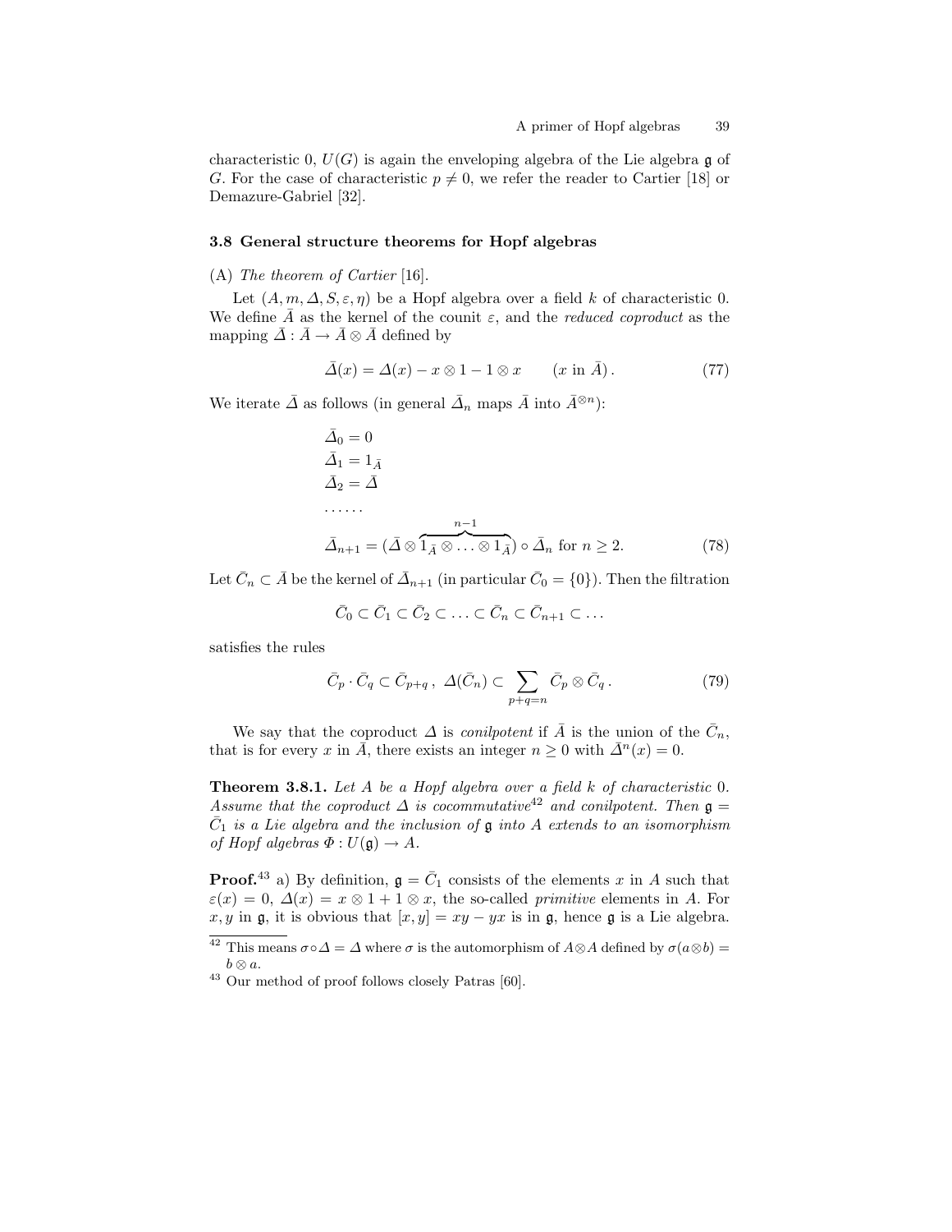characteristic 0, $U(G)$ is again the enveloping algebra of the Lie algebra $\mathfrak{g}$ of $G$. For the case of characteristic $p \neq 0$, we refer the reader to Cartier [18] or Demazure-Gabriel [32].

### 3.8 General structure theorems for Hopf algebras

(A) *The theorem of Cartier* [16].

Let $(A, m, \Delta, S, \varepsilon, \eta)$ be a Hopf algebra over a field $k$ of characteristic 0. We define $\bar{A}$ as the kernel of the counit $\varepsilon$, and the *reduced coproduct* as the mapping $\bar{\Delta} : \bar{A} \to \bar{A} \otimes \bar{A}$ defined by

$$\bar{\Delta}(x) = \Delta(x) - x \otimes 1 - 1 \otimes x \qquad (x \text{ in } \bar{A}). \tag{77}$$

We iterate $\bar{\Delta}$ as follows (in general $\bar{\Delta}_n$ maps $\bar{A}$ into $\bar{A}^{\otimes n}$):

$$\begin{aligned}
&\bar{\Delta}_0 = 0 \\
&\bar{\Delta}_1 = 1_{\bar{A}} \\
&\bar{\Delta}_2 = \bar{\Delta} \\
&\ldots\ldots \\
&\bar{\Delta}_{n+1} = (\bar{\Delta} \otimes \overbrace{1_{\bar{A}} \otimes \ldots \otimes 1_{\bar{A}}}^{n-1}) \circ \bar{\Delta}_n \text{ for } n \geq 2.
\end{aligned} \tag{78}$$

Let $\bar{C}_n \subset \bar{A}$ be the kernel of $\bar{\Delta}_{n+1}$ (in particular $\bar{C}_0 = \{0\}$). Then the filtration

$$\bar{C}_0 \subset \bar{C}_1 \subset \bar{C}_2 \subset \ldots \subset \bar{C}_n \subset \bar{C}_{n+1} \subset \ldots$$

satisfies the rules

$$\bar{C}_p \cdot \bar{C}_q \subset \bar{C}_{p+q}\,,\ \Delta(\bar{C}_n) \subset \sum_{p+q=n} \bar{C}_p \otimes \bar{C}_q\,. \tag{79}$$

We say that the coproduct $\Delta$ is *conilpotent* if $\bar{A}$ is the union of the $\bar{C}_n$, that is for every $x$ in $\bar{A}$, there exists an integer $n \geq 0$ with $\bar{\Delta}^n(x) = 0$.

**Theorem 3.8.1.** *Let $A$ be a Hopf algebra over a field $k$ of characteristic 0. Assume that the coproduct $\Delta$ is cocommutative*[42] *and conilpotent. Then $\mathfrak{g} = \bar{C}_1$ is a Lie algebra and the inclusion of $\mathfrak{g}$ into $A$ extends to an isomorphism of Hopf algebras $\Phi : U(\mathfrak{g}) \to A$.*

**Proof.**[43] a) By definition, $\mathfrak{g} = \bar{C}_1$ consists of the elements $x$ in $A$ such that $\varepsilon(x) = 0$, $\Delta(x) = x \otimes 1 + 1 \otimes x$, the so-called *primitive* elements in $A$. For $x, y$ in $\mathfrak{g}$, it is obvious that $[x, y] = xy - yx$ is in $\mathfrak{g}$, hence $\mathfrak{g}$ is a Lie algebra.

[42] This means $\sigma \circ \Delta = \Delta$ where $\sigma$ is the automorphism of $A \otimes A$ defined by $\sigma(a \otimes b) = b \otimes a$.

[43] Our method of proof follows closely Patras [60].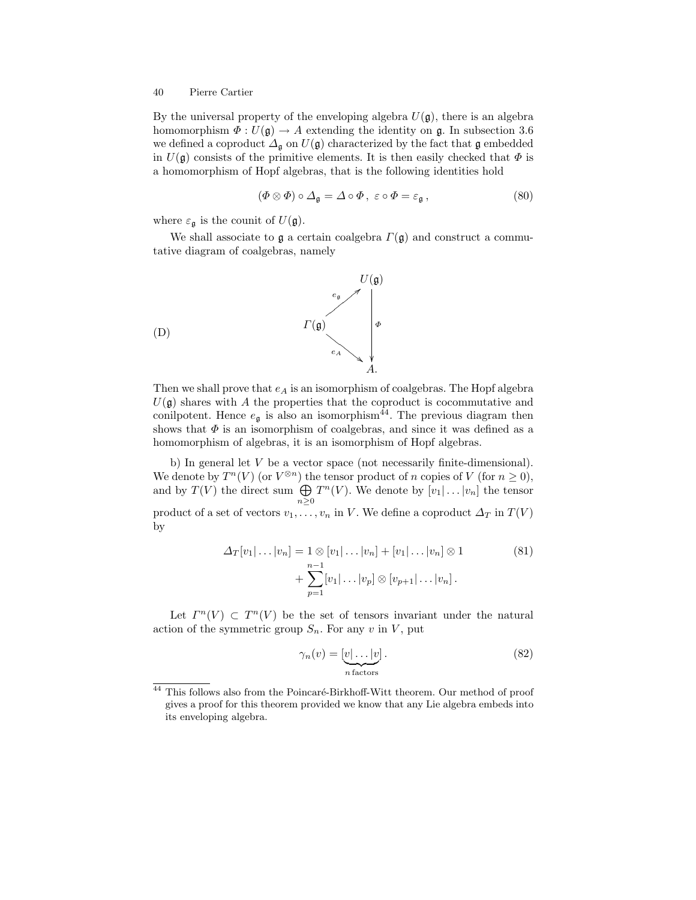By the universal property of the enveloping algebra $U(\mathfrak{g})$, there is an algebra homomorphism $\Phi : U(\mathfrak{g}) \to A$ extending the identity on $\mathfrak{g}$. In subsection 3.6 we defined a coproduct $\Delta_{\mathfrak{g}}$ on $U(\mathfrak{g})$ characterized by the fact that $\mathfrak{g}$ embedded in $U(\mathfrak{g})$ consists of the primitive elements. It is then easily checked that $\Phi$ is a homomorphism of Hopf algebras, that is the following identities hold

$$(\Phi \otimes \Phi) \circ \Delta_{\mathfrak{g}} = \Delta \circ \Phi \,, \; \varepsilon \circ \Phi = \varepsilon_{\mathfrak{g}} \,, \tag{80}$$

where $\varepsilon_{\mathfrak{g}}$ is the counit of $U(\mathfrak{g})$.

We shall associate to $\mathfrak{g}$ a certain coalgebra $\Gamma(\mathfrak{g})$ and construct a commutative diagram of coalgebras, namely

$$\text{(D)} \qquad \begin{array}{ccc} & & U(\mathfrak{g}) \\ & \overset{e_{\mathfrak{g}}}{\nearrow} & \\ \Gamma(\mathfrak{g}) & & \downarrow \Phi \\ & \underset{e_A}{\searrow} & \\ & & A. \end{array}$$

Then we shall prove that $e_A$ is an isomorphism of coalgebras. The Hopf algebra $U(\mathfrak{g})$ shares with $A$ the properties that the coproduct is cocommutative and conilpotent. Hence $e_{\mathfrak{g}}$ is also an isomorphism[44]. The previous diagram then shows that $\Phi$ is an isomorphism of coalgebras, and since it was defined as a homomorphism of algebras, it is an isomorphism of Hopf algebras.

b) In general let $V$ be a vector space (not necessarily finite-dimensional). We denote by $T^n(V)$ (or $V^{\otimes n}$) the tensor product of $n$ copies of $V$ (for $n \geq 0$), and by $T(V)$ the direct sum $\bigoplus_{n \geq 0} T^n(V)$. We denote by $[v_1|\ldots|v_n]$ the tensor product of a set of vectors $v_1, \ldots, v_n$ in $V$. We define a coproduct $\Delta_T$ in $T(V)$ by

$$\begin{aligned} \Delta_T[v_1|\ldots|v_n] = 1 \otimes [v_1|\ldots|v_n] &+ [v_1|\ldots|v_n] \otimes 1 \\ &+ \sum_{p=1}^{n-1} [v_1|\ldots|v_p] \otimes [v_{p+1}|\ldots|v_n] \,. \end{aligned} \tag{81}$$

Let $\Gamma^n(V) \subset T^n(V)$ be the set of tensors invariant under the natural action of the symmetric group $S_n$. For any $v$ in $V$, put

$$\gamma_n(v) = \underbrace{[v|\ldots|v]}_{n\,\text{factors}} \,. \tag{82}$$

[44] This follows also from the Poincaré-Birkhoff-Witt theorem. Our method of proof gives a proof for this theorem provided we know that any Lie algebra embeds into its enveloping algebra.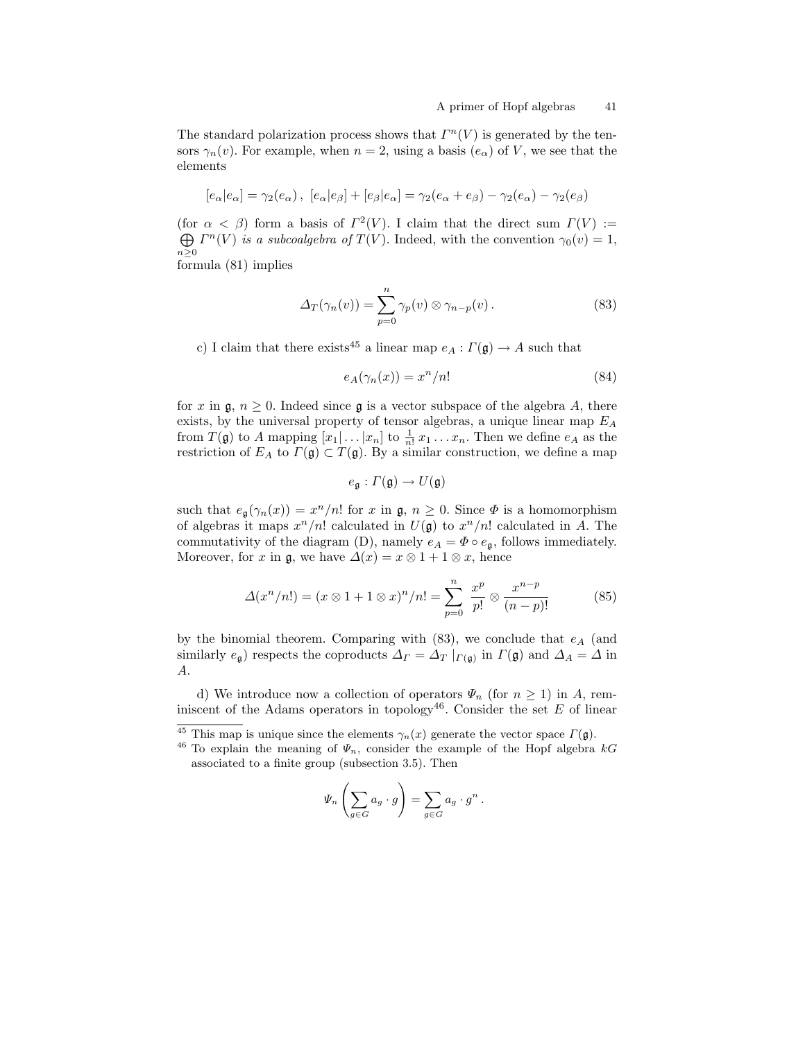The standard polarization process shows that $\Gamma^n(V)$ is generated by the tensors $\gamma_n(v)$. For example, when $n = 2$, using a basis $(e_\alpha)$ of $V$, we see that the elements

$$[e_\alpha|e_\alpha] = \gamma_2(e_\alpha)\,,\; [e_\alpha|e_\beta] + [e_\beta|e_\alpha] = \gamma_2(e_\alpha + e_\beta) - \gamma_2(e_\alpha) - \gamma_2(e_\beta)$$

(for $\alpha < \beta$) form a basis of $\Gamma^2(V)$. I claim that the direct sum $\Gamma(V) := \bigoplus_{n \geq 0} \Gamma^n(V)$ *is a subcoalgebra of* $T(V)$. Indeed, with the convention $\gamma_0(v) = 1$, formula (81) implies

$$\Delta_T(\gamma_n(v)) = \sum_{p=0}^{n} \gamma_p(v) \otimes \gamma_{n-p}(v)\,. \tag{83}$$

c) I claim that there exists[45] a linear map $e_A : \Gamma(\mathfrak{g}) \to A$ such that

$$e_A(\gamma_n(x)) = x^n/n! \tag{84}$$

for $x$ in $\mathfrak{g}$, $n \geq 0$. Indeed since $\mathfrak{g}$ is a vector subspace of the algebra $A$, there exists, by the universal property of tensor algebras, a unique linear map $E_A$ from $T(\mathfrak{g})$ to $A$ mapping $[x_1|\ldots|x_n]$ to $\frac{1}{n!}\,x_1 \ldots x_n$. Then we define $e_A$ as the restriction of $E_A$ to $\Gamma(\mathfrak{g}) \subset T(\mathfrak{g})$. By a similar construction, we define a map

$$e_{\mathfrak{g}} : \Gamma(\mathfrak{g}) \to U(\mathfrak{g})$$

such that $e_{\mathfrak{g}}(\gamma_n(x)) = x^n/n!$ for $x$ in $\mathfrak{g}$, $n \geq 0$. Since $\Phi$ is a homomorphism of algebras it maps $x^n/n!$ calculated in $U(\mathfrak{g})$ to $x^n/n!$ calculated in $A$. The commutativity of the diagram (D), namely $e_A = \Phi \circ e_{\mathfrak{g}}$, follows immediately. Moreover, for $x$ in $\mathfrak{g}$, we have $\Delta(x) = x \otimes 1 + 1 \otimes x$, hence

$$\Delta(x^n/n!) = (x \otimes 1 + 1 \otimes x)^n/n! = \sum_{p=0}^{n} \frac{x^p}{p!} \otimes \frac{x^{n-p}}{(n-p)!} \tag{85}$$

by the binomial theorem. Comparing with (83), we conclude that $e_A$ (and similarly $e_{\mathfrak{g}}$) respects the coproducts $\Delta_\Gamma = \Delta_T\,|_{\Gamma(\mathfrak{g})}$ in $\Gamma(\mathfrak{g})$ and $\Delta_A = \Delta$ in $A$.

d) We introduce now a collection of operators $\Psi_n$ (for $n \geq 1$) in $A$, reminiscent of the Adams operators in topology[46]. Consider the set $E$ of linear

---

[45] This map is unique since the elements $\gamma_n(x)$ generate the vector space $\Gamma(\mathfrak{g})$.

[46] To explain the meaning of $\Psi_n$, consider the example of the Hopf algebra $kG$ associated to a finite group (subsection 3.5). Then

$$\Psi_n\left(\sum_{g \in G} a_g \cdot g\right) = \sum_{g \in G} a_g \cdot g^n\,.$$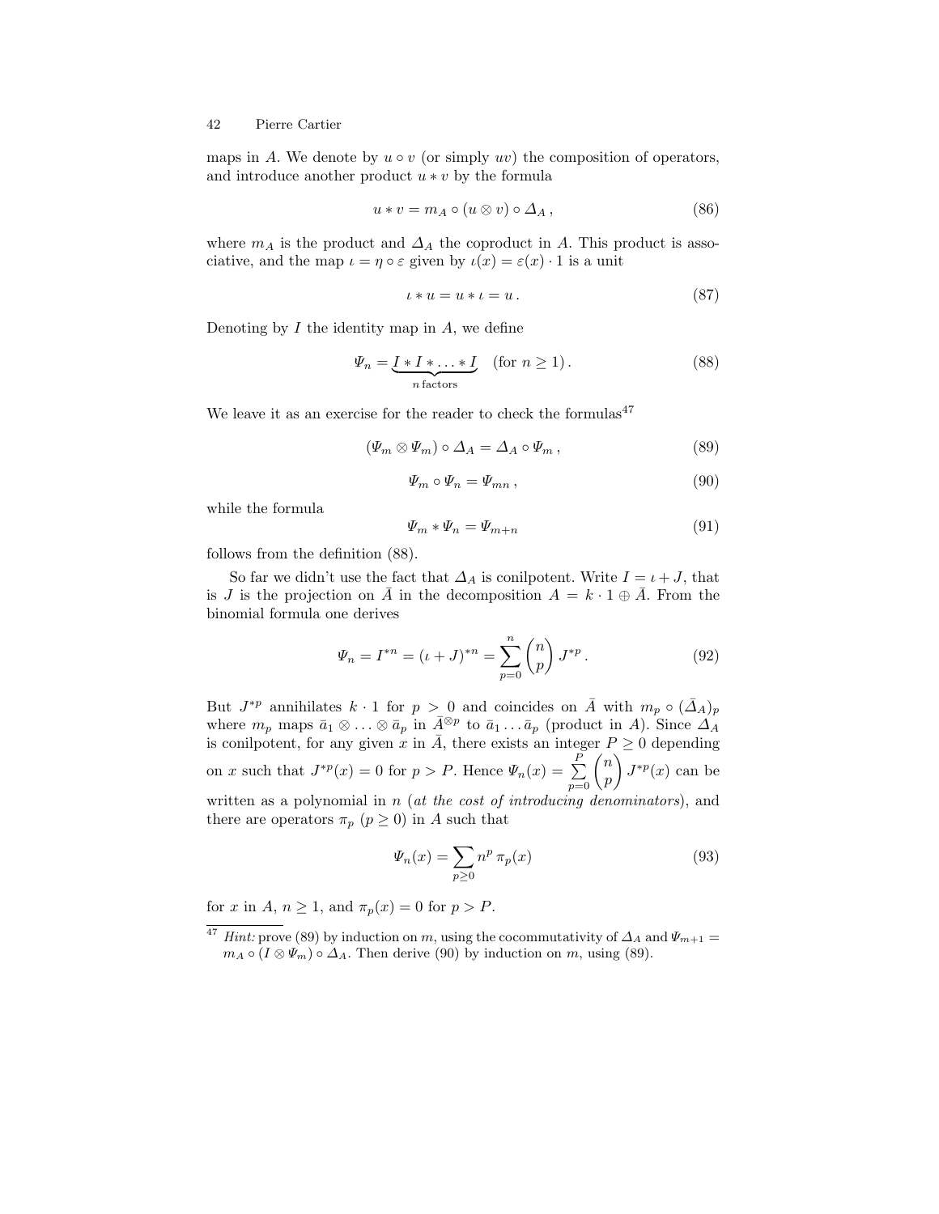maps in $A$. We denote by $u \circ v$ (or simply $uv$) the composition of operators, and introduce another product $u * v$ by the formula

$$u * v = m_A \circ (u \otimes v) \circ \Delta_A \,, \tag{86}$$

where $m_A$ is the product and $\Delta_A$ the coproduct in $A$. This product is associative, and the map $\iota = \eta \circ \varepsilon$ given by $\iota(x) = \varepsilon(x) \cdot 1$ is a unit

$$\iota * u = u * \iota = u \,. \tag{87}$$

Denoting by $I$ the identity map in $A$, we define

$$\Psi_n = \underbrace{I * I * \ldots * I}_{n \, \text{factors}} \quad (\text{for } n \geq 1)\,. \tag{88}$$

We leave it as an exercise for the reader to check the formulas[47]

$$(\Psi_m \otimes \Psi_m) \circ \Delta_A = \Delta_A \circ \Psi_m \,, \tag{89}$$

$$\Psi_m \circ \Psi_n = \Psi_{mn} \,, \tag{90}$$

while the formula

$$\Psi_m * \Psi_n = \Psi_{m+n} \tag{91}$$

follows from the definition (88).

So far we didn't use the fact that $\Delta_A$ is conilpotent. Write $I = \iota + J$, that is $J$ is the projection on $\bar{A}$ in the decomposition $A = k \cdot 1 \oplus \bar{A}$. From the binomial formula one derives

$$\Psi_n = I^{*n} = (\iota + J)^{*n} = \sum_{p=0}^{n} \binom{n}{p} J^{*p} \,. \tag{92}$$

But $J^{*p}$ annihilates $k \cdot 1$ for $p > 0$ and coincides on $\bar{A}$ with $m_p \circ (\bar{\Delta}_A)_p$ where $m_p$ maps $\bar{a}_1 \otimes \ldots \otimes \bar{a}_p$ in $\bar{A}^{\otimes p}$ to $\bar{a}_1 \ldots \bar{a}_p$ (product in $A$). Since $\Delta_A$ is conilpotent, for any given $x$ in $\bar{A}$, there exists an integer $P \geq 0$ depending on $x$ such that $J^{*p}(x) = 0$ for $p > P$. Hence $\Psi_n(x) = \sum_{p=0}^{P} \binom{n}{p} J^{*p}(x)$ can be written as a polynomial in $n$ (*at the cost of introducing denominators*), and there are operators $\pi_p$ ($p \geq 0$) in $A$ such that

$$\Psi_n(x) = \sum_{p \geq 0} n^p \, \pi_p(x) \tag{93}$$

for $x$ in $A$, $n \geq 1$, and $\pi_p(x) = 0$ for $p > P$.

---

[47] *Hint:* prove (89) by induction on $m$, using the cocommutativity of $\Delta_A$ and $\Psi_{m+1} = m_A \circ (I \otimes \Psi_m) \circ \Delta_A$. Then derive (90) by induction on $m$, using (89).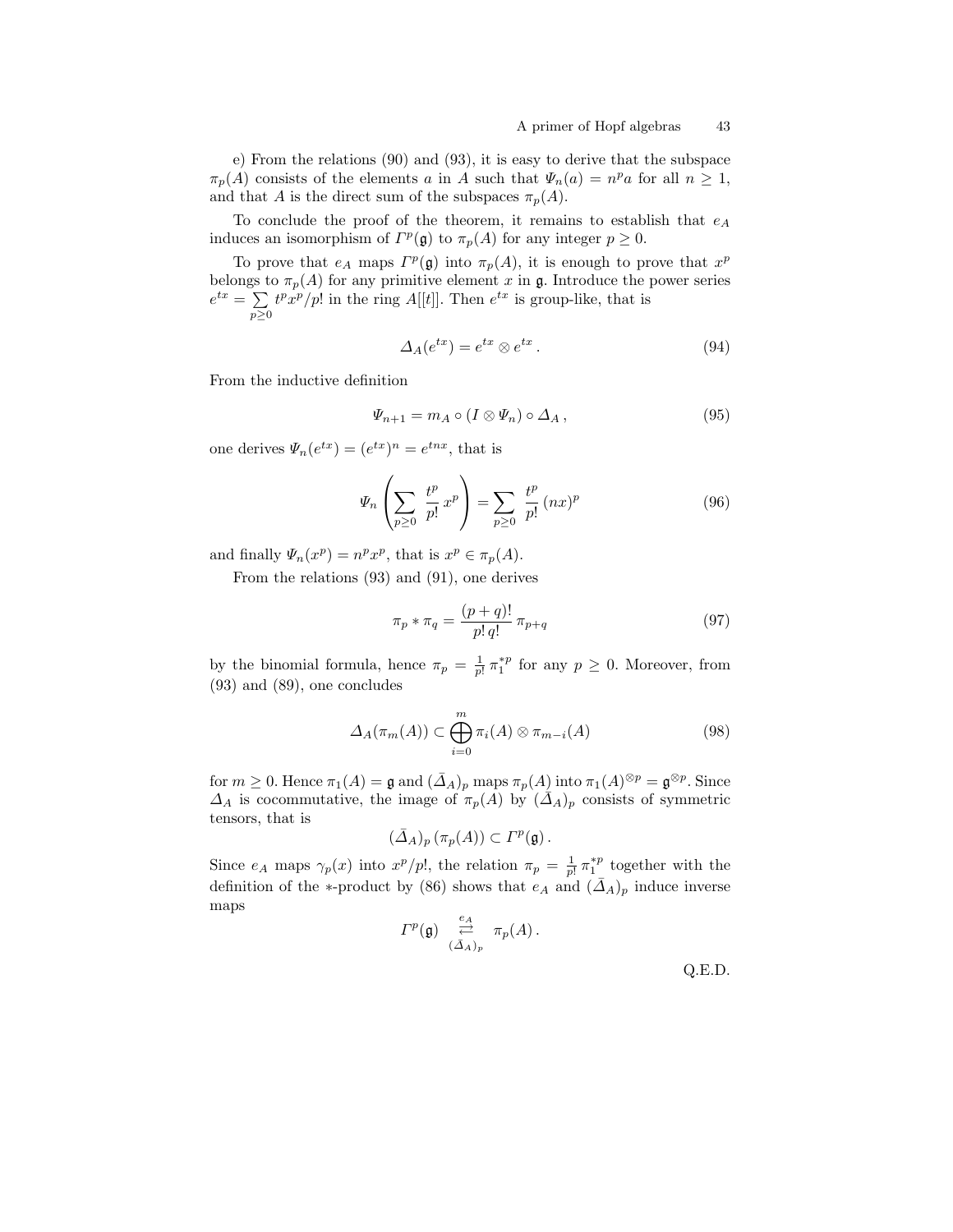e) From the relations (90) and (93), it is easy to derive that the subspace $\pi_p(A)$ consists of the elements $a$ in $A$ such that $\Psi_n(a) = n^p a$ for all $n \geq 1$, and that $A$ is the direct sum of the subspaces $\pi_p(A)$.

To conclude the proof of the theorem, it remains to establish that $e_A$ induces an isomorphism of $\Gamma^p(\mathfrak{g})$ to $\pi_p(A)$ for any integer $p \geq 0$.

To prove that $e_A$ maps $\Gamma^p(\mathfrak{g})$ into $\pi_p(A)$, it is enough to prove that $x^p$ belongs to $\pi_p(A)$ for any primitive element $x$ in $\mathfrak{g}$. Introduce the power series $e^{tx} = \sum\limits_{p \geq 0} t^p x^p / p!$ in the ring $A[[t]]$. Then $e^{tx}$ is group-like, that is

$$\Delta_A(e^{tx}) = e^{tx} \otimes e^{tx} . \tag{94}$$

From the inductive definition

$$\Psi_{n+1} = m_A \circ (I \otimes \Psi_n) \circ \Delta_A , \tag{95}$$

one derives $\Psi_n(e^{tx}) = (e^{tx})^n = e^{tnx}$, that is

$$\Psi_n \left( \sum_{p \geq 0} \frac{t^p}{p!} \, x^p \right) = \sum_{p \geq 0} \frac{t^p}{p!} \, (nx)^p \tag{96}$$

and finally $\Psi_n(x^p) = n^p x^p$, that is $x^p \in \pi_p(A)$.

From the relations (93) and (91), one derives

$$\pi_p * \pi_q = \frac{(p+q)!}{p! \, q!} \, \pi_{p+q} \tag{97}$$

by the binomial formula, hence $\pi_p = \frac{1}{p!} \, \pi_1^{*p}$ for any $p \geq 0$. Moreover, from (93) and (89), one concludes

$$\Delta_A(\pi_m(A)) \subset \bigoplus_{i=0}^{m} \pi_i(A) \otimes \pi_{m-i}(A) \tag{98}$$

for $m \geq 0$. Hence $\pi_1(A) = \mathfrak{g}$ and $(\bar{\Delta}_A)_p$ maps $\pi_p(A)$ into $\pi_1(A)^{\otimes p} = \mathfrak{g}^{\otimes p}$. Since $\Delta_A$ is cocommutative, the image of $\pi_p(A)$ by $(\bar{\Delta}_A)_p$ consists of symmetric tensors, that is

$$(\bar{\Delta}_A)_p \, (\pi_p(A)) \subset \Gamma^p(\mathfrak{g}) .$$

Since $e_A$ maps $\gamma_p(x)$ into $x^p/p!$, the relation $\pi_p = \frac{1}{p!} \, \pi_1^{*p}$ together with the definition of the $*$-product by (86) shows that $e_A$ and $(\bar{\Delta}_A)_p$ induce inverse maps

$$\Gamma^p(\mathfrak{g}) \underset{(\bar{\Delta}_A)_p}{\overset{e_A}{\rightleftarrows}} \pi_p(A) .$$

Q.E.D.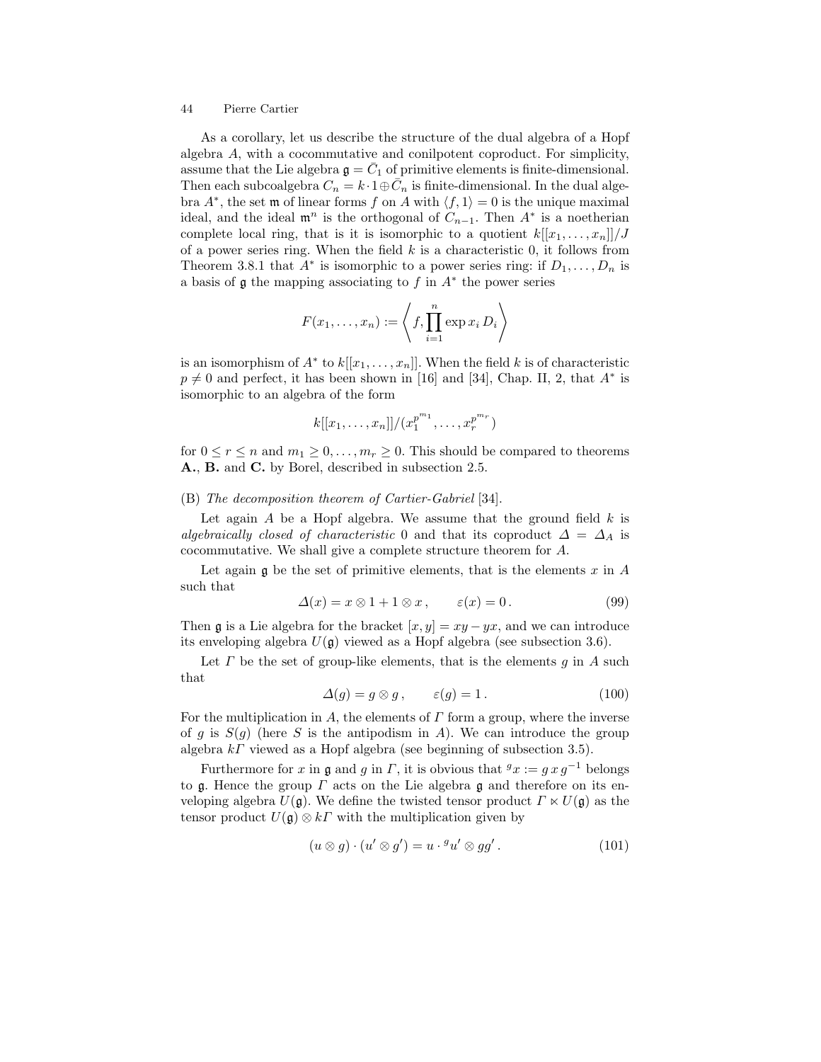As a corollary, let us describe the structure of the dual algebra of a Hopf algebra $A$, with a cocommutative and conilpotent coproduct. For simplicity, assume that the Lie algebra $\mathfrak{g} = \bar{C}_1$ of primitive elements is finite-dimensional. Then each subcoalgebra $C_n = k \cdot 1 \oplus \bar{C}_n$ is finite-dimensional. In the dual algebra $A^*$, the set $\mathfrak{m}$ of linear forms $f$ on $A$ with $\langle f, 1 \rangle = 0$ is the unique maximal ideal, and the ideal $\mathfrak{m}^n$ is the orthogonal of $C_{n-1}$. Then $A^*$ is a noetherian complete local ring, that is it is isomorphic to a quotient $k[[x_1, \ldots, x_n]]/J$ of a power series ring. When the field $k$ is a characteristic 0, it follows from Theorem 3.8.1 that $A^*$ is isomorphic to a power series ring: if $D_1, \ldots, D_n$ is a basis of $\mathfrak{g}$ the mapping associating to $f$ in $A^*$ the power series

$$F(x_1, \ldots, x_n) := \left\langle f, \prod_{i=1}^{n} \exp x_i \, D_i \right\rangle$$

is an isomorphism of $A^*$ to $k[[x_1, \ldots, x_n]]$. When the field $k$ is of characteristic $p \neq 0$ and perfect, it has been shown in [16] and [34], Chap. II, 2, that $A^*$ is isomorphic to an algebra of the form

$$k[[x_1, \ldots, x_n]]/(x_1^{p^{m_1}}, \ldots, x_r^{p^{m_r}})$$

for $0 \leq r \leq n$ and $m_1 \geq 0, \ldots, m_r \geq 0$. This should be compared to theorems **A.**, **B.** and **C.** by Borel, described in subsection 2.5.

(B) *The decomposition theorem of Cartier-Gabriel* [34].

Let again $A$ be a Hopf algebra. We assume that the ground field $k$ is *algebraically closed of characteristic* 0 and that its coproduct $\Delta = \Delta_A$ is cocommutative. We shall give a complete structure theorem for $A$.

Let again $\mathfrak{g}$ be the set of primitive elements, that is the elements $x$ in $A$ such that

$$\Delta(x) = x \otimes 1 + 1 \otimes x \,, \qquad \varepsilon(x) = 0 \,. \tag{99}$$

Then $\mathfrak{g}$ is a Lie algebra for the bracket $[x, y] = xy - yx$, and we can introduce its enveloping algebra $U(\mathfrak{g})$ viewed as a Hopf algebra (see subsection 3.6).

Let $\Gamma$ be the set of group-like elements, that is the elements $g$ in $A$ such that

$$\Delta(g) = g \otimes g \,, \qquad \varepsilon(g) = 1 \,. \tag{100}$$

For the multiplication in $A$, the elements of $\Gamma$ form a group, where the inverse of $g$ is $S(g)$ (here $S$ is the antipodism in $A$). We can introduce the group algebra $k\Gamma$ viewed as a Hopf algebra (see beginning of subsection 3.5).

Furthermore for $x$ in $\mathfrak{g}$ and $g$ in $\Gamma$, it is obvious that ${}^g x := g \, x \, g^{-1}$ belongs to $\mathfrak{g}$. Hence the group $\Gamma$ acts on the Lie algebra $\mathfrak{g}$ and therefore on its enveloping algebra $U(\mathfrak{g})$. We define the twisted tensor product $\Gamma \ltimes U(\mathfrak{g})$ as the tensor product $U(\mathfrak{g}) \otimes k\Gamma$ with the multiplication given by

$$(u \otimes g) \cdot (u' \otimes g') = u \cdot {}^g u' \otimes gg' \,. \tag{101}$$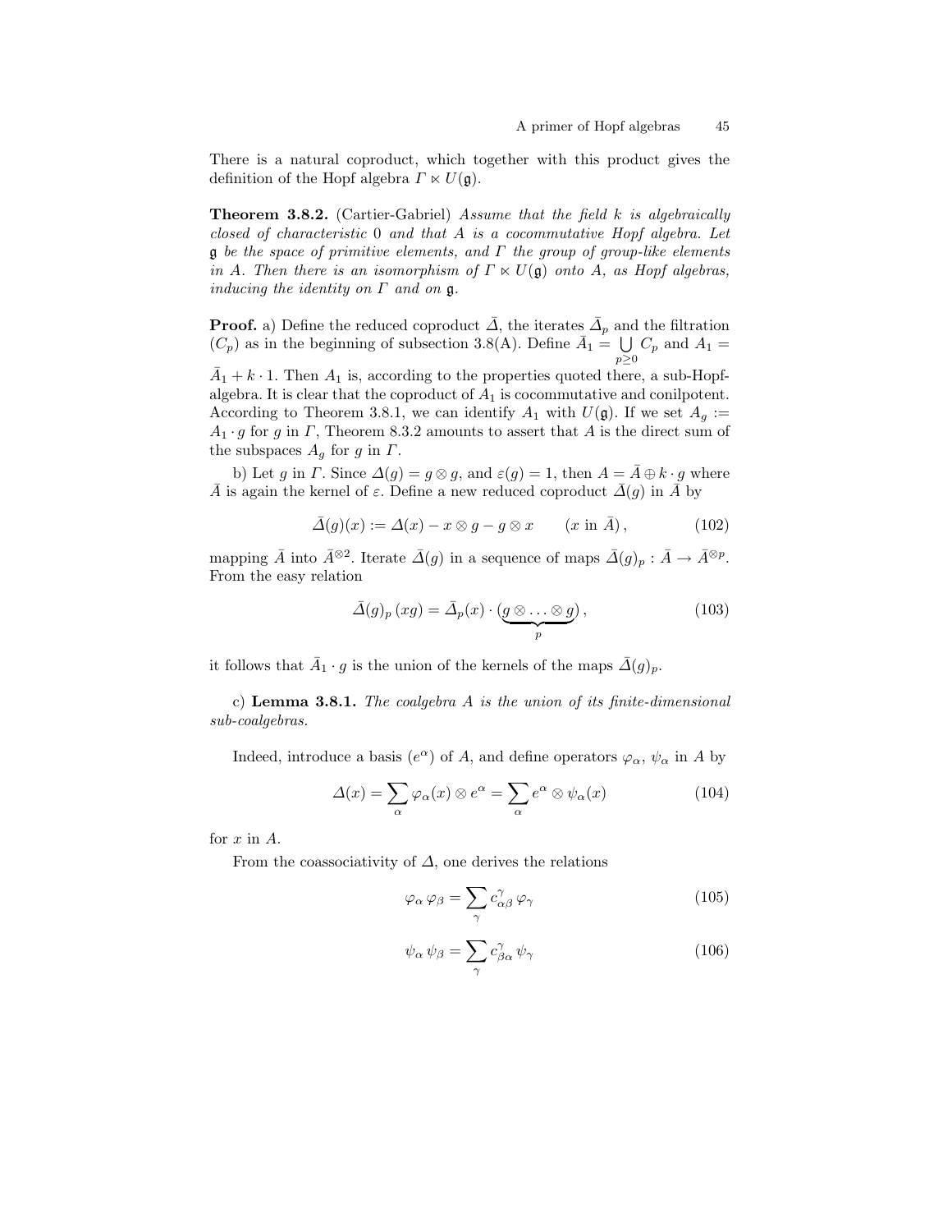There is a natural coproduct, which together with this product gives the definition of the Hopf algebra $\Gamma \ltimes U(\mathfrak{g})$.

**Theorem 3.8.2.** (Cartier-Gabriel) *Assume that the field $k$ is algebraically closed of characteristic 0 and that $A$ is a cocommutative Hopf algebra. Let $\mathfrak{g}$ be the space of primitive elements, and $\Gamma$ the group of group-like elements in $A$. Then there is an isomorphism of $\Gamma \ltimes U(\mathfrak{g})$ onto $A$, as Hopf algebras, inducing the identity on $\Gamma$ and on $\mathfrak{g}$.*

**Proof.** a) Define the reduced coproduct $\bar{\Delta}$, the iterates $\bar{\Delta}_p$ and the filtration $(C_p)$ as in the beginning of subsection 3.8(A). Define $\bar{A}_1 = \bigcup_{p \geq 0} C_p$ and $A_1 = \bar{A}_1 + k \cdot 1$. Then $A_1$ is, according to the properties quoted there, a sub-Hopf-algebra. It is clear that the coproduct of $A_1$ is cocommutative and conilpotent. According to Theorem 3.8.1, we can identify $A_1$ with $U(\mathfrak{g})$. If we set $A_g := A_1 \cdot g$ for $g$ in $\Gamma$, Theorem 8.3.2 amounts to assert that $A$ is the direct sum of the subspaces $A_g$ for $g$ in $\Gamma$.

b) Let $g$ in $\Gamma$. Since $\Delta(g) = g \otimes g$, and $\varepsilon(g) = 1$, then $A = \bar{A} \oplus k \cdot g$ where $\bar{A}$ is again the kernel of $\varepsilon$. Define a new reduced coproduct $\bar{\Delta}(g)$ in $\bar{A}$ by

$$\bar{\Delta}(g)(x) := \Delta(x) - x \otimes g - g \otimes x \qquad (x \text{ in } \bar{A}), \tag{102}$$

mapping $\bar{A}$ into $\bar{A}^{\otimes 2}$. Iterate $\bar{\Delta}(g)$ in a sequence of maps $\bar{\Delta}(g)_p : \bar{A} \to \bar{A}^{\otimes p}$. From the easy relation

$$\bar{\Delta}(g)_p \, (xg) = \bar{\Delta}_p(x) \cdot (\underbrace{g \otimes \ldots \otimes g}_{p}), \tag{103}$$

it follows that $\bar{A}_1 \cdot g$ is the union of the kernels of the maps $\bar{\Delta}(g)_p$.

c) **Lemma 3.8.1.** *The coalgebra $A$ is the union of its finite-dimensional sub-coalgebras.*

Indeed, introduce a basis $(e^\alpha)$ of $A$, and define operators $\varphi_\alpha$, $\psi_\alpha$ in $A$ by

$$\Delta(x) = \sum_\alpha \varphi_\alpha(x) \otimes e^\alpha = \sum_\alpha e^\alpha \otimes \psi_\alpha(x) \tag{104}$$

for $x$ in $A$.

From the coassociativity of $\Delta$, one derives the relations

$$\varphi_\alpha \, \varphi_\beta = \sum_\gamma c^\gamma_{\alpha\beta} \, \varphi_\gamma \tag{105}$$

$$\psi_\alpha \, \psi_\beta = \sum_\gamma c^\gamma_{\beta\alpha} \, \psi_\gamma \tag{106}$$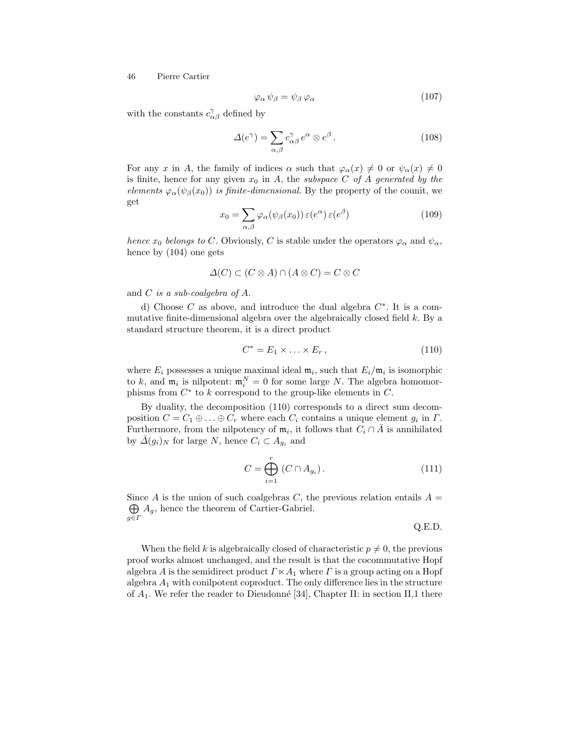$$\varphi_\alpha \, \psi_\beta = \psi_\beta \, \varphi_\alpha \tag{107}$$

with the constants $c^\gamma_{\alpha\beta}$ defined by

$$\Delta(e^\gamma) = \sum_{\alpha,\beta} c^\gamma_{\alpha\beta} \, e^\alpha \otimes e^\beta \,. \tag{108}$$

For any $x$ in $A$, the family of indices $\alpha$ such that $\varphi_\alpha(x) \neq 0$ or $\psi_\alpha(x) \neq 0$ is finite, hence for any given $x_0$ in $A$, the *subspace $C$ of $A$ generated by the elements $\varphi_\alpha(\psi_\beta(x_0))$ is finite-dimensional*. By the property of the counit, we get

$$x_0 = \sum_{\alpha,\beta} \varphi_\alpha(\psi_\beta(x_0)) \, \varepsilon(e^\alpha) \, \varepsilon(e^\beta) \tag{109}$$

*hence $x_0$ belongs to $C$*. Obviously, $C$ is stable under the operators $\varphi_\alpha$ and $\psi_\alpha$, hence by (104) one gets

$$\Delta(C) \subset (C \otimes A) \cap (A \otimes C) = C \otimes C$$

and *$C$ is a sub-coalgebra of $A$*.

d) Choose $C$ as above, and introduce the dual algebra $C^*$. It is a commutative finite-dimensional algebra over the algebraically closed field $k$. By a standard structure theorem, it is a direct product

$$C^* = E_1 \times \ldots \times E_r \,, \tag{110}$$

where $E_i$ possesses a unique maximal ideal $\mathfrak{m}_i$, such that $E_i/\mathfrak{m}_i$ is isomorphic to $k$, and $\mathfrak{m}_i$ is nilpotent: $\mathfrak{m}_i^N = 0$ for some large $N$. The algebra homomorphisms from $C^*$ to $k$ correspond to the group-like elements in $C$.

By duality, the decomposition (110) corresponds to a direct sum decomposition $C = C_1 \oplus \ldots \oplus C_r$ where each $C_i$ contains a unique element $g_i$ in $\Gamma$. Furthermore, from the nilpotency of $\mathfrak{m}_i$, it follows that $C_i \cap \bar{A}$ is annihilated by $\bar{\Delta}(g_i)_N$ for large $N$, hence $C_i \subset A_{g_i}$ and

$$C = \bigoplus_{i=1}^{r} (C \cap A_{g_i}) \,. \tag{111}$$

Since $A$ is the union of such coalgebras $C$, the previous relation entails $A = \bigoplus_{g \in \Gamma} A_g$, hence the theorem of Cartier-Gabriel.

Q.E.D.

When the field $k$ is algebraically closed of characteristic $p \neq 0$, the previous proof works almost unchanged, and the result is that the cocommutative Hopf algebra $A$ is the semidirect product $\Gamma \ltimes A_1$ where $\Gamma$ is a group acting on a Hopf algebra $A_1$ with conilpotent coproduct. The only difference lies in the structure of $A_1$. We refer the reader to Dieudonné [34], Chapter II: in section II,1 there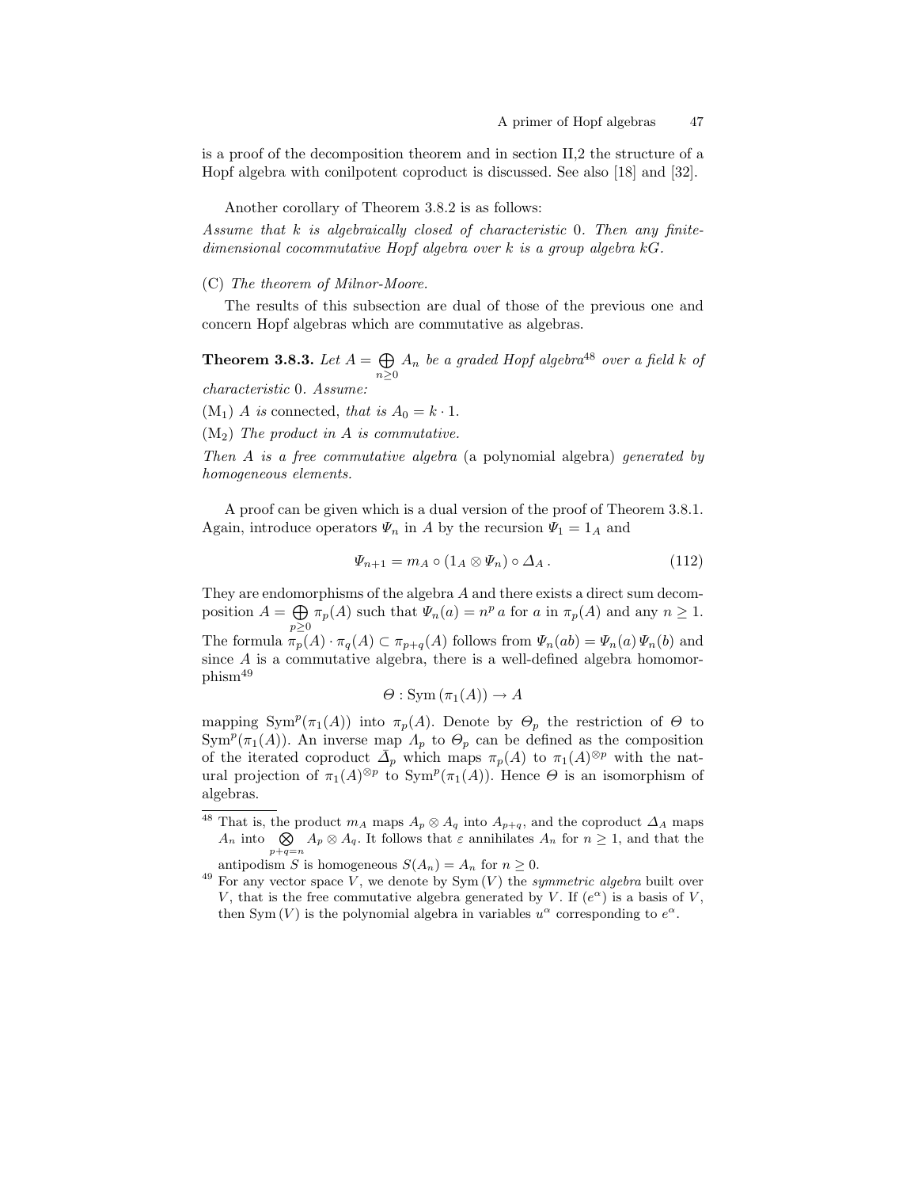is a proof of the decomposition theorem and in section II,2 the structure of a Hopf algebra with conilpotent coproduct is discussed. See also [18] and [32].

Another corollary of Theorem 3.8.2 is as follows:

*Assume that $k$ is algebraically closed of characteristic 0. Then any finite-dimensional cocommutative Hopf algebra over $k$ is a group algebra $kG$.*

(C) *The theorem of Milnor-Moore.*

The results of this subsection are dual of those of the previous one and concern Hopf algebras which are commutative as algebras.

**Theorem 3.8.3.** *Let $A = \bigoplus_{n \geq 0} A_n$ be a graded Hopf algebra*[48] *over a field $k$ of characteristic 0. Assume:*

($M_1$) *$A$ is* connected, *that is $A_0 = k \cdot 1$.*

($M_2$) *The product in $A$ is commutative.*

*Then $A$ is a free commutative algebra* (a polynomial algebra) *generated by homogeneous elements.*

A proof can be given which is a dual version of the proof of Theorem 3.8.1. Again, introduce operators $\Psi_n$ in $A$ by the recursion $\Psi_1 = 1_A$ and

$$\Psi_{n+1} = m_A \circ (1_A \otimes \Psi_n) \circ \Delta_A \,. \tag{112}$$

They are endomorphisms of the algebra $A$ and there exists a direct sum decomposition $A = \bigoplus_{p \geq 0} \pi_p(A)$ such that $\Psi_n(a) = n^p\, a$ for $a$ in $\pi_p(A)$ and any $n \geq 1$. The formula $\pi_p(A) \cdot \pi_q(A) \subset \pi_{p+q}(A)$ follows from $\Psi_n(ab) = \Psi_n(a)\, \Psi_n(b)$ and since $A$ is a commutative algebra, there is a well-defined algebra homomorphism[49]

$$\Theta : \mathrm{Sym}\,(\pi_1(A)) \to A$$

mapping $\mathrm{Sym}^p(\pi_1(A))$ into $\pi_p(A)$. Denote by $\Theta_p$ the restriction of $\Theta$ to $\mathrm{Sym}^p(\pi_1(A))$. An inverse map $\Lambda_p$ to $\Theta_p$ can be defined as the composition of the iterated coproduct $\bar{\Delta}_p$ which maps $\pi_p(A)$ to $\pi_1(A)^{\otimes p}$ with the natural projection of $\pi_1(A)^{\otimes p}$ to $\mathrm{Sym}^p(\pi_1(A))$. Hence $\Theta$ is an isomorphism of algebras.

---

[48] That is, the product $m_A$ maps $A_p \otimes A_q$ into $A_{p+q}$, and the coproduct $\Delta_A$ maps $A_n$ into $\bigotimes_{p+q=n} A_p \otimes A_q$. It follows that $\varepsilon$ annihilates $A_n$ for $n \geq 1$, and that the antipodism $S$ is homogeneous $S(A_n) = A_n$ for $n \geq 0$.

[49] For any vector space $V$, we denote by $\mathrm{Sym}\,(V)$ the *symmetric algebra* built over $V$, that is the free commutative algebra generated by $V$. If $(e^\alpha)$ is a basis of $V$, then $\mathrm{Sym}\,(V)$ is the polynomial algebra in variables $u^\alpha$ corresponding to $e^\alpha$.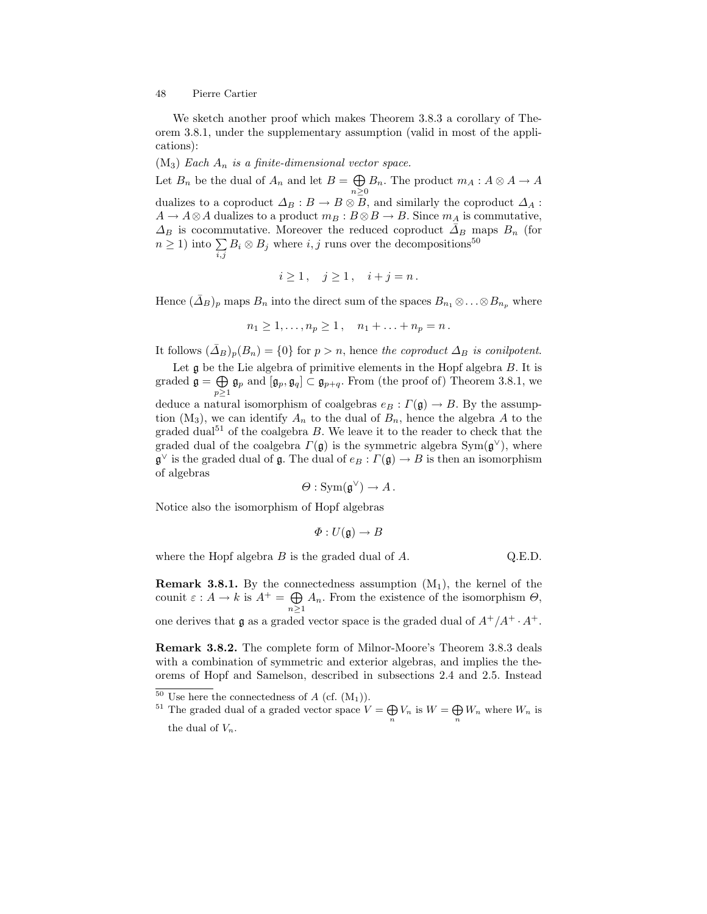We sketch another proof which makes Theorem 3.8.3 a corollary of Theorem 3.8.1, under the supplementary assumption (valid in most of the applications):

($M_3$) *Each $A_n$ is a finite-dimensional vector space.*

Let $B_n$ be the dual of $A_n$ and let $B = \bigoplus_{n \geq 0} B_n$. The product $m_A : A \otimes A \to A$ dualizes to a coproduct $\Delta_B : B \to B \otimes B$, and similarly the coproduct $\Delta_A : A \to A \otimes A$ dualizes to a product $m_B : B \otimes B \to B$. Since $m_A$ is commutative, $\Delta_B$ is cocommutative. Moreover the reduced coproduct $\bar{\Delta}_B$ maps $B_n$ (for $n \geq 1$) into $\sum_{i,j} B_i \otimes B_j$ where $i, j$ runs over the decompositions[50]

$$i \geq 1\,, \quad j \geq 1\,, \quad i + j = n\,.$$

Hence $(\bar{\Delta}_B)_p$ maps $B_n$ into the direct sum of the spaces $B_{n_1} \otimes \ldots \otimes B_{n_p}$ where

$$n_1 \geq 1, \ldots, n_p \geq 1\,, \quad n_1 + \ldots + n_p = n\,.$$

It follows $(\bar{\Delta}_B)_p(B_n) = \{0\}$ for $p > n$, hence *the coproduct $\Delta_B$ is conilpotent*.

Let $\mathfrak{g}$ be the Lie algebra of primitive elements in the Hopf algebra $B$. It is graded $\mathfrak{g} = \bigoplus_{p \geq 1} \mathfrak{g}_p$ and $[\mathfrak{g}_p, \mathfrak{g}_q] \subset \mathfrak{g}_{p+q}$. From (the proof of) Theorem 3.8.1, we deduce a natural isomorphism of coalgebras $e_B : \Gamma(\mathfrak{g}) \to B$. By the assumption ($M_3$), we can identify $A_n$ to the dual of $B_n$, hence the algebra $A$ to the graded dual[51] of the coalgebra $B$. We leave it to the reader to check that the graded dual of the coalgebra $\Gamma(\mathfrak{g})$ is the symmetric algebra $\mathrm{Sym}(\mathfrak{g}^\vee)$, where $\mathfrak{g}^\vee$ is the graded dual of $\mathfrak{g}$. The dual of $e_B : \Gamma(\mathfrak{g}) \to B$ is then an isomorphism of algebras

$$\Theta : \mathrm{Sym}(\mathfrak{g}^\vee) \to A\,.$$

Notice also the isomorphism of Hopf algebras

$$\Phi : U(\mathfrak{g}) \to B$$

where the Hopf algebra $B$ is the graded dual of $A$. Q.E.D.

**Remark 3.8.1.** By the connectedness assumption ($M_1$), the kernel of the counit $\varepsilon : A \to k$ is $A^+ = \bigoplus_{n \geq 1} A_n$. From the existence of the isomorphism $\Theta$, one derives that $\mathfrak{g}$ as a graded vector space is the graded dual of $A^+/A^+ \cdot A^+$.

**Remark 3.8.2.** The complete form of Milnor-Moore's Theorem 3.8.3 deals with a combination of symmetric and exterior algebras, and implies the theorems of Hopf and Samelson, described in subsections 2.4 and 2.5. Instead

---

[50] Use here the connectedness of $A$ (cf. ($M_1$)).

[51] The graded dual of a graded vector space $V = \bigoplus_n V_n$ is $W = \bigoplus_n W_n$ where $W_n$ is the dual of $V_n$.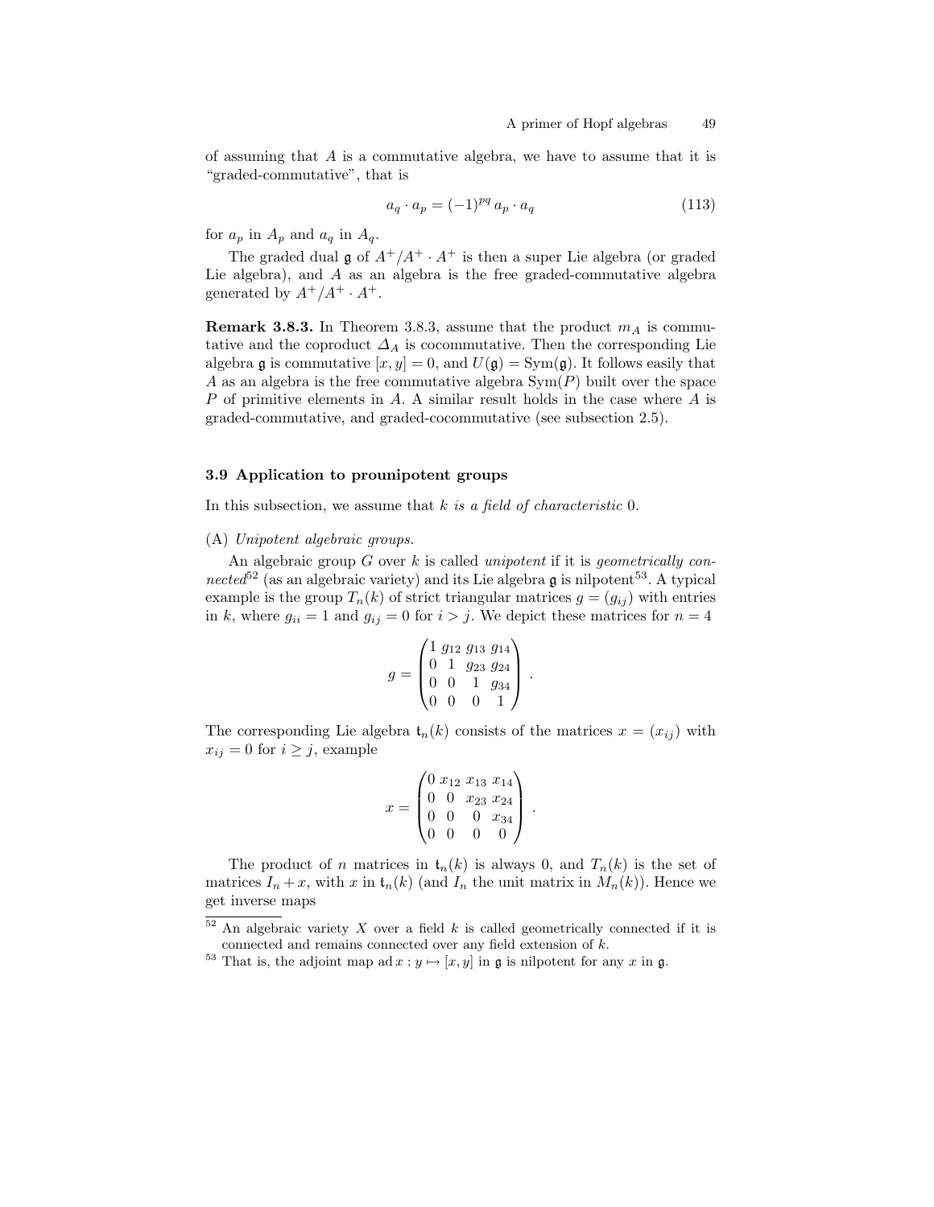of assuming that $A$ is a commutative algebra, we have to assume that it is "graded-commutative", that is

$$a_q \cdot a_p = (-1)^{pq} \, a_p \cdot a_q \tag{113}$$

for $a_p$ in $A_p$ and $a_q$ in $A_q$.

The graded dual $\mathfrak{g}$ of $A^+/A^+ \cdot A^+$ is then a super Lie algebra (or graded Lie algebra), and $A$ as an algebra is the free graded-commutative algebra generated by $A^+/A^+ \cdot A^+$.

**Remark 3.8.3.** In Theorem 3.8.3, assume that the product $m_A$ is commutative and the coproduct $\Delta_A$ is cocommutative. Then the corresponding Lie algebra $\mathfrak{g}$ is commutative $[x, y] = 0$, and $U(\mathfrak{g}) = \mathrm{Sym}(\mathfrak{g})$. It follows easily that $A$ as an algebra is the free commutative algebra $\mathrm{Sym}(P)$ built over the space $P$ of primitive elements in $A$. A similar result holds in the case where $A$ is graded-commutative, and graded-cocommutative (see subsection 2.5).

### 3.9 Application to prounipotent groups

In this subsection, we assume that *$k$ is a field of characteristic* 0.

(A) *Unipotent algebraic groups.*

An algebraic group $G$ over $k$ is called *unipotent* if it is *geometrically connected*[52] (as an algebraic variety) and its Lie algebra $\mathfrak{g}$ is nilpotent[53]. A typical example is the group $T_n(k)$ of strict triangular matrices $g = (g_{ij})$ with entries in $k$, where $g_{ii} = 1$ and $g_{ij} = 0$ for $i > j$. We depict these matrices for $n = 4$

$$g = \begin{pmatrix} 1 & g_{12} & g_{13} & g_{14} \\ 0 & 1 & g_{23} & g_{24} \\ 0 & 0 & 1 & g_{34} \\ 0 & 0 & 0 & 1 \end{pmatrix} .$$

The corresponding Lie algebra $\mathfrak{t}_n(k)$ consists of the matrices $x = (x_{ij})$ with $x_{ij} = 0$ for $i \geq j$, example

$$x = \begin{pmatrix} 0 & x_{12} & x_{13} & x_{14} \\ 0 & 0 & x_{23} & x_{24} \\ 0 & 0 & 0 & x_{34} \\ 0 & 0 & 0 & 0 \end{pmatrix} .$$

The product of $n$ matrices in $\mathfrak{t}_n(k)$ is always 0, and $T_n(k)$ is the set of matrices $I_n + x$, with $x$ in $\mathfrak{t}_n(k)$ (and $I_n$ the unit matrix in $M_n(k)$). Hence we get inverse maps

---

[52] An algebraic variety $X$ over a field $k$ is called geometrically connected if it is connected and remains connected over any field extension of $k$.

[53] That is, the adjoint map $\mathrm{ad}\, x : y \mapsto [x, y]$ in $\mathfrak{g}$ is nilpotent for any $x$ in $\mathfrak{g}$.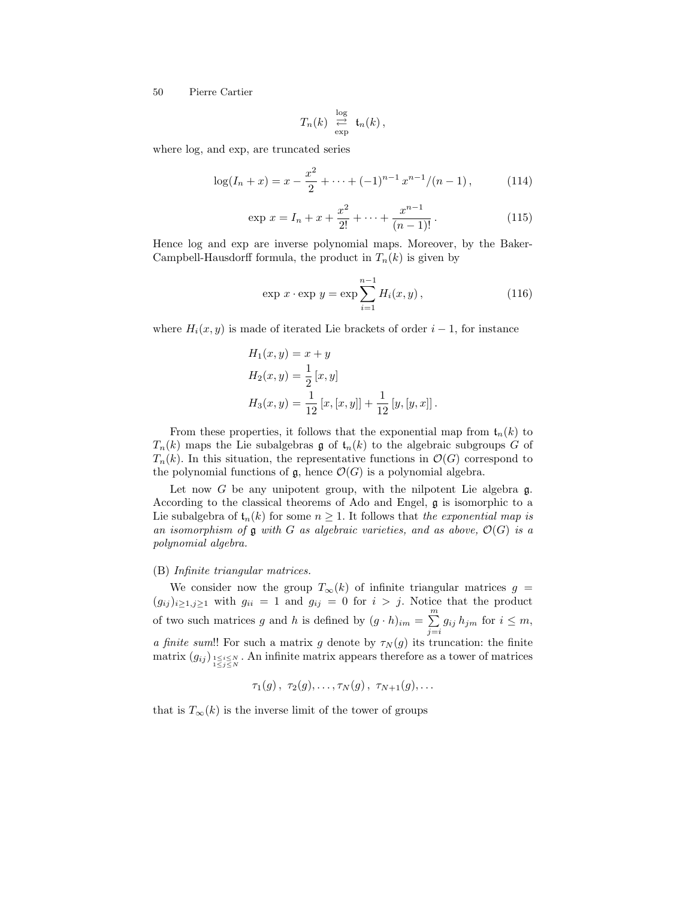$$T_n(k) \underset{\exp}{\overset{\log}{\rightleftarrows}} \mathfrak{t}_n(k)\,,$$

where log, and exp, are truncated series

$$\log(I_n + x) = x - \frac{x^2}{2} + \cdots + (-1)^{n-1}\, x^{n-1}/(n-1)\,, \tag{114}$$

$$\exp\, x = I_n + x + \frac{x^2}{2!} + \cdots + \frac{x^{n-1}}{(n-1)!}\,. \tag{115}$$

Hence log and exp are inverse polynomial maps. Moreover, by the Baker-Campbell-Hausdorff formula, the product in $T_n(k)$ is given by

$$\exp\, x \cdot \exp\, y = \exp \sum_{i=1}^{n-1} H_i(x,y)\,, \tag{116}$$

where $H_i(x,y)$ is made of iterated Lie brackets of order $i-1$, for instance

$$\begin{aligned}
H_1(x,y) &= x + y \\
H_2(x,y) &= \frac{1}{2}\,[x,y] \\
H_3(x,y) &= \frac{1}{12}\,[x,[x,y]] + \frac{1}{12}\,[y,[y,x]]\,.
\end{aligned}$$

From these properties, it follows that the exponential map from $\mathfrak{t}_n(k)$ to $T_n(k)$ maps the Lie subalgebras $\mathfrak{g}$ of $\mathfrak{t}_n(k)$ to the algebraic subgroups $G$ of $T_n(k)$. In this situation, the representative functions in $\mathcal{O}(G)$ correspond to the polynomial functions of $\mathfrak{g}$, hence $\mathcal{O}(G)$ is a polynomial algebra.

Let now $G$ be any unipotent group, with the nilpotent Lie algebra $\mathfrak{g}$. According to the classical theorems of Ado and Engel, $\mathfrak{g}$ is isomorphic to a Lie subalgebra of $\mathfrak{t}_n(k)$ for some $n \geq 1$. It follows that *the exponential map is an isomorphism of* $\mathfrak{g}$ *with* $G$ *as algebraic varieties, and as above,* $\mathcal{O}(G)$ *is a polynomial algebra.*

(B) *Infinite triangular matrices.*

We consider now the group $T_\infty(k)$ of infinite triangular matrices $g = (g_{ij})_{i\geq 1, j\geq 1}$ with $g_{ii} = 1$ and $g_{ij} = 0$ for $i > j$. Notice that the product of two such matrices $g$ and $h$ is defined by $(g \cdot h)_{im} = \sum_{j=i}^{m} g_{ij}\, h_{jm}$ for $i \leq m$, *a finite sum*!! For such a matrix $g$ denote by $\tau_N(g)$ its truncation: the finite matrix $(g_{ij})_{\substack{1\leq i\leq N \\ 1\leq j\leq N}}$. An infinite matrix appears therefore as a tower of matrices

$$\tau_1(g)\,,\ \tau_2(g), \ldots, \tau_N(g)\,,\ \tau_{N+1}(g), \ldots$$

that is $T_\infty(k)$ is the inverse limit of the tower of groups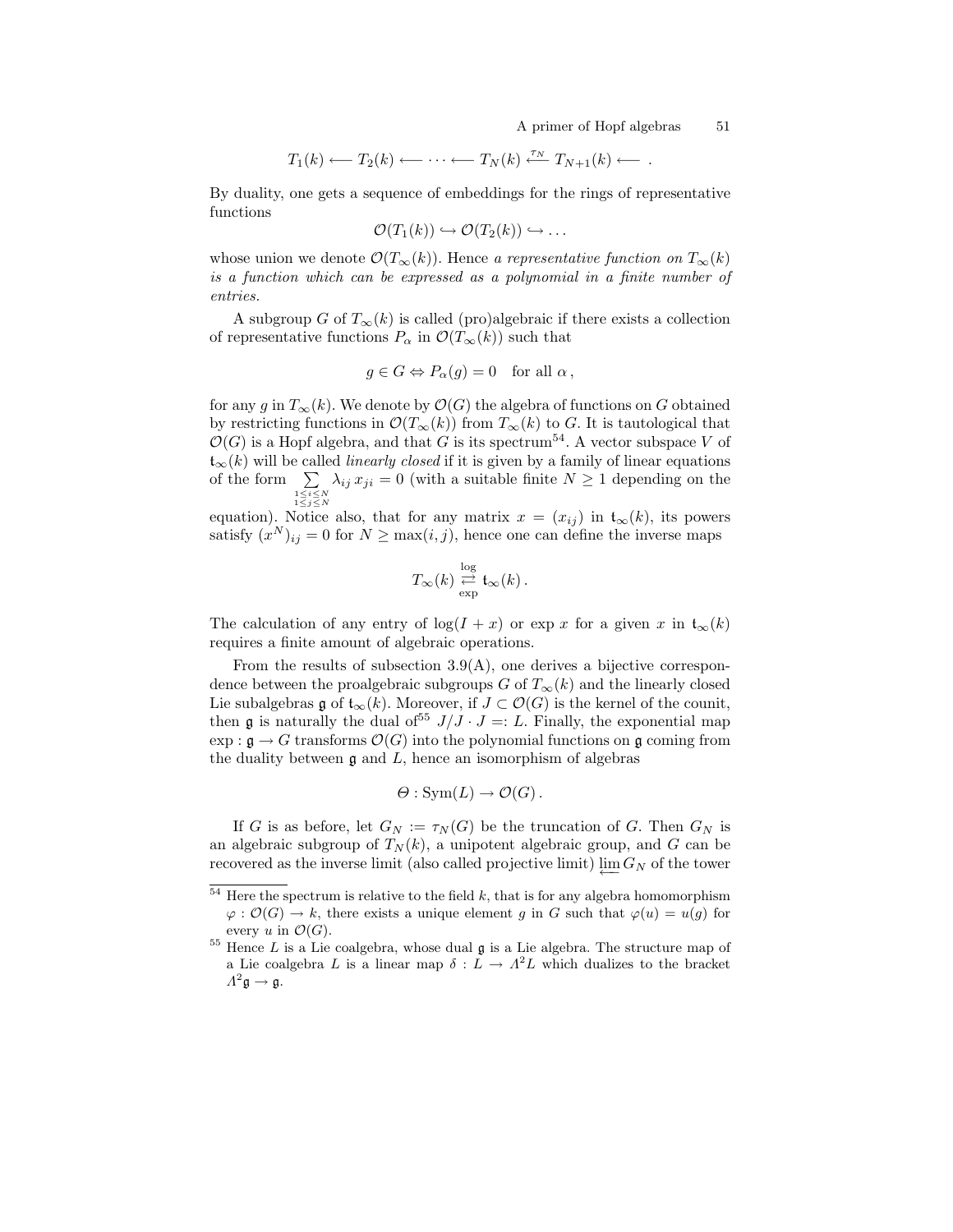$$T_1(k) \longleftarrow T_2(k) \longleftarrow \cdots \longleftarrow T_N(k) \overset{\tau_N}{\longleftarrow} T_{N+1}(k) \longleftarrow \ .$$

By duality, one gets a sequence of embeddings for the rings of representative functions

$$\mathcal{O}(T_1(k)) \hookrightarrow \mathcal{O}(T_2(k)) \hookrightarrow \dots$$

whose union we denote $\mathcal{O}(T_\infty(k))$. Hence *a representative function on $T_\infty(k)$ is a function which can be expressed as a polynomial in a finite number of entries.*

A subgroup $G$ of $T_\infty(k)$ is called (pro)algebraic if there exists a collection of representative functions $P_\alpha$ in $\mathcal{O}(T_\infty(k))$ such that

$$g \in G \Leftrightarrow P_\alpha(g) = 0 \quad \text{for all } \alpha \,,$$

for any $g$ in $T_\infty(k)$. We denote by $\mathcal{O}(G)$ the algebra of functions on $G$ obtained by restricting functions in $\mathcal{O}(T_\infty(k))$ from $T_\infty(k)$ to $G$. It is tautological that $\mathcal{O}(G)$ is a Hopf algebra, and that $G$ is its spectrum[54]. A vector subspace $V$ of $\mathfrak{t}_\infty(k)$ will be called *linearly closed* if it is given by a family of linear equations of the form $\sum\limits_{\substack{1 \le i \le N \\ 1 \le j \le N}} \lambda_{ij}\, x_{ji} = 0$ (with a suitable finite $N \geq 1$ depending on the equation). Notice also, that for any matrix $x = (x_{ij})$ in $\mathfrak{t}_\infty(k)$, its powers satisfy $(x^N)_{ij} = 0$ for $N \geq \max(i,j)$, hence one can define the inverse maps

$$T_\infty(k) \underset{\exp}{\overset{\log}{\rightleftarrows}} \mathfrak{t}_\infty(k) \,.$$

The calculation of any entry of $\log(I + x)$ or $\exp x$ for a given $x$ in $\mathfrak{t}_\infty(k)$ requires a finite amount of algebraic operations.

From the results of subsection 3.9(A), one derives a bijective correspondence between the proalgebraic subgroups $G$ of $T_\infty(k)$ and the linearly closed Lie subalgebras $\mathfrak{g}$ of $\mathfrak{t}_\infty(k)$. Moreover, if $J \subset \mathcal{O}(G)$ is the kernel of the counit, then $\mathfrak{g}$ is naturally the dual of[55] $J/J \cdot J =: L$. Finally, the exponential map $\exp : \mathfrak{g} \to G$ transforms $\mathcal{O}(G)$ into the polynomial functions on $\mathfrak{g}$ coming from the duality between $\mathfrak{g}$ and $L$, hence an isomorphism of algebras

$$\Theta : \mathrm{Sym}(L) \to \mathcal{O}(G) \,.$$

If $G$ is as before, let $G_N := \tau_N(G)$ be the truncation of $G$. Then $G_N$ is an algebraic subgroup of $T_N(k)$, a unipotent algebraic group, and $G$ can be recovered as the inverse limit (also called projective limit) $\varprojlim G_N$ of the tower

---

[54] Here the spectrum is relative to the field $k$, that is for any algebra homomorphism $\varphi : \mathcal{O}(G) \to k$, there exists a unique element $g$ in $G$ such that $\varphi(u) = u(g)$ for every $u$ in $\mathcal{O}(G)$.

[55] Hence $L$ is a Lie coalgebra, whose dual $\mathfrak{g}$ is a Lie algebra. The structure map of a Lie coalgebra $L$ is a linear map $\delta : L \to \Lambda^2 L$ which dualizes to the bracket $\Lambda^2 \mathfrak{g} \to \mathfrak{g}$.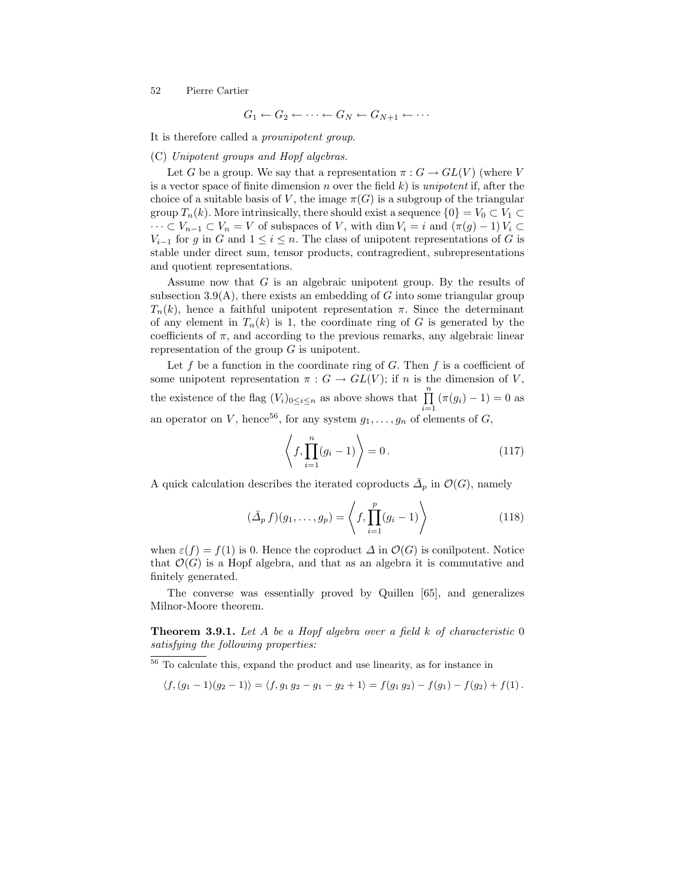$$G_1 \leftarrow G_2 \leftarrow \cdots \leftarrow G_N \leftarrow G_{N+1} \leftarrow \cdots$$

It is therefore called a *prounipotent group*.

(C) *Unipotent groups and Hopf algebras.*

Let $G$ be a group. We say that a representation $\pi : G \to GL(V)$ (where $V$ is a vector space of finite dimension $n$ over the field $k$) is *unipotent* if, after the choice of a suitable basis of $V$, the image $\pi(G)$ is a subgroup of the triangular group $T_n(k)$. More intrinsically, there should exist a sequence $\{0\} = V_0 \subset V_1 \subset \cdots \subset V_{n-1} \subset V_n = V$ of subspaces of $V$, with $\dim V_i = i$ and $(\pi(g) - 1)\, V_i \subset V_{i-1}$ for $g$ in $G$ and $1 \leq i \leq n$. The class of unipotent representations of $G$ is stable under direct sum, tensor products, contragredient, subrepresentations and quotient representations.

Assume now that $G$ is an algebraic unipotent group. By the results of subsection 3.9(A), there exists an embedding of $G$ into some triangular group $T_n(k)$, hence a faithful unipotent representation $\pi$. Since the determinant of any element in $T_n(k)$ is 1, the coordinate ring of $G$ is generated by the coefficients of $\pi$, and according to the previous remarks, any algebraic linear representation of the group $G$ is unipotent.

Let $f$ be a function in the coordinate ring of $G$. Then $f$ is a coefficient of some unipotent representation $\pi : G \to GL(V)$; if $n$ is the dimension of $V$, the existence of the flag $(V_i)_{0 \leq i \leq n}$ as above shows that $\prod_{i=1}^{n} (\pi(g_i) - 1) = 0$ as an operator on $V$, hence[56], for any system $g_1, \ldots, g_n$ of elements of $G$,

$$\left\langle f, \prod_{i=1}^{n} (g_i - 1) \right\rangle = 0\,. \tag{117}$$

A quick calculation describes the iterated coproducts $\bar{\Delta}_p$ in $\mathcal{O}(G)$, namely

$$(\bar{\Delta}_p\, f)(g_1, \ldots, g_p) = \left\langle f, \prod_{i=1}^{p} (g_i - 1) \right\rangle \tag{118}$$

when $\varepsilon(f) = f(1)$ is 0. Hence the coproduct $\Delta$ in $\mathcal{O}(G)$ is conilpotent. Notice that $\mathcal{O}(G)$ is a Hopf algebra, and that as an algebra it is commutative and finitely generated.

The converse was essentially proved by Quillen [65], and generalizes Milnor-Moore theorem.

**Theorem 3.9.1.** *Let $A$ be a Hopf algebra over a field $k$ of characteristic 0 satisfying the following properties:*

---

[56] To calculate this, expand the product and use linearity, as for instance in

$$\langle f, (g_1 - 1)(g_2 - 1) \rangle = \langle f, g_1\, g_2 - g_1 - g_2 + 1 \rangle = f(g_1\, g_2) - f(g_1) - f(g_2) + f(1)\,.$$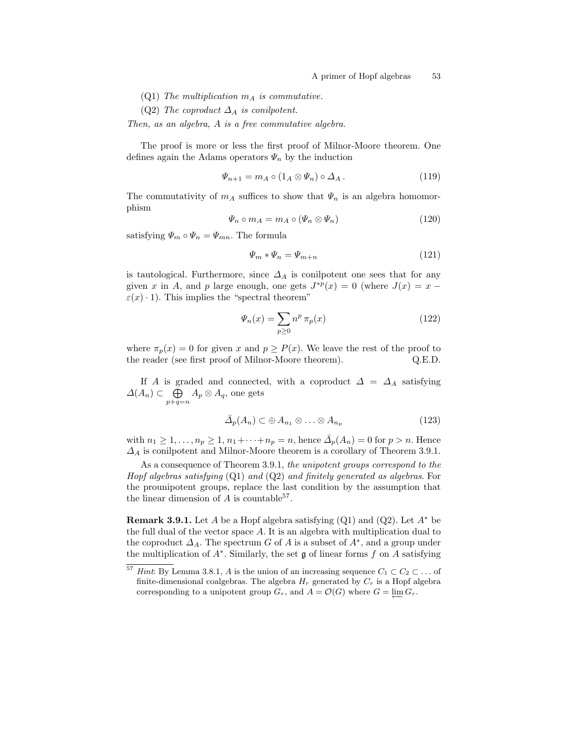(Q1) *The multiplication $m_A$ is commutative.*

(Q2) *The coproduct $\Delta_A$ is conilpotent.*

*Then, as an algebra, A is a free commutative algebra.*

The proof is more or less the first proof of Milnor-Moore theorem. One defines again the Adams operators $\Psi_n$ by the induction

$$\Psi_{n+1} = m_A \circ (1_A \otimes \Psi_n) \circ \Delta_A \,. \tag{119}$$

The commutativity of $m_A$ suffices to show that $\Psi_n$ is an algebra homomorphism

$$\Psi_n \circ m_A = m_A \circ (\Psi_n \otimes \Psi_n) \tag{120}$$

satisfying $\Psi_m \circ \Psi_n = \Psi_{mn}$. The formula

$$\Psi_m * \Psi_n = \Psi_{m+n} \tag{121}$$

is tautological. Furthermore, since $\Delta_A$ is conilpotent one sees that for any given $x$ in $A$, and $p$ large enough, one gets $J^{*p}(x) = 0$ (where $J(x) = x - \varepsilon(x) \cdot 1$). This implies the "spectral theorem"

$$\Psi_n(x) = \sum_{p \geq 0} n^p \, \pi_p(x) \tag{122}$$

where $\pi_p(x) = 0$ for given $x$ and $p \geq P(x)$. We leave the rest of the proof to the reader (see first proof of Milnor-Moore theorem). Q.E.D.

If $A$ is graded and connected, with a coproduct $\Delta = \Delta_A$ satisfying $\Delta(A_n) \subset \bigoplus_{p+q=n} A_p \otimes A_q$, one gets

$$\bar{\Delta}_p(A_n) \subset \oplus A_{n_1} \otimes \ldots \otimes A_{n_p} \tag{123}$$

with $n_1 \geq 1, \ldots, n_p \geq 1$, $n_1 + \cdots + n_p = n$, hence $\bar{\Delta}_p(A_n) = 0$ for $p > n$. Hence $\Delta_A$ is conilpotent and Milnor-Moore theorem is a corollary of Theorem 3.9.1.

As a consequence of Theorem 3.9.1, *the unipotent groups correspond to the Hopf algebras satisfying* (Q1) *and* (Q2) *and finitely generated as algebras*. For the prounipotent groups, replace the last condition by the assumption that the linear dimension of $A$ is countable[57].

**Remark 3.9.1.** Let $A$ be a Hopf algebra satisfying (Q1) and (Q2). Let $A^*$ be the full dual of the vector space $A$. It is an algebra with multiplication dual to the coproduct $\Delta_A$. The spectrum $G$ of $A$ is a subset of $A^*$, and a group under the multiplication of $A^*$. Similarly, the set $\mathfrak{g}$ of linear forms $f$ on $A$ satisfying

---

[57] *Hint*: By Lemma 3.8.1, $A$ is the union of an increasing sequence $C_1 \subset C_2 \subset \ldots$ of finite-dimensional coalgebras. The algebra $H_r$ generated by $C_r$ is a Hopf algebra corresponding to a unipotent group $G_r$, and $A = \mathcal{O}(G)$ where $G = \varprojlim G_r$.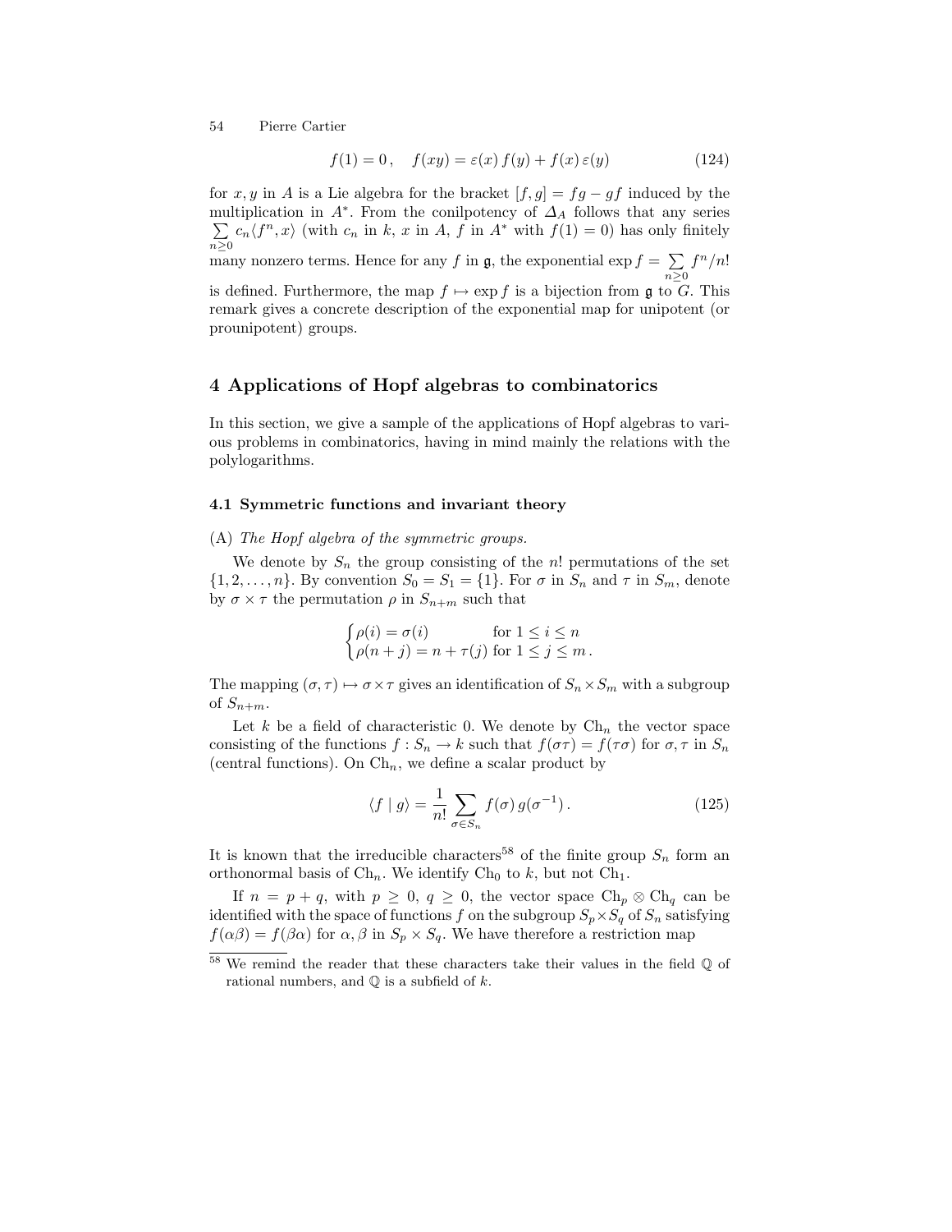$$f(1) = 0\,, \quad f(xy) = \varepsilon(x)\, f(y) + f(x)\, \varepsilon(y) \tag{124}$$

for $x, y$ in $A$ is a Lie algebra for the bracket $[f, g] = fg - gf$ induced by the multiplication in $A^*$. From the conilpotency of $\Delta_A$ follows that any series $\sum\limits_{n \geq 0} c_n \langle f^n, x\rangle$ (with $c_n$ in $k$, $x$ in $A$, $f$ in $A^*$ with $f(1) = 0$) has only finitely many nonzero terms. Hence for any $f$ in $\mathfrak{g}$, the exponential $\exp f = \sum\limits_{n \geq 0} f^n/n!$ is defined. Furthermore, the map $f \mapsto \exp f$ is a bijection from $\mathfrak{g}$ to $G$. This remark gives a concrete description of the exponential map for unipotent (or prounipotent) groups.

## 4 Applications of Hopf algebras to combinatorics

In this section, we give a sample of the applications of Hopf algebras to various problems in combinatorics, having in mind mainly the relations with the polylogarithms.

### 4.1 Symmetric functions and invariant theory

(A) *The Hopf algebra of the symmetric groups.*

We denote by $S_n$ the group consisting of the $n!$ permutations of the set $\{1, 2, \ldots, n\}$. By convention $S_0 = S_1 = \{1\}$. For $\sigma$ in $S_n$ and $\tau$ in $S_m$, denote by $\sigma \times \tau$ the permutation $\rho$ in $S_{n+m}$ such that

$$\begin{cases} \rho(i) = \sigma(i) & \text{for } 1 \leq i \leq n \\ \rho(n+j) = n + \tau(j) & \text{for } 1 \leq j \leq m\,. \end{cases}$$

The mapping $(\sigma, \tau) \mapsto \sigma \times \tau$ gives an identification of $S_n \times S_m$ with a subgroup of $S_{n+m}$.

Let $k$ be a field of characteristic 0. We denote by $\mathrm{Ch}_n$ the vector space consisting of the functions $f : S_n \to k$ such that $f(\sigma\tau) = f(\tau\sigma)$ for $\sigma, \tau$ in $S_n$ (central functions). On $\mathrm{Ch}_n$, we define a scalar product by

$$\langle f \mid g \rangle = \frac{1}{n!} \sum_{\sigma \in S_n} f(\sigma)\, g(\sigma^{-1})\,. \tag{125}$$

It is known that the irreducible characters[58] of the finite group $S_n$ form an orthonormal basis of $\mathrm{Ch}_n$. We identify $\mathrm{Ch}_0$ to $k$, but not $\mathrm{Ch}_1$.

If $n = p + q$, with $p \geq 0$, $q \geq 0$, the vector space $\mathrm{Ch}_p \otimes \mathrm{Ch}_q$ can be identified with the space of functions $f$ on the subgroup $S_p \times S_q$ of $S_n$ satisfying $f(\alpha\beta) = f(\beta\alpha)$ for $\alpha, \beta$ in $S_p \times S_q$. We have therefore a restriction map

[58] We remind the reader that these characters take their values in the field $\mathbb{Q}$ of rational numbers, and $\mathbb{Q}$ is a subfield of $k$.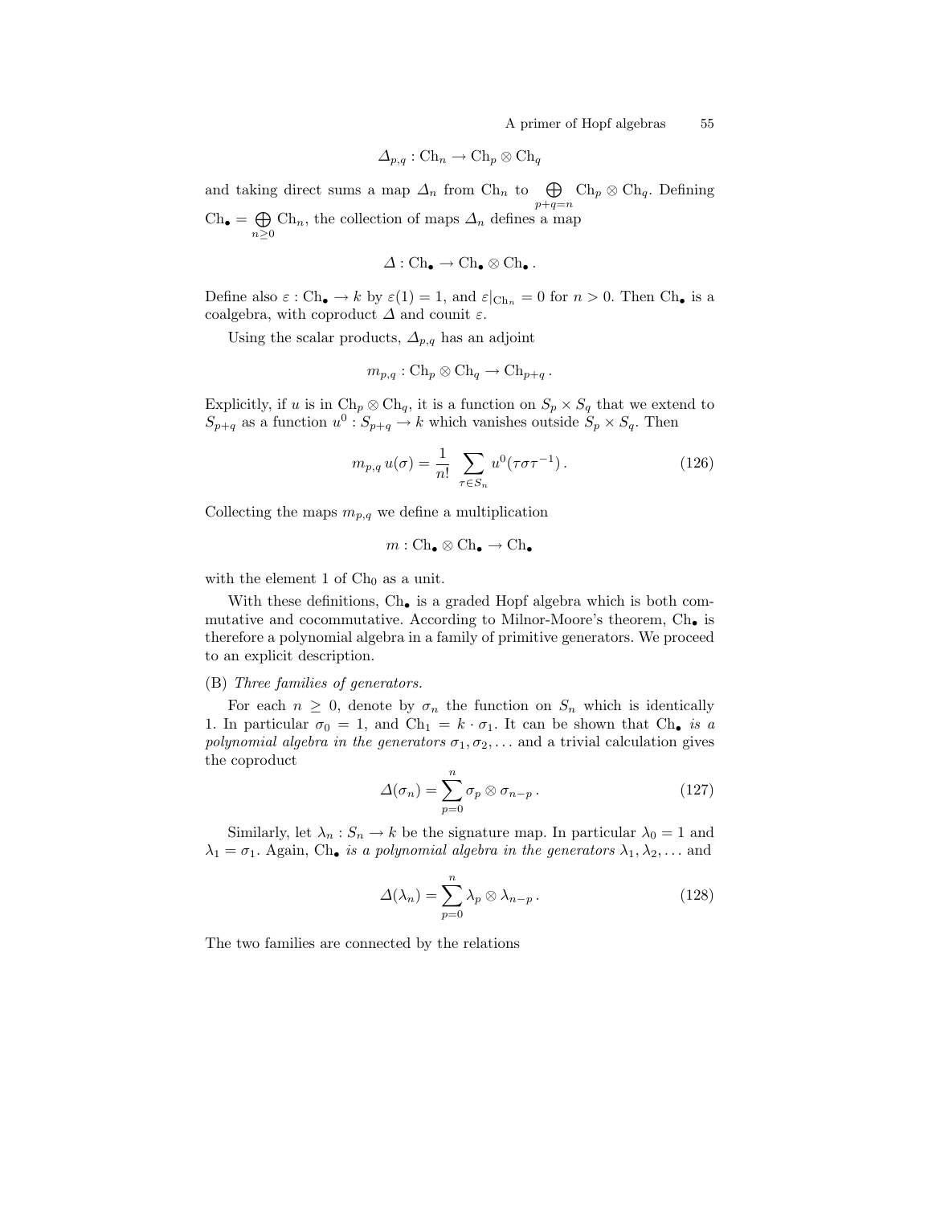$$\Delta_{p,q} : \mathrm{Ch}_n \to \mathrm{Ch}_p \otimes \mathrm{Ch}_q$$

and taking direct sums a map $\Delta_n$ from $\mathrm{Ch}_n$ to $\bigoplus_{p+q=n} \mathrm{Ch}_p \otimes \mathrm{Ch}_q$. Defining $\mathrm{Ch}_\bullet = \bigoplus_{n \geq 0} \mathrm{Ch}_n$, the collection of maps $\Delta_n$ defines a map

$$\Delta : \mathrm{Ch}_\bullet \to \mathrm{Ch}_\bullet \otimes \mathrm{Ch}_\bullet \, .$$

Define also $\varepsilon : \mathrm{Ch}_\bullet \to k$ by $\varepsilon(1) = 1$, and $\varepsilon|_{\mathrm{Ch}_n} = 0$ for $n > 0$. Then $\mathrm{Ch}_\bullet$ is a coalgebra, with coproduct $\Delta$ and counit $\varepsilon$.

Using the scalar products, $\Delta_{p,q}$ has an adjoint

$$m_{p,q} : \mathrm{Ch}_p \otimes \mathrm{Ch}_q \to \mathrm{Ch}_{p+q} \, .$$

Explicitly, if $u$ is in $\mathrm{Ch}_p \otimes \mathrm{Ch}_q$, it is a function on $S_p \times S_q$ that we extend to $S_{p+q}$ as a function $u^0 : S_{p+q} \to k$ which vanishes outside $S_p \times S_q$. Then

$$m_{p,q} \, u(\sigma) = \frac{1}{n!} \sum_{\tau \in S_n} u^0(\tau \sigma \tau^{-1}) \, . \tag{126}$$

Collecting the maps $m_{p,q}$ we define a multiplication

$$m : \mathrm{Ch}_\bullet \otimes \mathrm{Ch}_\bullet \to \mathrm{Ch}_\bullet$$

with the element 1 of $\mathrm{Ch}_0$ as a unit.

With these definitions, $\mathrm{Ch}_\bullet$ is a graded Hopf algebra which is both commutative and cocommutative. According to Milnor-Moore's theorem, $\mathrm{Ch}_\bullet$ is therefore a polynomial algebra in a family of primitive generators. We proceed to an explicit description.

(B) *Three families of generators.*

For each $n \geq 0$, denote by $\sigma_n$ the function on $S_n$ which is identically 1. In particular $\sigma_0 = 1$, and $\mathrm{Ch}_1 = k \cdot \sigma_1$. It can be shown that $\mathrm{Ch}_\bullet$ *is a polynomial algebra in the generators* $\sigma_1, \sigma_2, \ldots$ and a trivial calculation gives the coproduct

$$\Delta(\sigma_n) = \sum_{p=0}^{n} \sigma_p \otimes \sigma_{n-p} \, . \tag{127}$$

Similarly, let $\lambda_n : S_n \to k$ be the signature map. In particular $\lambda_0 = 1$ and $\lambda_1 = \sigma_1$. Again, $\mathrm{Ch}_\bullet$ *is a polynomial algebra in the generators* $\lambda_1, \lambda_2, \ldots$ and

$$\Delta(\lambda_n) = \sum_{p=0}^{n} \lambda_p \otimes \lambda_{n-p} \, . \tag{128}$$

The two families are connected by the relations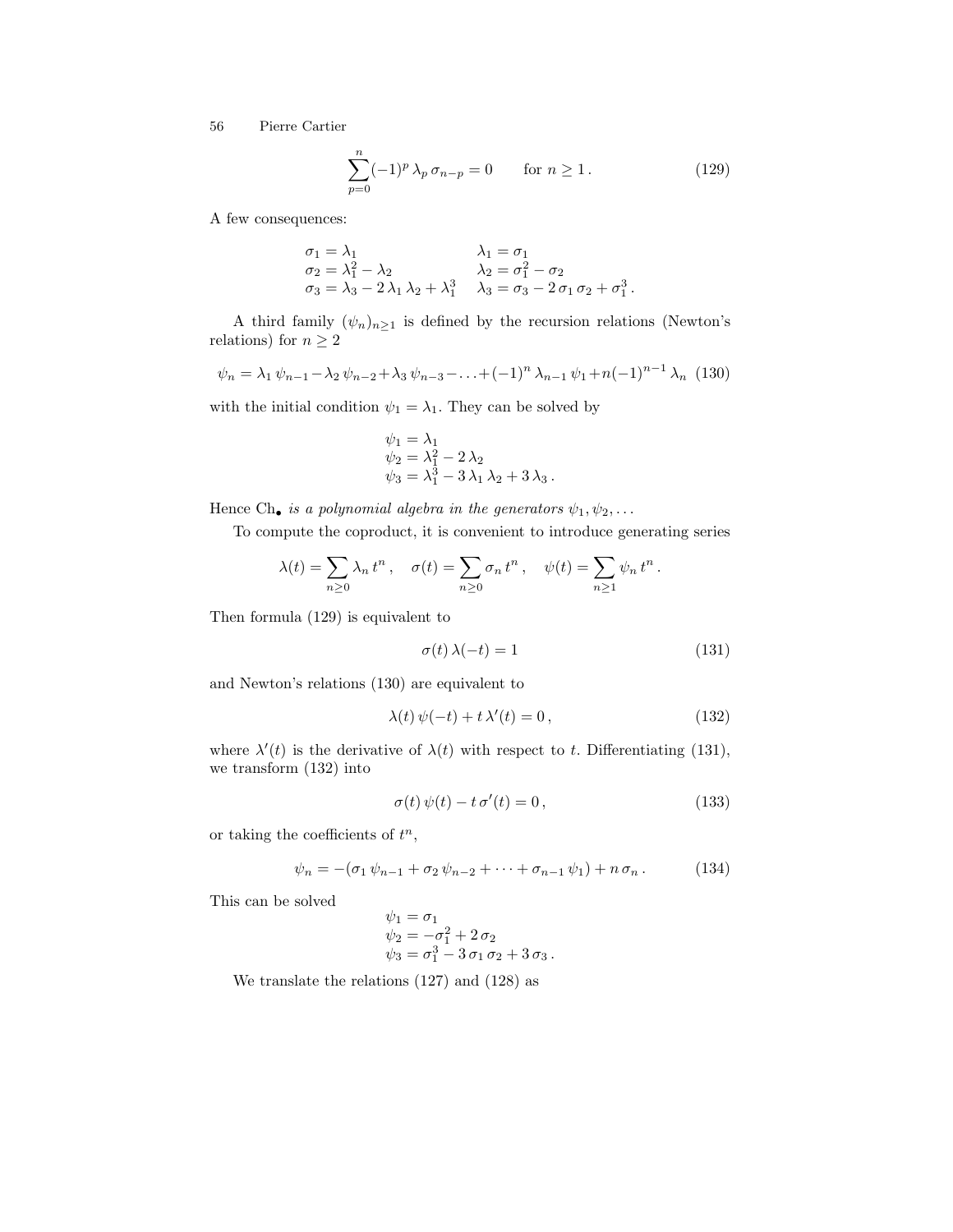$$\sum_{p=0}^{n} (-1)^p \, \lambda_p \, \sigma_{n-p} = 0 \qquad \text{for } n \geq 1\,. \tag{129}$$

A few consequences:

$$\begin{array}{ll}
\sigma_1 = \lambda_1 & \lambda_1 = \sigma_1 \\
\sigma_2 = \lambda_1^2 - \lambda_2 & \lambda_2 = \sigma_1^2 - \sigma_2 \\
\sigma_3 = \lambda_3 - 2\,\lambda_1\,\lambda_2 + \lambda_1^3 & \lambda_3 = \sigma_3 - 2\,\sigma_1\,\sigma_2 + \sigma_1^3\,.
\end{array}$$

A third family $(\psi_n)_{n\geq 1}$ is defined by the recursion relations (Newton's relations) for $n \geq 2$

$$\psi_n = \lambda_1\,\psi_{n-1} - \lambda_2\,\psi_{n-2} + \lambda_3\,\psi_{n-3} - \ldots + (-1)^n\,\lambda_{n-1}\,\psi_1 + n(-1)^{n-1}\,\lambda_n \tag{130}$$

with the initial condition $\psi_1 = \lambda_1$. They can be solved by

$$\begin{array}{l}
\psi_1 = \lambda_1 \\
\psi_2 = \lambda_1^2 - 2\,\lambda_2 \\
\psi_3 = \lambda_1^3 - 3\,\lambda_1\,\lambda_2 + 3\,\lambda_3\,.
\end{array}$$

Hence $\mathrm{Ch}_\bullet$ *is a polynomial algebra in the generators* $\psi_1, \psi_2, \ldots$

To compute the coproduct, it is convenient to introduce generating series

$$\lambda(t) = \sum_{n\geq 0} \lambda_n\,t^n\,, \quad \sigma(t) = \sum_{n\geq 0} \sigma_n\,t^n\,, \quad \psi(t) = \sum_{n\geq 1} \psi_n\,t^n\,.$$

Then formula (129) is equivalent to

$$\sigma(t)\,\lambda(-t) = 1 \tag{131}$$

and Newton's relations (130) are equivalent to

$$\lambda(t)\,\psi(-t) + t\,\lambda'(t) = 0\,, \tag{132}$$

where $\lambda'(t)$ is the derivative of $\lambda(t)$ with respect to $t$. Differentiating (131), we transform (132) into

$$\sigma(t)\,\psi(t) - t\,\sigma'(t) = 0\,, \tag{133}$$

or taking the coefficients of $t^n$,

$$\psi_n = -(\sigma_1\,\psi_{n-1} + \sigma_2\,\psi_{n-2} + \cdots + \sigma_{n-1}\,\psi_1) + n\,\sigma_n\,. \tag{134}$$

This can be solved

$$\begin{array}{l}
\psi_1 = \sigma_1 \\
\psi_2 = -\sigma_1^2 + 2\,\sigma_2 \\
\psi_3 = \sigma_1^3 - 3\,\sigma_1\,\sigma_2 + 3\,\sigma_3\,.
\end{array}$$

We translate the relations (127) and (128) as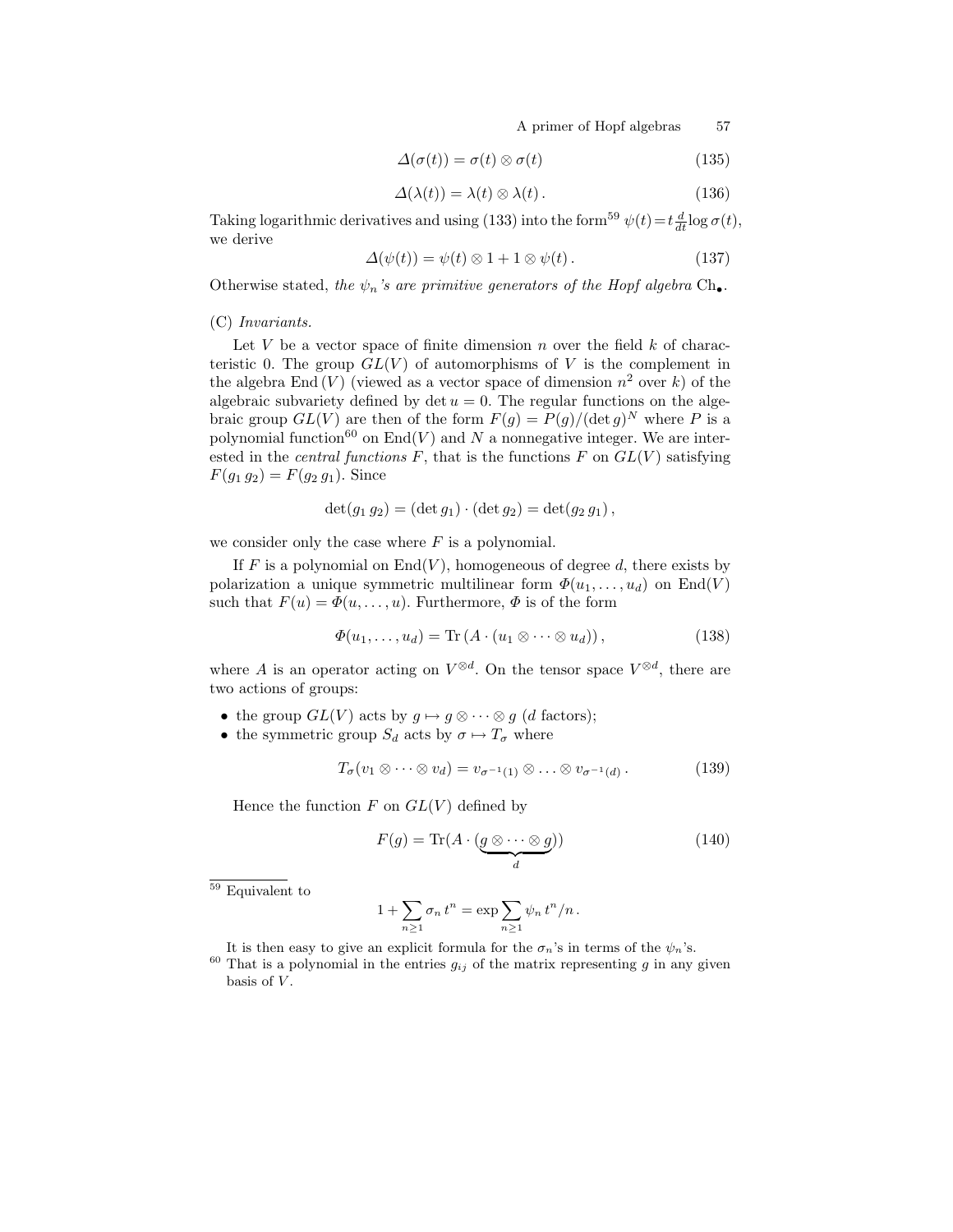$$\Delta(\sigma(t)) = \sigma(t) \otimes \sigma(t) \tag{135}$$

$$\Delta(\lambda(t)) = \lambda(t) \otimes \lambda(t)\,. \tag{136}$$

Taking logarithmic derivatives and using (133) into the form[59] $\psi(t) = t\frac{d}{dt}\log\sigma(t)$, we derive

$$\Delta(\psi(t)) = \psi(t) \otimes 1 + 1 \otimes \psi(t)\,. \tag{137}$$

Otherwise stated, *the $\psi_n$'s are primitive generators of the Hopf algebra* $\mathrm{Ch}_\bullet$.

(C) *Invariants.*

Let $V$ be a vector space of finite dimension $n$ over the field $k$ of characteristic 0. The group $GL(V)$ of automorphisms of $V$ is the complement in the algebra $\mathrm{End}\,(V)$ (viewed as a vector space of dimension $n^2$ over $k$) of the algebraic subvariety defined by $\det u = 0$. The regular functions on the algebraic group $GL(V)$ are then of the form $F(g) = P(g)/(\det g)^N$ where $P$ is a polynomial function[60] on $\mathrm{End}(V)$ and $N$ a nonnegative integer. We are interested in the *central functions* $F$, that is the functions $F$ on $GL(V)$ satisfying $F(g_1\,g_2) = F(g_2\,g_1)$. Since

$$\det(g_1\,g_2) = (\det g_1)\cdot(\det g_2) = \det(g_2\,g_1)\,,$$

we consider only the case where $F$ is a polynomial.

If $F$ is a polynomial on $\mathrm{End}(V)$, homogeneous of degree $d$, there exists by polarization a unique symmetric multilinear form $\Phi(u_1,\ldots,u_d)$ on $\mathrm{End}(V)$ such that $F(u) = \Phi(u,\ldots,u)$. Furthermore, $\Phi$ is of the form

$$\Phi(u_1,\ldots,u_d) = \mathrm{Tr}\,(A\cdot(u_1\otimes\cdots\otimes u_d))\,, \tag{138}$$

where $A$ is an operator acting on $V^{\otimes d}$. On the tensor space $V^{\otimes d}$, there are two actions of groups:

- the group $GL(V)$ acts by $g \mapsto g\otimes\cdots\otimes g$ ($d$ factors);
- the symmetric group $S_d$ acts by $\sigma \mapsto T_\sigma$ where

$$T_\sigma(v_1\otimes\cdots\otimes v_d) = v_{\sigma^{-1}(1)}\otimes\ldots\otimes v_{\sigma^{-1}(d)}\,. \tag{139}$$

Hence the function $F$ on $GL(V)$ defined by

$$F(g) = \mathrm{Tr}(A\cdot(\underbrace{g\otimes\cdots\otimes g}_{d})) \tag{140}$$

---

[59] Equivalent to

$$1 + \sum_{n\geq 1}\sigma_n\,t^n = \exp\sum_{n\geq 1}\psi_n\,t^n/n\,.$$

It is then easy to give an explicit formula for the $\sigma_n$'s in terms of the $\psi_n$'s.

[60] That is a polynomial in the entries $g_{ij}$ of the matrix representing $g$ in any given basis of $V$.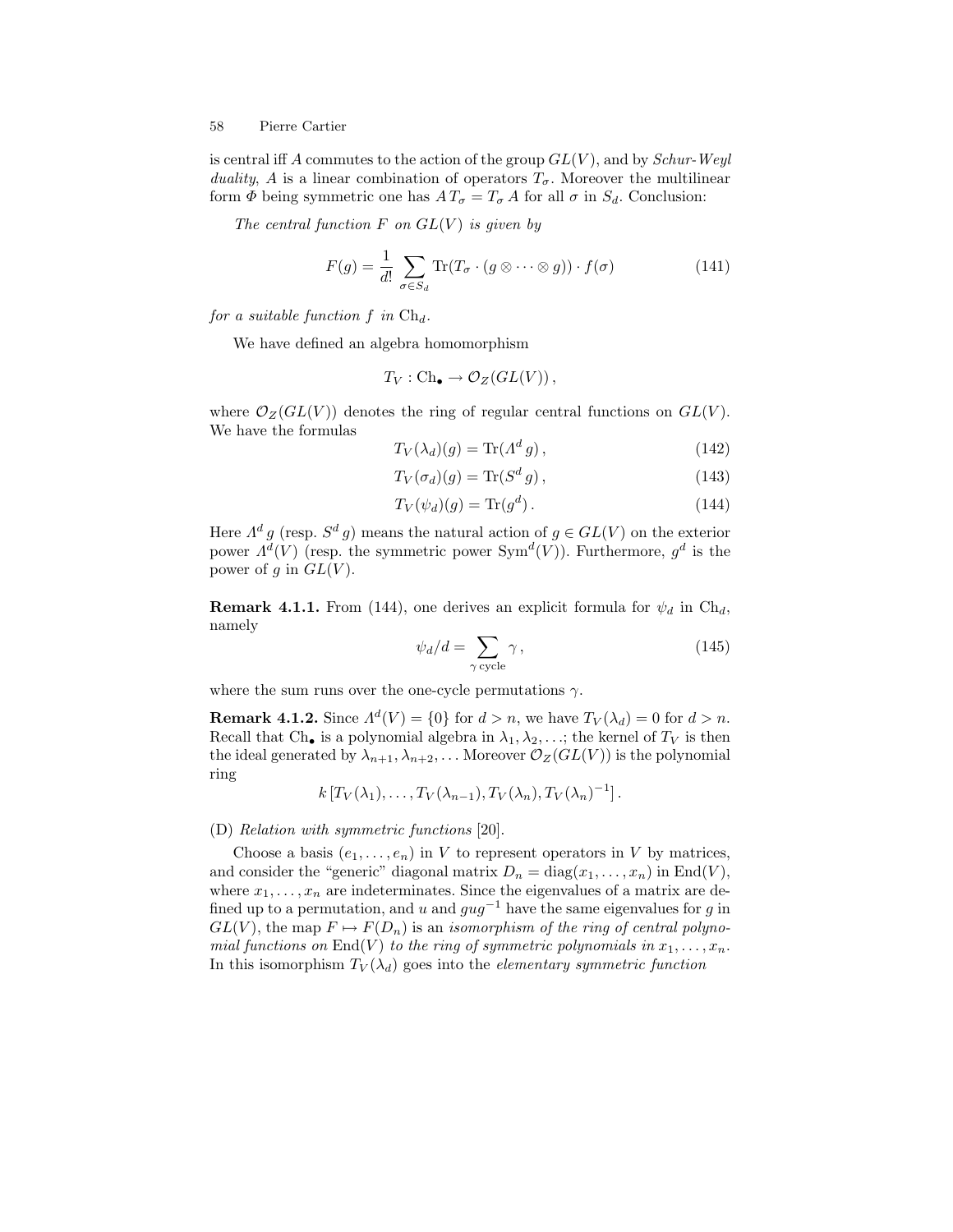is central iff $A$ commutes to the action of the group $GL(V)$, and by *Schur-Weyl duality*, $A$ is a linear combination of operators $T_\sigma$. Moreover the multilinear form $\Phi$ being symmetric one has $A\,T_\sigma = T_\sigma\,A$ for all $\sigma$ in $S_d$. Conclusion:

*The central function $F$ on $GL(V)$ is given by*

$$F(g) = \frac{1}{d!} \sum_{\sigma \in S_d} \mathrm{Tr}(T_\sigma \cdot (g \otimes \cdots \otimes g)) \cdot f(\sigma) \tag{141}$$

*for a suitable function $f$ in* $\mathrm{Ch}_d$.

We have defined an algebra homomorphism

$$T_V : \mathrm{Ch}_\bullet \to \mathcal{O}_Z(GL(V))\,,$$

where $\mathcal{O}_Z(GL(V))$ denotes the ring of regular central functions on $GL(V)$. We have the formulas

$$T_V(\lambda_d)(g) = \mathrm{Tr}(\Lambda^d\, g)\,, \tag{142}$$

$$T_V(\sigma_d)(g) = \mathrm{Tr}(S^d\, g)\,, \tag{143}$$

$$T_V(\psi_d)(g) = \mathrm{Tr}(g^d)\,. \tag{144}$$

Here $\Lambda^d\, g$ (resp. $S^d\, g$) means the natural action of $g \in GL(V)$ on the exterior power $\Lambda^d(V)$ (resp. the symmetric power $\mathrm{Sym}^d(V)$). Furthermore, $g^d$ is the power of $g$ in $GL(V)$.

**Remark 4.1.1.** From (144), one derives an explicit formula for $\psi_d$ in $\mathrm{Ch}_d$, namely

$$\psi_d/d = \sum_{\gamma \text{ cycle}} \gamma\,, \tag{145}$$

where the sum runs over the one-cycle permutations $\gamma$.

**Remark 4.1.2.** Since $\Lambda^d(V) = \{0\}$ for $d > n$, we have $T_V(\lambda_d) = 0$ for $d > n$. Recall that $\mathrm{Ch}_\bullet$ is a polynomial algebra in $\lambda_1, \lambda_2, \ldots$; the kernel of $T_V$ is then the ideal generated by $\lambda_{n+1}, \lambda_{n+2}, \ldots$ Moreover $\mathcal{O}_Z(GL(V))$ is the polynomial ring

$$k\,[T_V(\lambda_1), \ldots, T_V(\lambda_{n-1}), T_V(\lambda_n), T_V(\lambda_n)^{-1}]\,.$$

(D) *Relation with symmetric functions* [20].

Choose a basis $(e_1, \ldots, e_n)$ in $V$ to represent operators in $V$ by matrices, and consider the "generic" diagonal matrix $D_n = \mathrm{diag}(x_1, \ldots, x_n)$ in $\mathrm{End}(V)$, where $x_1, \ldots, x_n$ are indeterminates. Since the eigenvalues of a matrix are defined up to a permutation, and $u$ and $gug^{-1}$ have the same eigenvalues for $g$ in $GL(V)$, the map $F \mapsto F(D_n)$ is an *isomorphism of the ring of central polynomial functions on* $\mathrm{End}(V)$ *to the ring of symmetric polynomials in* $x_1, \ldots, x_n$. In this isomorphism $T_V(\lambda_d)$ goes into the *elementary symmetric function*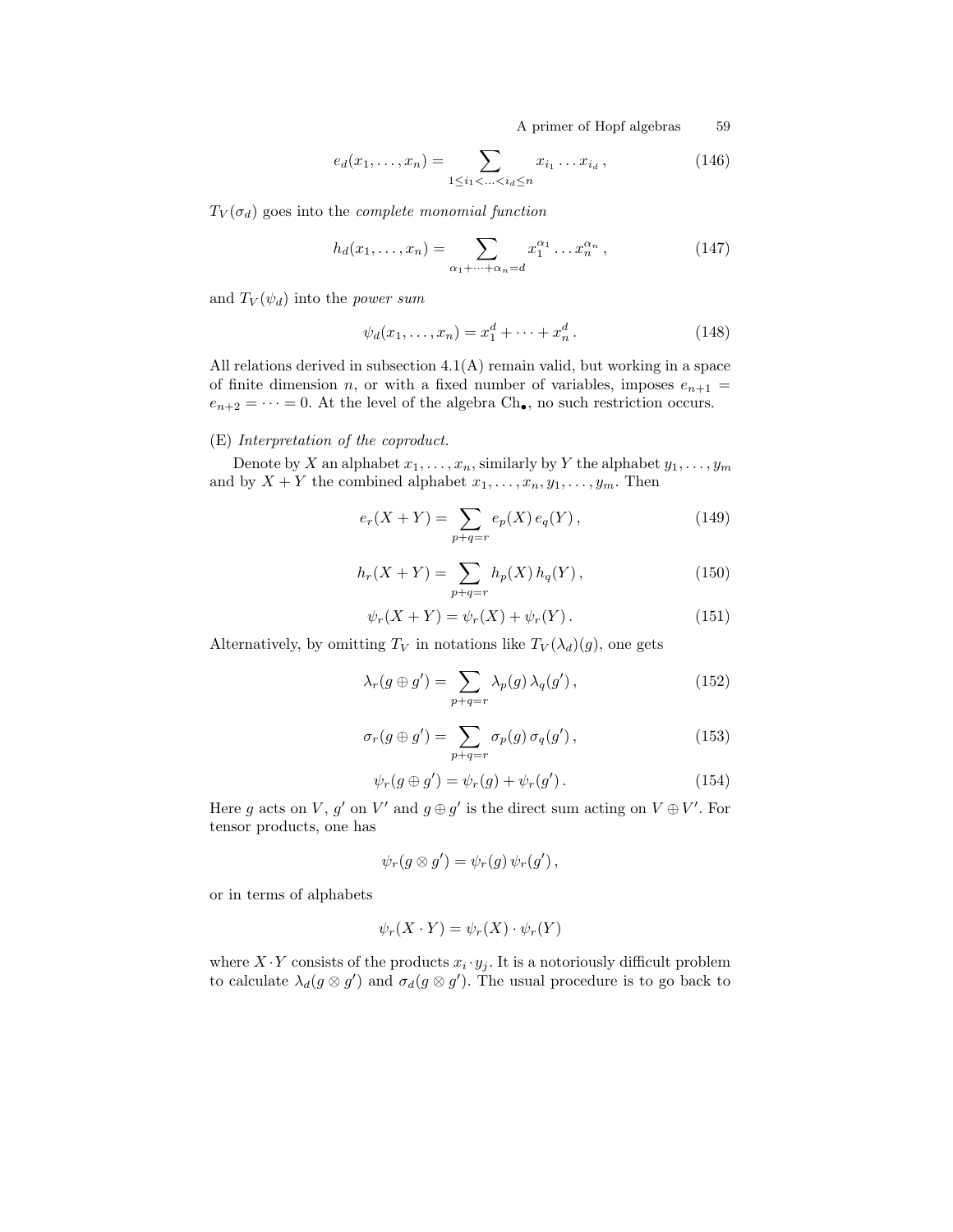$$e_d(x_1, \dots, x_n) = \sum_{1 \leq i_1 < \dots < i_d \leq n} x_{i_1} \dots x_{i_d} \,, \tag{146}$$

$T_V(\sigma_d)$ goes into the *complete monomial function*

$$h_d(x_1, \dots, x_n) = \sum_{\alpha_1 + \dots + \alpha_n = d} x_1^{\alpha_1} \dots x_n^{\alpha_n} \,, \tag{147}$$

and $T_V(\psi_d)$ into the *power sum*

$$\psi_d(x_1, \dots, x_n) = x_1^d + \dots + x_n^d \,. \tag{148}$$

All relations derived in subsection 4.1(A) remain valid, but working in a space of finite dimension $n$, or with a fixed number of variables, imposes $e_{n+1} = e_{n+2} = \dots = 0$. At the level of the algebra $\mathrm{Ch}_\bullet$, no such restriction occurs.

(E) *Interpretation of the coproduct.*

Denote by $X$ an alphabet $x_1, \dots, x_n$, similarly by $Y$ the alphabet $y_1, \dots, y_m$ and by $X + Y$ the combined alphabet $x_1, \dots, x_n, y_1, \dots, y_m$. Then

$$e_r(X + Y) = \sum_{p+q=r} e_p(X)\, e_q(Y) \,, \tag{149}$$

$$h_r(X + Y) = \sum_{p+q=r} h_p(X)\, h_q(Y) \,, \tag{150}$$

$$\psi_r(X + Y) = \psi_r(X) + \psi_r(Y) \,. \tag{151}$$

Alternatively, by omitting $T_V$ in notations like $T_V(\lambda_d)(g)$, one gets

$$\lambda_r(g \oplus g') = \sum_{p+q=r} \lambda_p(g)\, \lambda_q(g') \,, \tag{152}$$

$$\sigma_r(g \oplus g') = \sum_{p+q=r} \sigma_p(g)\, \sigma_q(g') \,, \tag{153}$$

$$\psi_r(g \oplus g') = \psi_r(g) + \psi_r(g') \,. \tag{154}$$

Here $g$ acts on $V$, $g'$ on $V'$ and $g \oplus g'$ is the direct sum acting on $V \oplus V'$. For tensor products, one has

$$\psi_r(g \otimes g') = \psi_r(g)\, \psi_r(g') \,,$$

or in terms of alphabets

$$\psi_r(X \cdot Y) = \psi_r(X) \cdot \psi_r(Y)$$

where $X \cdot Y$ consists of the products $x_i \cdot y_j$. It is a notoriously difficult problem to calculate $\lambda_d(g \otimes g')$ and $\sigma_d(g \otimes g')$. The usual procedure is to go back to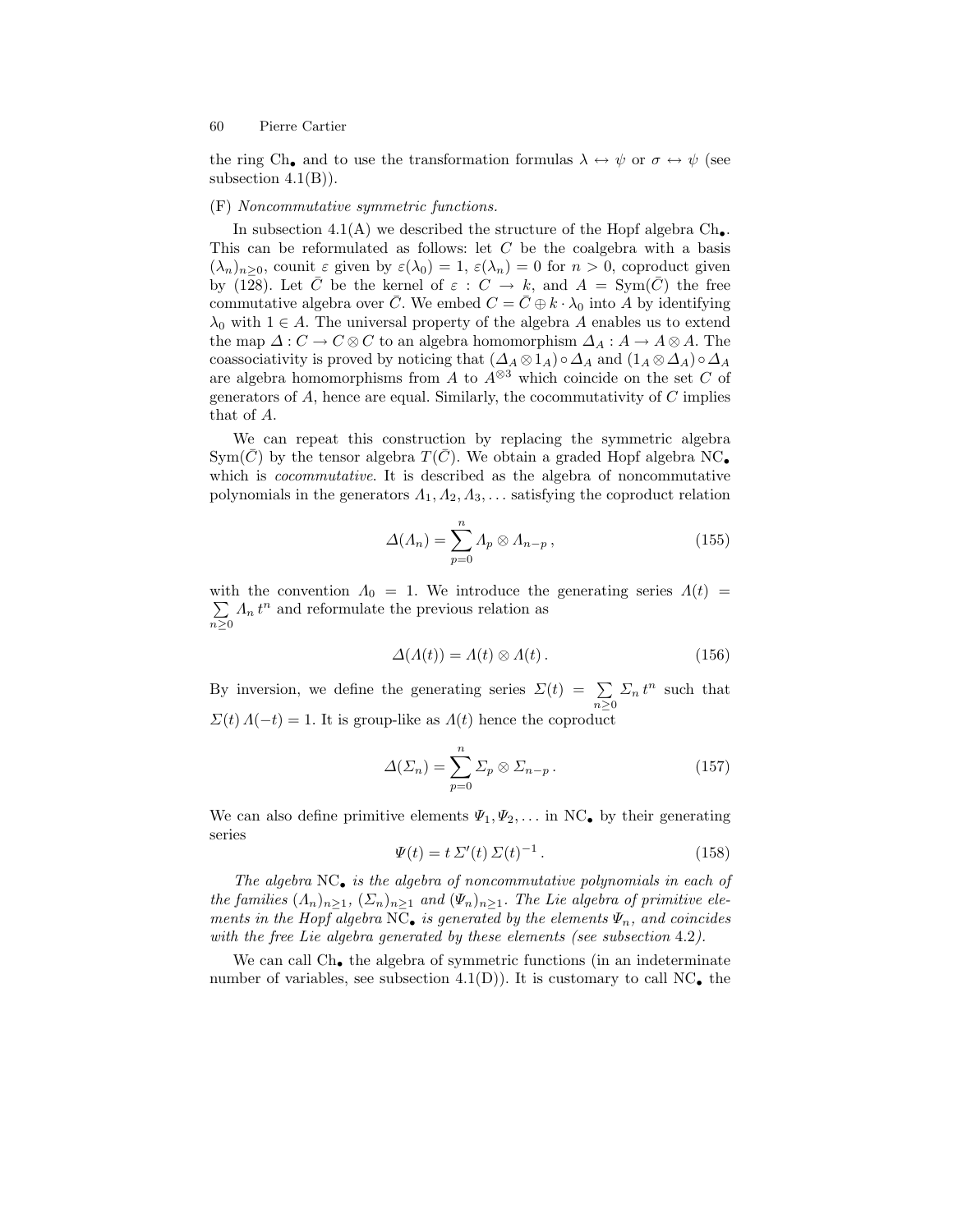the ring $\mathrm{Ch}_\bullet$ and to use the transformation formulas $\lambda \leftrightarrow \psi$ or $\sigma \leftrightarrow \psi$ (see subsection 4.1(B)).

(F) *Noncommutative symmetric functions.*

In subsection 4.1(A) we described the structure of the Hopf algebra $\mathrm{Ch}_\bullet$. This can be reformulated as follows: let $C$ be the coalgebra with a basis $(\lambda_n)_{n\geq 0}$, counit $\varepsilon$ given by $\varepsilon(\lambda_0) = 1$, $\varepsilon(\lambda_n) = 0$ for $n > 0$, coproduct given by (128). Let $\bar{C}$ be the kernel of $\varepsilon : C \to k$, and $A = \mathrm{Sym}(\bar{C})$ the free commutative algebra over $\bar{C}$. We embed $C = \bar{C} \oplus k \cdot \lambda_0$ into $A$ by identifying $\lambda_0$ with $1 \in A$. The universal property of the algebra $A$ enables us to extend the map $\Delta : C \to C \otimes C$ to an algebra homomorphism $\Delta_A : A \to A \otimes A$. The coassociativity is proved by noticing that $(\Delta_A \otimes 1_A) \circ \Delta_A$ and $(1_A \otimes \Delta_A) \circ \Delta_A$ are algebra homomorphisms from $A$ to $A^{\otimes 3}$ which coincide on the set $C$ of generators of $A$, hence are equal. Similarly, the cocommutativity of $C$ implies that of $A$.

We can repeat this construction by replacing the symmetric algebra $\mathrm{Sym}(\bar{C})$ by the tensor algebra $T(\bar{C})$. We obtain a graded Hopf algebra $\mathrm{NC}_\bullet$ which is *cocommutative*. It is described as the algebra of noncommutative polynomials in the generators $\Lambda_1, \Lambda_2, \Lambda_3, \ldots$ satisfying the coproduct relation

$$\Delta(\Lambda_n) = \sum_{p=0}^{n} \Lambda_p \otimes \Lambda_{n-p}\,, \tag{155}$$

with the convention $\Lambda_0 = 1$. We introduce the generating series $\Lambda(t) = \sum_{n\geq 0} \Lambda_n\, t^n$ and reformulate the previous relation as

$$\Delta(\Lambda(t)) = \Lambda(t) \otimes \Lambda(t)\,. \tag{156}$$

By inversion, we define the generating series $\Sigma(t) = \sum_{n\geq 0} \Sigma_n\, t^n$ such that $\Sigma(t)\,\Lambda(-t) = 1$. It is group-like as $\Lambda(t)$ hence the coproduct

$$\Delta(\Sigma_n) = \sum_{p=0}^{n} \Sigma_p \otimes \Sigma_{n-p}\,. \tag{157}$$

We can also define primitive elements $\Psi_1, \Psi_2, \ldots$ in $\mathrm{NC}_\bullet$ by their generating series

$$\Psi(t) = t\, \Sigma'(t)\, \Sigma(t)^{-1}\,. \tag{158}$$

*The algebra* $\mathrm{NC}_\bullet$ *is the algebra of noncommutative polynomials in each of the families* $(\Lambda_n)_{n\geq 1}$, $(\Sigma_n)_{n\geq 1}$ *and* $(\Psi_n)_{n\geq 1}$*. The Lie algebra of primitive elements in the Hopf algebra* $\mathrm{NC}_\bullet$ *is generated by the elements* $\Psi_n$*, and coincides with the free Lie algebra generated by these elements (see subsection* 4.2*).*

We can call $\mathrm{Ch}_\bullet$ the algebra of symmetric functions (in an indeterminate number of variables, see subsection 4.1(D)). It is customary to call $\mathrm{NC}_\bullet$ the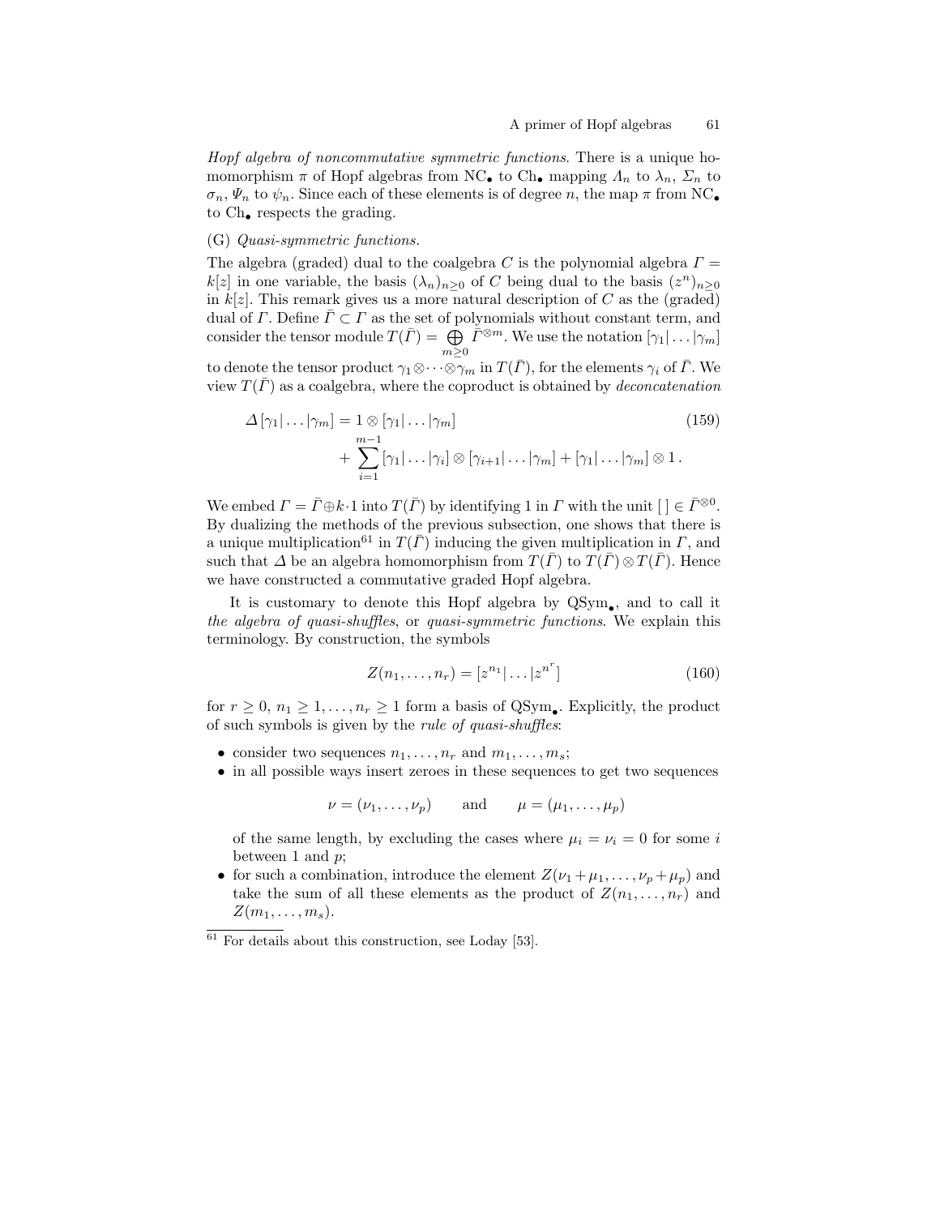*Hopf algebra of noncommutative symmetric functions*. There is a unique homomorphism $\pi$ of Hopf algebras from $\mathrm{NC}_\bullet$ to $\mathrm{Ch}_\bullet$ mapping $\Lambda_n$ to $\lambda_n$, $\Sigma_n$ to $\sigma_n$, $\Psi_n$ to $\psi_n$. Since each of these elements is of degree $n$, the map $\pi$ from $\mathrm{NC}_\bullet$ to $\mathrm{Ch}_\bullet$ respects the grading.

(G) *Quasi-symmetric functions.*

The algebra (graded) dual to the coalgebra $C$ is the polynomial algebra $\Gamma = k[z]$ in one variable, the basis $(\lambda_n)_{n\geq 0}$ of $C$ being dual to the basis $(z^n)_{n\geq 0}$ in $k[z]$. This remark gives us a more natural description of $C$ as the (graded) dual of $\Gamma$. Define $\bar{\Gamma} \subset \Gamma$ as the set of polynomials without constant term, and consider the tensor module $T(\bar{\Gamma}) = \bigoplus_{m\geq 0} \bar{\Gamma}^{\otimes m}$. We use the notation $[\gamma_1|\dots|\gamma_m]$ to denote the tensor product $\gamma_1\otimes\cdots\otimes\gamma_m$ in $T(\bar{\Gamma})$, for the elements $\gamma_i$ of $\bar{\Gamma}$. We view $T(\bar{\Gamma})$ as a coalgebra, where the coproduct is obtained by *deconcatenation*

$$\begin{aligned}\Delta\,[\gamma_1|\dots|\gamma_m] = {} & 1\otimes[\gamma_1|\dots|\gamma_m] \\ & + \sum_{i=1}^{m-1}[\gamma_1|\dots|\gamma_i]\otimes[\gamma_{i+1}|\dots|\gamma_m] + [\gamma_1|\dots|\gamma_m]\otimes 1\,.\end{aligned} \tag{159}$$

We embed $\Gamma = \bar{\Gamma}\oplus k\cdot 1$ into $T(\bar{\Gamma})$ by identifying 1 in $\Gamma$ with the unit $[\,]\in\bar{\Gamma}^{\otimes 0}$. By dualizing the methods of the previous subsection, one shows that there is a unique multiplication[61] in $T(\bar{\Gamma})$ inducing the given multiplication in $\Gamma$, and such that $\Delta$ be an algebra homomorphism from $T(\bar{\Gamma})$ to $T(\bar{\Gamma})\otimes T(\bar{\Gamma})$. Hence we have constructed a commutative graded Hopf algebra.

It is customary to denote this Hopf algebra by $\mathrm{QSym}_\bullet$, and to call it *the algebra of quasi-shuffles*, or *quasi-symmetric functions*. We explain this terminology. By construction, the symbols

$$Z(n_1,\dots,n_r) = [z^{n_1}|\dots|z^{n^r}] \tag{160}$$

for $r\geq 0$, $n_1\geq 1,\dots,n_r\geq 1$ form a basis of $\mathrm{QSym}_\bullet$. Explicitly, the product of such symbols is given by the *rule of quasi-shuffles*:

- consider two sequences $n_1,\dots,n_r$ and $m_1,\dots,m_s$;
- in all possible ways insert zeroes in these sequences to get two sequences

$$\nu = (\nu_1,\dots,\nu_p) \qquad \text{and} \qquad \mu = (\mu_1,\dots,\mu_p)$$

  of the same length, by excluding the cases where $\mu_i = \nu_i = 0$ for some $i$ between 1 and $p$;
- for such a combination, introduce the element $Z(\nu_1+\mu_1,\dots,\nu_p+\mu_p)$ and take the sum of all these elements as the product of $Z(n_1,\dots,n_r)$ and $Z(m_1,\dots,m_s)$.

---

[61] For details about this construction, see Loday [53].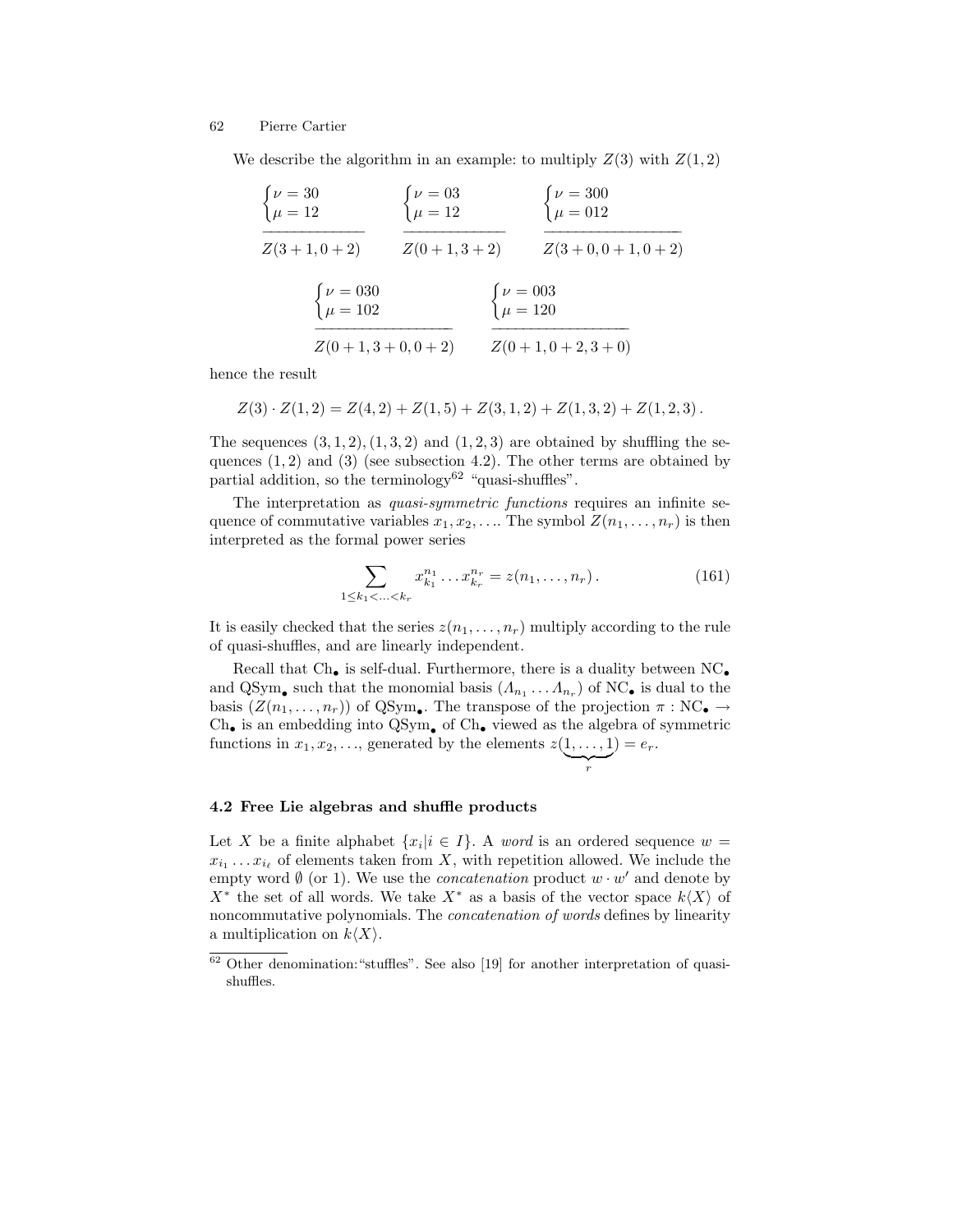We describe the algorithm in an example: to multiply $Z(3)$ with $Z(1,2)$

$$\begin{cases}\nu = 30\\ \mu = 12\end{cases} \qquad \begin{cases}\nu = 03\\ \mu = 12\end{cases} \qquad \begin{cases}\nu = 300\\ \mu = 012\end{cases}$$

$$Z(3+1,0+2) \qquad Z(0+1,3+2) \qquad Z(3+0,0+1,0+2)$$

$$\begin{cases}\nu = 030\\ \mu = 102\end{cases} \qquad \begin{cases}\nu = 003\\ \mu = 120\end{cases}$$

$$Z(0+1,3+0,0+2) \qquad Z(0+1,0+2,3+0)$$

hence the result

$$Z(3)\cdot Z(1,2) = Z(4,2) + Z(1,5) + Z(3,1,2) + Z(1,3,2) + Z(1,2,3)\,.$$

The sequences $(3,1,2),(1,3,2)$ and $(1,2,3)$ are obtained by shuffling the sequences $(1,2)$ and $(3)$ (see subsection 4.2). The other terms are obtained by partial addition, so the terminology[62] "quasi-shuffles".

The interpretation as *quasi-symmetric functions* requires an infinite sequence of commutative variables $x_1, x_2, \ldots$. The symbol $Z(n_1,\ldots,n_r)$ is then interpreted as the formal power series

$$\sum_{1\leq k_1<\ldots<k_r} x_{k_1}^{n_1}\ldots x_{k_r}^{n_r} = z(n_1,\ldots,n_r)\,. \tag{161}$$

It is easily checked that the series $z(n_1,\ldots,n_r)$ multiply according to the rule of quasi-shuffles, and are linearly independent.

Recall that $\mathrm{Ch}_\bullet$ is self-dual. Furthermore, there is a duality between $\mathrm{NC}_\bullet$ and $\mathrm{QSym}_\bullet$ such that the monomial basis $(\Lambda_{n_1}\ldots\Lambda_{n_r})$ of $\mathrm{NC}_\bullet$ is dual to the basis $(Z(n_1,\ldots,n_r))$ of $\mathrm{QSym}_\bullet$. The transpose of the projection $\pi : \mathrm{NC}_\bullet \to \mathrm{Ch}_\bullet$ is an embedding into $\mathrm{QSym}_\bullet$ of $\mathrm{Ch}_\bullet$ viewed as the algebra of symmetric functions in $x_1, x_2, \ldots$, generated by the elements $z(\underbrace{1,\ldots,1}_{r}) = e_r$.

### 4.2 Free Lie algebras and shuffle products

Let $X$ be a finite alphabet $\{x_i | i \in I\}$. A *word* is an ordered sequence $w = x_{i_1}\ldots x_{i_\ell}$ of elements taken from $X$, with repetition allowed. We include the empty word $\emptyset$ (or 1). We use the *concatenation* product $w \cdot w'$ and denote by $X^*$ the set of all words. We take $X^*$ as a basis of the vector space $k\langle X\rangle$ of noncommutative polynomials. The *concatenation of words* defines by linearity a multiplication on $k\langle X\rangle$.

---

[62] Other denomination: "stuffles". See also [19] for another interpretation of quasi-shuffles.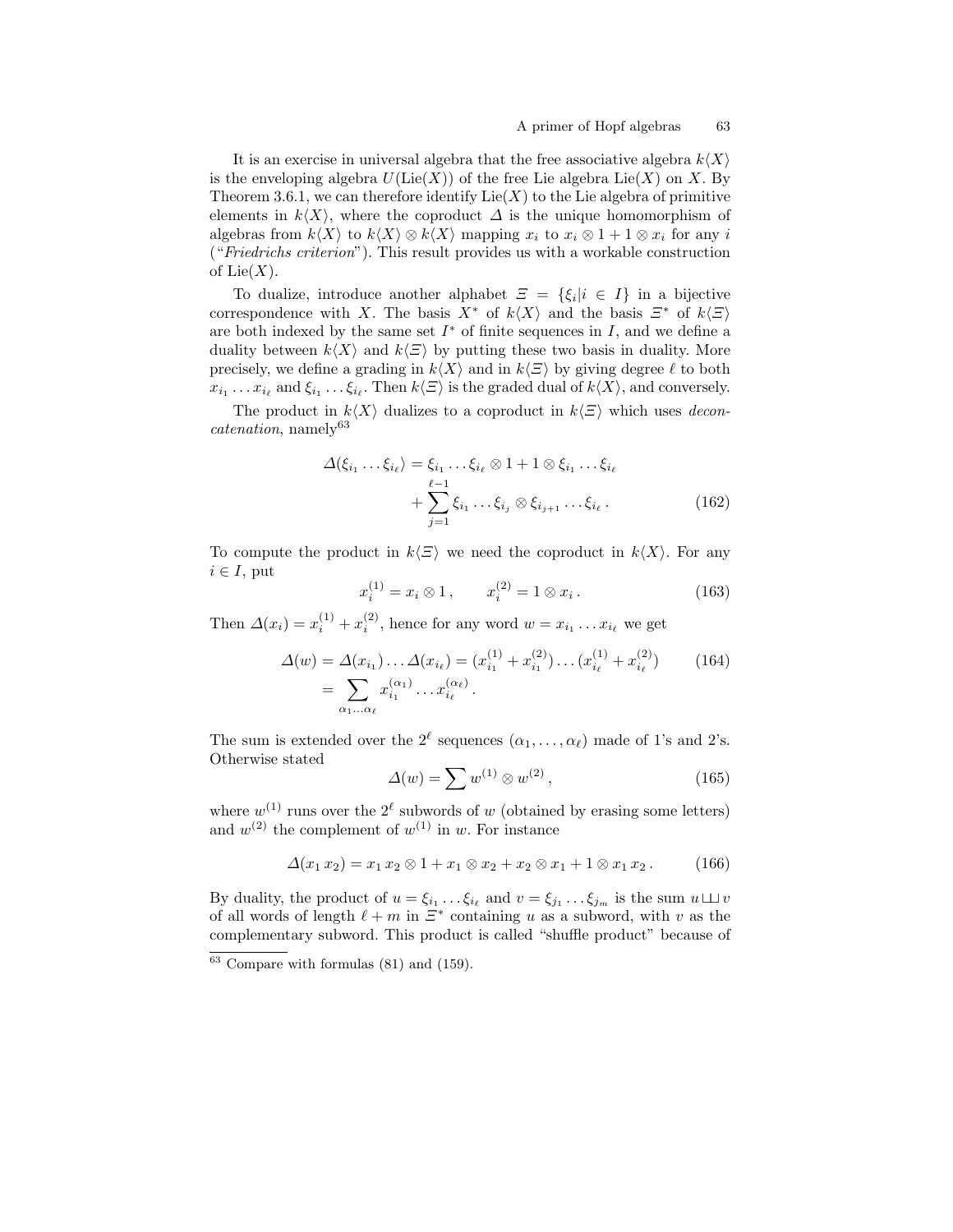It is an exercise in universal algebra that the free associative algebra $k\langle X\rangle$ is the enveloping algebra $U(\mathrm{Lie}(X))$ of the free Lie algebra $\mathrm{Lie}(X)$ on $X$. By Theorem 3.6.1, we can therefore identify $\mathrm{Lie}(X)$ to the Lie algebra of primitive elements in $k\langle X\rangle$, where the coproduct $\Delta$ is the unique homomorphism of algebras from $k\langle X\rangle$ to $k\langle X\rangle \otimes k\langle X\rangle$ mapping $x_i$ to $x_i \otimes 1 + 1 \otimes x_i$ for any $i$ ("*Friedrichs criterion*"). This result provides us with a workable construction of $\mathrm{Lie}(X)$.

To dualize, introduce another alphabet $\Xi = \{\xi_i | i \in I\}$ in a bijective correspondence with $X$. The basis $X^*$ of $k\langle X\rangle$ and the basis $\Xi^*$ of $k\langle \Xi\rangle$ are both indexed by the same set $I^*$ of finite sequences in $I$, and we define a duality between $k\langle X\rangle$ and $k\langle \Xi\rangle$ by putting these two basis in duality. More precisely, we define a grading in $k\langle X\rangle$ and in $k\langle \Xi\rangle$ by giving degree $\ell$ to both $x_{i_1}\dots x_{i_\ell}$ and $\xi_{i_1}\dots\xi_{i_\ell}$. Then $k\langle \Xi\rangle$ is the graded dual of $k\langle X\rangle$, and conversely.

The product in $k\langle X\rangle$ dualizes to a coproduct in $k\langle \Xi\rangle$ which uses *deconcatenation*, namely[63]

$$\Delta(\xi_{i_1}\dots\xi_{i_\ell}) = \xi_{i_1}\dots\xi_{i_\ell} \otimes 1 + 1 \otimes \xi_{i_1}\dots\xi_{i_\ell} + \sum_{j=1}^{\ell-1} \xi_{i_1}\dots\xi_{i_j} \otimes \xi_{i_{j+1}}\dots\xi_{i_\ell}\,. \tag{162}$$

To compute the product in $k\langle \Xi\rangle$ we need the coproduct in $k\langle X\rangle$. For any $i \in I$, put

$$x_i^{(1)} = x_i \otimes 1\,, \qquad x_i^{(2)} = 1 \otimes x_i\,. \tag{163}$$

Then $\Delta(x_i) = x_i^{(1)} + x_i^{(2)}$, hence for any word $w = x_{i_1}\dots x_{i_\ell}$ we get

$$\begin{aligned}\Delta(w) &= \Delta(x_{i_1})\dots\Delta(x_{i_\ell}) = (x_{i_1}^{(1)} + x_{i_1}^{(2)})\dots(x_{i_\ell}^{(1)} + x_{i_\ell}^{(2)}) \\ &= \sum_{\alpha_1\dots\alpha_\ell} x_{i_1}^{(\alpha_1)}\dots x_{i_\ell}^{(\alpha_\ell)}\,.\end{aligned} \tag{164}$$

The sum is extended over the $2^\ell$ sequences $(\alpha_1,\dots,\alpha_\ell)$ made of 1's and 2's. Otherwise stated

$$\Delta(w) = \sum w^{(1)} \otimes w^{(2)}\,, \tag{165}$$

where $w^{(1)}$ runs over the $2^\ell$ subwords of $w$ (obtained by erasing some letters) and $w^{(2)}$ the complement of $w^{(1)}$ in $w$. For instance

$$\Delta(x_1\,x_2) = x_1\,x_2 \otimes 1 + x_1 \otimes x_2 + x_2 \otimes x_1 + 1 \otimes x_1\,x_2\,. \tag{166}$$

By duality, the product of $u = \xi_{i_1}\dots\xi_{i_\ell}$ and $v = \xi_{j_1}\dots\xi_{j_m}$ is the sum $u \sqcup\!\sqcup\, v$ of all words of length $\ell + m$ in $\Xi^*$ containing $u$ as a subword, with $v$ as the complementary subword. This product is called "shuffle product" because of

[63] Compare with formulas (81) and (159).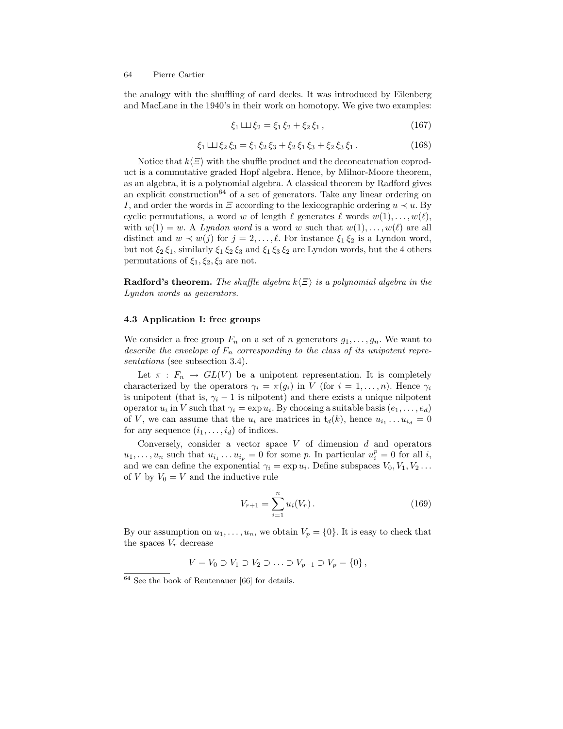the analogy with the shuffling of card decks. It was introduced by Eilenberg and MacLane in the 1940's in their work on homotopy. We give two examples:

$$\xi_1 \sqcup\!\sqcup\, \xi_2 = \xi_1\, \xi_2 + \xi_2\, \xi_1\,, \tag{167}$$

$$\xi_1 \sqcup\!\sqcup\, \xi_2\, \xi_3 = \xi_1\, \xi_2\, \xi_3 + \xi_2\, \xi_1\, \xi_3 + \xi_2\, \xi_3\, \xi_1\,. \tag{168}$$

Notice that $k\langle \Xi \rangle$ with the shuffle product and the deconcatenation coproduct is a commutative graded Hopf algebra. Hence, by Milnor-Moore theorem, as an algebra, it is a polynomial algebra. A classical theorem by Radford gives an explicit construction[64] of a set of generators. Take any linear ordering on $I$, and order the words in $\Xi$ according to the lexicographic ordering $u \prec u$. By cyclic permutations, a word $w$ of length $\ell$ generates $\ell$ words $w(1), \ldots, w(\ell)$, with $w(1) = w$. A *Lyndon word* is a word $w$ such that $w(1), \ldots, w(\ell)$ are all distinct and $w \prec w(j)$ for $j = 2, \ldots, \ell$. For instance $\xi_1\, \xi_2$ is a Lyndon word, but not $\xi_2\, \xi_1$, similarly $\xi_1\, \xi_2\, \xi_3$ and $\xi_1\, \xi_3\, \xi_2$ are Lyndon words, but the 4 others permutations of $\xi_1, \xi_2, \xi_3$ are not.

**Radford's theorem.** *The shuffle algebra $k\langle \Xi \rangle$ is a polynomial algebra in the Lyndon words as generators.*

### 4.3 Application I: free groups

We consider a free group $F_n$ on a set of $n$ generators $g_1, \ldots, g_n$. We want to *describe the envelope of $F_n$ corresponding to the class of its unipotent representations* (see subsection 3.4).

Let $\pi : F_n \to GL(V)$ be a unipotent representation. It is completely characterized by the operators $\gamma_i = \pi(g_i)$ in $V$ (for $i = 1, \ldots, n$). Hence $\gamma_i$ is unipotent (that is, $\gamma_i - 1$ is nilpotent) and there exists a unique nilpotent operator $u_i$ in $V$ such that $\gamma_i = \exp u_i$. By choosing a suitable basis $(e_1, \ldots, e_d)$ of $V$, we can assume that the $u_i$ are matrices in $\mathfrak{t}_d(k)$, hence $u_{i_1} \ldots u_{i_d} = 0$ for any sequence $(i_1, \ldots, i_d)$ of indices.

Conversely, consider a vector space $V$ of dimension $d$ and operators $u_1, \ldots, u_n$ such that $u_{i_1} \ldots u_{i_p} = 0$ for some $p$. In particular $u_i^p = 0$ for all $i$, and we can define the exponential $\gamma_i = \exp u_i$. Define subspaces $V_0, V_1, V_2 \ldots$ of $V$ by $V_0 = V$ and the inductive rule

$$V_{r+1} = \sum_{i=1}^{n} u_i(V_r)\,. \tag{169}$$

By our assumption on $u_1, \ldots, u_n$, we obtain $V_p = \{0\}$. It is easy to check that the spaces $V_r$ decrease

$$V = V_0 \supset V_1 \supset V_2 \supset \ldots \supset V_{p-1} \supset V_p = \{0\}\,,$$

[64] See the book of Reutenauer [66] for details.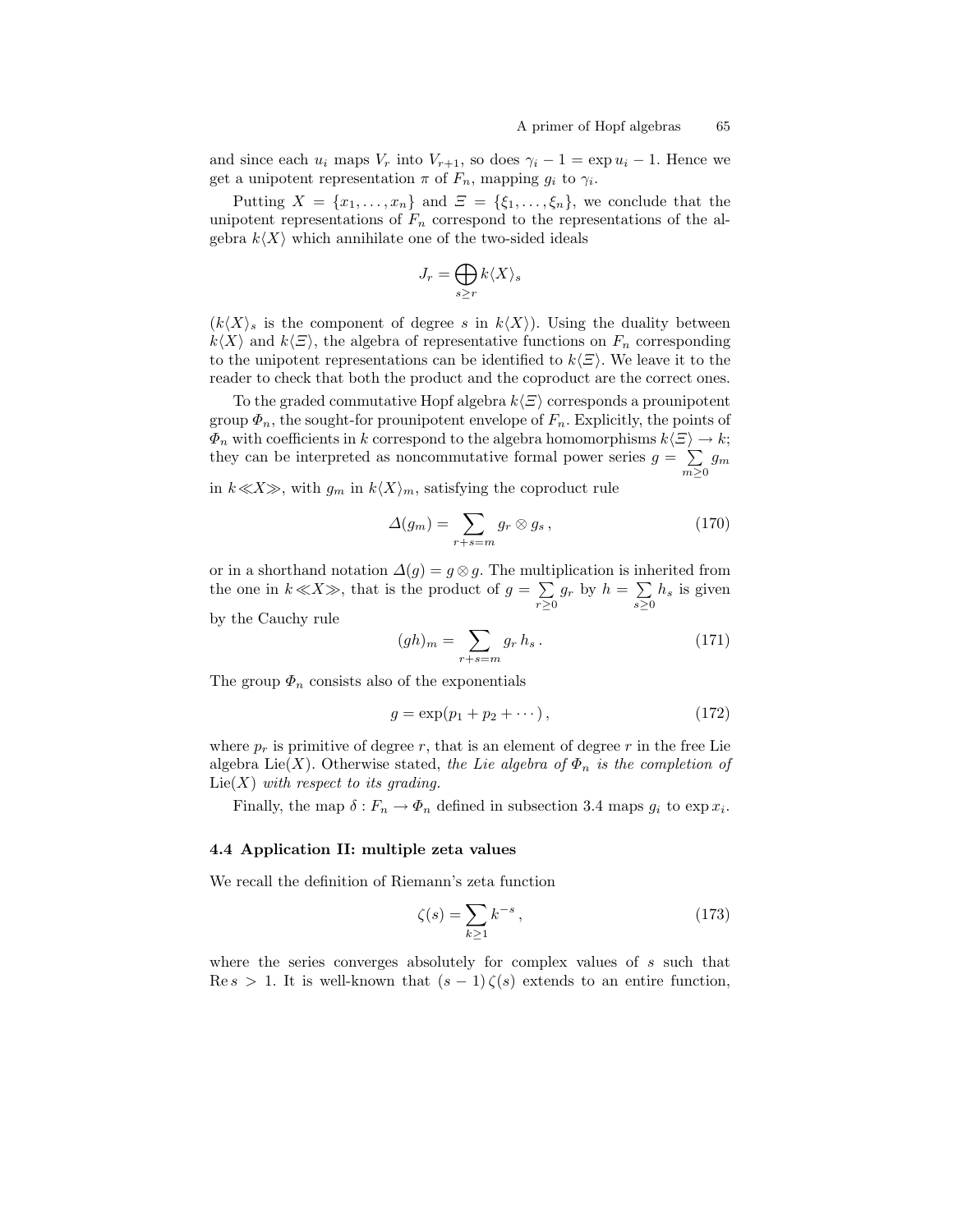and since each $u_i$ maps $V_r$ into $V_{r+1}$, so does $\gamma_i - 1 = \exp u_i - 1$. Hence we get a unipotent representation $\pi$ of $F_n$, mapping $g_i$ to $\gamma_i$.

Putting $X = \{x_1, \ldots, x_n\}$ and $\Xi = \{\xi_1, \ldots, \xi_n\}$, we conclude that the unipotent representations of $F_n$ correspond to the representations of the algebra $k\langle X\rangle$ which annihilate one of the two-sided ideals

$$J_r = \bigoplus_{s \geq r} k\langle X\rangle_s$$

($k\langle X\rangle_s$ is the component of degree $s$ in $k\langle X\rangle$). Using the duality between $k\langle X\rangle$ and $k\langle \Xi\rangle$, the algebra of representative functions on $F_n$ corresponding to the unipotent representations can be identified to $k\langle \Xi\rangle$. We leave it to the reader to check that both the product and the coproduct are the correct ones.

To the graded commutative Hopf algebra $k\langle \Xi\rangle$ corresponds a prounipotent group $\Phi_n$, the sought-for prounipotent envelope of $F_n$. Explicitly, the points of $\Phi_n$ with coefficients in $k$ correspond to the algebra homomorphisms $k\langle \Xi\rangle \to k$; they can be interpreted as noncommutative formal power series $g = \sum_{m \geq 0} g_m$ in $k \langle\langle X \rangle\rangle$, with $g_m$ in $k\langle X\rangle_m$, satisfying the coproduct rule

$$\Delta(g_m) = \sum_{r+s=m} g_r \otimes g_s \, , \tag{170}$$

or in a shorthand notation $\Delta(g) = g \otimes g$. The multiplication is inherited from the one in $k \langle\langle X \rangle\rangle$, that is the product of $g = \sum_{r \geq 0} g_r$ by $h = \sum_{s \geq 0} h_s$ is given by the Cauchy rule

$$(gh)_m = \sum_{r+s=m} g_r \, h_s \, . \tag{171}$$

The group $\Phi_n$ consists also of the exponentials

$$g = \exp(p_1 + p_2 + \cdots) \, , \tag{172}$$

where $p_r$ is primitive of degree $r$, that is an element of degree $r$ in the free Lie algebra $\mathrm{Lie}(X)$. Otherwise stated, *the Lie algebra of $\Phi_n$ is the completion of* $\mathrm{Lie}(X)$ *with respect to its grading.*

Finally, the map $\delta : F_n \to \Phi_n$ defined in subsection 3.4 maps $g_i$ to $\exp x_i$.

### 4.4 Application II: multiple zeta values

We recall the definition of Riemann's zeta function

$$\zeta(s) = \sum_{k \geq 1} k^{-s} \, , \tag{173}$$

where the series converges absolutely for complex values of $s$ such that $\mathrm{Re}\, s > 1$. It is well-known that $(s-1)\,\zeta(s)$ extends to an entire function,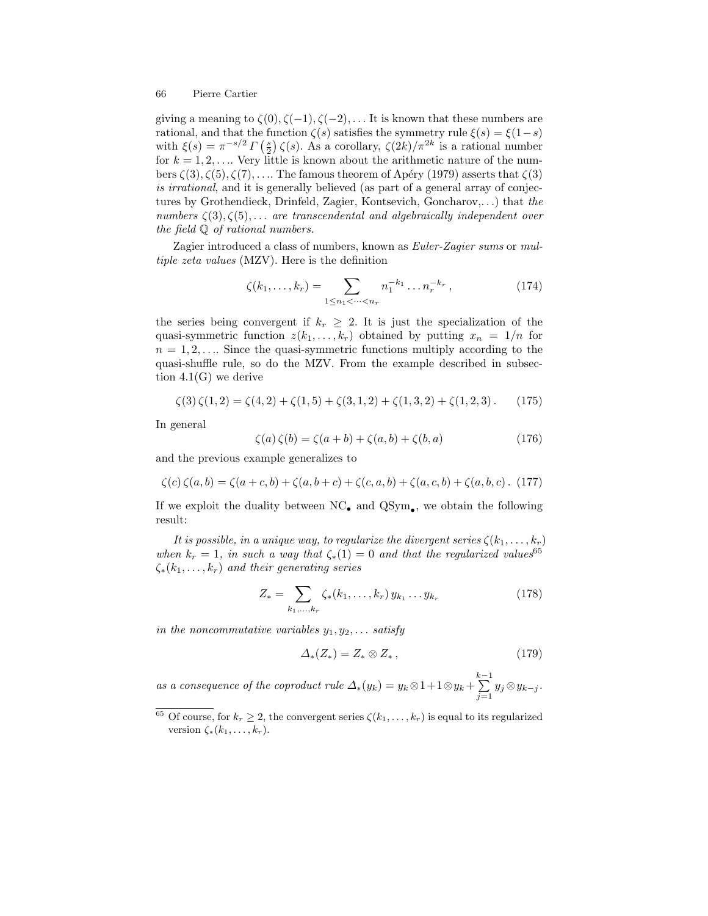giving a meaning to $\zeta(0), \zeta(-1), \zeta(-2), \ldots$ It is known that these numbers are rational, and that the function $\zeta(s)$ satisfies the symmetry rule $\xi(s) = \xi(1-s)$ with $\xi(s) = \pi^{-s/2}\,\Gamma\left(\frac{s}{2}\right)\zeta(s)$. As a corollary, $\zeta(2k)/\pi^{2k}$ is a rational number for $k = 1, 2, \ldots$. Very little is known about the arithmetic nature of the numbers $\zeta(3), \zeta(5), \zeta(7), \ldots$. The famous theorem of Apéry (1979) asserts that $\zeta(3)$ *is irrational*, and it is generally believed (as part of a general array of conjectures by Grothendieck, Drinfeld, Zagier, Kontsevich, Goncharov,...) that *the numbers $\zeta(3), \zeta(5), \ldots$ are transcendental and algebraically independent over the field $\mathbb{Q}$ of rational numbers.*

Zagier introduced a class of numbers, known as *Euler-Zagier sums* or *multiple zeta values* (MZV). Here is the definition

$$\zeta(k_1, \ldots, k_r) = \sum_{1 \leq n_1 < \cdots < n_r} n_1^{-k_1} \ldots n_r^{-k_r}\,, \tag{174}$$

the series being convergent if $k_r \geq 2$. It is just the specialization of the quasi-symmetric function $z(k_1, \ldots, k_r)$ obtained by putting $x_n = 1/n$ for $n = 1, 2, \ldots$. Since the quasi-symmetric functions multiply according to the quasi-shuffle rule, so do the MZV. From the example described in subsection 4.1(G) we derive

$$\zeta(3)\,\zeta(1,2) = \zeta(4,2) + \zeta(1,5) + \zeta(3,1,2) + \zeta(1,3,2) + \zeta(1,2,3)\,. \tag{175}$$

In general

$$\zeta(a)\,\zeta(b) = \zeta(a+b) + \zeta(a,b) + \zeta(b,a) \tag{176}$$

and the previous example generalizes to

$$\zeta(c)\,\zeta(a,b) = \zeta(a+c,b) + \zeta(a,b+c) + \zeta(c,a,b) + \zeta(a,c,b) + \zeta(a,b,c)\,. \tag{177}$$

If we exploit the duality between $\mathrm{NC}_\bullet$ and $\mathrm{QSym}_\bullet$, we obtain the following result:

*It is possible, in a unique way, to regularize the divergent series $\zeta(k_1, \ldots, k_r)$ when $k_r = 1$, in such a way that $\zeta_*(1) = 0$ and that the regularized values*[65] *$\zeta_*(k_1, \ldots, k_r)$ and their generating series*

$$Z_* = \sum_{k_1, \ldots, k_r} \zeta_*(k_1, \ldots, k_r)\, y_{k_1} \ldots y_{k_r} \tag{178}$$

*in the noncommutative variables $y_1, y_2, \ldots$ satisfy*

$$\Delta_*(Z_*) = Z_* \otimes Z_*\,, \tag{179}$$

*as a consequence of the coproduct rule $\Delta_*(y_k) = y_k \otimes 1 + 1 \otimes y_k + \sum_{j=1}^{k-1} y_j \otimes y_{k-j}$.*

---

[65] Of course, for $k_r \geq 2$, the convergent series $\zeta(k_1, \ldots, k_r)$ is equal to its regularized version $\zeta_*(k_1, \ldots, k_r)$.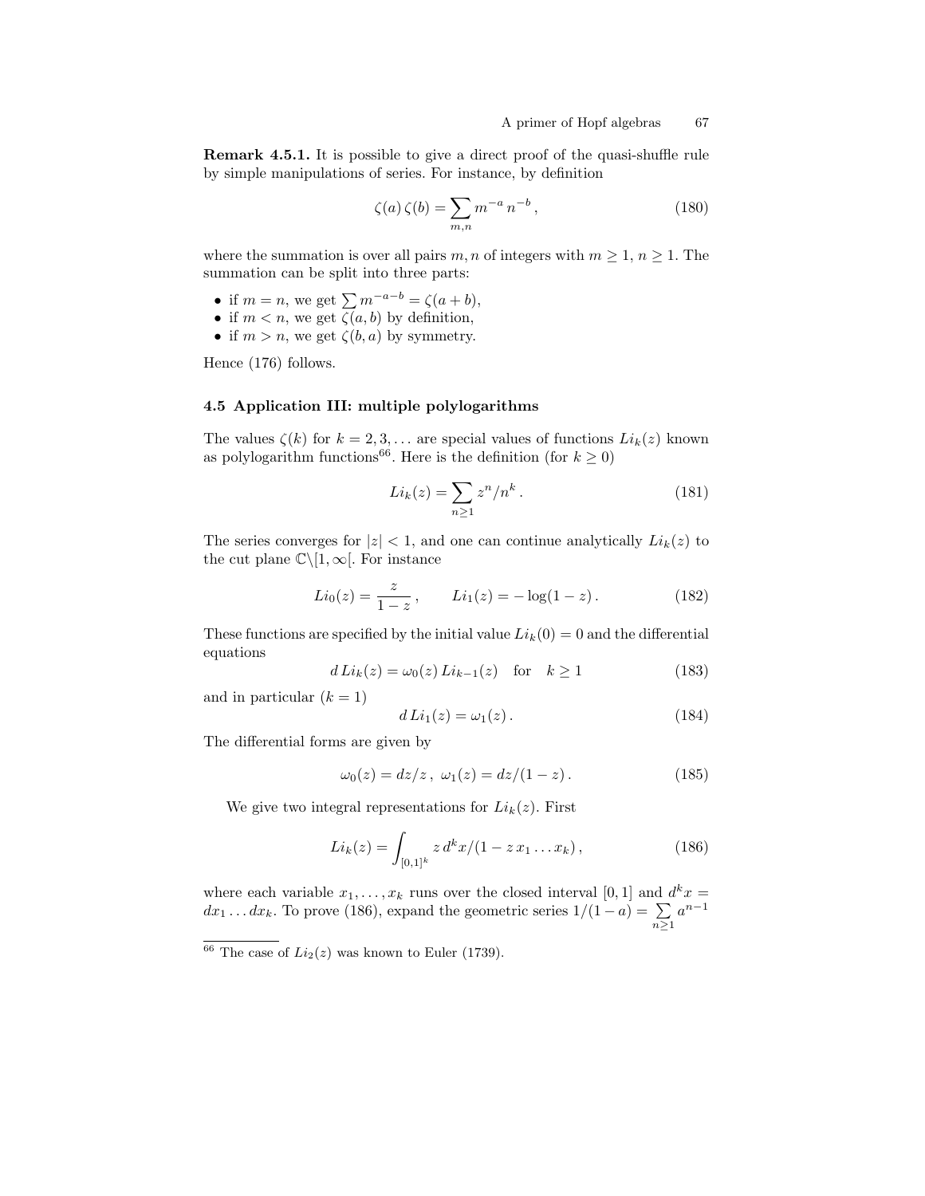**Remark 4.5.1.** It is possible to give a direct proof of the quasi-shuffle rule by simple manipulations of series. For instance, by definition

$$\zeta(a)\,\zeta(b) = \sum_{m,n} m^{-a}\, n^{-b}\,, \tag{180}$$

where the summation is over all pairs $m, n$ of integers with $m \geq 1$, $n \geq 1$. The summation can be split into three parts:

- if $m = n$, we get $\sum m^{-a-b} = \zeta(a+b)$,
- if $m < n$, we get $\zeta(a, b)$ by definition,
- if $m > n$, we get $\zeta(b, a)$ by symmetry.

Hence (176) follows.

### 4.5 Application III: multiple polylogarithms

The values $\zeta(k)$ for $k = 2, 3, \ldots$ are special values of functions $Li_k(z)$ known as polylogarithm functions[66]. Here is the definition (for $k \geq 0$)

$$Li_k(z) = \sum_{n\geq 1} z^n/n^k\,. \tag{181}$$

The series converges for $|z| < 1$, and one can continue analytically $Li_k(z)$ to the cut plane $\mathbb{C}\backslash[1, \infty[$. For instance

$$Li_0(z) = \frac{z}{1-z}\,, \qquad Li_1(z) = -\log(1-z)\,. \tag{182}$$

These functions are specified by the initial value $Li_k(0) = 0$ and the differential equations

$$d\,Li_k(z) = \omega_0(z)\,Li_{k-1}(z) \quad \text{for} \quad k \geq 1 \tag{183}$$

and in particular ($k = 1$)

$$d\,Li_1(z) = \omega_1(z)\,. \tag{184}$$

The differential forms are given by

$$\omega_0(z) = dz/z\,,\ \omega_1(z) = dz/(1-z)\,. \tag{185}$$

We give two integral representations for $Li_k(z)$. First

$$Li_k(z) = \int_{[0,1]^k} z\, d^k x/(1 - z\, x_1 \ldots x_k)\,, \tag{186}$$

where each variable $x_1, \ldots, x_k$ runs over the closed interval $[0, 1]$ and $d^k x = dx_1 \ldots dx_k$. To prove (186), expand the geometric series $1/(1-a) = \sum\limits_{n\geq 1} a^{n-1}$

[66] The case of $Li_2(z)$ was known to Euler (1739).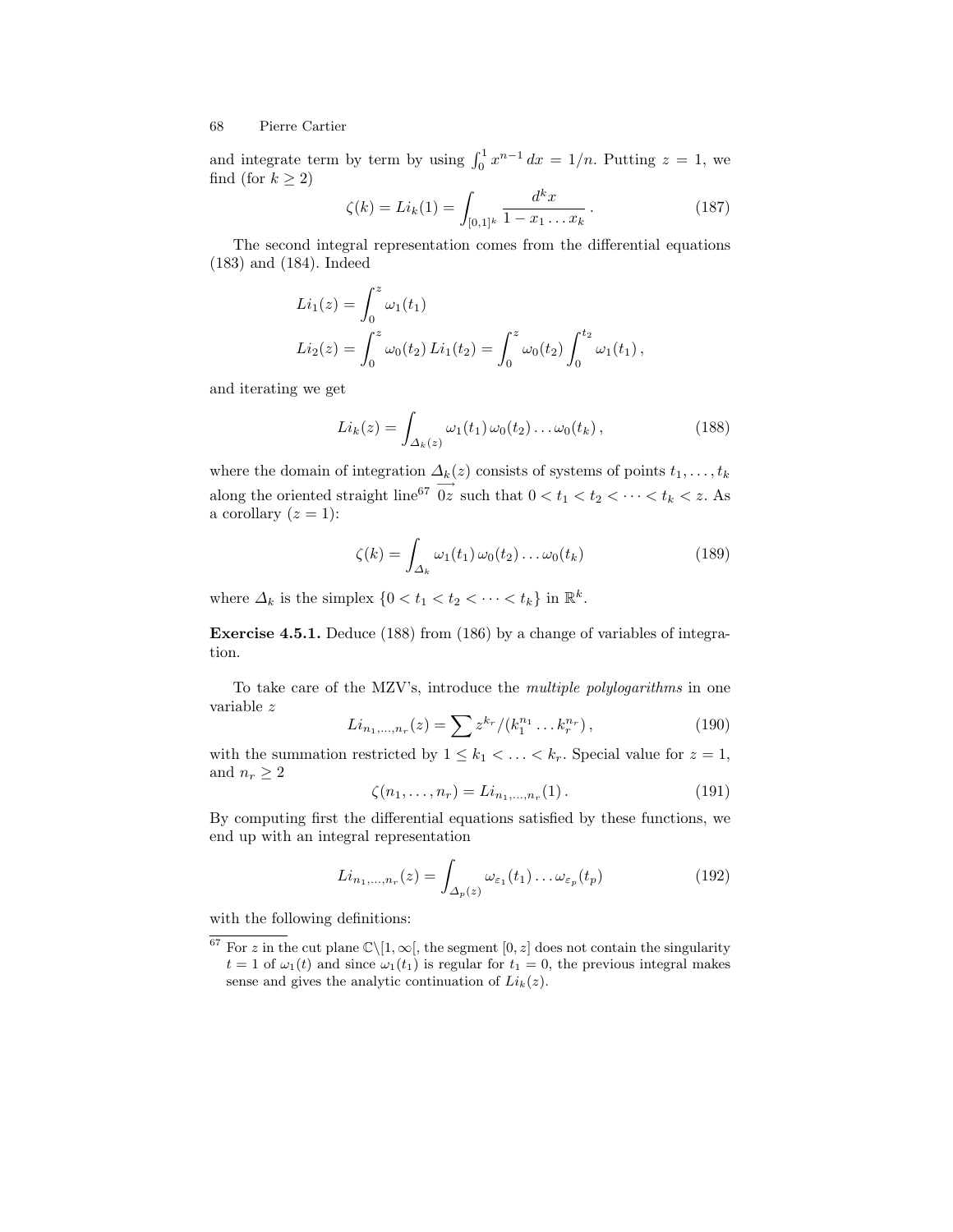and integrate term by term by using $\int_0^1 x^{n-1}\,dx = 1/n$. Putting $z = 1$, we find (for $k \geq 2$)

$$\zeta(k) = Li_k(1) = \int_{[0,1]^k} \frac{d^k x}{1 - x_1 \ldots x_k}\,. \tag{187}$$

The second integral representation comes from the differential equations (183) and (184). Indeed

$$Li_1(z) = \int_0^z \omega_1(t_1)$$

$$Li_2(z) = \int_0^z \omega_0(t_2)\, Li_1(t_2) = \int_0^z \omega_0(t_2) \int_0^{t_2} \omega_1(t_1)\,,$$

and iterating we get

$$Li_k(z) = \int_{\Delta_k(z)} \omega_1(t_1)\,\omega_0(t_2)\ldots\omega_0(t_k)\,, \tag{188}$$

where the domain of integration $\Delta_k(z)$ consists of systems of points $t_1, \ldots, t_k$ along the oriented straight line[67] $\overrightarrow{0z}$ such that $0 < t_1 < t_2 < \cdots < t_k < z$. As a corollary ($z = 1$):

$$\zeta(k) = \int_{\Delta_k} \omega_1(t_1)\,\omega_0(t_2)\ldots\omega_0(t_k) \tag{189}$$

where $\Delta_k$ is the simplex $\{0 < t_1 < t_2 < \cdots < t_k\}$ in $\mathbb{R}^k$.

**Exercise 4.5.1.** Deduce (188) from (186) by a change of variables of integration.

To take care of the MZV's, introduce the *multiple polylogarithms* in one variable $z$

$$Li_{n_1,\ldots,n_r}(z) = \sum z^{k_r}/(k_1^{n_1}\ldots k_r^{n_r})\,, \tag{190}$$

with the summation restricted by $1 \leq k_1 < \ldots < k_r$. Special value for $z = 1$, and $n_r \geq 2$

$$\zeta(n_1, \ldots, n_r) = Li_{n_1,\ldots,n_r}(1)\,. \tag{191}$$

By computing first the differential equations satisfied by these functions, we end up with an integral representation

$$Li_{n_1,\ldots,n_r}(z) = \int_{\Delta_p(z)} \omega_{\varepsilon_1}(t_1)\ldots\omega_{\varepsilon_p}(t_p) \tag{192}$$

with the following definitions:

[67] For $z$ in the cut plane $\mathbb{C}\backslash[1,\infty[$, the segment $[0,z]$ does not contain the singularity $t = 1$ of $\omega_1(t)$ and since $\omega_1(t_1)$ is regular for $t_1 = 0$, the previous integral makes sense and gives the analytic continuation of $Li_k(z)$.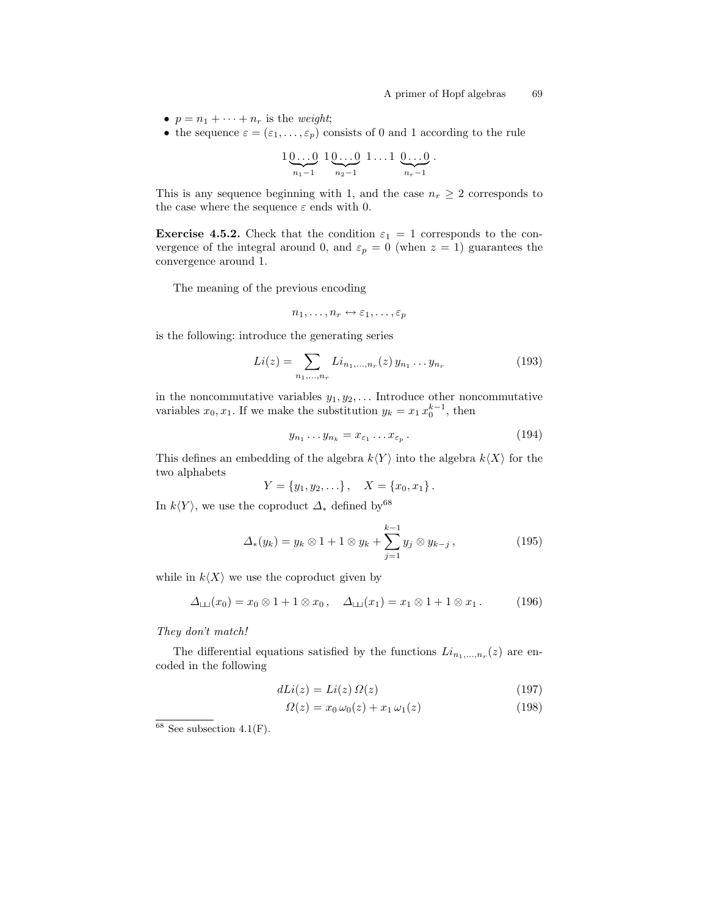- $p = n_1 + \cdots + n_r$ is the *weight*;
- the sequence $\varepsilon = (\varepsilon_1, \ldots, \varepsilon_p)$ consists of 0 and 1 according to the rule

$$1\underbrace{0\ldots0}_{n_1-1}\;1\underbrace{0\ldots0}_{n_2-1}\;1\ldots1\;\underbrace{0\ldots0}_{n_r-1}.$$

This is any sequence beginning with 1, and the case $n_r \geq 2$ corresponds to the case where the sequence $\varepsilon$ ends with 0.

**Exercise 4.5.2.** Check that the condition $\varepsilon_1 = 1$ corresponds to the convergence of the integral around 0, and $\varepsilon_p = 0$ (when $z = 1$) guarantees the convergence around 1.

The meaning of the previous encoding

$$n_1, \ldots, n_r \leftrightarrow \varepsilon_1, \ldots, \varepsilon_p$$

is the following: introduce the generating series

$$Li(z) = \sum_{n_1,\ldots,n_r} Li_{n_1,\ldots,n_r}(z)\, y_{n_1} \ldots y_{n_r} \tag{193}$$

in the noncommutative variables $y_1, y_2, \ldots$ Introduce other noncommutative variables $x_0, x_1$. If we make the substitution $y_k = x_1\, x_0^{k-1}$, then

$$y_{n_1} \ldots y_{n_k} = x_{\varepsilon_1} \ldots x_{\varepsilon_p}\,. \tag{194}$$

This defines an embedding of the algebra $k\langle Y\rangle$ into the algebra $k\langle X\rangle$ for the two alphabets

$$Y = \{y_1, y_2, \ldots\}\,, \quad X = \{x_0, x_1\}\,.$$

In $k\langle Y\rangle$, we use the coproduct $\Delta_*$ defined by[68]

$$\Delta_*(y_k) = y_k \otimes 1 + 1 \otimes y_k + \sum_{j=1}^{k-1} y_j \otimes y_{k-j}\,, \tag{195}$$

while in $k\langle X\rangle$ we use the coproduct given by

$$\Delta_{\sqcup\!\sqcup}(x_0) = x_0 \otimes 1 + 1 \otimes x_0\,, \quad \Delta_{\sqcup\!\sqcup}(x_1) = x_1 \otimes 1 + 1 \otimes x_1\,. \tag{196}$$

*They don't match!*

The differential equations satisfied by the functions $Li_{n_1,\ldots,n_r}(z)$ are encoded in the following

$$dLi(z) = Li(z)\, \Omega(z) \tag{197}$$

$$\Omega(z) = x_0\, \omega_0(z) + x_1\, \omega_1(z) \tag{198}$$

[68] See subsection 4.1(F).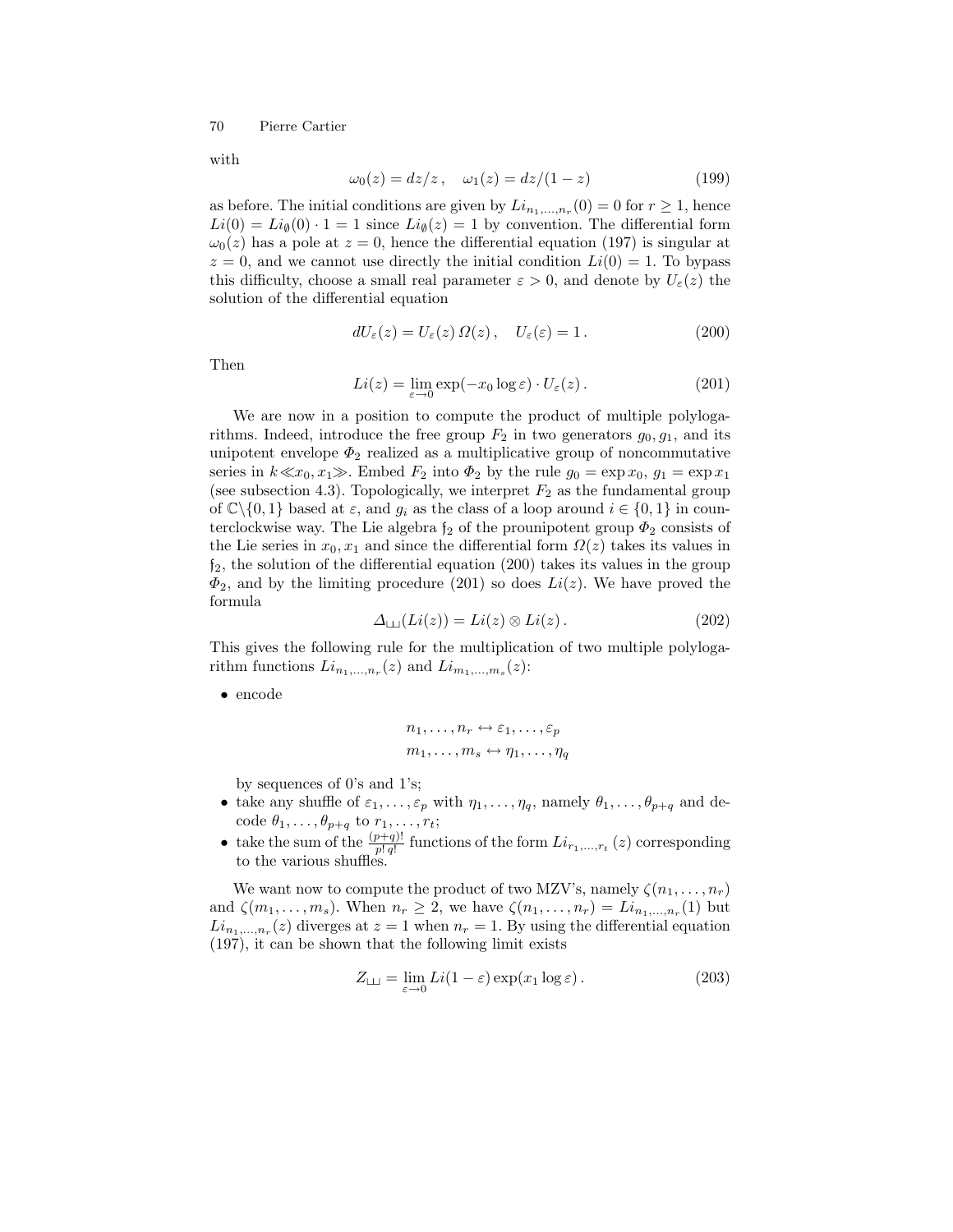with

$$\omega_0(z) = dz/z\,, \quad \omega_1(z) = dz/(1-z) \tag{199}$$

as before. The initial conditions are given by $Li_{n_1,\ldots,n_r}(0) = 0$ for $r \geq 1$, hence $Li(0) = Li_\emptyset(0) \cdot 1 = 1$ since $Li_\emptyset(z) = 1$ by convention. The differential form $\omega_0(z)$ has a pole at $z = 0$, hence the differential equation (197) is singular at $z = 0$, and we cannot use directly the initial condition $Li(0) = 1$. To bypass this difficulty, choose a small real parameter $\varepsilon > 0$, and denote by $U_\varepsilon(z)$ the solution of the differential equation

$$dU_\varepsilon(z) = U_\varepsilon(z)\,\Omega(z)\,, \quad U_\varepsilon(\varepsilon) = 1\,. \tag{200}$$

Then

$$Li(z) = \lim_{\varepsilon \to 0} \exp(-x_0 \log \varepsilon) \cdot U_\varepsilon(z)\,. \tag{201}$$

We are now in a position to compute the product of multiple polylogarithms. Indeed, introduce the free group $F_2$ in two generators $g_0, g_1$, and its unipotent envelope $\Phi_2$ realized as a multiplicative group of noncommutative series in $k\langle\langle x_0, x_1\rangle\rangle$. Embed $F_2$ into $\Phi_2$ by the rule $g_0 = \exp x_0$, $g_1 = \exp x_1$ (see subsection 4.3). Topologically, we interpret $F_2$ as the fundamental group of $\mathbb{C}\backslash\{0,1\}$ based at $\varepsilon$, and $g_i$ as the class of a loop around $i \in \{0,1\}$ in counterclockwise way. The Lie algebra $\mathfrak{f}_2$ of the prounipotent group $\Phi_2$ consists of the Lie series in $x_0, x_1$ and since the differential form $\Omega(z)$ takes its values in $\mathfrak{f}_2$, the solution of the differential equation (200) takes its values in the group $\Phi_2$, and by the limiting procedure (201) so does $Li(z)$. We have proved the formula

$$\Delta_{ш}(Li(z)) = Li(z) \otimes Li(z)\,. \tag{202}$$

This gives the following rule for the multiplication of two multiple polylogarithm functions $Li_{n_1,\ldots,n_r}(z)$ and $Li_{m_1,\ldots,m_s}(z)$:

- encode

$$n_1, \ldots, n_r \leftrightarrow \varepsilon_1, \ldots, \varepsilon_p$$
$$m_1, \ldots, m_s \leftrightarrow \eta_1, \ldots, \eta_q$$

  by sequences of 0's and 1's;
- take any shuffle of $\varepsilon_1, \ldots, \varepsilon_p$ with $\eta_1, \ldots, \eta_q$, namely $\theta_1, \ldots, \theta_{p+q}$ and decode $\theta_1, \ldots, \theta_{p+q}$ to $r_1, \ldots, r_t$;
- take the sum of the $\frac{(p+q)!}{p!\,q!}$ functions of the form $Li_{r_1,\ldots,r_t}(z)$ corresponding to the various shuffles.

We want now to compute the product of two MZV's, namely $\zeta(n_1, \ldots, n_r)$ and $\zeta(m_1, \ldots, m_s)$. When $n_r \geq 2$, we have $\zeta(n_1, \ldots, n_r) = Li_{n_1,\ldots,n_r}(1)$ but $Li_{n_1,\ldots,n_r}(z)$ diverges at $z = 1$ when $n_r = 1$. By using the differential equation (197), it can be shown that the following limit exists

$$Z_{ш} = \lim_{\varepsilon \to 0} Li(1-\varepsilon) \exp(x_1 \log \varepsilon)\,. \tag{203}$$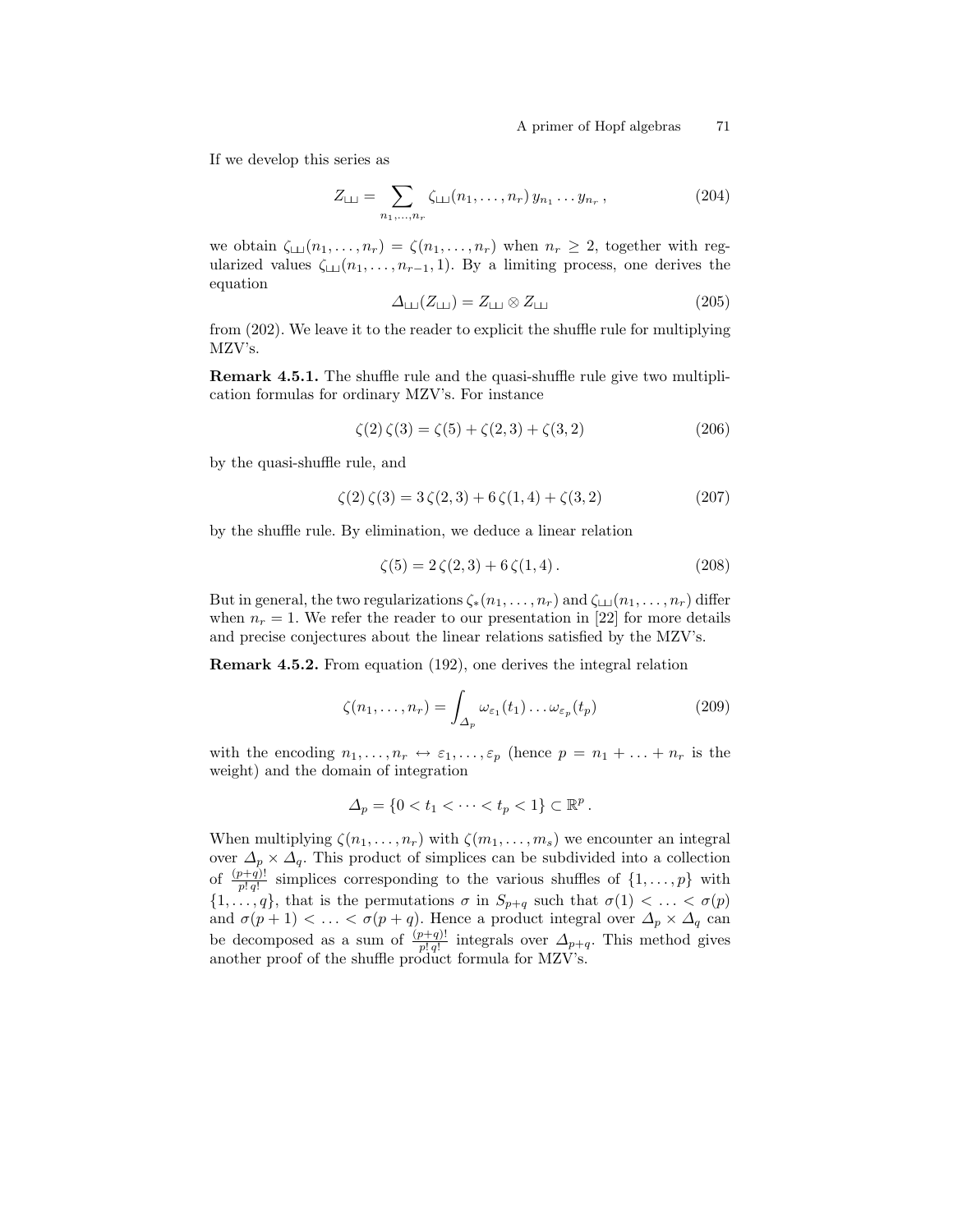If we develop this series as

$$Z_{\sqcup\sqcup} = \sum_{n_1,\ldots,n_r} \zeta_{\sqcup\sqcup}(n_1,\ldots,n_r)\, y_{n_1}\ldots y_{n_r}\,, \tag{204}$$

we obtain $\zeta_{\sqcup\sqcup}(n_1,\ldots,n_r) = \zeta(n_1,\ldots,n_r)$ when $n_r \geq 2$, together with regularized values $\zeta_{\sqcup\sqcup}(n_1,\ldots,n_{r-1},1)$. By a limiting process, one derives the equation

$$\Delta_{\sqcup\sqcup}(Z_{\sqcup\sqcup}) = Z_{\sqcup\sqcup} \otimes Z_{\sqcup\sqcup} \tag{205}$$

from (202). We leave it to the reader to explicit the shuffle rule for multiplying MZV's.

**Remark 4.5.1.** The shuffle rule and the quasi-shuffle rule give two multiplication formulas for ordinary MZV's. For instance

$$\zeta(2)\,\zeta(3) = \zeta(5) + \zeta(2,3) + \zeta(3,2) \tag{206}$$

by the quasi-shuffle rule, and

$$\zeta(2)\,\zeta(3) = 3\,\zeta(2,3) + 6\,\zeta(1,4) + \zeta(3,2) \tag{207}$$

by the shuffle rule. By elimination, we deduce a linear relation

$$\zeta(5) = 2\,\zeta(2,3) + 6\,\zeta(1,4)\,. \tag{208}$$

But in general, the two regularizations $\zeta_*(n_1,\ldots,n_r)$ and $\zeta_{\sqcup\sqcup}(n_1,\ldots,n_r)$ differ when $n_r = 1$. We refer the reader to our presentation in [22] for more details and precise conjectures about the linear relations satisfied by the MZV's.

**Remark 4.5.2.** From equation (192), one derives the integral relation

$$\zeta(n_1,\ldots,n_r) = \int_{\Delta_p} \omega_{\varepsilon_1}(t_1)\ldots\omega_{\varepsilon_p}(t_p) \tag{209}$$

with the encoding $n_1,\ldots,n_r \leftrightarrow \varepsilon_1,\ldots,\varepsilon_p$ (hence $p = n_1 + \ldots + n_r$ is the weight) and the domain of integration

$$\Delta_p = \{0 < t_1 < \cdots < t_p < 1\} \subset \mathbb{R}^p\,.$$

When multiplying $\zeta(n_1,\ldots,n_r)$ with $\zeta(m_1,\ldots,m_s)$ we encounter an integral over $\Delta_p \times \Delta_q$. This product of simplices can be subdivided into a collection of $\frac{(p+q)!}{p!\,q!}$ simplices corresponding to the various shuffles of $\{1,\ldots,p\}$ with $\{1,\ldots,q\}$, that is the permutations $\sigma$ in $S_{p+q}$ such that $\sigma(1) < \ldots < \sigma(p)$ and $\sigma(p+1) < \ldots < \sigma(p+q)$. Hence a product integral over $\Delta_p \times \Delta_q$ can be decomposed as a sum of $\frac{(p+q)!}{p!\,q!}$ integrals over $\Delta_{p+q}$. This method gives another proof of the shuffle product formula for MZV's.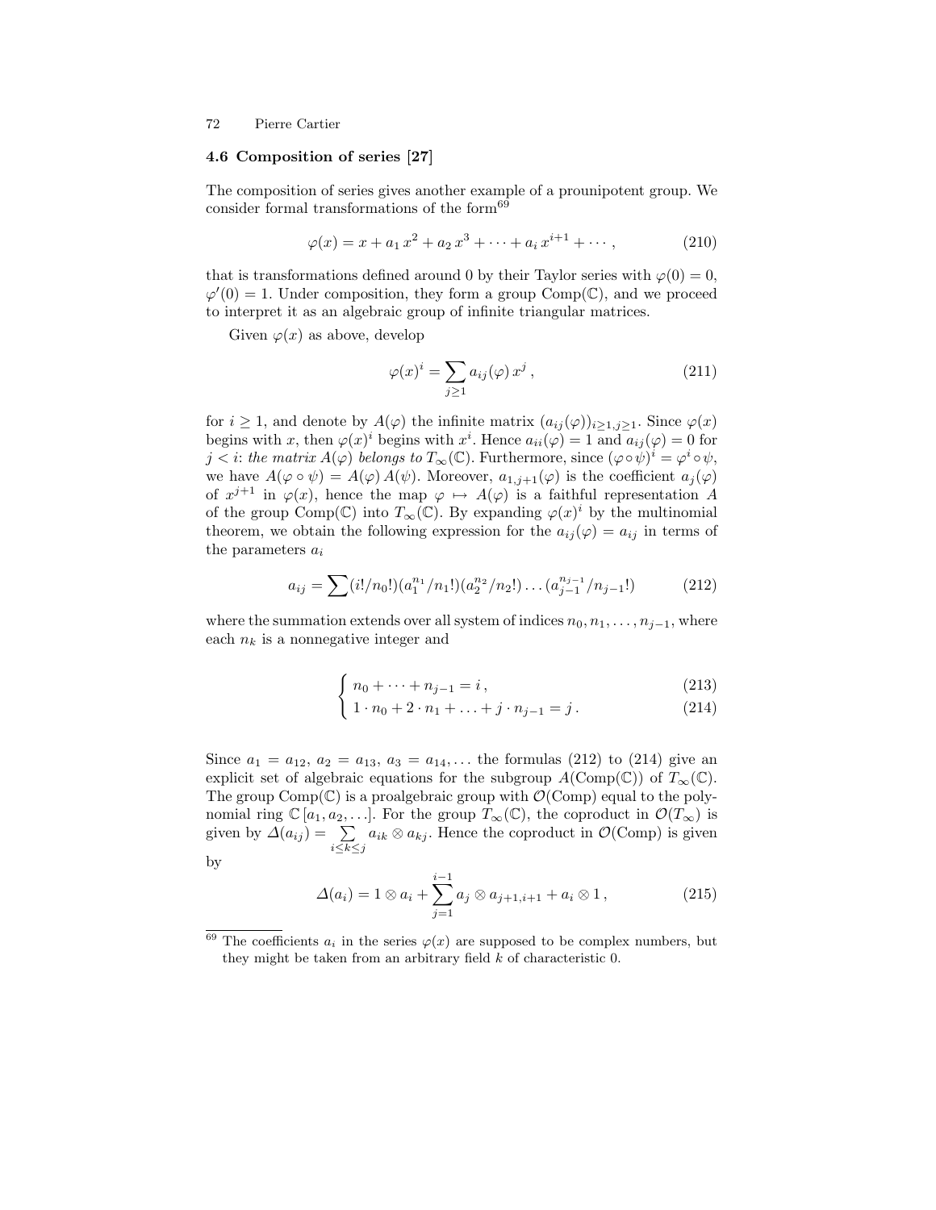### 4.6 Composition of series [27]

The composition of series gives another example of a prounipotent group. We consider formal transformations of the form[69]

$$\varphi(x) = x + a_1\, x^2 + a_2\, x^3 + \cdots + a_i\, x^{i+1} + \cdots\,, \tag{210}$$

that is transformations defined around 0 by their Taylor series with $\varphi(0) = 0$, $\varphi'(0) = 1$. Under composition, they form a group $\mathrm{Comp}(\mathbb{C})$, and we proceed to interpret it as an algebraic group of infinite triangular matrices.

Given $\varphi(x)$ as above, develop

$$\varphi(x)^i = \sum_{j \geq 1} a_{ij}(\varphi)\, x^j\,, \tag{211}$$

for $i \geq 1$, and denote by $A(\varphi)$ the infinite matrix $(a_{ij}(\varphi))_{i\geq 1, j\geq 1}$. Since $\varphi(x)$ begins with $x$, then $\varphi(x)^i$ begins with $x^i$. Hence $a_{ii}(\varphi) = 1$ and $a_{ij}(\varphi) = 0$ for $j < i$: *the matrix $A(\varphi)$ belongs to $T_\infty(\mathbb{C})$*. Furthermore, since $(\varphi \circ \psi)^i = \varphi^i \circ \psi$, we have $A(\varphi \circ \psi) = A(\varphi)\, A(\psi)$. Moreover, $a_{1,j+1}(\varphi)$ is the coefficient $a_j(\varphi)$ of $x^{j+1}$ in $\varphi(x)$, hence the map $\varphi \mapsto A(\varphi)$ is a faithful representation $A$ of the group $\mathrm{Comp}(\mathbb{C})$ into $T_\infty(\mathbb{C})$. By expanding $\varphi(x)^i$ by the multinomial theorem, we obtain the following expression for the $a_{ij}(\varphi) = a_{ij}$ in terms of the parameters $a_i$

$$a_{ij} = \sum (i!/n_0!)(a_1^{n_1}/n_1!)(a_2^{n_2}/n_2!)\ldots(a_{j-1}^{n_{j-1}}/n_{j-1}!) \tag{212}$$

where the summation extends over all system of indices $n_0, n_1, \ldots, n_{j-1}$, where each $n_k$ is a nonnegative integer and

$$\begin{cases} n_0 + \cdots + n_{j-1} = i\,, & (213)\\ 1 \cdot n_0 + 2 \cdot n_1 + \ldots + j \cdot n_{j-1} = j\,. & (214) \end{cases}$$

Since $a_1 = a_{12}$, $a_2 = a_{13}$, $a_3 = a_{14}, \ldots$ the formulas (212) to (214) give an explicit set of algebraic equations for the subgroup $A(\mathrm{Comp}(\mathbb{C}))$ of $T_\infty(\mathbb{C})$. The group $\mathrm{Comp}(\mathbb{C})$ is a proalgebraic group with $\mathcal{O}(\mathrm{Comp})$ equal to the polynomial ring $\mathbb{C}[a_1, a_2, \ldots]$. For the group $T_\infty(\mathbb{C})$, the coproduct in $\mathcal{O}(T_\infty)$ is given by $\Delta(a_{ij}) = \sum\limits_{i \leq k \leq j} a_{ik} \otimes a_{kj}$. Hence the coproduct in $\mathcal{O}(\mathrm{Comp})$ is given by

$$\Delta(a_i) = 1 \otimes a_i + \sum_{j=1}^{i-1} a_j \otimes a_{j+1,i+1} + a_i \otimes 1\,, \tag{215}$$

---

[69] The coefficients $a_i$ in the series $\varphi(x)$ are supposed to be complex numbers, but they might be taken from an arbitrary field $k$ of characteristic 0.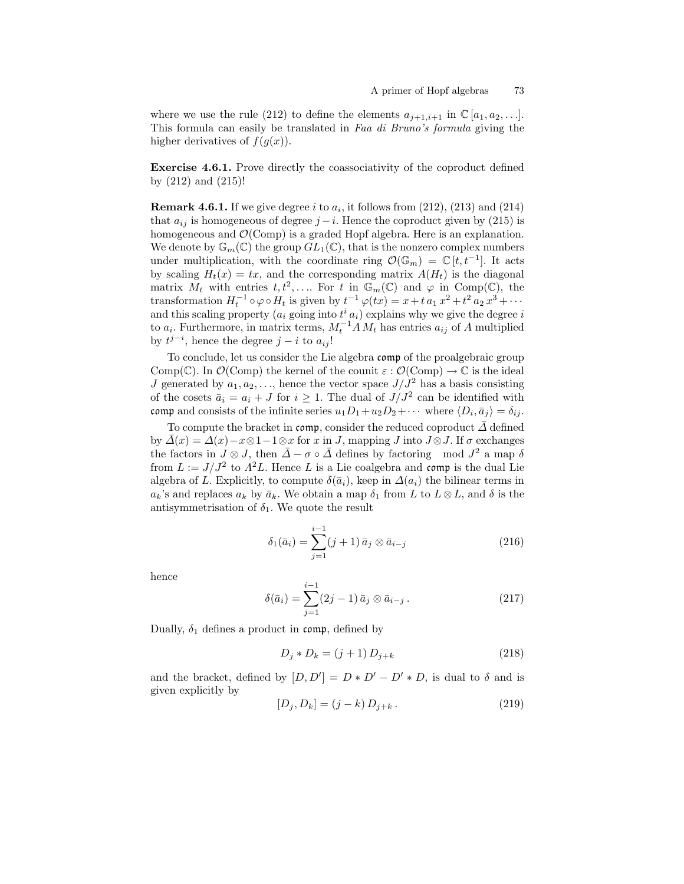where we use the rule (212) to define the elements $a_{j+1,i+1}$ in $\mathbb{C}[a_1, a_2, \ldots]$. This formula can easily be translated in *Faa di Bruno's formula* giving the higher derivatives of $f(g(x))$.

**Exercise 4.6.1.** Prove directly the coassociativity of the coproduct defined by (212) and (215)!

**Remark 4.6.1.** If we give degree $i$ to $a_i$, it follows from (212), (213) and (214) that $a_{ij}$ is homogeneous of degree $j-i$. Hence the coproduct given by (215) is homogeneous and $\mathcal{O}(\mathrm{Comp})$ is a graded Hopf algebra. Here is an explanation. We denote by $\mathbb{G}_m(\mathbb{C})$ the group $GL_1(\mathbb{C})$, that is the nonzero complex numbers under multiplication, with the coordinate ring $\mathcal{O}(\mathbb{G}_m) = \mathbb{C}[t, t^{-1}]$. It acts by scaling $H_t(x) = tx$, and the corresponding matrix $A(H_t)$ is the diagonal matrix $M_t$ with entries $t, t^2, \ldots$. For $t$ in $\mathbb{G}_m(\mathbb{C})$ and $\varphi$ in $\mathrm{Comp}(\mathbb{C})$, the transformation $H_t^{-1} \circ \varphi \circ H_t$ is given by $t^{-1}\varphi(tx) = x + t\, a_1\, x^2 + t^2\, a_2\, x^3 + \cdots$ and this scaling property ($a_i$ going into $t^i\, a_i$) explains why we give the degree $i$ to $a_i$. Furthermore, in matrix terms, $M_t^{-1} A\, M_t$ has entries $a_{ij}$ of $A$ multiplied by $t^{j-i}$, hence the degree $j-i$ to $a_{ij}$!

To conclude, let us consider the Lie algebra $\mathfrak{comp}$ of the proalgebraic group $\mathrm{Comp}(\mathbb{C})$. In $\mathcal{O}(\mathrm{Comp})$ the kernel of the counit $\varepsilon : \mathcal{O}(\mathrm{Comp}) \to \mathbb{C}$ is the ideal $J$ generated by $a_1, a_2, \ldots$, hence the vector space $J/J^2$ has a basis consisting of the cosets $\bar{a}_i = a_i + J$ for $i \geq 1$. The dual of $J/J^2$ can be identified with $\mathfrak{comp}$ and consists of the infinite series $u_1 D_1 + u_2 D_2 + \cdots$ where $\langle D_i, \bar{a}_j \rangle = \delta_{ij}$.

To compute the bracket in $\mathfrak{comp}$, consider the reduced coproduct $\bar{\Delta}$ defined by $\bar{\Delta}(x) = \Delta(x) - x \otimes 1 - 1 \otimes x$ for $x$ in $J$, mapping $J$ into $J \otimes J$. If $\sigma$ exchanges the factors in $J \otimes J$, then $\bar{\Delta} - \sigma \circ \bar{\Delta}$ defines by factoring $\mod J^2$ a map $\delta$ from $L := J/J^2$ to $\Lambda^2 L$. Hence $L$ is a Lie coalgebra and $\mathfrak{comp}$ is the dual Lie algebra of $L$. Explicitly, to compute $\delta(\bar{a}_i)$, keep in $\Delta(a_i)$ the bilinear terms in $a_k$'s and replaces $a_k$ by $\bar{a}_k$. We obtain a map $\delta_1$ from $L$ to $L \otimes L$, and $\delta$ is the antisymmetrisation of $\delta_1$. We quote the result

$$\delta_1(\bar{a}_i) = \sum_{j=1}^{i-1} (j+1)\, \bar{a}_j \otimes \bar{a}_{i-j} \tag{216}$$

hence

$$\delta(\bar{a}_i) = \sum_{j=1}^{i-1} (2j-1)\, \bar{a}_j \otimes \bar{a}_{i-j}\,. \tag{217}$$

Dually, $\delta_1$ defines a product in $\mathfrak{comp}$, defined by

$$D_j * D_k = (j+1)\, D_{j+k} \tag{218}$$

and the bracket, defined by $[D, D'] = D * D' - D' * D$, is dual to $\delta$ and is given explicitly by

$$[D_j, D_k] = (j-k)\, D_{j+k}\,. \tag{219}$$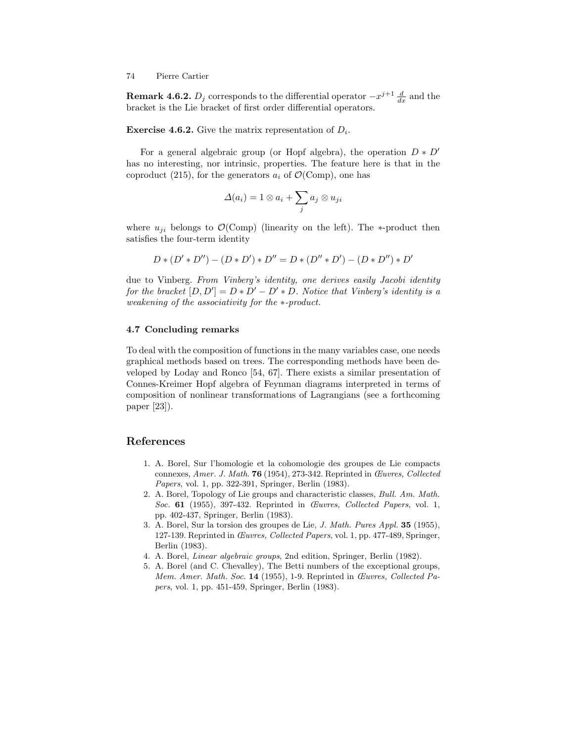**Remark 4.6.2.** $D_j$ corresponds to the differential operator $-x^{j+1}\frac{d}{dx}$ and the bracket is the Lie bracket of first order differential operators.

**Exercise 4.6.2.** Give the matrix representation of $D_i$.

For a general algebraic group (or Hopf algebra), the operation $D * D'$ has no interesting, nor intrinsic, properties. The feature here is that in the coproduct (215), for the generators $a_i$ of $\mathcal{O}(\mathrm{Comp})$, one has

$$\Delta(a_i) = 1 \otimes a_i + \sum_j a_j \otimes u_{ji}$$

where $u_{ji}$ belongs to $\mathcal{O}(\mathrm{Comp})$ (linearity on the left). The $*$-product then satisfies the four-term identity

$$D * (D' * D'') - (D * D') * D'' = D * (D'' * D') - (D * D'') * D'$$

due to Vinberg. *From Vinberg's identity, one derives easily Jacobi identity for the bracket $[D, D'] = D * D' - D' * D$. Notice that Vinberg's identity is a weakening of the associativity for the $*$-product.*

### 4.7 Concluding remarks

To deal with the composition of functions in the many variables case, one needs graphical methods based on trees. The corresponding methods have been developed by Loday and Ronco [54, 67]. There exists a similar presentation of Connes-Kreimer Hopf algebra of Feynman diagrams interpreted in terms of composition of nonlinear transformations of Lagrangians (see a forthcoming paper [23]).

## References

1. A. Borel, Sur l'homologie et la cohomologie des groupes de Lie compacts connexes, *Amer. J. Math.* **76** (1954), 273-342. Reprinted in *Œuvres, Collected Papers*, vol. 1, pp. 322-391, Springer, Berlin (1983).
2. A. Borel, Topology of Lie groups and characteristic classes, *Bull. Am. Math. Soc.* **61** (1955), 397-432. Reprinted in *Œuvres, Collected Papers*, vol. 1, pp. 402-437, Springer, Berlin (1983).
3. A. Borel, Sur la torsion des groupes de Lie, *J. Math. Pures Appl.* **35** (1955), 127-139. Reprinted in *Œuvres, Collected Papers*, vol. 1, pp. 477-489, Springer, Berlin (1983).
4. A. Borel, *Linear algebraic groups*, 2nd edition, Springer, Berlin (1982).
5. A. Borel (and C. Chevalley), The Betti numbers of the exceptional groups, *Mem. Amer. Math. Soc.* **14** (1955), 1-9. Reprinted in *Œuvres, Collected Papers*, vol. 1, pp. 451-459, Springer, Berlin (1983).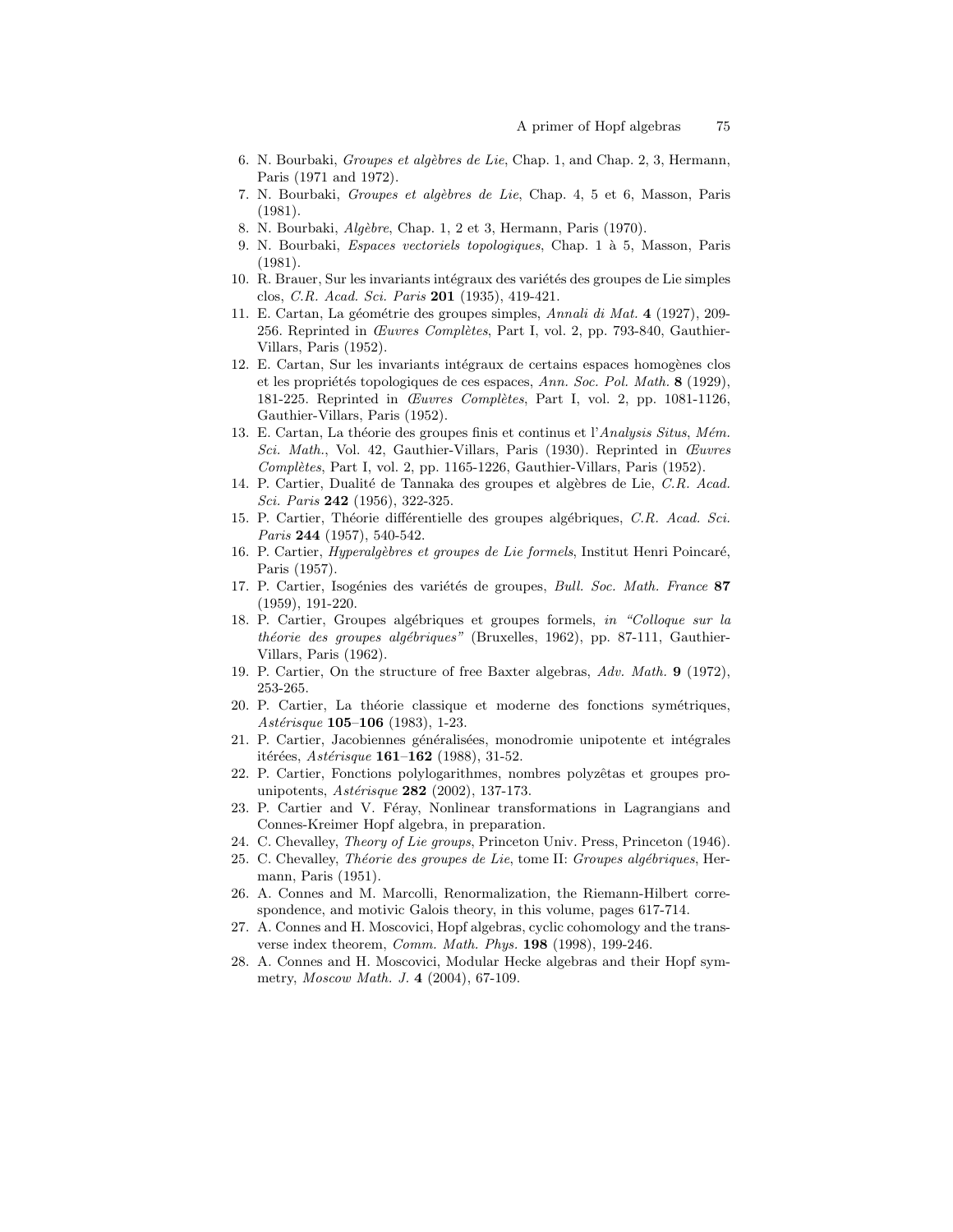6. N. Bourbaki, *Groupes et algèbres de Lie*, Chap. 1, and Chap. 2, 3, Hermann, Paris (1971 and 1972).
7. N. Bourbaki, *Groupes et algèbres de Lie*, Chap. 4, 5 et 6, Masson, Paris (1981).
8. N. Bourbaki, *Algèbre*, Chap. 1, 2 et 3, Hermann, Paris (1970).
9. N. Bourbaki, *Espaces vectoriels topologiques*, Chap. 1 à 5, Masson, Paris (1981).
10. R. Brauer, Sur les invariants intégraux des variétés des groupes de Lie simples clos, *C.R. Acad. Sci. Paris* **201** (1935), 419-421.
11. E. Cartan, La géométrie des groupes simples, *Annali di Mat.* **4** (1927), 209-256. Reprinted in *Œuvres Complètes*, Part I, vol. 2, pp. 793-840, Gauthier-Villars, Paris (1952).
12. E. Cartan, Sur les invariants intégraux de certains espaces homogènes clos et les propriétés topologiques de ces espaces, *Ann. Soc. Pol. Math.* **8** (1929), 181-225. Reprinted in *Œuvres Complètes*, Part I, vol. 2, pp. 1081-1126, Gauthier-Villars, Paris (1952).
13. E. Cartan, La théorie des groupes finis et continus et l'*Analysis Situs*, *Mém. Sci. Math.*, Vol. 42, Gauthier-Villars, Paris (1930). Reprinted in *Œuvres Complètes*, Part I, vol. 2, pp. 1165-1226, Gauthier-Villars, Paris (1952).
14. P. Cartier, Dualité de Tannaka des groupes et algèbres de Lie, *C.R. Acad. Sci. Paris* **242** (1956), 322-325.
15. P. Cartier, Théorie différentielle des groupes algébriques, *C.R. Acad. Sci. Paris* **244** (1957), 540-542.
16. P. Cartier, *Hyperalgèbres et groupes de Lie formels*, Institut Henri Poincaré, Paris (1957).
17. P. Cartier, Isogénies des variétés de groupes, *Bull. Soc. Math. France* **87** (1959), 191-220.
18. P. Cartier, Groupes algébriques et groupes formels, *in "Colloque sur la théorie des groupes algébriques"* (Bruxelles, 1962), pp. 87-111, Gauthier-Villars, Paris (1962).
19. P. Cartier, On the structure of free Baxter algebras, *Adv. Math.* **9** (1972), 253-265.
20. P. Cartier, La théorie classique et moderne des fonctions symétriques, *Astérisque* **105–106** (1983), 1-23.
21. P. Cartier, Jacobiennes généralisées, monodromie unipotente et intégrales itérées, *Astérisque* **161–162** (1988), 31-52.
22. P. Cartier, Fonctions polylogarithmes, nombres polyzêtas et groupes pro-unipotents, *Astérisque* **282** (2002), 137-173.
23. P. Cartier and V. Féray, Nonlinear transformations in Lagrangians and Connes-Kreimer Hopf algebra, in preparation.
24. C. Chevalley, *Theory of Lie groups*, Princeton Univ. Press, Princeton (1946).
25. C. Chevalley, *Théorie des groupes de Lie*, tome II: *Groupes algébriques*, Hermann, Paris (1951).
26. A. Connes and M. Marcolli, Renormalization, the Riemann-Hilbert correspondence, and motivic Galois theory, in this volume, pages 617-714.
27. A. Connes and H. Moscovici, Hopf algebras, cyclic cohomology and the transverse index theorem, *Comm. Math. Phys.* **198** (1998), 199-246.
28. A. Connes and H. Moscovici, Modular Hecke algebras and their Hopf symmetry, *Moscow Math. J.* **4** (2004), 67-109.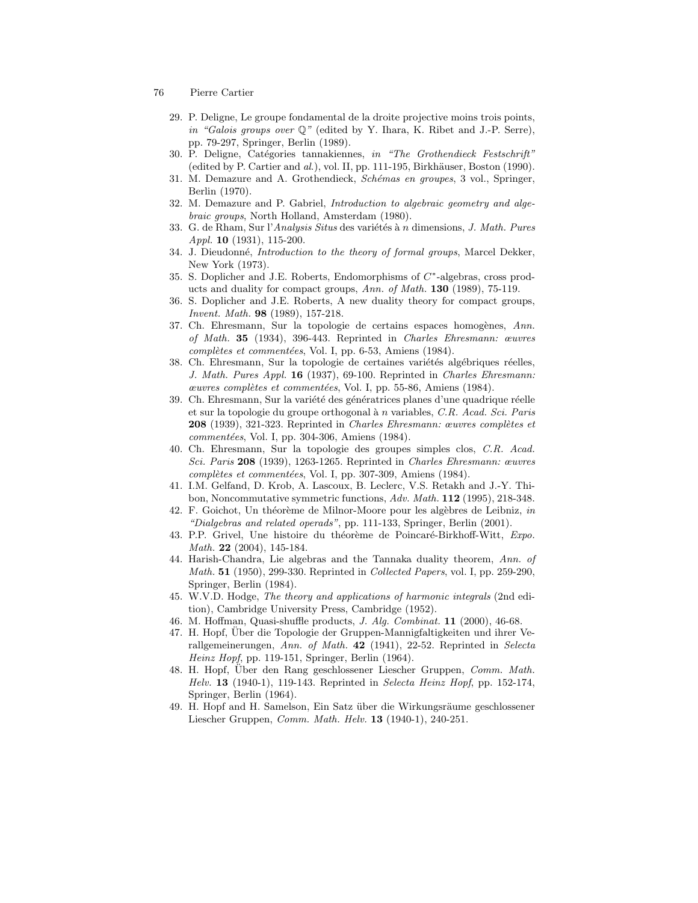29. P. Deligne, Le groupe fondamental de la droite projective moins trois points, *in "Galois groups over* $\mathbb{Q}$*"* (edited by Y. Ihara, K. Ribet and J.-P. Serre), pp. 79-297, Springer, Berlin (1989).
30. P. Deligne, Catégories tannakiennes, *in "The Grothendieck Festschrift"* (edited by P. Cartier and *al.*), vol. II, pp. 111-195, Birkhäuser, Boston (1990).
31. M. Demazure and A. Grothendieck, *Schémas en groupes*, 3 vol., Springer, Berlin (1970).
32. M. Demazure and P. Gabriel, *Introduction to algebraic geometry and algebraic groups*, North Holland, Amsterdam (1980).
33. G. de Rham, Sur l'*Analysis Situs* des variétés à $n$ dimensions, *J. Math. Pures Appl.* **10** (1931), 115-200.
34. J. Dieudonné, *Introduction to the theory of formal groups*, Marcel Dekker, New York (1973).
35. S. Doplicher and J.E. Roberts, Endomorphisms of $C^*$-algebras, cross products and duality for compact groups, *Ann. of Math.* **130** (1989), 75-119.
36. S. Doplicher and J.E. Roberts, A new duality theory for compact groups, *Invent. Math.* **98** (1989), 157-218.
37. Ch. Ehresmann, Sur la topologie de certains espaces homogènes, *Ann. of Math.* **35** (1934), 396-443. Reprinted in *Charles Ehresmann: œuvres complètes et commentées*, Vol. I, pp. 6-53, Amiens (1984).
38. Ch. Ehresmann, Sur la topologie de certaines variétés algébriques réelles, *J. Math. Pures Appl.* **16** (1937), 69-100. Reprinted in *Charles Ehresmann: œuvres complètes et commentées*, Vol. I, pp. 55-86, Amiens (1984).
39. Ch. Ehresmann, Sur la variété des génératrices planes d'une quadrique réelle et sur la topologie du groupe orthogonal à $n$ variables, *C.R. Acad. Sci. Paris* **208** (1939), 321-323. Reprinted in *Charles Ehresmann: œuvres complètes et commentées*, Vol. I, pp. 304-306, Amiens (1984).
40. Ch. Ehresmann, Sur la topologie des groupes simples clos, *C.R. Acad. Sci. Paris* **208** (1939), 1263-1265. Reprinted in *Charles Ehresmann: œuvres complètes et commentées*, Vol. I, pp. 307-309, Amiens (1984).
41. I.M. Gelfand, D. Krob, A. Lascoux, B. Leclerc, V.S. Retakh and J.-Y. Thibon, Noncommutative symmetric functions, *Adv. Math.* **112** (1995), 218-348.
42. F. Goichot, Un théorème de Milnor-Moore pour les algèbres de Leibniz, *in "Dialgebras and related operads"*, pp. 111-133, Springer, Berlin (2001).
43. P.P. Grivel, Une histoire du théorème de Poincaré-Birkhoff-Witt, *Expo. Math.* **22** (2004), 145-184.
44. Harish-Chandra, Lie algebras and the Tannaka duality theorem, *Ann. of Math.* **51** (1950), 299-330. Reprinted in *Collected Papers*, vol. I, pp. 259-290, Springer, Berlin (1984).
45. W.V.D. Hodge, *The theory and applications of harmonic integrals* (2nd edition), Cambridge University Press, Cambridge (1952).
46. M. Hoffman, Quasi-shuffle products, *J. Alg. Combinat.* **11** (2000), 46-68.
47. H. Hopf, Über die Topologie der Gruppen-Mannigfaltigkeiten und ihrer Verallgemeinerungen, *Ann. of Math.* **42** (1941), 22-52. Reprinted in *Selecta Heinz Hopf*, pp. 119-151, Springer, Berlin (1964).
48. H. Hopf, Über den Rang geschlossener Liescher Gruppen, *Comm. Math. Helv.* **13** (1940-1), 119-143. Reprinted in *Selecta Heinz Hopf*, pp. 152-174, Springer, Berlin (1964).
49. H. Hopf and H. Samelson, Ein Satz über die Wirkungsräume geschlossener Liescher Gruppen, *Comm. Math. Helv.* **13** (1940-1), 240-251.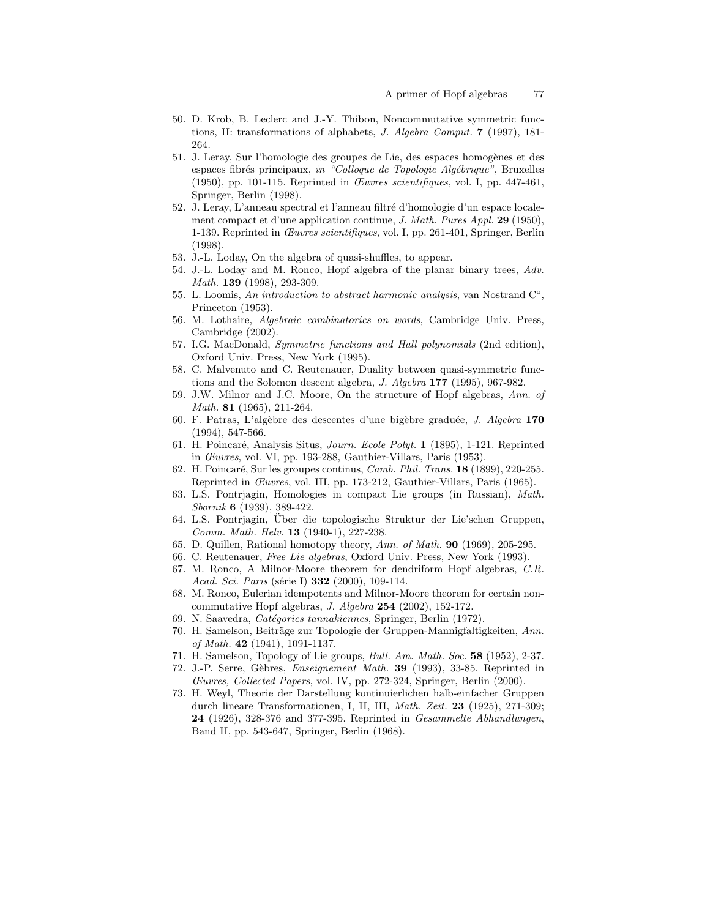50. D. Krob, B. Leclerc and J.-Y. Thibon, Noncommutative symmetric functions, II: transformations of alphabets, *J. Algebra Comput.* **7** (1997), 181-264.
51. J. Leray, Sur l'homologie des groupes de Lie, des espaces homogènes et des espaces fibrés principaux, *in "Colloque de Topologie Algébrique"*, Bruxelles (1950), pp. 101-115. Reprinted in *Œuvres scientifiques*, vol. I, pp. 447-461, Springer, Berlin (1998).
52. J. Leray, L'anneau spectral et l'anneau filtré d'homologie d'un espace localement compact et d'une application continue, *J. Math. Pures Appl.* **29** (1950), 1-139. Reprinted in *Œuvres scientifiques*, vol. I, pp. 261-401, Springer, Berlin (1998).
53. J.-L. Loday, On the algebra of quasi-shuffles, to appear.
54. J.-L. Loday and M. Ronco, Hopf algebra of the planar binary trees, *Adv. Math.* **139** (1998), 293-309.
55. L. Loomis, *An introduction to abstract harmonic analysis*, van Nostrand C$^o$, Princeton (1953).
56. M. Lothaire, *Algebraic combinatorics on words*, Cambridge Univ. Press, Cambridge (2002).
57. I.G. MacDonald, *Symmetric functions and Hall polynomials* (2nd edition), Oxford Univ. Press, New York (1995).
58. C. Malvenuto and C. Reutenauer, Duality between quasi-symmetric functions and the Solomon descent algebra, *J. Algebra* **177** (1995), 967-982.
59. J.W. Milnor and J.C. Moore, On the structure of Hopf algebras, *Ann. of Math.* **81** (1965), 211-264.
60. F. Patras, L'algèbre des descentes d'une bigèbre graduée, *J. Algebra* **170** (1994), 547-566.
61. H. Poincaré, Analysis Situs, *Journ. Ecole Polyt.* **1** (1895), 1-121. Reprinted in *Œuvres*, vol. VI, pp. 193-288, Gauthier-Villars, Paris (1953).
62. H. Poincaré, Sur les groupes continus, *Camb. Phil. Trans.* **18** (1899), 220-255. Reprinted in *Œuvres*, vol. III, pp. 173-212, Gauthier-Villars, Paris (1965).
63. L.S. Pontrjagin, Homologies in compact Lie groups (in Russian), *Math. Sbornik* **6** (1939), 389-422.
64. L.S. Pontrjagin, Über die topologische Struktur der Lie'schen Gruppen, *Comm. Math. Helv.* **13** (1940-1), 227-238.
65. D. Quillen, Rational homotopy theory, *Ann. of Math.* **90** (1969), 205-295.
66. C. Reutenauer, *Free Lie algebras*, Oxford Univ. Press, New York (1993).
67. M. Ronco, A Milnor-Moore theorem for dendriform Hopf algebras, *C.R. Acad. Sci. Paris* (série I) **332** (2000), 109-114.
68. M. Ronco, Eulerian idempotents and Milnor-Moore theorem for certain non-commutative Hopf algebras, *J. Algebra* **254** (2002), 152-172.
69. N. Saavedra, *Catégories tannakiennes*, Springer, Berlin (1972).
70. H. Samelson, Beiträge zur Topologie der Gruppen-Mannigfaltigkeiten, *Ann. of Math.* **42** (1941), 1091-1137.
71. H. Samelson, Topology of Lie groups, *Bull. Am. Math. Soc.* **58** (1952), 2-37.
72. J.-P. Serre, Gèbres, *Enseignement Math.* **39** (1993), 33-85. Reprinted in *Œuvres, Collected Papers*, vol. IV, pp. 272-324, Springer, Berlin (2000).
73. H. Weyl, Theorie der Darstellung kontinuierlichen halb-einfacher Gruppen durch lineare Transformationen, I, II, III, *Math. Zeit.* **23** (1925), 271-309; **24** (1926), 328-376 and 377-395. Reprinted in *Gesammelte Abhandlungen*, Band II, pp. 543-647, Springer, Berlin (1968).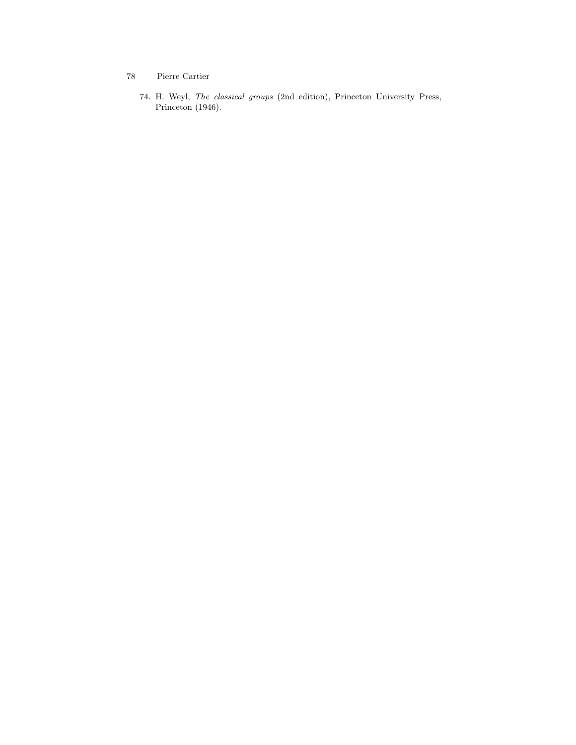74. H. Weyl, *The classical groups* (2nd edition), Princeton University Press, Princeton (1946).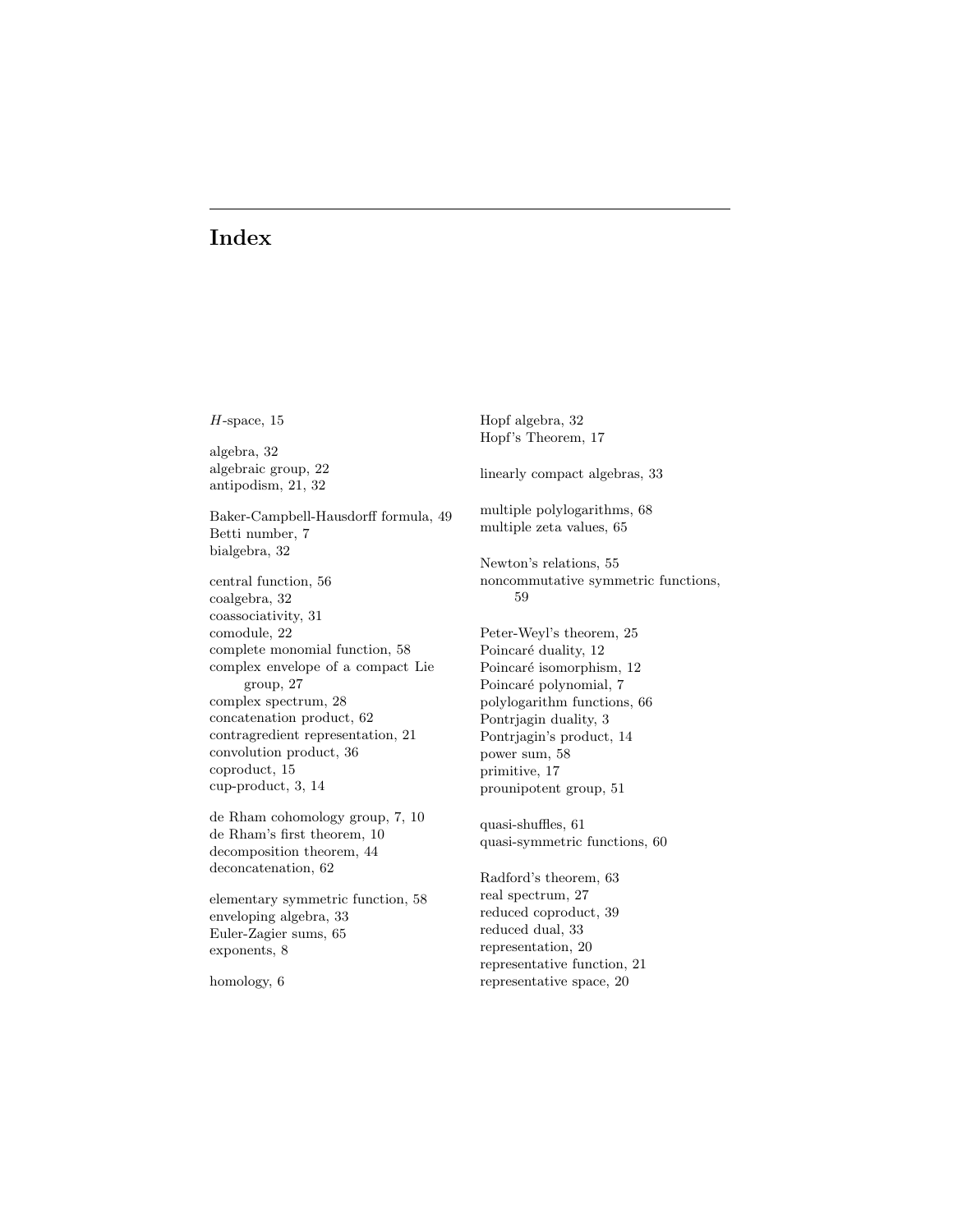# Index

$H$-space, 15

algebra, 32
algebraic group, 22
antipodism, 21, 32

Baker-Campbell-Hausdorff formula, 49
Betti number, 7
bialgebra, 32

central function, 56
coalgebra, 32
coassociativity, 31
comodule, 22
complete monomial function, 58
complex envelope of a compact Lie group, 27
complex spectrum, 28
concatenation product, 62
contragredient representation, 21
convolution product, 36
coproduct, 15
cup-product, 3, 14

de Rham cohomology group, 7, 10
de Rham's first theorem, 10
decomposition theorem, 44
deconcatenation, 62

elementary symmetric function, 58
enveloping algebra, 33
Euler-Zagier sums, 65
exponents, 8

homology, 6

Hopf algebra, 32
Hopf's Theorem, 17

linearly compact algebras, 33

multiple polylogarithms, 68
multiple zeta values, 65

Newton's relations, 55
noncommutative symmetric functions, 59

Peter-Weyl's theorem, 25
Poincaré duality, 12
Poincaré isomorphism, 12
Poincaré polynomial, 7
polylogarithm functions, 66
Pontrjagin duality, 3
Pontrjagin's product, 14
power sum, 58
primitive, 17
prounipotent group, 51

quasi-shuffles, 61
quasi-symmetric functions, 60

Radford's theorem, 63
real spectrum, 27
reduced coproduct, 39
reduced dual, 33
representation, 20
representative function, 21
representative space, 20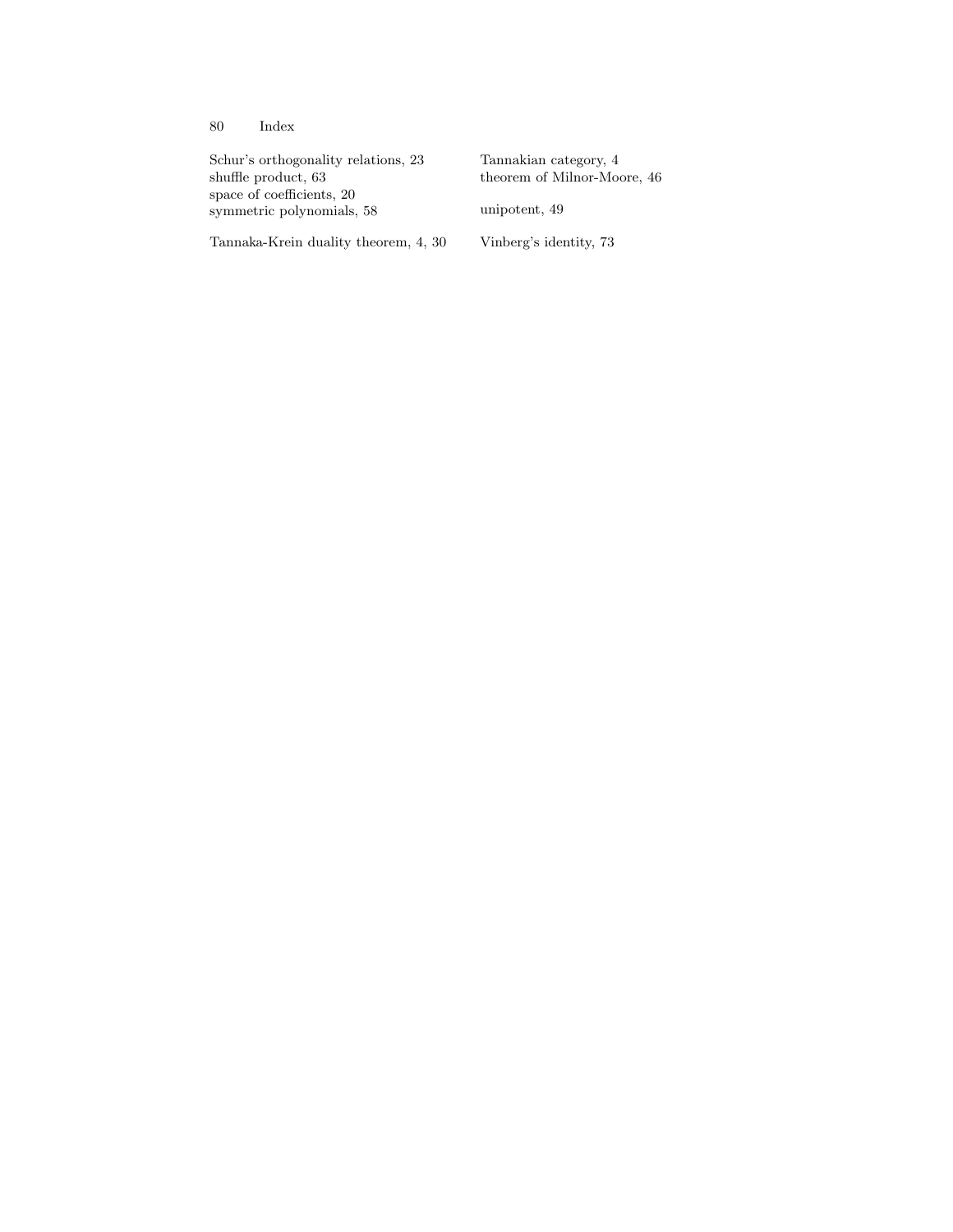Schur's orthogonality relations, 23
shuffle product, 63
space of coefficients, 20
symmetric polynomials, 58

Tannaka-Krein duality theorem, 4, 30
Tannakian category, 4
theorem of Milnor-Moore, 46

unipotent, 49

Vinberg's identity, 73